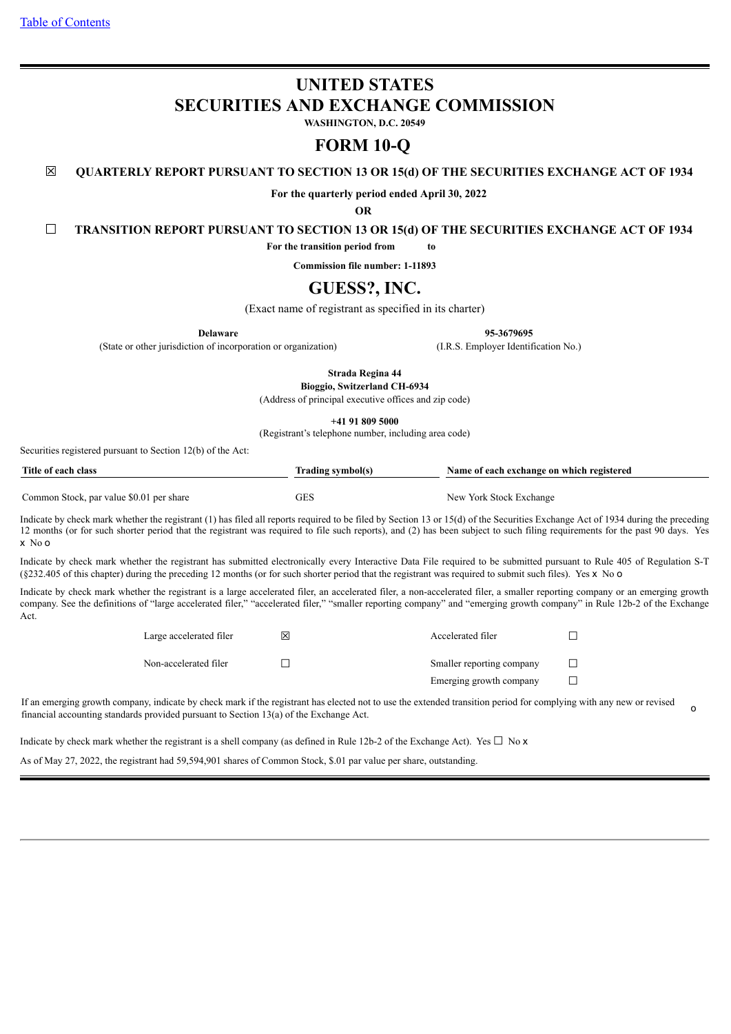[Table of Contents](#)

# UNITED STATES
# SECURITIES AND EXCHANGE COMMISSION

**WASHINGTON, D.C. 20549**

# FORM 10-Q

☒ **QUARTERLY REPORT PURSUANT TO SECTION 13 OR 15(d) OF THE SECURITIES EXCHANGE ACT OF 1934**

**For the quarterly period ended April 30, 2022**

**OR**

☐ **TRANSITION REPORT PURSUANT TO SECTION 13 OR 15(d) OF THE SECURITIES EXCHANGE ACT OF 1934**

**For the transition period from to**

**Commission file number: 1-11893**

# GUESS?, INC.

(Exact name of registrant as specified in its charter)

| **Delaware** | **95-3679695** |
|---|---|
| (State or other jurisdiction of incorporation or organization) | (I.R.S. Employer Identification No.) |

**Strada Regina 44**
**Bioggio, Switzerland CH-6934**
(Address of principal executive offices and zip code)

**+41 91 809 5000**
(Registrant's telephone number, including area code)

Securities registered pursuant to Section 12(b) of the Act:

| Title of each class | Trading symbol(s) | Name of each exchange on which registered |
|---|---|---|
| Common Stock, par value $0.01 per share | GES | New York Stock Exchange |

Indicate by check mark whether the registrant (1) has filed all reports required to be filed by Section 13 or 15(d) of the Securities Exchange Act of 1934 during the preceding 12 months (or for such shorter period that the registrant was required to file such reports), and (2) has been subject to such filing requirements for the past 90 days. Yes x No o

Indicate by check mark whether the registrant has submitted electronically every Interactive Data File required to be submitted pursuant to Rule 405 of Regulation S-T (§232.405 of this chapter) during the preceding 12 months (or for such shorter period that the registrant was required to submit such files). Yes x No o

Indicate by check mark whether the registrant is a large accelerated filer, an accelerated filer, a non-accelerated filer, a smaller reporting company or an emerging growth company. See the definitions of "large accelerated filer," "accelerated filer," "smaller reporting company" and "emerging growth company" in Rule 12b-2 of the Exchange Act.

| | | | |
|---|---|---|---|
| Large accelerated filer | ☒ | Accelerated filer | ☐ |
| Non-accelerated filer | ☐ | Smaller reporting company | ☐ |
| | | Emerging growth company | ☐ |

If an emerging growth company, indicate by check mark if the registrant has elected not to use the extended transition period for complying with any new or revised financial accounting standards provided pursuant to Section 13(a) of the Exchange Act. o

Indicate by check mark whether the registrant is a shell company (as defined in Rule 12b-2 of the Exchange Act). Yes ☐ No x

As of May 27, 2022, the registrant had 59,594,901 shares of Common Stock, $.01 par value per share, outstanding.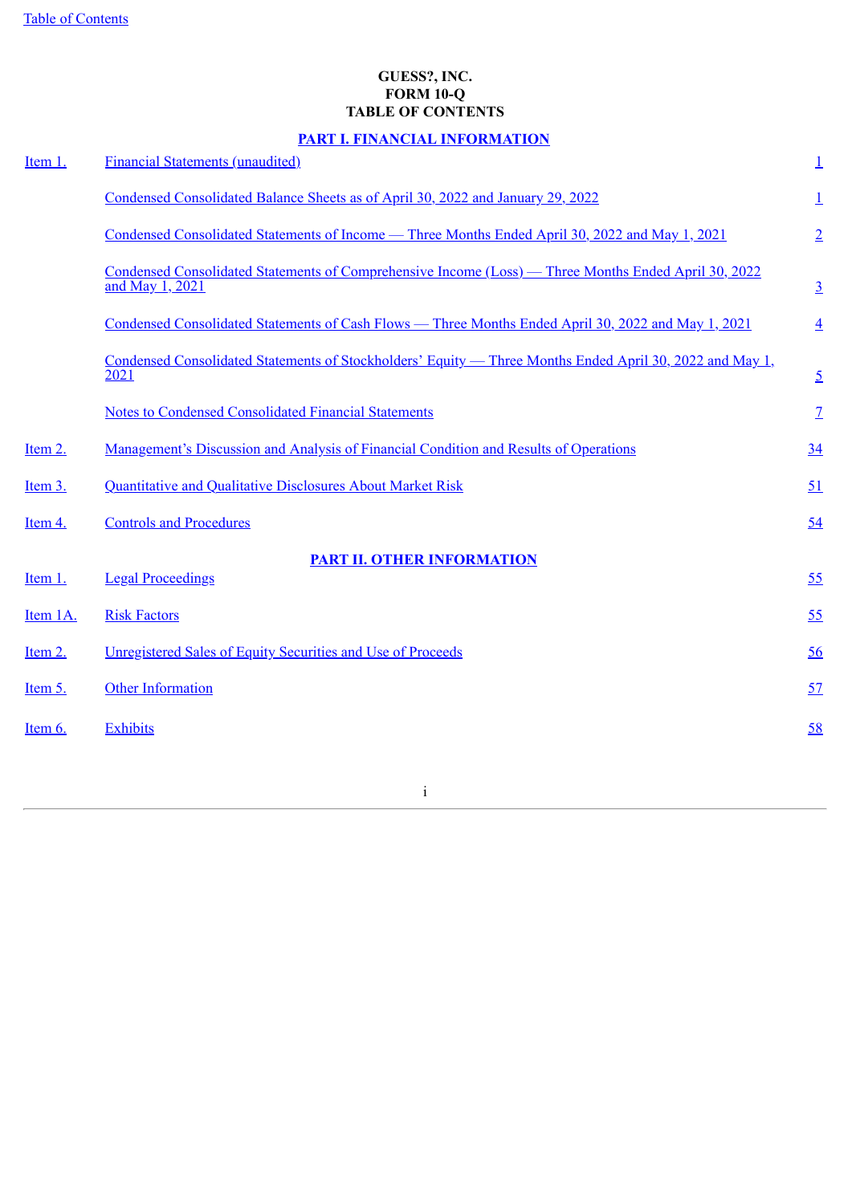Table of Contents

**GUESS?, INC.**
**FORM 10-Q**
**TABLE OF CONTENTS**

**PART I. FINANCIAL INFORMATION**

| | | |
|---|---|---|
| Item 1. | Financial Statements (unaudited) | 1 |
| | Condensed Consolidated Balance Sheets as of April 30, 2022 and January 29, 2022 | 1 |
| | Condensed Consolidated Statements of Income — Three Months Ended April 30, 2022 and May 1, 2021 | 2 |
| | Condensed Consolidated Statements of Comprehensive Income (Loss) — Three Months Ended April 30, 2022 and May 1, 2021 | 3 |
| | Condensed Consolidated Statements of Cash Flows — Three Months Ended April 30, 2022 and May 1, 2021 | 4 |
| | Condensed Consolidated Statements of Stockholders' Equity — Three Months Ended April 30, 2022 and May 1, 2021 | 5 |
| | Notes to Condensed Consolidated Financial Statements | 7 |
| Item 2. | Management's Discussion and Analysis of Financial Condition and Results of Operations | 34 |
| Item 3. | Quantitative and Qualitative Disclosures About Market Risk | 51 |
| Item 4. | Controls and Procedures | 54 |

**PART II. OTHER INFORMATION**

| | | |
|---|---|---|
| Item 1. | Legal Proceedings | 55 |
| Item 1A. | Risk Factors | 55 |
| Item 2. | Unregistered Sales of Equity Securities and Use of Proceeds | 56 |
| Item 5. | Other Information | 57 |
| Item 6. | Exhibits | 58 |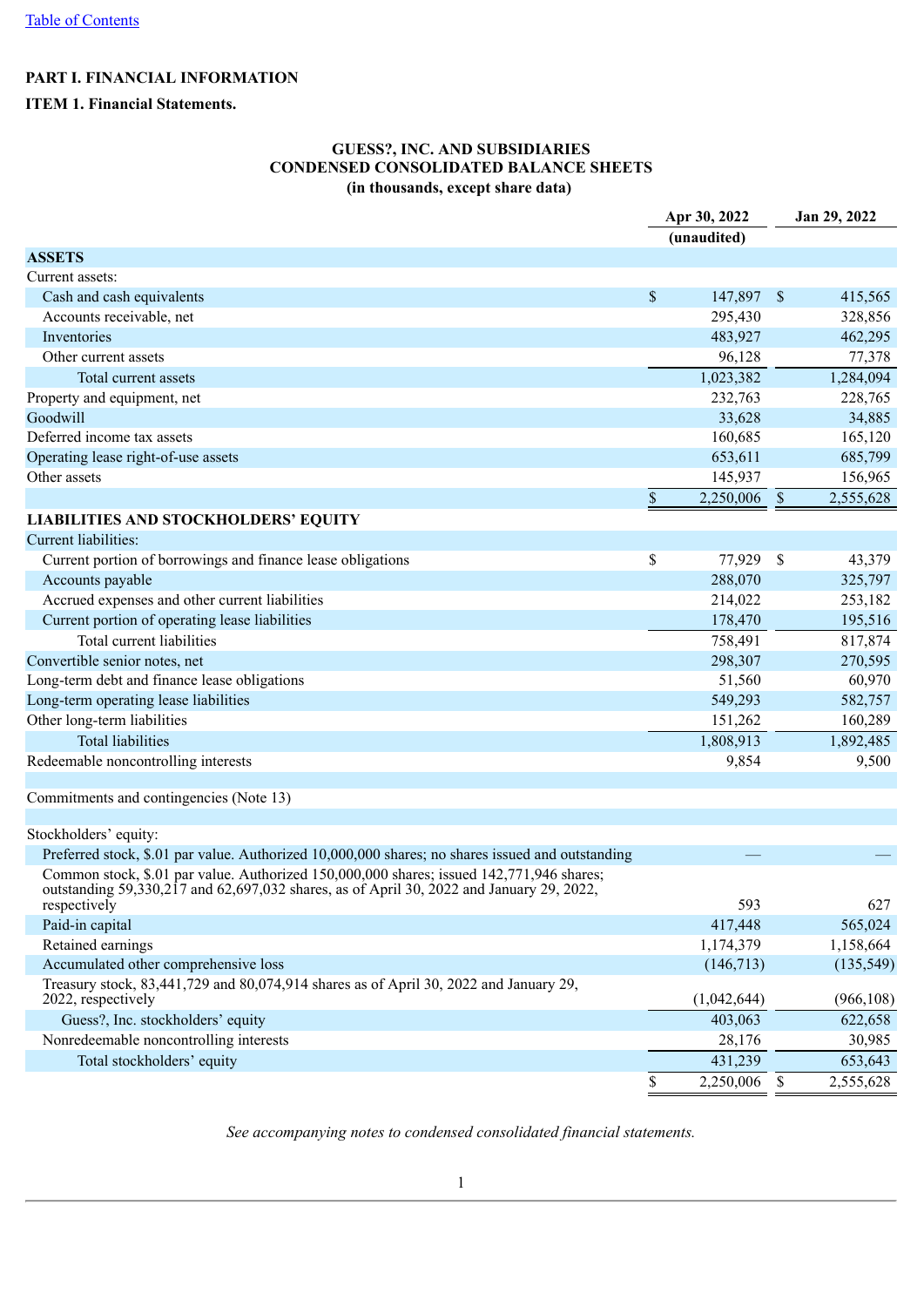[Table of Contents]

**PART I. FINANCIAL INFORMATION**

**ITEM 1. Financial Statements.**

**GUESS?, INC. AND SUBSIDIARIES**
**CONDENSED CONSOLIDATED BALANCE SHEETS**
**(in thousands, except share data)**

| | Apr 30, 2022 | Jan 29, 2022 |
|---|---|---|
| | (unaudited) | |
| **ASSETS** | | |
| Current assets: | | |
| Cash and cash equivalents | $ 147,897 | $ 415,565 |
| Accounts receivable, net | 295,430 | 328,856 |
| Inventories | 483,927 | 462,295 |
| Other current assets | 96,128 | 77,378 |
| Total current assets | 1,023,382 | 1,284,094 |
| Property and equipment, net | 232,763 | 228,765 |
| Goodwill | 33,628 | 34,885 |
| Deferred income tax assets | 160,685 | 165,120 |
| Operating lease right-of-use assets | 653,611 | 685,799 |
| Other assets | 145,937 | 156,965 |
| | $ 2,250,006 | $ 2,555,628 |
| **LIABILITIES AND STOCKHOLDERS' EQUITY** | | |
| Current liabilities: | | |
| Current portion of borrowings and finance lease obligations | $ 77,929 | $ 43,379 |
| Accounts payable | 288,070 | 325,797 |
| Accrued expenses and other current liabilities | 214,022 | 253,182 |
| Current portion of operating lease liabilities | 178,470 | 195,516 |
| Total current liabilities | 758,491 | 817,874 |
| Convertible senior notes, net | 298,307 | 270,595 |
| Long-term debt and finance lease obligations | 51,560 | 60,970 |
| Long-term operating lease liabilities | 549,293 | 582,757 |
| Other long-term liabilities | 151,262 | 160,289 |
| Total liabilities | 1,808,913 | 1,892,485 |
| Redeemable noncontrolling interests | 9,854 | 9,500 |
| | | |
| Commitments and contingencies (Note 13) | | |
| | | |
| Stockholders' equity: | | |
| Preferred stock, $.01 par value. Authorized 10,000,000 shares; no shares issued and outstanding | — | — |
| Common stock, $.01 par value. Authorized 150,000,000 shares; issued 142,771,946 shares; outstanding 59,330,217 and 62,697,032 shares, as of April 30, 2022 and January 29, 2022, respectively | 593 | 627 |
| Paid-in capital | 417,448 | 565,024 |
| Retained earnings | 1,174,379 | 1,158,664 |
| Accumulated other comprehensive loss | (146,713) | (135,549) |
| Treasury stock, 83,441,729 and 80,074,914 shares as of April 30, 2022 and January 29, 2022, respectively | (1,042,644) | (966,108) |
| Guess?, Inc. stockholders' equity | 403,063 | 622,658 |
| Nonredeemable noncontrolling interests | 28,176 | 30,985 |
| Total stockholders' equity | 431,239 | 653,643 |
| | $ 2,250,006 | $ 2,555,628 |

*See accompanying notes to condensed consolidated financial statements.*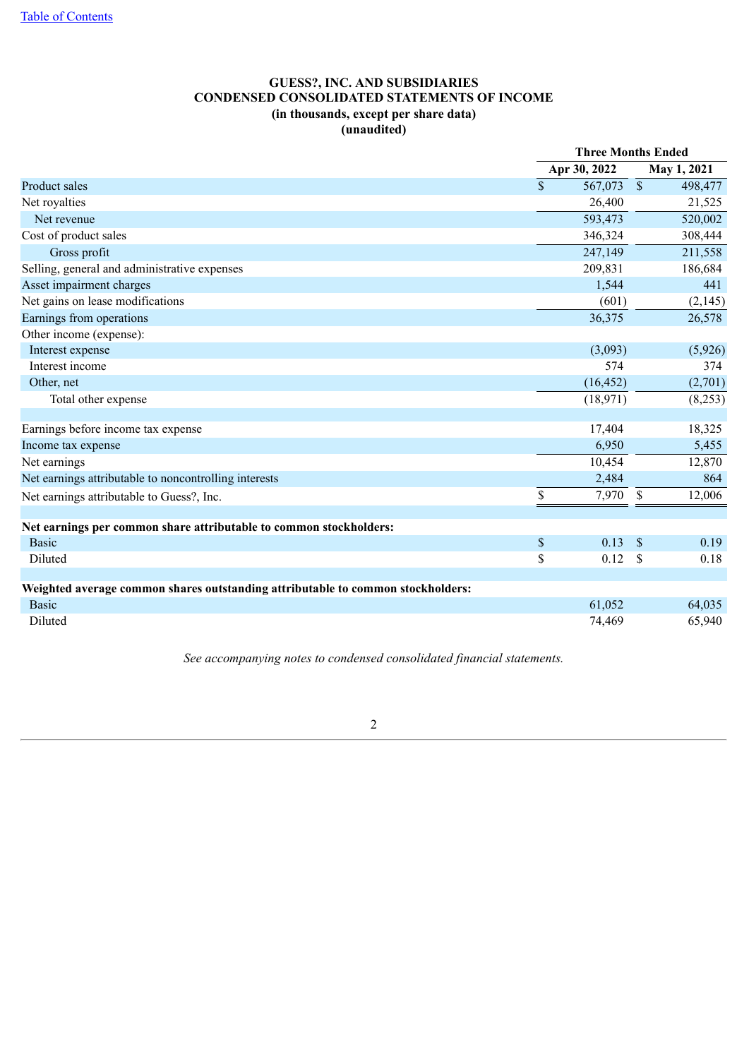"Table of Contents" link at top — it's a running header link; omit.

# GUESS?, INC. AND SUBSIDIARIES
## CONDENSED CONSOLIDATED STATEMENTS OF INCOME
### (in thousands, except per share data)
### (unaudited)

| | Three Months Ended | |
|---|---|---|
| | Apr 30, 2022 | May 1, 2021 |
| Product sales | $ 567,073 | $ 498,477 |
| Net royalties | 26,400 | 21,525 |
| Net revenue | 593,473 | 520,002 |
| Cost of product sales | 346,324 | 308,444 |
| Gross profit | 247,149 | 211,558 |
| Selling, general and administrative expenses | 209,831 | 186,684 |
| Asset impairment charges | 1,544 | 441 |
| Net gains on lease modifications | (601) | (2,145) |
| Earnings from operations | 36,375 | 26,578 |
| Other income (expense): | | |
| Interest expense | (3,093) | (5,926) |
| Interest income | 574 | 374 |
| Other, net | (16,452) | (2,701) |
| Total other expense | (18,971) | (8,253) |
| | | |
| Earnings before income tax expense | 17,404 | 18,325 |
| Income tax expense | 6,950 | 5,455 |
| Net earnings | 10,454 | 12,870 |
| Net earnings attributable to noncontrolling interests | 2,484 | 864 |
| Net earnings attributable to Guess?, Inc. | $ 7,970 | $ 12,006 |
| | | |
| **Net earnings per common share attributable to common stockholders:** | | |
| Basic | $ 0.13 | $ 0.19 |
| Diluted | $ 0.12 | $ 0.18 |
| | | |
| **Weighted average common shares outstanding attributable to common stockholders:** | | |
| Basic | 61,052 | 64,035 |
| Diluted | 74,469 | 65,940 |

*See accompanying notes to condensed consolidated financial statements.*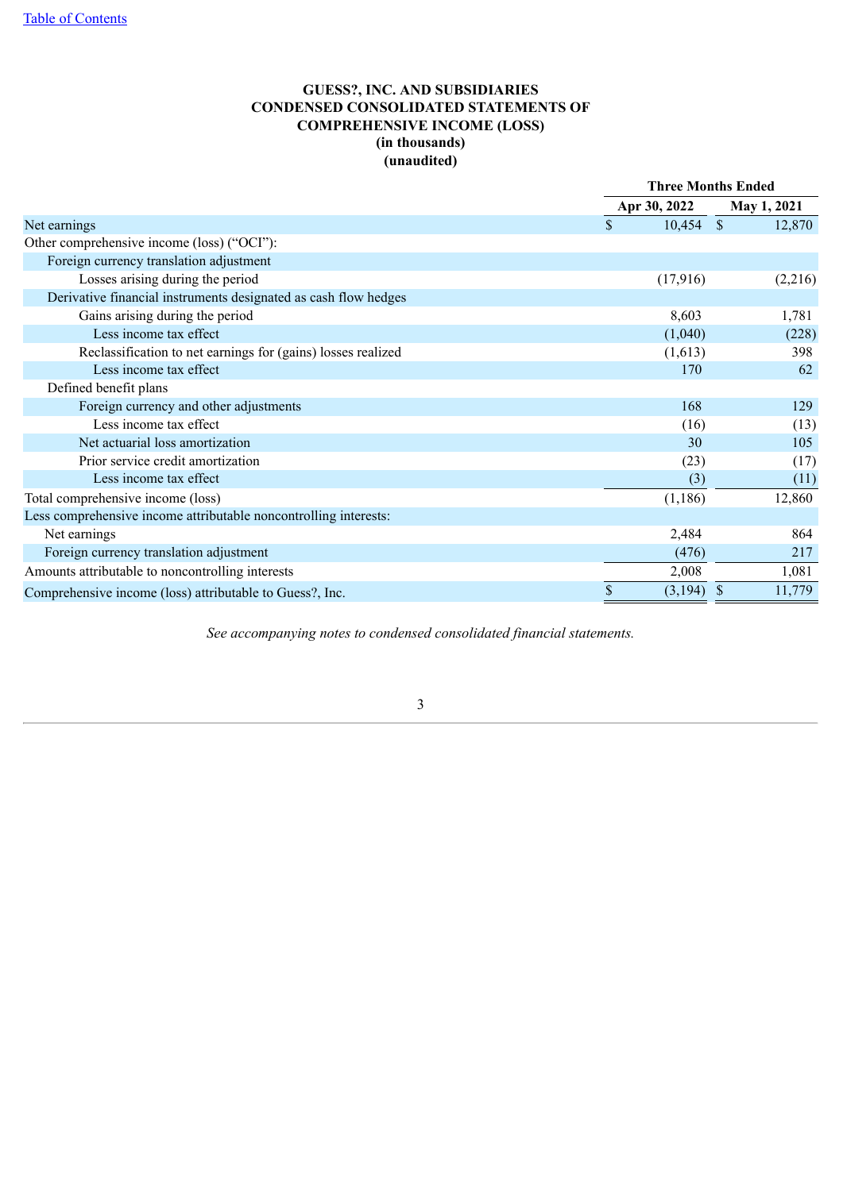[Table of Contents](#)

# GUESS?, INC. AND SUBSIDIARIES
## CONDENSED CONSOLIDATED STATEMENTS OF COMPREHENSIVE INCOME (LOSS)
### (in thousands)
### (unaudited)

| | Three Months Ended | |
|---|---|---|
| | Apr 30, 2022 | May 1, 2021 |
| Net earnings | $ 10,454 | $ 12,870 |
| Other comprehensive income (loss) (“OCI”): | | |
| Foreign currency translation adjustment | | |
| Losses arising during the period | (17,916) | (2,216) |
| Derivative financial instruments designated as cash flow hedges | | |
| Gains arising during the period | 8,603 | 1,781 |
| Less income tax effect | (1,040) | (228) |
| Reclassification to net earnings for (gains) losses realized | (1,613) | 398 |
| Less income tax effect | 170 | 62 |
| Defined benefit plans | | |
| Foreign currency and other adjustments | 168 | 129 |
| Less income tax effect | (16) | (13) |
| Net actuarial loss amortization | 30 | 105 |
| Prior service credit amortization | (23) | (17) |
| Less income tax effect | (3) | (11) |
| Total comprehensive income (loss) | (1,186) | 12,860 |
| Less comprehensive income attributable noncontrolling interests: | | |
| Net earnings | 2,484 | 864 |
| Foreign currency translation adjustment | (476) | 217 |
| Amounts attributable to noncontrolling interests | 2,008 | 1,081 |
| Comprehensive income (loss) attributable to Guess?, Inc. | $ (3,194) | $ 11,779 |

*See accompanying notes to condensed consolidated financial statements.*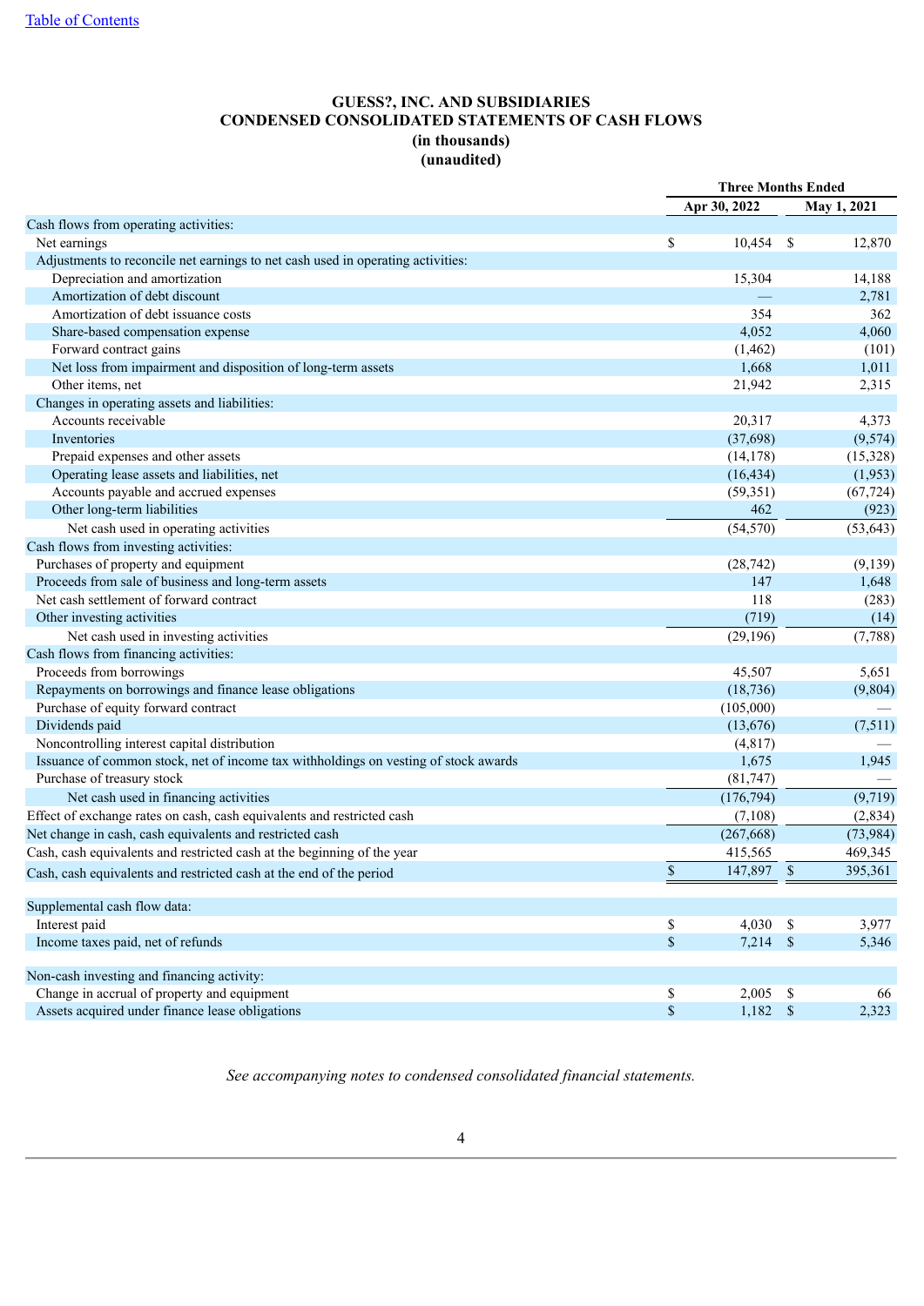[Table of Contents](#)

# GUESS?, INC. AND SUBSIDIARIES
## CONDENSED CONSOLIDATED STATEMENTS OF CASH FLOWS
### (in thousands)
### (unaudited)

| | Three Months Ended | |
|---|---|---|
| | Apr 30, 2022 | May 1, 2021 |
| Cash flows from operating activities: | | |
| Net earnings | $ 10,454 | $ 12,870 |
| Adjustments to reconcile net earnings to net cash used in operating activities: | | |
| Depreciation and amortization | 15,304 | 14,188 |
| Amortization of debt discount | — | 2,781 |
| Amortization of debt issuance costs | 354 | 362 |
| Share-based compensation expense | 4,052 | 4,060 |
| Forward contract gains | (1,462) | (101) |
| Net loss from impairment and disposition of long-term assets | 1,668 | 1,011 |
| Other items, net | 21,942 | 2,315 |
| Changes in operating assets and liabilities: | | |
| Accounts receivable | 20,317 | 4,373 |
| Inventories | (37,698) | (9,574) |
| Prepaid expenses and other assets | (14,178) | (15,328) |
| Operating lease assets and liabilities, net | (16,434) | (1,953) |
| Accounts payable and accrued expenses | (59,351) | (67,724) |
| Other long-term liabilities | 462 | (923) |
| Net cash used in operating activities | (54,570) | (53,643) |
| Cash flows from investing activities: | | |
| Purchases of property and equipment | (28,742) | (9,139) |
| Proceeds from sale of business and long-term assets | 147 | 1,648 |
| Net cash settlement of forward contract | 118 | (283) |
| Other investing activities | (719) | (14) |
| Net cash used in investing activities | (29,196) | (7,788) |
| Cash flows from financing activities: | | |
| Proceeds from borrowings | 45,507 | 5,651 |
| Repayments on borrowings and finance lease obligations | (18,736) | (9,804) |
| Purchase of equity forward contract | (105,000) | — |
| Dividends paid | (13,676) | (7,511) |
| Noncontrolling interest capital distribution | (4,817) | — |
| Issuance of common stock, net of income tax withholdings on vesting of stock awards | 1,675 | 1,945 |
| Purchase of treasury stock | (81,747) | — |
| Net cash used in financing activities | (176,794) | (9,719) |
| Effect of exchange rates on cash, cash equivalents and restricted cash | (7,108) | (2,834) |
| Net change in cash, cash equivalents and restricted cash | (267,668) | (73,984) |
| Cash, cash equivalents and restricted cash at the beginning of the year | 415,565 | 469,345 |
| Cash, cash equivalents and restricted cash at the end of the period | $ 147,897 | $ 395,361 |
| | | |
| Supplemental cash flow data: | | |
| Interest paid | $ 4,030 | $ 3,977 |
| Income taxes paid, net of refunds | $ 7,214 | $ 5,346 |
| | | |
| Non-cash investing and financing activity: | | |
| Change in accrual of property and equipment | $ 2,005 | $ 66 |
| Assets acquired under finance lease obligations | $ 1,182 | $ 2,323 |

*See accompanying notes to condensed consolidated financial statements.*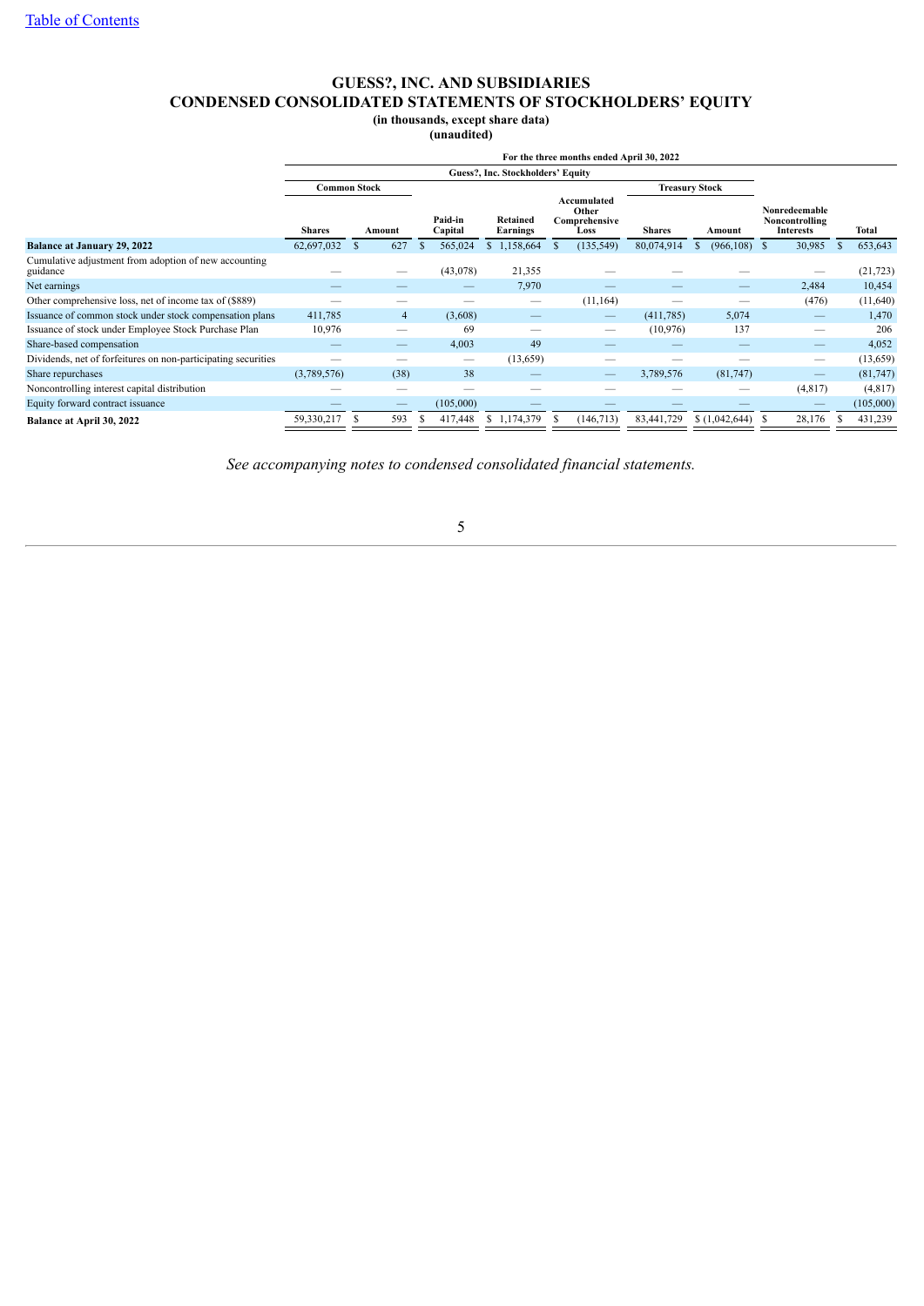# GUESS?, INC. AND SUBSIDIARIES
## CONDENSED CONSOLIDATED STATEMENTS OF STOCKHOLDERS' EQUITY
**(in thousands, except share data)**
**(unaudited)**

| | For the three months ended April 30, 2022 | | | | | | | | | |
|---|---|---|---|---|---|---|---|---|---|---|
| | Guess?, Inc. Stockholders' Equity | | | | | | | | | |
| | Common Stock | | | | | Treasury Stock | | | | |
| | Shares | Amount | Paid-in Capital | Retained Earnings | Accumulated Other Comprehensive Loss | Shares | Amount | Nonredeemable Noncontrolling Interests | Total |
| **Balance at January 29, 2022** | 62,697,032 | $ 627 | $ 565,024 | $ 1,158,664 | $ (135,549) | 80,074,914 | $ (966,108) | $ 30,985 | $ 653,643 |
| Cumulative adjustment from adoption of new accounting guidance | — | — | (43,078) | 21,355 | — | — | — | — | (21,723) |
| Net earnings | — | — | — | 7,970 | — | — | — | 2,484 | 10,454 |
| Other comprehensive loss, net of income tax of ($889) | — | — | — | — | (11,164) | — | — | (476) | (11,640) |
| Issuance of common stock under stock compensation plans | 411,785 | 4 | (3,608) | — | — | (411,785) | 5,074 | — | 1,470 |
| Issuance of stock under Employee Stock Purchase Plan | 10,976 | — | 69 | — | — | (10,976) | 137 | — | 206 |
| Share-based compensation | — | — | 4,003 | 49 | — | — | — | — | 4,052 |
| Dividends, net of forfeitures on non-participating securities | — | — | — | (13,659) | — | — | — | — | (13,659) |
| Share repurchases | (3,789,576) | (38) | 38 | — | — | 3,789,576 | (81,747) | — | (81,747) |
| Noncontrolling interest capital distribution | — | — | — | — | — | — | — | (4,817) | (4,817) |
| Equity forward contract issuance | — | — | (105,000) | — | — | — | — | — | (105,000) |
| **Balance at April 30, 2022** | 59,330,217 | $ 593 | $ 417,448 | $ 1,174,379 | $ (146,713) | 83,441,729 | $ (1,042,644) | $ 28,176 | $ 431,239 |

*See accompanying notes to condensed consolidated financial statements.*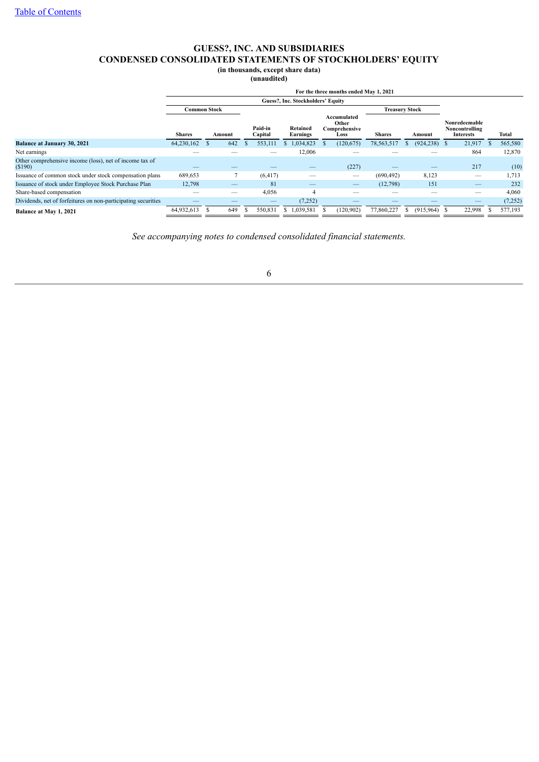# GUESS?, INC. AND SUBSIDIARIES
## CONDENSED CONSOLIDATED STATEMENTS OF STOCKHOLDERS' EQUITY
**(in thousands, except share data)**
**(unaudited)**

| | For the three months ended May 1, 2021 | | | | | | | | | |
|---|---|---|---|---|---|---|---|---|---|
| | Guess?, Inc. Stockholders' Equity | | | | | | | | |
| | Common Stock | | | | | Treasury Stock | | | |
| | Shares | Amount | Paid-in Capital | Retained Earnings | Accumulated Other Comprehensive Loss | Shares | Amount | Nonredeemable Noncontrolling Interests | Total |
| **Balance at January 30, 2021** | 64,230,162 | $ 642 | $ 553,111 | $ 1,034,823 | $ (120,675) | 78,563,517 | $ (924,238) | $ 21,917 | $ 565,580 |
| Net earnings | — | — | — | 12,006 | — | — | — | 864 | 12,870 |
| Other comprehensive income (loss), net of income tax of ($190) | — | — | — | — | (227) | — | — | 217 | (10) |
| Issuance of common stock under stock compensation plans | 689,653 | 7 | (6,417) | — | — | (690,492) | 8,123 | — | 1,713 |
| Issuance of stock under Employee Stock Purchase Plan | 12,798 | — | 81 | — | — | (12,798) | 151 | — | 232 |
| Share-based compensation | — | — | 4,056 | 4 | — | — | — | — | 4,060 |
| Dividends, net of forfeitures on non-participating securities | — | — | — | (7,252) | — | — | — | — | (7,252) |
| **Balance at May 1, 2021** | 64,932,613 | $ 649 | $ 550,831 | $ 1,039,581 | $ (120,902) | 77,860,227 | $ (915,964) | $ 22,998 | $ 577,193 |

*See accompanying notes to condensed consolidated financial statements.*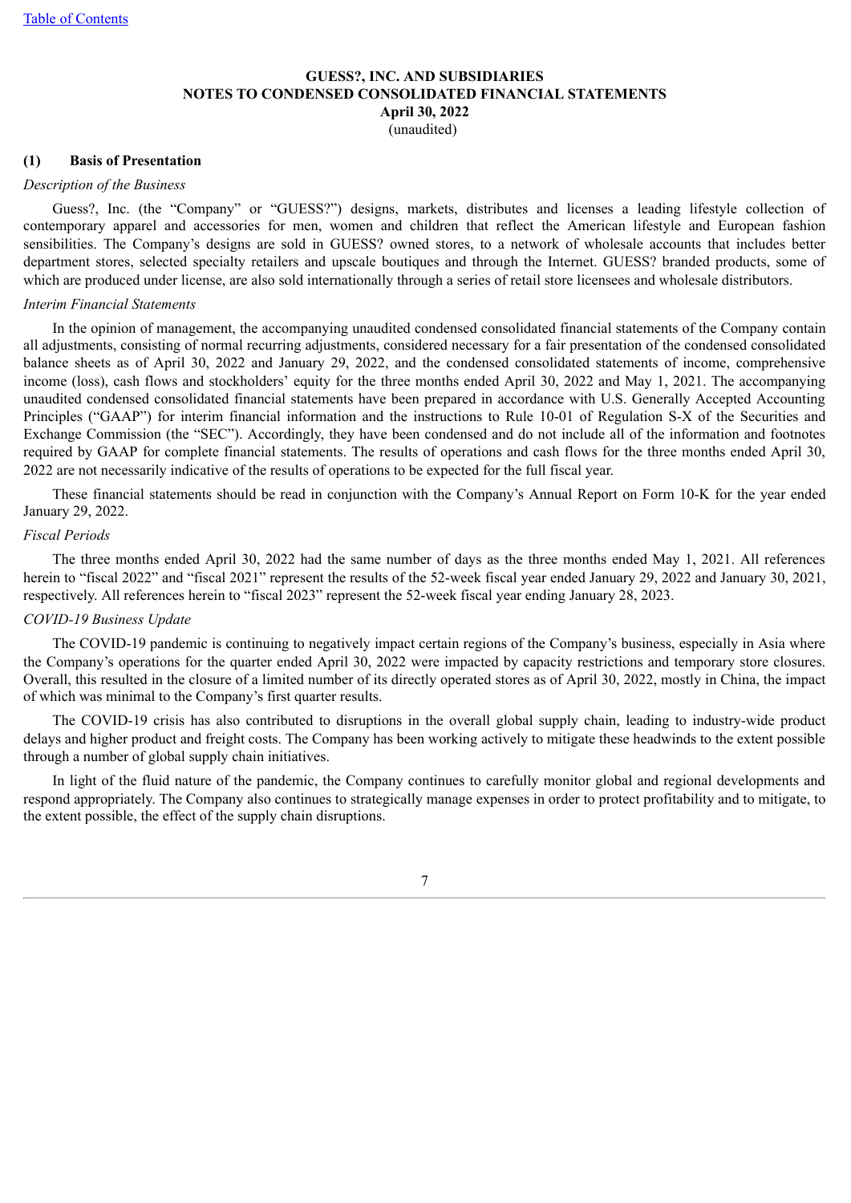# GUESS?, INC. AND SUBSIDIARIES
# NOTES TO CONDENSED CONSOLIDATED FINANCIAL STATEMENTS
# April 30, 2022
(unaudited)

## (1) Basis of Presentation

*Description of the Business*

Guess?, Inc. (the "Company" or "GUESS?") designs, markets, distributes and licenses a leading lifestyle collection of contemporary apparel and accessories for men, women and children that reflect the American lifestyle and European fashion sensibilities. The Company's designs are sold in GUESS? owned stores, to a network of wholesale accounts that includes better department stores, selected specialty retailers and upscale boutiques and through the Internet. GUESS? branded products, some of which are produced under license, are also sold internationally through a series of retail store licensees and wholesale distributors.

*Interim Financial Statements*

In the opinion of management, the accompanying unaudited condensed consolidated financial statements of the Company contain all adjustments, consisting of normal recurring adjustments, considered necessary for a fair presentation of the condensed consolidated balance sheets as of April 30, 2022 and January 29, 2022, and the condensed consolidated statements of income, comprehensive income (loss), cash flows and stockholders' equity for the three months ended April 30, 2022 and May 1, 2021. The accompanying unaudited condensed consolidated financial statements have been prepared in accordance with U.S. Generally Accepted Accounting Principles ("GAAP") for interim financial information and the instructions to Rule 10-01 of Regulation S-X of the Securities and Exchange Commission (the "SEC"). Accordingly, they have been condensed and do not include all of the information and footnotes required by GAAP for complete financial statements. The results of operations and cash flows for the three months ended April 30, 2022 are not necessarily indicative of the results of operations to be expected for the full fiscal year.

These financial statements should be read in conjunction with the Company's Annual Report on Form 10-K for the year ended January 29, 2022.

*Fiscal Periods*

The three months ended April 30, 2022 had the same number of days as the three months ended May 1, 2021. All references herein to "fiscal 2022" and "fiscal 2021" represent the results of the 52-week fiscal year ended January 29, 2022 and January 30, 2021, respectively. All references herein to "fiscal 2023" represent the 52-week fiscal year ending January 28, 2023.

*COVID-19 Business Update*

The COVID-19 pandemic is continuing to negatively impact certain regions of the Company's business, especially in Asia where the Company's operations for the quarter ended April 30, 2022 were impacted by capacity restrictions and temporary store closures. Overall, this resulted in the closure of a limited number of its directly operated stores as of April 30, 2022, mostly in China, the impact of which was minimal to the Company's first quarter results.

The COVID-19 crisis has also contributed to disruptions in the overall global supply chain, leading to industry-wide product delays and higher product and freight costs. The Company has been working actively to mitigate these headwinds to the extent possible through a number of global supply chain initiatives.

In light of the fluid nature of the pandemic, the Company continues to carefully monitor global and regional developments and respond appropriately. The Company also continues to strategically manage expenses in order to protect profitability and to mitigate, to the extent possible, the effect of the supply chain disruptions.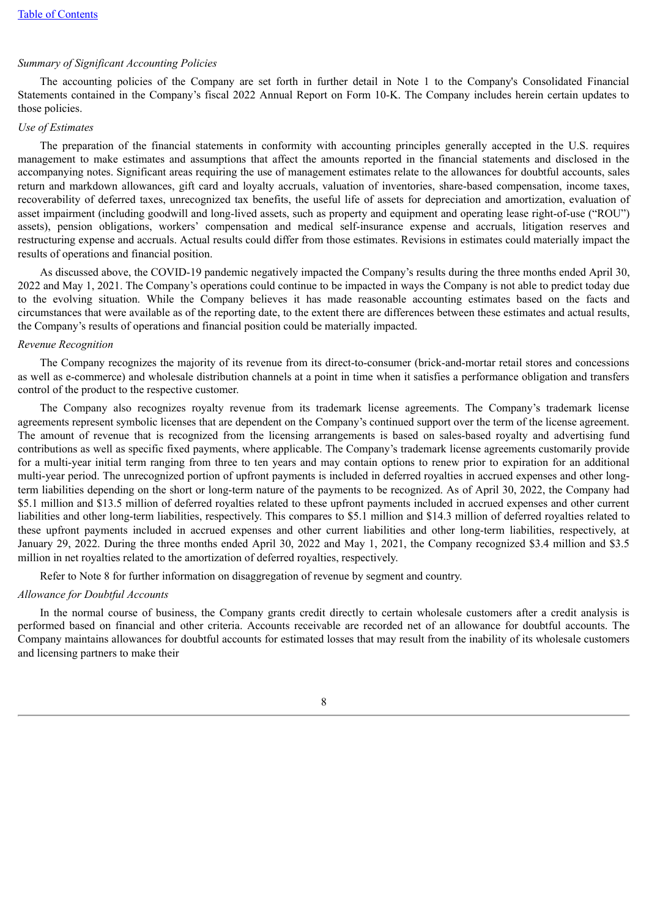*Summary of Significant Accounting Policies*

The accounting policies of the Company are set forth in further detail in Note 1 to the Company's Consolidated Financial Statements contained in the Company's fiscal 2022 Annual Report on Form 10-K. The Company includes herein certain updates to those policies.

*Use of Estimates*

The preparation of the financial statements in conformity with accounting principles generally accepted in the U.S. requires management to make estimates and assumptions that affect the amounts reported in the financial statements and disclosed in the accompanying notes. Significant areas requiring the use of management estimates relate to the allowances for doubtful accounts, sales return and markdown allowances, gift card and loyalty accruals, valuation of inventories, share-based compensation, income taxes, recoverability of deferred taxes, unrecognized tax benefits, the useful life of assets for depreciation and amortization, evaluation of asset impairment (including goodwill and long-lived assets, such as property and equipment and operating lease right-of-use ("ROU") assets), pension obligations, workers' compensation and medical self-insurance expense and accruals, litigation reserves and restructuring expense and accruals. Actual results could differ from those estimates. Revisions in estimates could materially impact the results of operations and financial position.

As discussed above, the COVID-19 pandemic negatively impacted the Company's results during the three months ended April 30, 2022 and May 1, 2021. The Company's operations could continue to be impacted in ways the Company is not able to predict today due to the evolving situation. While the Company believes it has made reasonable accounting estimates based on the facts and circumstances that were available as of the reporting date, to the extent there are differences between these estimates and actual results, the Company's results of operations and financial position could be materially impacted.

*Revenue Recognition*

The Company recognizes the majority of its revenue from its direct-to-consumer (brick-and-mortar retail stores and concessions as well as e-commerce) and wholesale distribution channels at a point in time when it satisfies a performance obligation and transfers control of the product to the respective customer.

The Company also recognizes royalty revenue from its trademark license agreements. The Company's trademark license agreements represent symbolic licenses that are dependent on the Company's continued support over the term of the license agreement. The amount of revenue that is recognized from the licensing arrangements is based on sales-based royalty and advertising fund contributions as well as specific fixed payments, where applicable. The Company's trademark license agreements customarily provide for a multi-year initial term ranging from three to ten years and may contain options to renew prior to expiration for an additional multi-year period. The unrecognized portion of upfront payments is included in deferred royalties in accrued expenses and other long-term liabilities depending on the short or long-term nature of the payments to be recognized. As of April 30, 2022, the Company had $5.1 million and $13.5 million of deferred royalties related to these upfront payments included in accrued expenses and other current liabilities and other long-term liabilities, respectively. This compares to $5.1 million and $14.3 million of deferred royalties related to these upfront payments included in accrued expenses and other current liabilities and other long-term liabilities, respectively, at January 29, 2022. During the three months ended April 30, 2022 and May 1, 2021, the Company recognized $3.4 million and $3.5 million in net royalties related to the amortization of deferred royalties, respectively.

Refer to Note 8 for further information on disaggregation of revenue by segment and country.

*Allowance for Doubtful Accounts*

In the normal course of business, the Company grants credit directly to certain wholesale customers after a credit analysis is performed based on financial and other criteria. Accounts receivable are recorded net of an allowance for doubtful accounts. The Company maintains allowances for doubtful accounts for estimated losses that may result from the inability of its wholesale customers and licensing partners to make their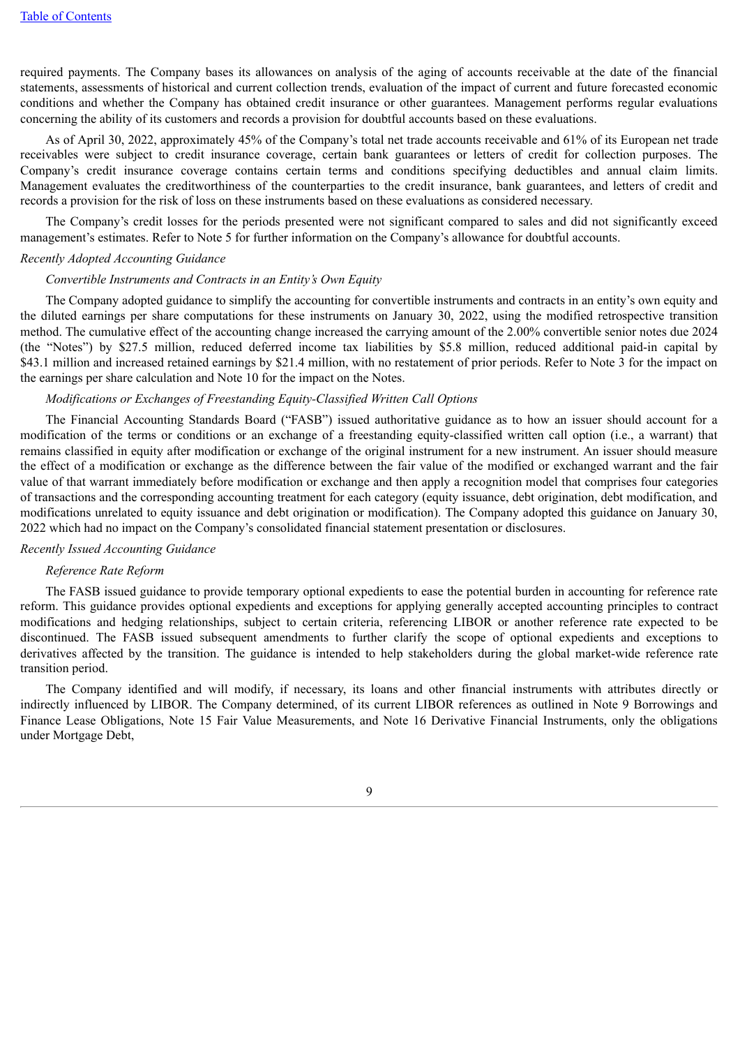required payments. The Company bases its allowances on analysis of the aging of accounts receivable at the date of the financial statements, assessments of historical and current collection trends, evaluation of the impact of current and future forecasted economic conditions and whether the Company has obtained credit insurance or other guarantees. Management performs regular evaluations concerning the ability of its customers and records a provision for doubtful accounts based on these evaluations.

As of April 30, 2022, approximately 45% of the Company's total net trade accounts receivable and 61% of its European net trade receivables were subject to credit insurance coverage, certain bank guarantees or letters of credit for collection purposes. The Company's credit insurance coverage contains certain terms and conditions specifying deductibles and annual claim limits. Management evaluates the creditworthiness of the counterparties to the credit insurance, bank guarantees, and letters of credit and records a provision for the risk of loss on these instruments based on these evaluations as considered necessary.

The Company's credit losses for the periods presented were not significant compared to sales and did not significantly exceed management's estimates. Refer to Note 5 for further information on the Company's allowance for doubtful accounts.

*Recently Adopted Accounting Guidance*

*Convertible Instruments and Contracts in an Entity's Own Equity*

The Company adopted guidance to simplify the accounting for convertible instruments and contracts in an entity's own equity and the diluted earnings per share computations for these instruments on January 30, 2022, using the modified retrospective transition method. The cumulative effect of the accounting change increased the carrying amount of the 2.00% convertible senior notes due 2024 (the "Notes") by $27.5 million, reduced deferred income tax liabilities by $5.8 million, reduced additional paid-in capital by $43.1 million and increased retained earnings by $21.4 million, with no restatement of prior periods. Refer to Note 3 for the impact on the earnings per share calculation and Note 10 for the impact on the Notes.

*Modifications or Exchanges of Freestanding Equity-Classified Written Call Options*

The Financial Accounting Standards Board ("FASB") issued authoritative guidance as to how an issuer should account for a modification of the terms or conditions or an exchange of a freestanding equity-classified written call option (i.e., a warrant) that remains classified in equity after modification or exchange of the original instrument for a new instrument. An issuer should measure the effect of a modification or exchange as the difference between the fair value of the modified or exchanged warrant and the fair value of that warrant immediately before modification or exchange and then apply a recognition model that comprises four categories of transactions and the corresponding accounting treatment for each category (equity issuance, debt origination, debt modification, and modifications unrelated to equity issuance and debt origination or modification). The Company adopted this guidance on January 30, 2022 which had no impact on the Company's consolidated financial statement presentation or disclosures.

*Recently Issued Accounting Guidance*

*Reference Rate Reform*

The FASB issued guidance to provide temporary optional expedients to ease the potential burden in accounting for reference rate reform. This guidance provides optional expedients and exceptions for applying generally accepted accounting principles to contract modifications and hedging relationships, subject to certain criteria, referencing LIBOR or another reference rate expected to be discontinued. The FASB issued subsequent amendments to further clarify the scope of optional expedients and exceptions to derivatives affected by the transition. The guidance is intended to help stakeholders during the global market-wide reference rate transition period.

The Company identified and will modify, if necessary, its loans and other financial instruments with attributes directly or indirectly influenced by LIBOR. The Company determined, of its current LIBOR references as outlined in Note 9 Borrowings and Finance Lease Obligations, Note 15 Fair Value Measurements, and Note 16 Derivative Financial Instruments, only the obligations under Mortgage Debt,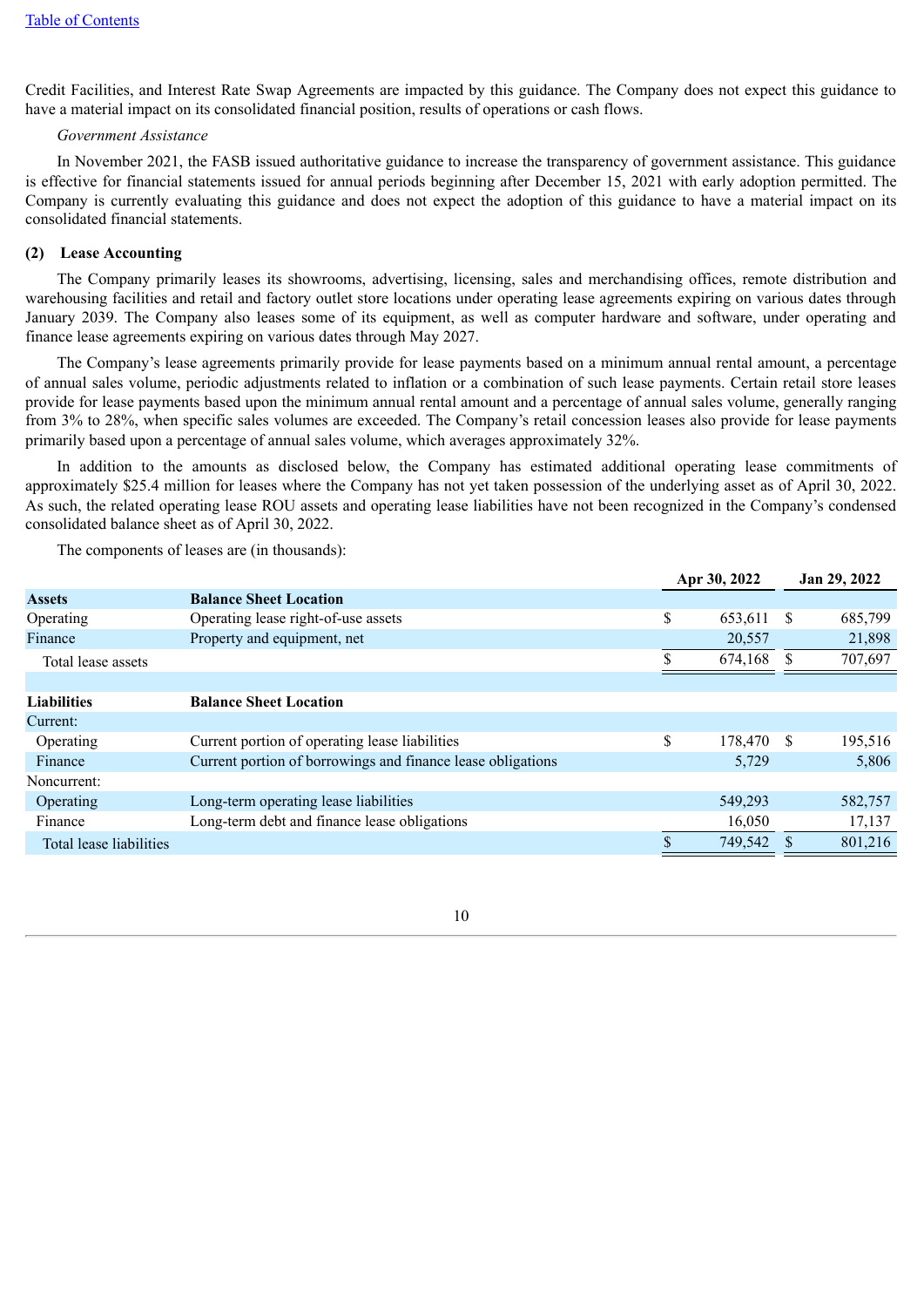Credit Facilities, and Interest Rate Swap Agreements are impacted by this guidance. The Company does not expect this guidance to have a material impact on its consolidated financial position, results of operations or cash flows.

*Government Assistance*

In November 2021, the FASB issued authoritative guidance to increase the transparency of government assistance. This guidance is effective for financial statements issued for annual periods beginning after December 15, 2021 with early adoption permitted. The Company is currently evaluating this guidance and does not expect the adoption of this guidance to have a material impact on its consolidated financial statements.

**(2) Lease Accounting**

The Company primarily leases its showrooms, advertising, licensing, sales and merchandising offices, remote distribution and warehousing facilities and retail and factory outlet store locations under operating lease agreements expiring on various dates through January 2039. The Company also leases some of its equipment, as well as computer hardware and software, under operating and finance lease agreements expiring on various dates through May 2027.

The Company's lease agreements primarily provide for lease payments based on a minimum annual rental amount, a percentage of annual sales volume, periodic adjustments related to inflation or a combination of such lease payments. Certain retail store leases provide for lease payments based upon the minimum annual rental amount and a percentage of annual sales volume, generally ranging from 3% to 28%, when specific sales volumes are exceeded. The Company's retail concession leases also provide for lease payments primarily based upon a percentage of annual sales volume, which averages approximately 32%.

In addition to the amounts as disclosed below, the Company has estimated additional operating lease commitments of approximately $25.4 million for leases where the Company has not yet taken possession of the underlying asset as of April 30, 2022. As such, the related operating lease ROU assets and operating lease liabilities have not been recognized in the Company's condensed consolidated balance sheet as of April 30, 2022.

The components of leases are (in thousands):

| | | Apr 30, 2022 | Jan 29, 2022 |
|---|---|---|---|
| **Assets** | **Balance Sheet Location** | | |
| Operating | Operating lease right-of-use assets | $ 653,611 | $ 685,799 |
| Finance | Property and equipment, net | 20,557 | 21,898 |
| Total lease assets | | $ 674,168 | $ 707,697 |
| | | | |
| **Liabilities** | **Balance Sheet Location** | | |
| Current: | | | |
| Operating | Current portion of operating lease liabilities | $ 178,470 | $ 195,516 |
| Finance | Current portion of borrowings and finance lease obligations | 5,729 | 5,806 |
| Noncurrent: | | | |
| Operating | Long-term operating lease liabilities | 549,293 | 582,757 |
| Finance | Long-term debt and finance lease obligations | 16,050 | 17,137 |
| Total lease liabilities | | $ 749,542 | $ 801,216 |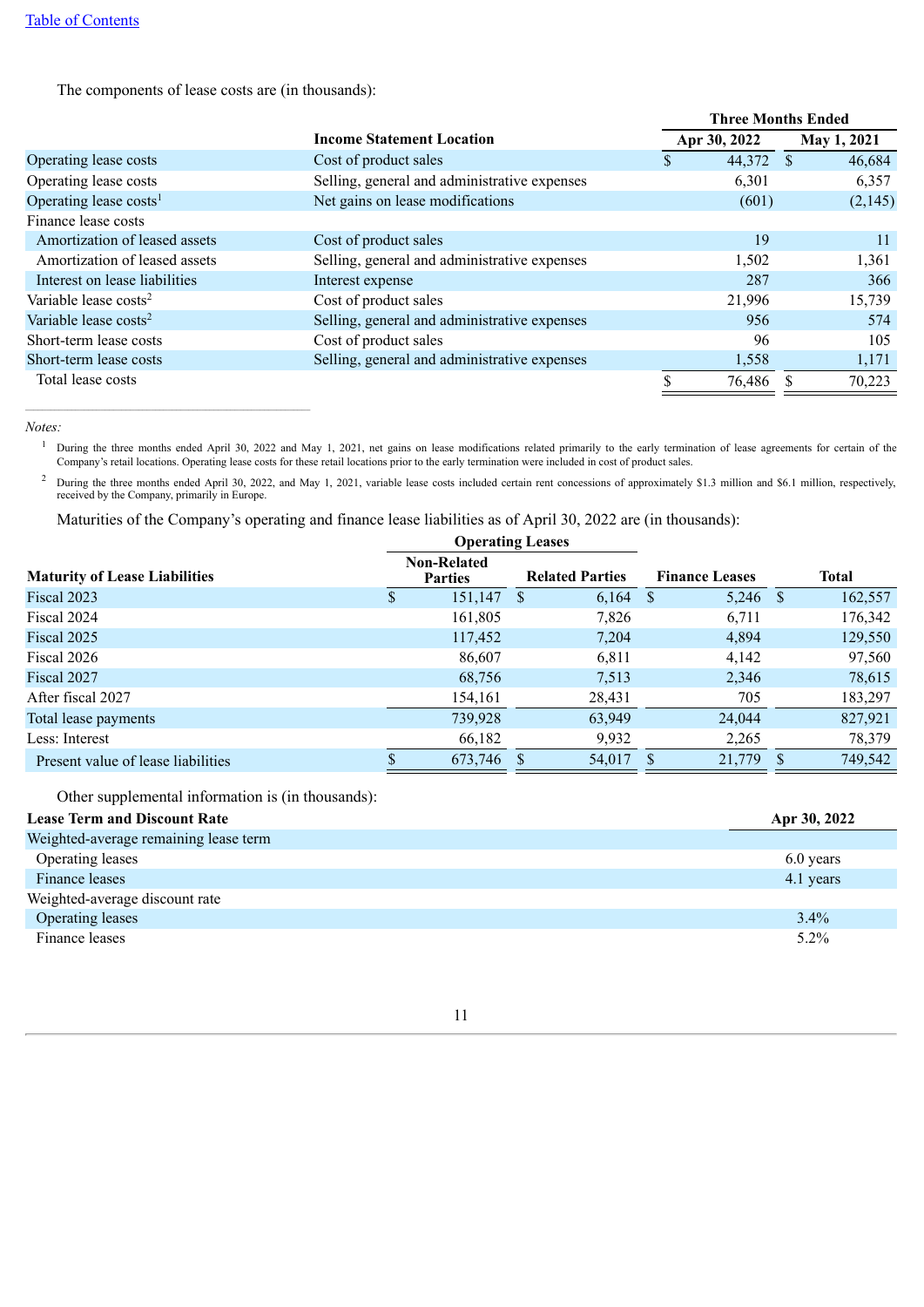The components of lease costs are (in thousands):

| | Income Statement Location | Three Months Ended Apr 30, 2022 | Three Months Ended May 1, 2021 |
|---|---|---|---|
| Operating lease costs | Cost of product sales | $ 44,372 | $ 46,684 |
| Operating lease costs | Selling, general and administrative expenses | 6,301 | 6,357 |
| Operating lease costs[1] | Net gains on lease modifications | (601) | (2,145) |
| Finance lease costs | | | |
| Amortization of leased assets | Cost of product sales | 19 | 11 |
| Amortization of leased assets | Selling, general and administrative expenses | 1,502 | 1,361 |
| Interest on lease liabilities | Interest expense | 287 | 366 |
| Variable lease costs[2] | Cost of product sales | 21,996 | 15,739 |
| Variable lease costs[2] | Selling, general and administrative expenses | 956 | 574 |
| Short-term lease costs | Cost of product sales | 96 | 105 |
| Short-term lease costs | Selling, general and administrative expenses | 1,558 | 1,171 |
| Total lease costs | | $ 76,486 | $ 70,223 |

*Notes:*

[1] During the three months ended April 30, 2022 and May 1, 2021, net gains on lease modifications related primarily to the early termination of lease agreements for certain of the Company's retail locations. Operating lease costs for these retail locations prior to the early termination were included in cost of product sales.

[2] During the three months ended April 30, 2022, and May 1, 2021, variable lease costs included certain rent concessions of approximately $1.3 million and $6.1 million, respectively, received by the Company, primarily in Europe.

Maturities of the Company's operating and finance lease liabilities as of April 30, 2022 are (in thousands):

| Maturity of Lease Liabilities | Operating Leases: Non-Related Parties | Operating Leases: Related Parties | Finance Leases | Total |
|---|---|---|---|---|
| Fiscal 2023 | $ 151,147 | $ 6,164 | $ 5,246 | $ 162,557 |
| Fiscal 2024 | 161,805 | 7,826 | 6,711 | 176,342 |
| Fiscal 2025 | 117,452 | 7,204 | 4,894 | 129,550 |
| Fiscal 2026 | 86,607 | 6,811 | 4,142 | 97,560 |
| Fiscal 2027 | 68,756 | 7,513 | 2,346 | 78,615 |
| After fiscal 2027 | 154,161 | 28,431 | 705 | 183,297 |
| Total lease payments | 739,928 | 63,949 | 24,044 | 827,921 |
| Less: Interest | 66,182 | 9,932 | 2,265 | 78,379 |
| Present value of lease liabilities | $ 673,746 | $ 54,017 | $ 21,779 | $ 749,542 |

Other supplemental information is (in thousands):

| Lease Term and Discount Rate | Apr 30, 2022 |
|---|---|
| Weighted-average remaining lease term | |
| Operating leases | 6.0 years |
| Finance leases | 4.1 years |
| Weighted-average discount rate | |
| Operating leases | 3.4% |
| Finance leases | 5.2% |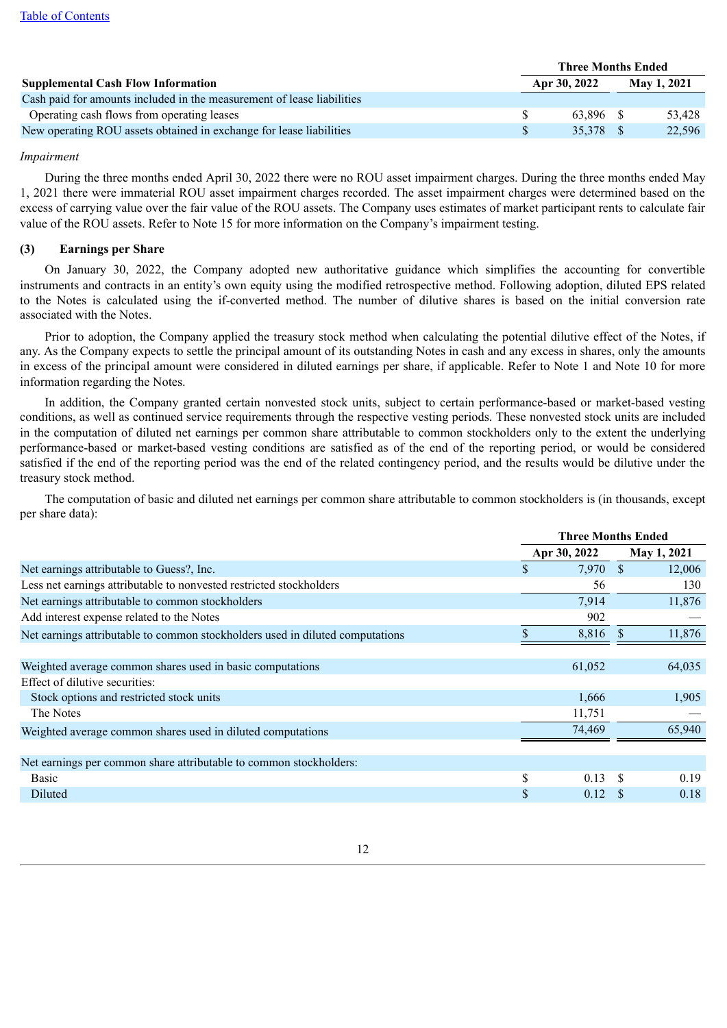| Supplemental Cash Flow Information | Three Months Ended | |
|---|---|---|
| | Apr 30, 2022 | May 1, 2021 |
| Cash paid for amounts included in the measurement of lease liabilities | | |
| Operating cash flows from operating leases | $ 63,896 | $ 53,428 |
| New operating ROU assets obtained in exchange for lease liabilities | $ 35,378 | $ 22,596 |

*Impairment*

During the three months ended April 30, 2022 there were no ROU asset impairment charges. During the three months ended May 1, 2021 there were immaterial ROU asset impairment charges recorded. The asset impairment charges were determined based on the excess of carrying value over the fair value of the ROU assets. The Company uses estimates of market participant rents to calculate fair value of the ROU assets. Refer to Note 15 for more information on the Company's impairment testing.

### (3) Earnings per Share

On January 30, 2022, the Company adopted new authoritative guidance which simplifies the accounting for convertible instruments and contracts in an entity's own equity using the modified retrospective method. Following adoption, diluted EPS related to the Notes is calculated using the if-converted method. The number of dilutive shares is based on the initial conversion rate associated with the Notes.

Prior to adoption, the Company applied the treasury stock method when calculating the potential dilutive effect of the Notes, if any. As the Company expects to settle the principal amount of its outstanding Notes in cash and any excess in shares, only the amounts in excess of the principal amount were considered in diluted earnings per share, if applicable. Refer to Note 1 and Note 10 for more information regarding the Notes.

In addition, the Company granted certain nonvested stock units, subject to certain performance-based or market-based vesting conditions, as well as continued service requirements through the respective vesting periods. These nonvested stock units are included in the computation of diluted net earnings per common share attributable to common stockholders only to the extent the underlying performance-based or market-based vesting conditions are satisfied as of the end of the reporting period, or would be considered satisfied if the end of the reporting period was the end of the related contingency period, and the results would be dilutive under the treasury stock method.

The computation of basic and diluted net earnings per common share attributable to common stockholders is (in thousands, except per share data):

| | Three Months Ended | |
|---|---|---|
| | Apr 30, 2022 | May 1, 2021 |
| Net earnings attributable to Guess?, Inc. | $ 7,970 | $ 12,006 |
| Less net earnings attributable to nonvested restricted stockholders | 56 | 130 |
| Net earnings attributable to common stockholders | 7,914 | 11,876 |
| Add interest expense related to the Notes | 902 | — |
| Net earnings attributable to common stockholders used in diluted computations | $ 8,816 | $ 11,876 |
| | | |
| Weighted average common shares used in basic computations | 61,052 | 64,035 |
| Effect of dilutive securities: | | |
| Stock options and restricted stock units | 1,666 | 1,905 |
| The Notes | 11,751 | — |
| Weighted average common shares used in diluted computations | 74,469 | 65,940 |
| | | |
| Net earnings per common share attributable to common stockholders: | | |
| Basic | $ 0.13 | $ 0.19 |
| Diluted | $ 0.12 | $ 0.18 |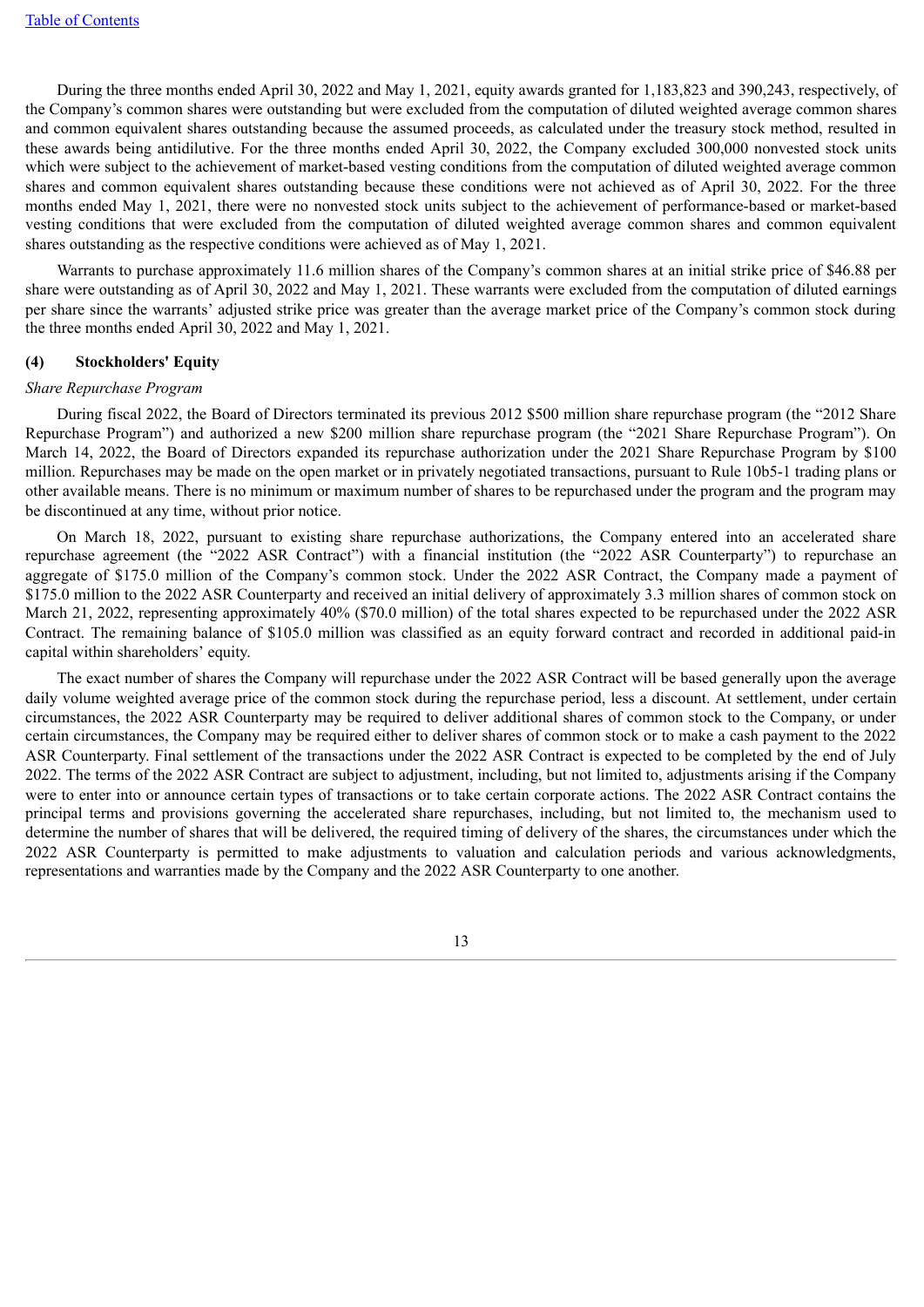During the three months ended April 30, 2022 and May 1, 2021, equity awards granted for 1,183,823 and 390,243, respectively, of the Company's common shares were outstanding but were excluded from the computation of diluted weighted average common shares and common equivalent shares outstanding because the assumed proceeds, as calculated under the treasury stock method, resulted in these awards being antidilutive. For the three months ended April 30, 2022, the Company excluded 300,000 nonvested stock units which were subject to the achievement of market-based vesting conditions from the computation of diluted weighted average common shares and common equivalent shares outstanding because these conditions were not achieved as of April 30, 2022. For the three months ended May 1, 2021, there were no nonvested stock units subject to the achievement of performance-based or market-based vesting conditions that were excluded from the computation of diluted weighted average common shares and common equivalent shares outstanding as the respective conditions were achieved as of May 1, 2021.

Warrants to purchase approximately 11.6 million shares of the Company's common shares at an initial strike price of $46.88 per share were outstanding as of April 30, 2022 and May 1, 2021. These warrants were excluded from the computation of diluted earnings per share since the warrants' adjusted strike price was greater than the average market price of the Company's common stock during the three months ended April 30, 2022 and May 1, 2021.

## (4) Stockholders' Equity

*Share Repurchase Program*

During fiscal 2022, the Board of Directors terminated its previous 2012 $500 million share repurchase program (the "2012 Share Repurchase Program") and authorized a new $200 million share repurchase program (the "2021 Share Repurchase Program"). On March 14, 2022, the Board of Directors expanded its repurchase authorization under the 2021 Share Repurchase Program by $100 million. Repurchases may be made on the open market or in privately negotiated transactions, pursuant to Rule 10b5-1 trading plans or other available means. There is no minimum or maximum number of shares to be repurchased under the program and the program may be discontinued at any time, without prior notice.

On March 18, 2022, pursuant to existing share repurchase authorizations, the Company entered into an accelerated share repurchase agreement (the "2022 ASR Contract") with a financial institution (the "2022 ASR Counterparty") to repurchase an aggregate of $175.0 million of the Company's common stock. Under the 2022 ASR Contract, the Company made a payment of $175.0 million to the 2022 ASR Counterparty and received an initial delivery of approximately 3.3 million shares of common stock on March 21, 2022, representing approximately 40% ($70.0 million) of the total shares expected to be repurchased under the 2022 ASR Contract. The remaining balance of $105.0 million was classified as an equity forward contract and recorded in additional paid-in capital within shareholders' equity.

The exact number of shares the Company will repurchase under the 2022 ASR Contract will be based generally upon the average daily volume weighted average price of the common stock during the repurchase period, less a discount. At settlement, under certain circumstances, the 2022 ASR Counterparty may be required to deliver additional shares of common stock to the Company, or under certain circumstances, the Company may be required either to deliver shares of common stock or to make a cash payment to the 2022 ASR Counterparty. Final settlement of the transactions under the 2022 ASR Contract is expected to be completed by the end of July 2022. The terms of the 2022 ASR Contract are subject to adjustment, including, but not limited to, adjustments arising if the Company were to enter into or announce certain types of transactions or to take certain corporate actions. The 2022 ASR Contract contains the principal terms and provisions governing the accelerated share repurchases, including, but not limited to, the mechanism used to determine the number of shares that will be delivered, the required timing of delivery of the shares, the circumstances under which the 2022 ASR Counterparty is permitted to make adjustments to valuation and calculation periods and various acknowledgments, representations and warranties made by the Company and the 2022 ASR Counterparty to one another.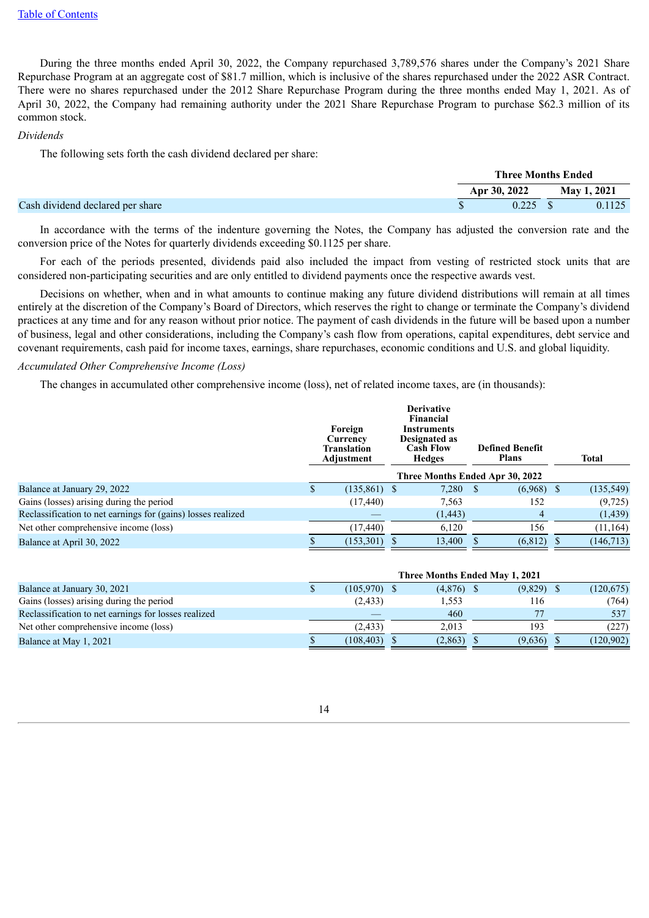During the three months ended April 30, 2022, the Company repurchased 3,789,576 shares under the Company's 2021 Share Repurchase Program at an aggregate cost of $81.7 million, which is inclusive of the shares repurchased under the 2022 ASR Contract. There were no shares repurchased under the 2012 Share Repurchase Program during the three months ended May 1, 2021. As of April 30, 2022, the Company had remaining authority under the 2021 Share Repurchase Program to purchase $62.3 million of its common stock.

*Dividends*

The following sets forth the cash dividend declared per share:

| | Three Months Ended | |
|---|---|---|
| | Apr 30, 2022 | May 1, 2021 |
| Cash dividend declared per share | $ 0.225 | $ 0.1125 |

In accordance with the terms of the indenture governing the Notes, the Company has adjusted the conversion rate and the conversion price of the Notes for quarterly dividends exceeding $0.1125 per share.

For each of the periods presented, dividends paid also included the impact from vesting of restricted stock units that are considered non-participating securities and are only entitled to dividend payments once the respective awards vest.

Decisions on whether, when and in what amounts to continue making any future dividend distributions will remain at all times entirely at the discretion of the Company's Board of Directors, which reserves the right to change or terminate the Company's dividend practices at any time and for any reason without prior notice. The payment of cash dividends in the future will be based upon a number of business, legal and other considerations, including the Company's cash flow from operations, capital expenditures, debt service and covenant requirements, cash paid for income taxes, earnings, share repurchases, economic conditions and U.S. and global liquidity.

*Accumulated Other Comprehensive Income (Loss)*

The changes in accumulated other comprehensive income (loss), net of related income taxes, are (in thousands):

| | Foreign Currency Translation Adjustment | Derivative Financial Instruments Designated as Cash Flow Hedges | Defined Benefit Plans | Total |
|---|---|---|---|---|
| | Three Months Ended Apr 30, 2022 | | | |
| Balance at January 29, 2022 | $ (135,861) | $ 7,280 | $ (6,968) | $ (135,549) |
| Gains (losses) arising during the period | (17,440) | 7,563 | 152 | (9,725) |
| Reclassification to net earnings for (gains) losses realized | — | (1,443) | 4 | (1,439) |
| Net other comprehensive income (loss) | (17,440) | 6,120 | 156 | (11,164) |
| Balance at April 30, 2022 | $ (153,301) | $ 13,400 | $ (6,812) | $ (146,713) |
| | Three Months Ended May 1, 2021 | | | |
| Balance at January 30, 2021 | $ (105,970) | $ (4,876) | $ (9,829) | $ (120,675) |
| Gains (losses) arising during the period | (2,433) | 1,553 | 116 | (764) |
| Reclassification to net earnings for losses realized | — | 460 | 77 | 537 |
| Net other comprehensive income (loss) | (2,433) | 2,013 | 193 | (227) |
| Balance at May 1, 2021 | $ (108,403) | $ (2,863) | $ (9,636) | $ (120,902) |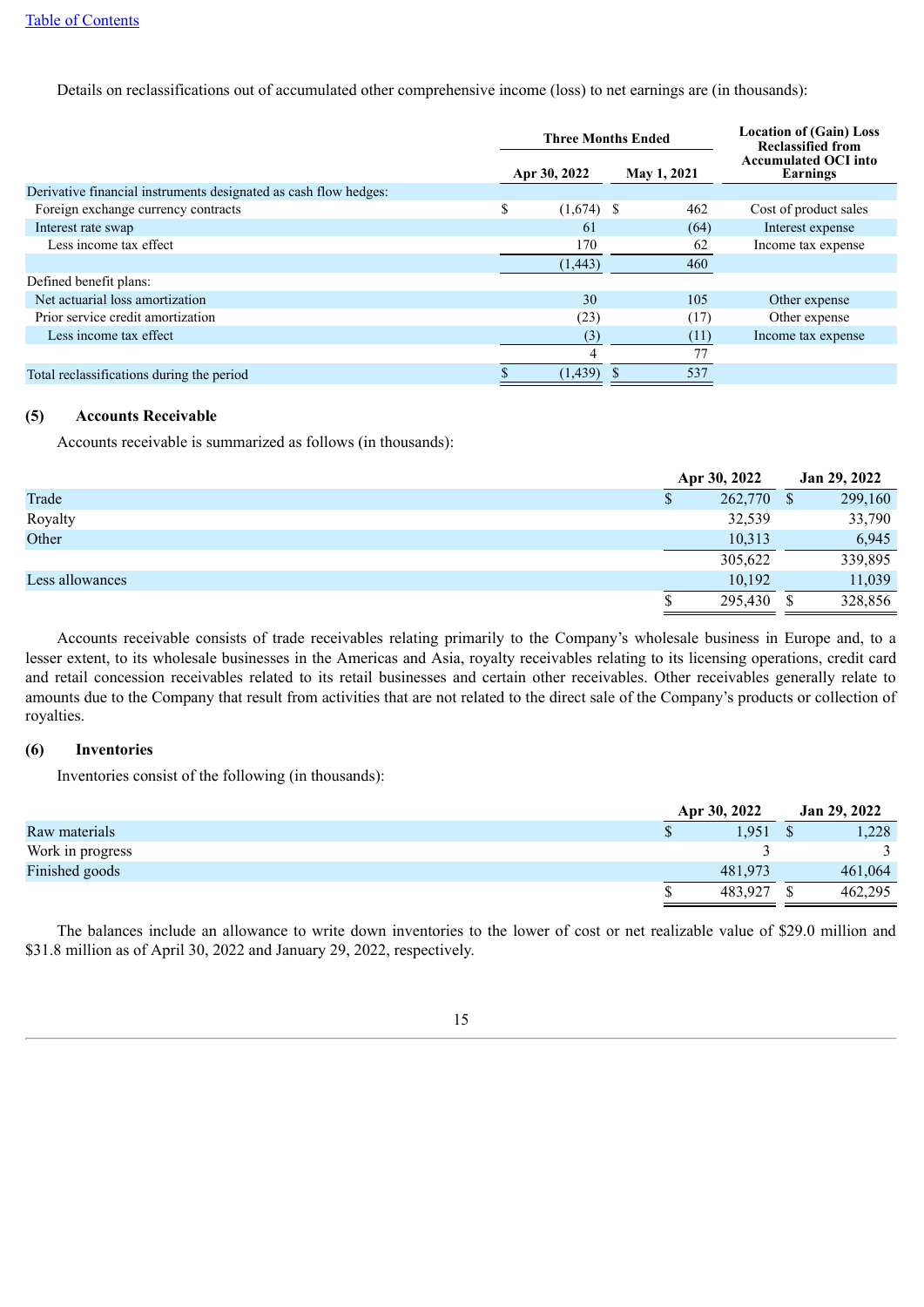[Table of Contents](#)

Details on reclassifications out of accumulated other comprehensive income (loss) to net earnings are (in thousands):

| | Three Months Ended | | Location of (Gain) Loss Reclassified from Accumulated OCI into Earnings |
|---|---|---|---|
| | Apr 30, 2022 | May 1, 2021 | |
| Derivative financial instruments designated as cash flow hedges: | | | |
| Foreign exchange currency contracts | $ (1,674) | $ 462 | Cost of product sales |
| Interest rate swap | 61 | (64) | Interest expense |
| Less income tax effect | 170 | 62 | Income tax expense |
| | (1,443) | 460 | |
| Defined benefit plans: | | | |
| Net actuarial loss amortization | 30 | 105 | Other expense |
| Prior service credit amortization | (23) | (17) | Other expense |
| Less income tax effect | (3) | (11) | Income tax expense |
| | 4 | 77 | |
| Total reclassifications during the period | $ (1,439) | $ 537 | |

**(5) Accounts Receivable**

Accounts receivable is summarized as follows (in thousands):

| | Apr 30, 2022 | Jan 29, 2022 |
|---|---|---|
| Trade | $ 262,770 | $ 299,160 |
| Royalty | 32,539 | 33,790 |
| Other | 10,313 | 6,945 |
| | 305,622 | 339,895 |
| Less allowances | 10,192 | 11,039 |
| | $ 295,430 | $ 328,856 |

Accounts receivable consists of trade receivables relating primarily to the Company's wholesale business in Europe and, to a lesser extent, to its wholesale businesses in the Americas and Asia, royalty receivables relating to its licensing operations, credit card and retail concession receivables related to its retail businesses and certain other receivables. Other receivables generally relate to amounts due to the Company that result from activities that are not related to the direct sale of the Company's products or collection of royalties.

**(6) Inventories**

Inventories consist of the following (in thousands):

| | Apr 30, 2022 | Jan 29, 2022 |
|---|---|---|
| Raw materials | $ 1,951 | $ 1,228 |
| Work in progress | 3 | 3 |
| Finished goods | 481,973 | 461,064 |
| | $ 483,927 | $ 462,295 |

The balances include an allowance to write down inventories to the lower of cost or net realizable value of $29.0 million and $31.8 million as of April 30, 2022 and January 29, 2022, respectively.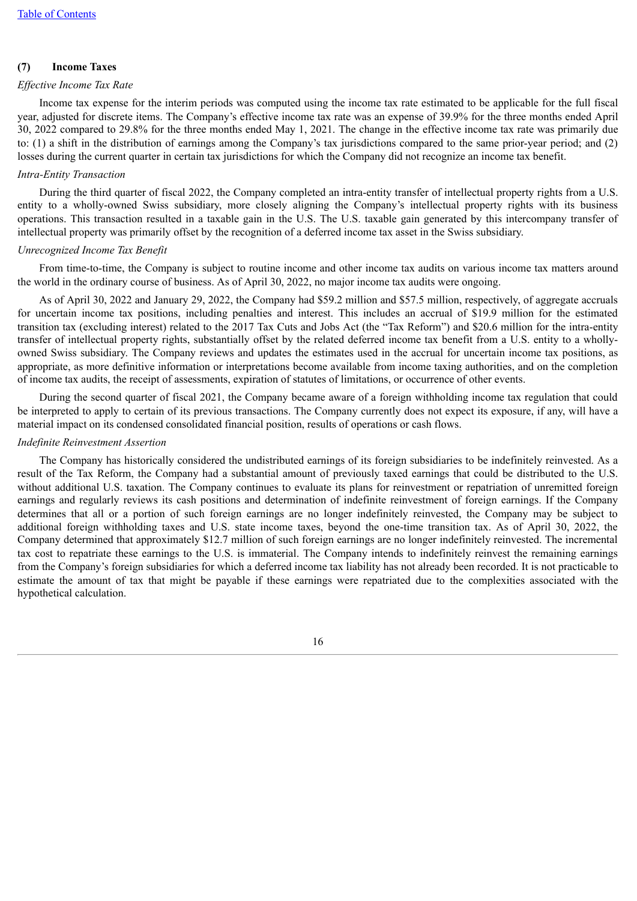## (7) Income Taxes

*Effective Income Tax Rate*

Income tax expense for the interim periods was computed using the income tax rate estimated to be applicable for the full fiscal year, adjusted for discrete items. The Company's effective income tax rate was an expense of 39.9% for the three months ended April 30, 2022 compared to 29.8% for the three months ended May 1, 2021. The change in the effective income tax rate was primarily due to: (1) a shift in the distribution of earnings among the Company's tax jurisdictions compared to the same prior-year period; and (2) losses during the current quarter in certain tax jurisdictions for which the Company did not recognize an income tax benefit.

*Intra-Entity Transaction*

During the third quarter of fiscal 2022, the Company completed an intra-entity transfer of intellectual property rights from a U.S. entity to a wholly-owned Swiss subsidiary, more closely aligning the Company's intellectual property rights with its business operations. This transaction resulted in a taxable gain in the U.S. The U.S. taxable gain generated by this intercompany transfer of intellectual property was primarily offset by the recognition of a deferred income tax asset in the Swiss subsidiary.

*Unrecognized Income Tax Benefit*

From time-to-time, the Company is subject to routine income and other income tax audits on various income tax matters around the world in the ordinary course of business. As of April 30, 2022, no major income tax audits were ongoing.

As of April 30, 2022 and January 29, 2022, the Company had $59.2 million and $57.5 million, respectively, of aggregate accruals for uncertain income tax positions, including penalties and interest. This includes an accrual of $19.9 million for the estimated transition tax (excluding interest) related to the 2017 Tax Cuts and Jobs Act (the "Tax Reform") and $20.6 million for the intra-entity transfer of intellectual property rights, substantially offset by the related deferred income tax benefit from a U.S. entity to a wholly-owned Swiss subsidiary. The Company reviews and updates the estimates used in the accrual for uncertain income tax positions, as appropriate, as more definitive information or interpretations become available from income taxing authorities, and on the completion of income tax audits, the receipt of assessments, expiration of statutes of limitations, or occurrence of other events.

During the second quarter of fiscal 2021, the Company became aware of a foreign withholding income tax regulation that could be interpreted to apply to certain of its previous transactions. The Company currently does not expect its exposure, if any, will have a material impact on its condensed consolidated financial position, results of operations or cash flows.

*Indefinite Reinvestment Assertion*

The Company has historically considered the undistributed earnings of its foreign subsidiaries to be indefinitely reinvested. As a result of the Tax Reform, the Company had a substantial amount of previously taxed earnings that could be distributed to the U.S. without additional U.S. taxation. The Company continues to evaluate its plans for reinvestment or repatriation of unremitted foreign earnings and regularly reviews its cash positions and determination of indefinite reinvestment of foreign earnings. If the Company determines that all or a portion of such foreign earnings are no longer indefinitely reinvested, the Company may be subject to additional foreign withholding taxes and U.S. state income taxes, beyond the one-time transition tax. As of April 30, 2022, the Company determined that approximately $12.7 million of such foreign earnings are no longer indefinitely reinvested. The incremental tax cost to repatriate these earnings to the U.S. is immaterial. The Company intends to indefinitely reinvest the remaining earnings from the Company's foreign subsidiaries for which a deferred income tax liability has not already been recorded. It is not practicable to estimate the amount of tax that might be payable if these earnings were repatriated due to the complexities associated with the hypothetical calculation.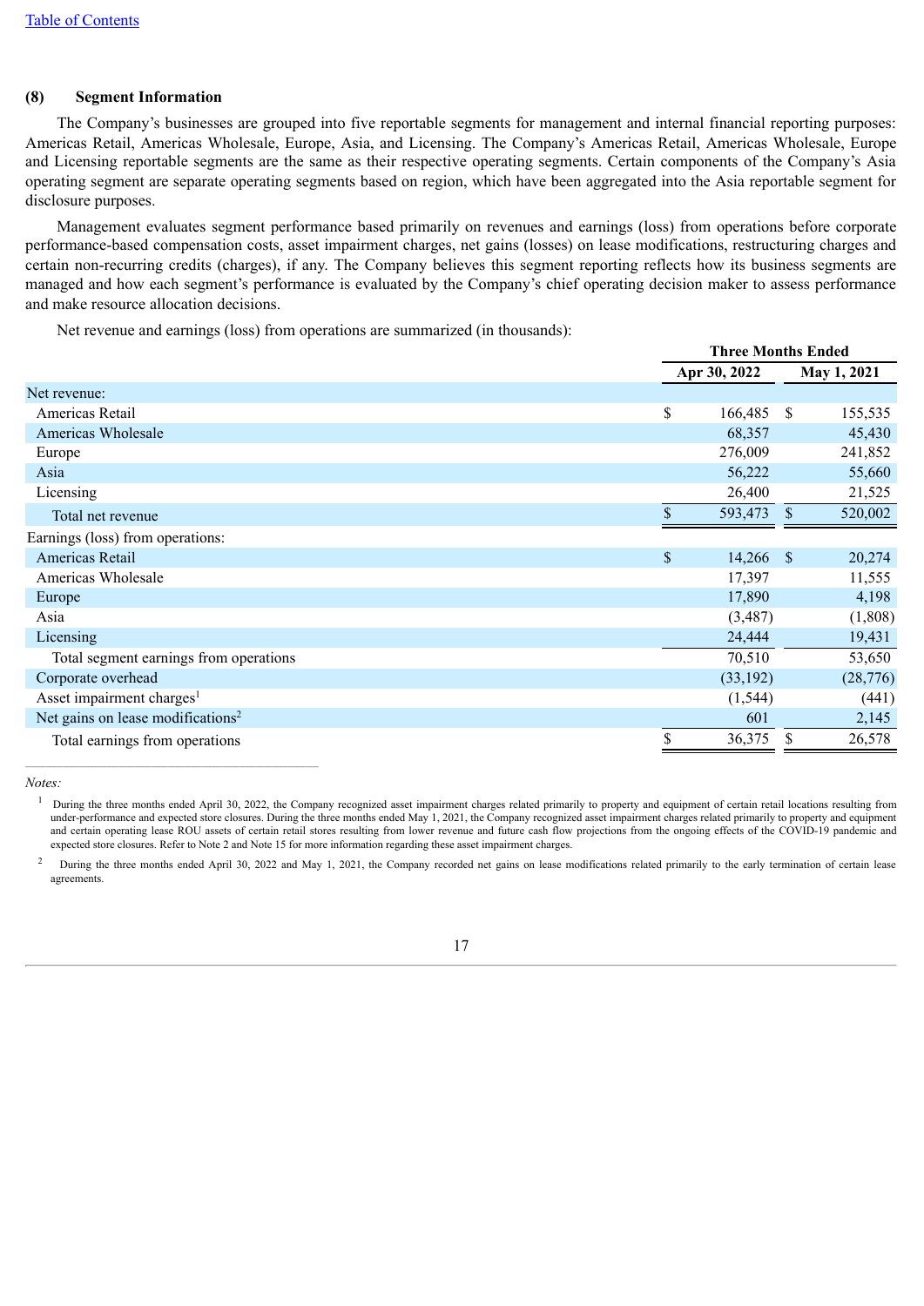### (8) Segment Information

The Company's businesses are grouped into five reportable segments for management and internal financial reporting purposes: Americas Retail, Americas Wholesale, Europe, Asia, and Licensing. The Company's Americas Retail, Americas Wholesale, Europe and Licensing reportable segments are the same as their respective operating segments. Certain components of the Company's Asia operating segment are separate operating segments based on region, which have been aggregated into the Asia reportable segment for disclosure purposes.

Management evaluates segment performance based primarily on revenues and earnings (loss) from operations before corporate performance-based compensation costs, asset impairment charges, net gains (losses) on lease modifications, restructuring charges and certain non-recurring credits (charges), if any. The Company believes this segment reporting reflects how its business segments are managed and how each segment's performance is evaluated by the Company's chief operating decision maker to assess performance and make resource allocation decisions.

Net revenue and earnings (loss) from operations are summarized (in thousands):

| | Three Months Ended | |
|---|---|---|
| | Apr 30, 2022 | May 1, 2021 |
| Net revenue: | | |
| Americas Retail | $ 166,485 | $ 155,535 |
| Americas Wholesale | 68,357 | 45,430 |
| Europe | 276,009 | 241,852 |
| Asia | 56,222 | 55,660 |
| Licensing | 26,400 | 21,525 |
| Total net revenue | $ 593,473 | $ 520,002 |
| Earnings (loss) from operations: | | |
| Americas Retail | $ 14,266 | $ 20,274 |
| Americas Wholesale | 17,397 | 11,555 |
| Europe | 17,890 | 4,198 |
| Asia | (3,487) | (1,808) |
| Licensing | 24,444 | 19,431 |
| Total segment earnings from operations | 70,510 | 53,650 |
| Corporate overhead | (33,192) | (28,776) |
| Asset impairment charges[1] | (1,544) | (441) |
| Net gains on lease modifications[2] | 601 | 2,145 |
| Total earnings from operations | $ 36,375 | $ 26,578 |

*Notes:*

[1] During the three months ended April 30, 2022, the Company recognized asset impairment charges related primarily to property and equipment of certain retail locations resulting from under-performance and expected store closures. During the three months ended May 1, 2021, the Company recognized asset impairment charges related primarily to property and equipment and certain operating lease ROU assets of certain retail stores resulting from lower revenue and future cash flow projections from the ongoing effects of the COVID-19 pandemic and expected store closures. Refer to Note 2 and Note 15 for more information regarding these asset impairment charges.

[2] During the three months ended April 30, 2022 and May 1, 2021, the Company recorded net gains on lease modifications related primarily to the early termination of certain lease agreements.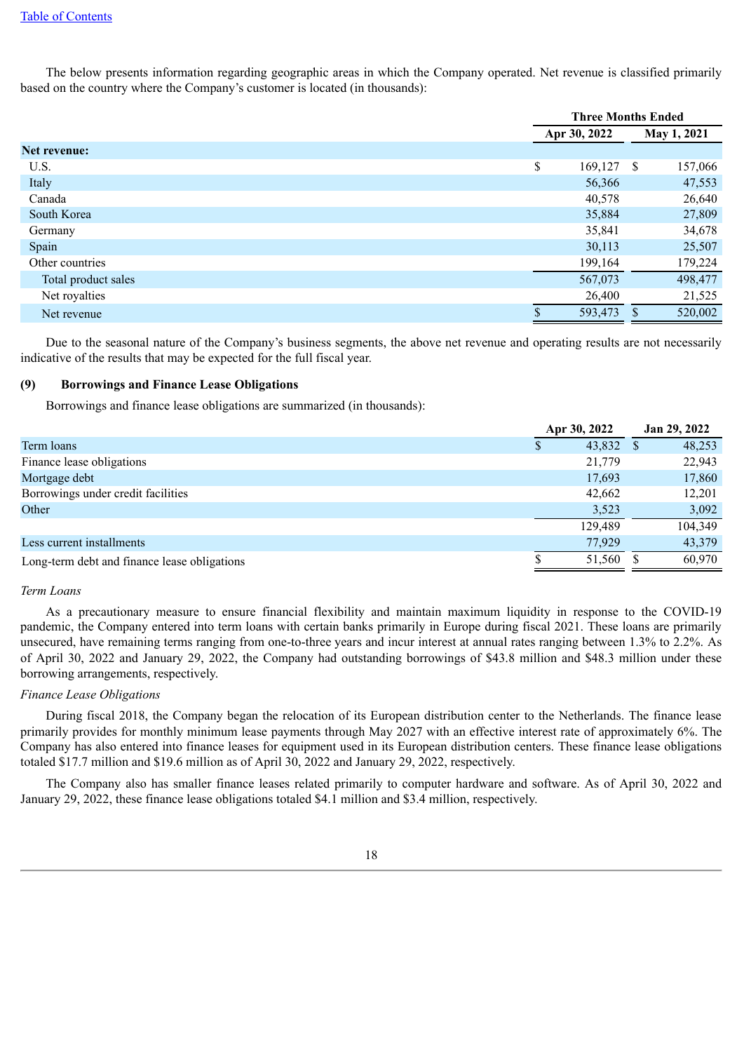The below presents information regarding geographic areas in which the Company operated. Net revenue is classified primarily based on the country where the Company's customer is located (in thousands):

| | Three Months Ended | |
|---|---|---|
| | Apr 30, 2022 | May 1, 2021 |
| **Net revenue:** | | |
| U.S. | $ 169,127 | $ 157,066 |
| Italy | 56,366 | 47,553 |
| Canada | 40,578 | 26,640 |
| South Korea | 35,884 | 27,809 |
| Germany | 35,841 | 34,678 |
| Spain | 30,113 | 25,507 |
| Other countries | 199,164 | 179,224 |
| Total product sales | 567,073 | 498,477 |
| Net royalties | 26,400 | 21,525 |
| Net revenue | $ 593,473 | $ 520,002 |

Due to the seasonal nature of the Company's business segments, the above net revenue and operating results are not necessarily indicative of the results that may be expected for the full fiscal year.

### (9) Borrowings and Finance Lease Obligations

Borrowings and finance lease obligations are summarized (in thousands):

| | Apr 30, 2022 | Jan 29, 2022 |
|---|---|---|
| Term loans | $ 43,832 | $ 48,253 |
| Finance lease obligations | 21,779 | 22,943 |
| Mortgage debt | 17,693 | 17,860 |
| Borrowings under credit facilities | 42,662 | 12,201 |
| Other | 3,523 | 3,092 |
| | 129,489 | 104,349 |
| Less current installments | 77,929 | 43,379 |
| Long-term debt and finance lease obligations | $ 51,560 | $ 60,970 |

*Term Loans*

As a precautionary measure to ensure financial flexibility and maintain maximum liquidity in response to the COVID-19 pandemic, the Company entered into term loans with certain banks primarily in Europe during fiscal 2021. These loans are primarily unsecured, have remaining terms ranging from one-to-three years and incur interest at annual rates ranging between 1.3% to 2.2%. As of April 30, 2022 and January 29, 2022, the Company had outstanding borrowings of $43.8 million and $48.3 million under these borrowing arrangements, respectively.

*Finance Lease Obligations*

During fiscal 2018, the Company began the relocation of its European distribution center to the Netherlands. The finance lease primarily provides for monthly minimum lease payments through May 2027 with an effective interest rate of approximately 6%. The Company has also entered into finance leases for equipment used in its European distribution centers. These finance lease obligations totaled $17.7 million and $19.6 million as of April 30, 2022 and January 29, 2022, respectively.

The Company also has smaller finance leases related primarily to computer hardware and software. As of April 30, 2022 and January 29, 2022, these finance lease obligations totaled $4.1 million and $3.4 million, respectively.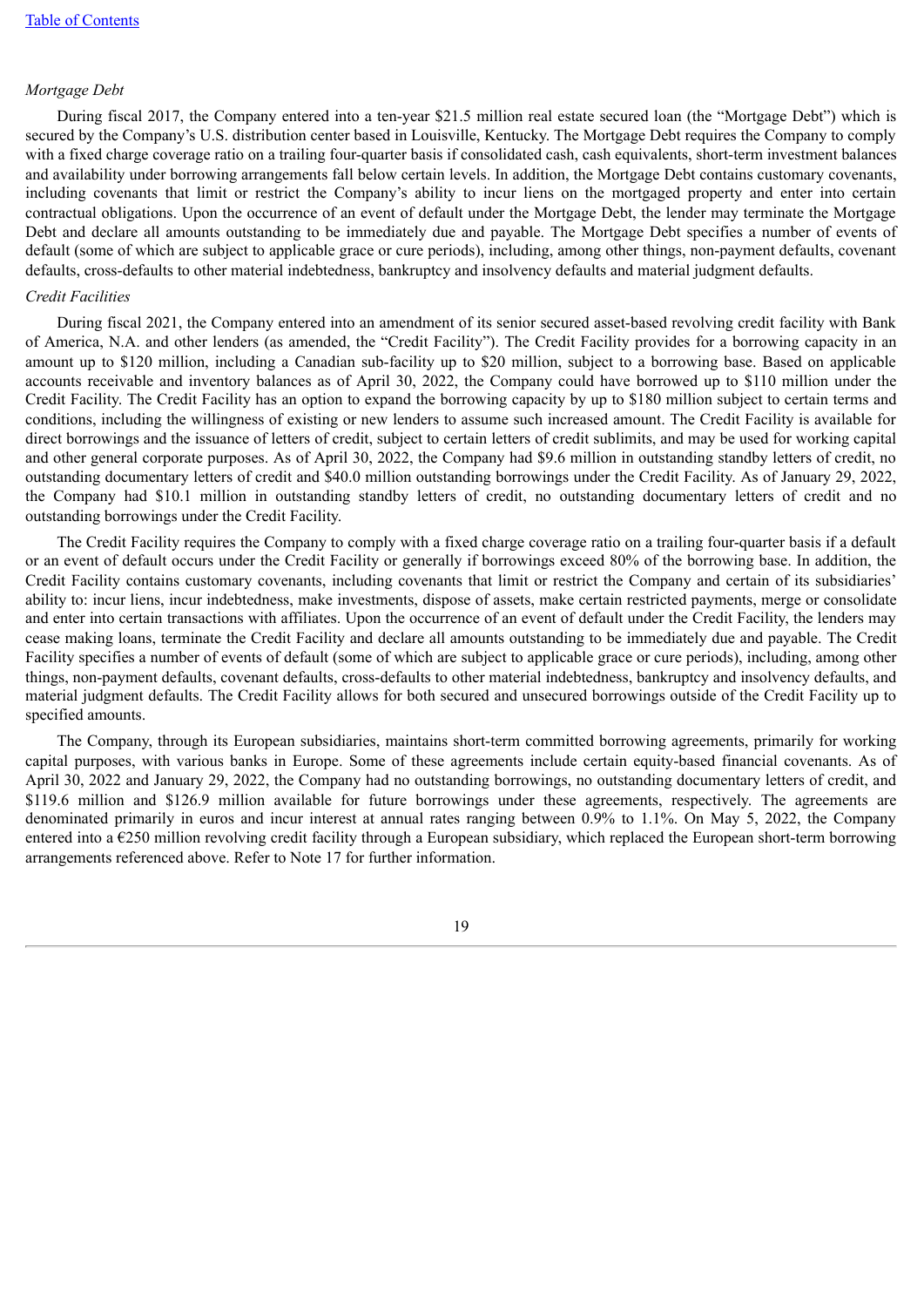*Mortgage Debt*

During fiscal 2017, the Company entered into a ten-year $21.5 million real estate secured loan (the "Mortgage Debt") which is secured by the Company's U.S. distribution center based in Louisville, Kentucky. The Mortgage Debt requires the Company to comply with a fixed charge coverage ratio on a trailing four-quarter basis if consolidated cash, cash equivalents, short-term investment balances and availability under borrowing arrangements fall below certain levels. In addition, the Mortgage Debt contains customary covenants, including covenants that limit or restrict the Company's ability to incur liens on the mortgaged property and enter into certain contractual obligations. Upon the occurrence of an event of default under the Mortgage Debt, the lender may terminate the Mortgage Debt and declare all amounts outstanding to be immediately due and payable. The Mortgage Debt specifies a number of events of default (some of which are subject to applicable grace or cure periods), including, among other things, non-payment defaults, covenant defaults, cross-defaults to other material indebtedness, bankruptcy and insolvency defaults and material judgment defaults.

*Credit Facilities*

During fiscal 2021, the Company entered into an amendment of its senior secured asset-based revolving credit facility with Bank of America, N.A. and other lenders (as amended, the "Credit Facility"). The Credit Facility provides for a borrowing capacity in an amount up to $120 million, including a Canadian sub-facility up to $20 million, subject to a borrowing base. Based on applicable accounts receivable and inventory balances as of April 30, 2022, the Company could have borrowed up to $110 million under the Credit Facility. The Credit Facility has an option to expand the borrowing capacity by up to $180 million subject to certain terms and conditions, including the willingness of existing or new lenders to assume such increased amount. The Credit Facility is available for direct borrowings and the issuance of letters of credit, subject to certain letters of credit sublimits, and may be used for working capital and other general corporate purposes. As of April 30, 2022, the Company had $9.6 million in outstanding standby letters of credit, no outstanding documentary letters of credit and $40.0 million outstanding borrowings under the Credit Facility. As of January 29, 2022, the Company had $10.1 million in outstanding standby letters of credit, no outstanding documentary letters of credit and no outstanding borrowings under the Credit Facility.

The Credit Facility requires the Company to comply with a fixed charge coverage ratio on a trailing four-quarter basis if a default or an event of default occurs under the Credit Facility or generally if borrowings exceed 80% of the borrowing base. In addition, the Credit Facility contains customary covenants, including covenants that limit or restrict the Company and certain of its subsidiaries' ability to: incur liens, incur indebtedness, make investments, dispose of assets, make certain restricted payments, merge or consolidate and enter into certain transactions with affiliates. Upon the occurrence of an event of default under the Credit Facility, the lenders may cease making loans, terminate the Credit Facility and declare all amounts outstanding to be immediately due and payable. The Credit Facility specifies a number of events of default (some of which are subject to applicable grace or cure periods), including, among other things, non-payment defaults, covenant defaults, cross-defaults to other material indebtedness, bankruptcy and insolvency defaults, and material judgment defaults. The Credit Facility allows for both secured and unsecured borrowings outside of the Credit Facility up to specified amounts.

The Company, through its European subsidiaries, maintains short-term committed borrowing agreements, primarily for working capital purposes, with various banks in Europe. Some of these agreements include certain equity-based financial covenants. As of April 30, 2022 and January 29, 2022, the Company had no outstanding borrowings, no outstanding documentary letters of credit, and $119.6 million and $126.9 million available for future borrowings under these agreements, respectively. The agreements are denominated primarily in euros and incur interest at annual rates ranging between 0.9% to 1.1%. On May 5, 2022, the Company entered into a €250 million revolving credit facility through a European subsidiary, which replaced the European short-term borrowing arrangements referenced above. Refer to Note 17 for further information.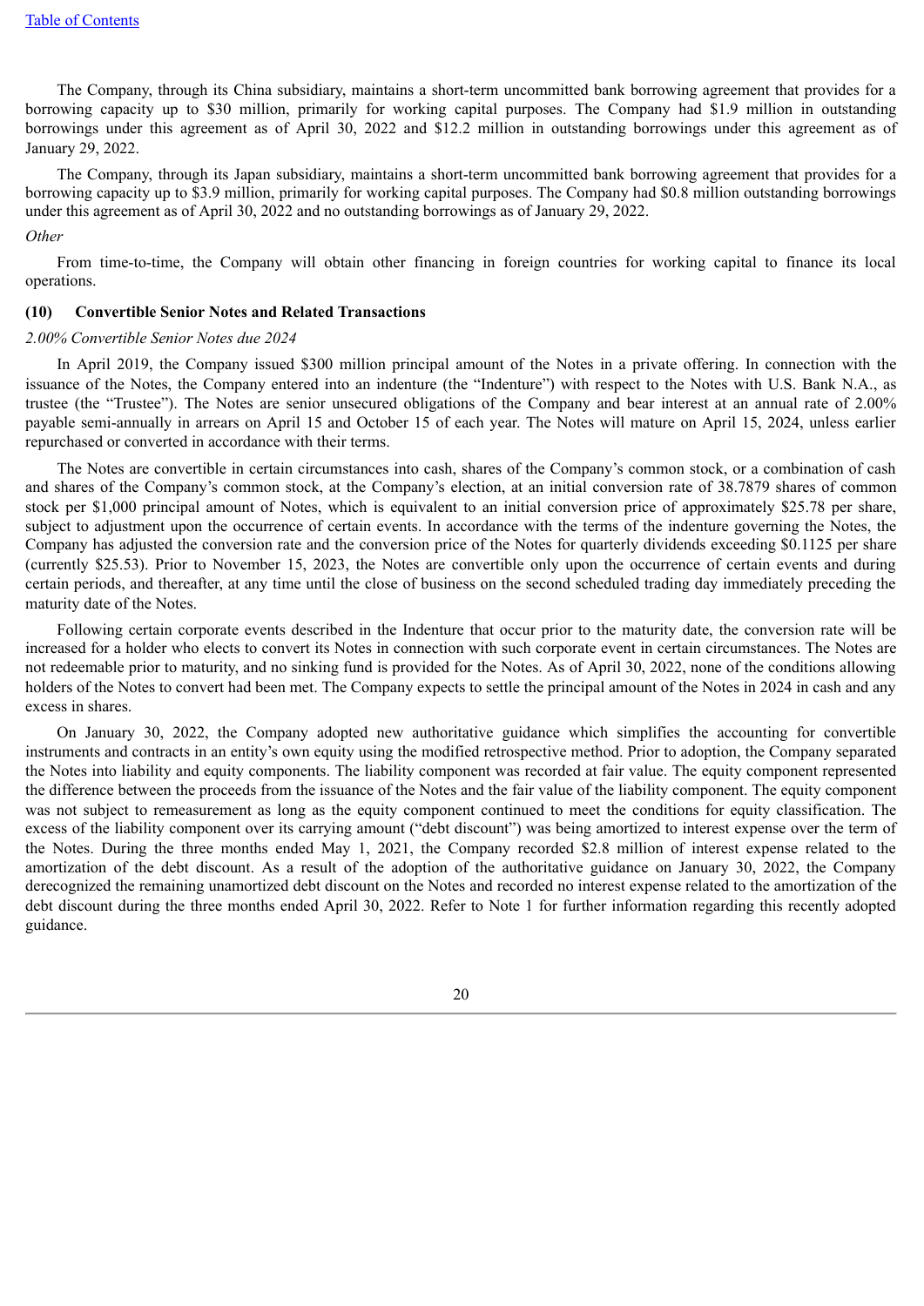The Company, through its China subsidiary, maintains a short-term uncommitted bank borrowing agreement that provides for a borrowing capacity up to $30 million, primarily for working capital purposes. The Company had $1.9 million in outstanding borrowings under this agreement as of April 30, 2022 and $12.2 million in outstanding borrowings under this agreement as of January 29, 2022.

The Company, through its Japan subsidiary, maintains a short-term uncommitted bank borrowing agreement that provides for a borrowing capacity up to $3.9 million, primarily for working capital purposes. The Company had $0.8 million outstanding borrowings under this agreement as of April 30, 2022 and no outstanding borrowings as of January 29, 2022.

*Other*

From time-to-time, the Company will obtain other financing in foreign countries for working capital to finance its local operations.

**(10) Convertible Senior Notes and Related Transactions**

*2.00% Convertible Senior Notes due 2024*

In April 2019, the Company issued $300 million principal amount of the Notes in a private offering. In connection with the issuance of the Notes, the Company entered into an indenture (the "Indenture") with respect to the Notes with U.S. Bank N.A., as trustee (the "Trustee"). The Notes are senior unsecured obligations of the Company and bear interest at an annual rate of 2.00% payable semi-annually in arrears on April 15 and October 15 of each year. The Notes will mature on April 15, 2024, unless earlier repurchased or converted in accordance with their terms.

The Notes are convertible in certain circumstances into cash, shares of the Company's common stock, or a combination of cash and shares of the Company's common stock, at the Company's election, at an initial conversion rate of 38.7879 shares of common stock per $1,000 principal amount of Notes, which is equivalent to an initial conversion price of approximately $25.78 per share, subject to adjustment upon the occurrence of certain events. In accordance with the terms of the indenture governing the Notes, the Company has adjusted the conversion rate and the conversion price of the Notes for quarterly dividends exceeding $0.1125 per share (currently $25.53). Prior to November 15, 2023, the Notes are convertible only upon the occurrence of certain events and during certain periods, and thereafter, at any time until the close of business on the second scheduled trading day immediately preceding the maturity date of the Notes.

Following certain corporate events described in the Indenture that occur prior to the maturity date, the conversion rate will be increased for a holder who elects to convert its Notes in connection with such corporate event in certain circumstances. The Notes are not redeemable prior to maturity, and no sinking fund is provided for the Notes. As of April 30, 2022, none of the conditions allowing holders of the Notes to convert had been met. The Company expects to settle the principal amount of the Notes in 2024 in cash and any excess in shares.

On January 30, 2022, the Company adopted new authoritative guidance which simplifies the accounting for convertible instruments and contracts in an entity's own equity using the modified retrospective method. Prior to adoption, the Company separated the Notes into liability and equity components. The liability component was recorded at fair value. The equity component represented the difference between the proceeds from the issuance of the Notes and the fair value of the liability component. The equity component was not subject to remeasurement as long as the equity component continued to meet the conditions for equity classification. The excess of the liability component over its carrying amount ("debt discount") was being amortized to interest expense over the term of the Notes. During the three months ended May 1, 2021, the Company recorded $2.8 million of interest expense related to the amortization of the debt discount. As a result of the adoption of the authoritative guidance on January 30, 2022, the Company derecognized the remaining unamortized debt discount on the Notes and recorded no interest expense related to the amortization of the debt discount during the three months ended April 30, 2022. Refer to Note 1 for further information regarding this recently adopted guidance.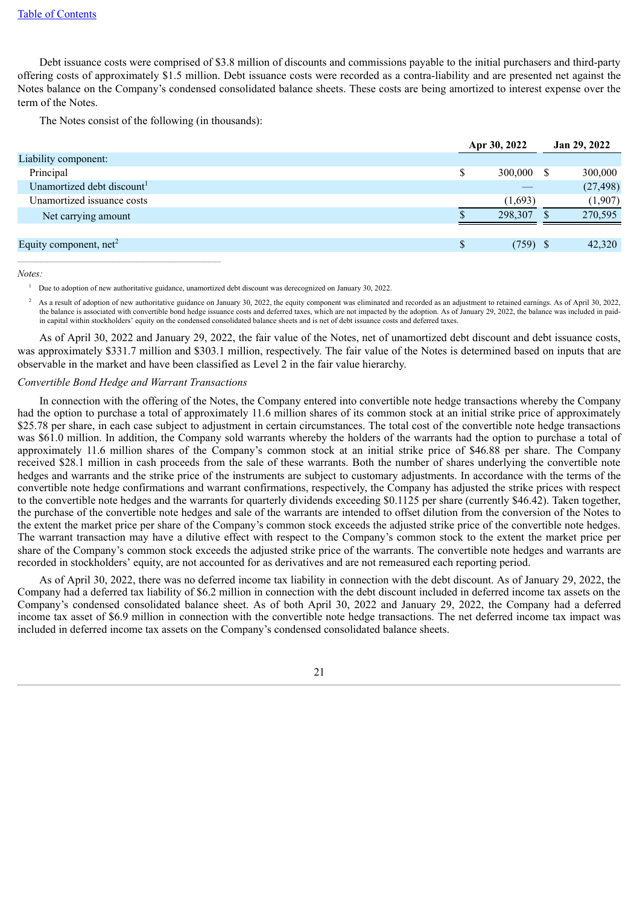Debt issuance costs were comprised of $3.8 million of discounts and commissions payable to the initial purchasers and third-party offering costs of approximately $1.5 million. Debt issuance costs were recorded as a contra-liability and are presented net against the Notes balance on the Company's condensed consolidated balance sheets. These costs are being amortized to interest expense over the term of the Notes.

The Notes consist of the following (in thousands):

| | Apr 30, 2022 | Jan 29, 2022 |
|---|---|---|
| Liability component: | | |
| Principal | $ 300,000 | $ 300,000 |
| Unamortized debt discount[1] | — | (27,498) |
| Unamortized issuance costs | (1,693) | (1,907) |
| Net carrying amount | $ 298,307 | $ 270,595 |
| | | |
| Equity component, net[2] | $ (759) | $ 42,320 |

*Notes:*

[1] Due to adoption of new authoritative guidance, unamortized debt discount was derecognized on January 30, 2022.

[2] As a result of adoption of new authoritative guidance on January 30, 2022, the equity component was eliminated and recorded as an adjustment to retained earnings. As of April 30, 2022, the balance is associated with convertible bond hedge issuance costs and deferred taxes, which are not impacted by the adoption. As of January 29, 2022, the balance was included in paid-in capital within stockholders' equity on the condensed consolidated balance sheets and is net of debt issuance costs and deferred taxes.

As of April 30, 2022 and January 29, 2022, the fair value of the Notes, net of unamortized debt discount and debt issuance costs, was approximately $331.7 million and $303.1 million, respectively. The fair value of the Notes is determined based on inputs that are observable in the market and have been classified as Level 2 in the fair value hierarchy.

*Convertible Bond Hedge and Warrant Transactions*

In connection with the offering of the Notes, the Company entered into convertible note hedge transactions whereby the Company had the option to purchase a total of approximately 11.6 million shares of its common stock at an initial strike price of approximately $25.78 per share, in each case subject to adjustment in certain circumstances. The total cost of the convertible note hedge transactions was $61.0 million. In addition, the Company sold warrants whereby the holders of the warrants had the option to purchase a total of approximately 11.6 million shares of the Company's common stock at an initial strike price of $46.88 per share. The Company received $28.1 million in cash proceeds from the sale of these warrants. Both the number of shares underlying the convertible note hedges and warrants and the strike price of the instruments are subject to customary adjustments. In accordance with the terms of the convertible note hedge confirmations and warrant confirmations, respectively, the Company has adjusted the strike prices with respect to the convertible note hedges and the warrants for quarterly dividends exceeding $0.1125 per share (currently $46.42). Taken together, the purchase of the convertible note hedges and sale of the warrants are intended to offset dilution from the conversion of the Notes to the extent the market price per share of the Company's common stock exceeds the adjusted strike price of the convertible note hedges. The warrant transaction may have a dilutive effect with respect to the Company's common stock to the extent the market price per share of the Company's common stock exceeds the adjusted strike price of the warrants. The convertible note hedges and warrants are recorded in stockholders' equity, are not accounted for as derivatives and are not remeasured each reporting period.

As of April 30, 2022, there was no deferred income tax liability in connection with the debt discount. As of January 29, 2022, the Company had a deferred tax liability of $6.2 million in connection with the debt discount included in deferred income tax assets on the Company's condensed consolidated balance sheet. As of both April 30, 2022 and January 29, 2022, the Company had a deferred income tax asset of $6.9 million in connection with the convertible note hedge transactions. The net deferred income tax impact was included in deferred income tax assets on the Company's condensed consolidated balance sheets.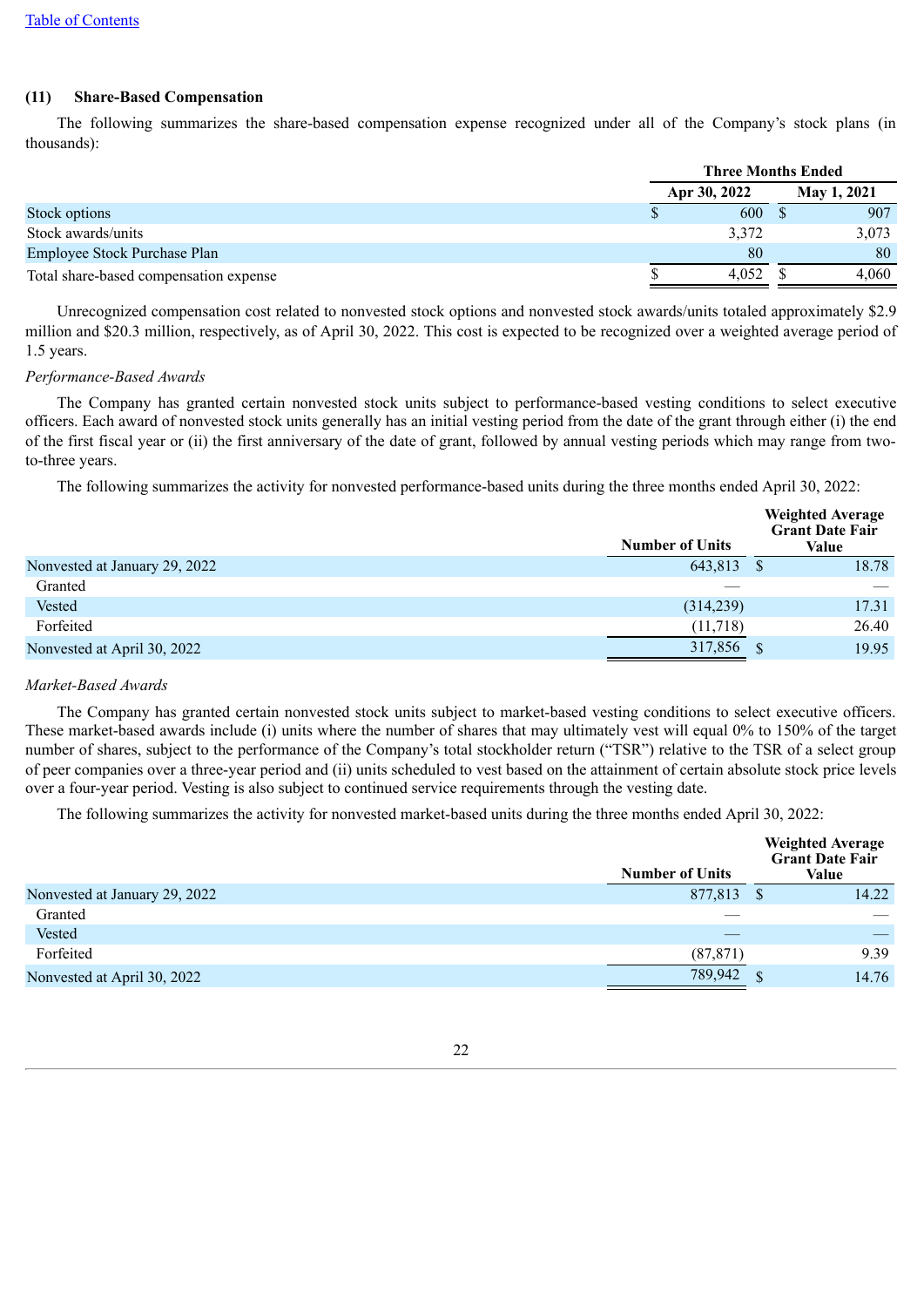[Table of Contents](#)

### (11) Share-Based Compensation

The following summarizes the share-based compensation expense recognized under all of the Company's stock plans (in thousands):

| | Three Months Ended | |
|---|---|---|
| | Apr 30, 2022 | May 1, 2021 |
| Stock options | $ 600 | $ 907 |
| Stock awards/units | 3,372 | 3,073 |
| Employee Stock Purchase Plan | 80 | 80 |
| Total share-based compensation expense | $ 4,052 | $ 4,060 |

Unrecognized compensation cost related to nonvested stock options and nonvested stock awards/units totaled approximately $2.9 million and $20.3 million, respectively, as of April 30, 2022. This cost is expected to be recognized over a weighted average period of 1.5 years.

*Performance-Based Awards*

The Company has granted certain nonvested stock units subject to performance-based vesting conditions to select executive officers. Each award of nonvested stock units generally has an initial vesting period from the date of the grant through either (i) the end of the first fiscal year or (ii) the first anniversary of the date of grant, followed by annual vesting periods which may range from two-to-three years.

The following summarizes the activity for nonvested performance-based units during the three months ended April 30, 2022:

| | Number of Units | Weighted Average Grant Date Fair Value |
|---|---|---|
| Nonvested at January 29, 2022 | 643,813 | $ 18.78 |
| Granted | — | — |
| Vested | (314,239) | 17.31 |
| Forfeited | (11,718) | 26.40 |
| Nonvested at April 30, 2022 | 317,856 | $ 19.95 |

*Market-Based Awards*

The Company has granted certain nonvested stock units subject to market-based vesting conditions to select executive officers. These market-based awards include (i) units where the number of shares that may ultimately vest will equal 0% to 150% of the target number of shares, subject to the performance of the Company's total stockholder return ("TSR") relative to the TSR of a select group of peer companies over a three-year period and (ii) units scheduled to vest based on the attainment of certain absolute stock price levels over a four-year period. Vesting is also subject to continued service requirements through the vesting date.

The following summarizes the activity for nonvested market-based units during the three months ended April 30, 2022:

| | Number of Units | Weighted Average Grant Date Fair Value |
|---|---|---|
| Nonvested at January 29, 2022 | 877,813 | $ 14.22 |
| Granted | — | — |
| Vested | — | — |
| Forfeited | (87,871) | 9.39 |
| Nonvested at April 30, 2022 | 789,942 | $ 14.76 |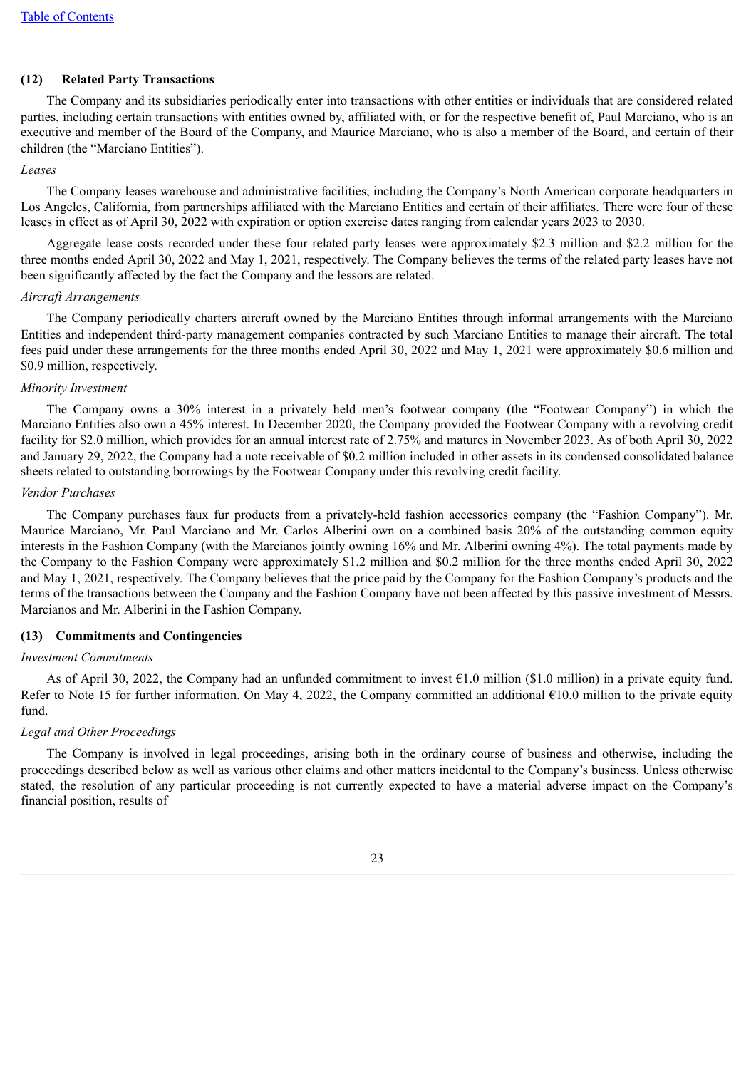## (12) Related Party Transactions

The Company and its subsidiaries periodically enter into transactions with other entities or individuals that are considered related parties, including certain transactions with entities owned by, affiliated with, or for the respective benefit of, Paul Marciano, who is an executive and member of the Board of the Company, and Maurice Marciano, who is also a member of the Board, and certain of their children (the "Marciano Entities").

*Leases*

The Company leases warehouse and administrative facilities, including the Company's North American corporate headquarters in Los Angeles, California, from partnerships affiliated with the Marciano Entities and certain of their affiliates. There were four of these leases in effect as of April 30, 2022 with expiration or option exercise dates ranging from calendar years 2023 to 2030.

Aggregate lease costs recorded under these four related party leases were approximately $2.3 million and $2.2 million for the three months ended April 30, 2022 and May 1, 2021, respectively. The Company believes the terms of the related party leases have not been significantly affected by the fact the Company and the lessors are related.

*Aircraft Arrangements*

The Company periodically charters aircraft owned by the Marciano Entities through informal arrangements with the Marciano Entities and independent third-party management companies contracted by such Marciano Entities to manage their aircraft. The total fees paid under these arrangements for the three months ended April 30, 2022 and May 1, 2021 were approximately $0.6 million and $0.9 million, respectively.

*Minority Investment*

The Company owns a 30% interest in a privately held men's footwear company (the "Footwear Company") in which the Marciano Entities also own a 45% interest. In December 2020, the Company provided the Footwear Company with a revolving credit facility for $2.0 million, which provides for an annual interest rate of 2.75% and matures in November 2023. As of both April 30, 2022 and January 29, 2022, the Company had a note receivable of $0.2 million included in other assets in its condensed consolidated balance sheets related to outstanding borrowings by the Footwear Company under this revolving credit facility.

*Vendor Purchases*

The Company purchases faux fur products from a privately-held fashion accessories company (the "Fashion Company"). Mr. Maurice Marciano, Mr. Paul Marciano and Mr. Carlos Alberini own on a combined basis 20% of the outstanding common equity interests in the Fashion Company (with the Marcianos jointly owning 16% and Mr. Alberini owning 4%). The total payments made by the Company to the Fashion Company were approximately $1.2 million and $0.2 million for the three months ended April 30, 2022 and May 1, 2021, respectively. The Company believes that the price paid by the Company for the Fashion Company's products and the terms of the transactions between the Company and the Fashion Company have not been affected by this passive investment of Messrs. Marcianos and Mr. Alberini in the Fashion Company.

## (13) Commitments and Contingencies

*Investment Commitments*

As of April 30, 2022, the Company had an unfunded commitment to invest €1.0 million ($1.0 million) in a private equity fund. Refer to Note 15 for further information. On May 4, 2022, the Company committed an additional €10.0 million to the private equity fund.

*Legal and Other Proceedings*

The Company is involved in legal proceedings, arising both in the ordinary course of business and otherwise, including the proceedings described below as well as various other claims and other matters incidental to the Company's business. Unless otherwise stated, the resolution of any particular proceeding is not currently expected to have a material adverse impact on the Company's financial position, results of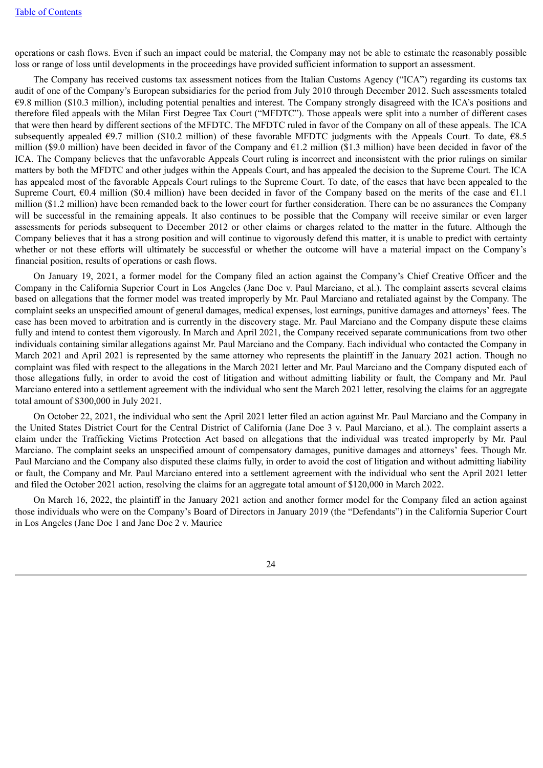operations or cash flows. Even if such an impact could be material, the Company may not be able to estimate the reasonably possible loss or range of loss until developments in the proceedings have provided sufficient information to support an assessment.

The Company has received customs tax assessment notices from the Italian Customs Agency ("ICA") regarding its customs tax audit of one of the Company's European subsidiaries for the period from July 2010 through December 2012. Such assessments totaled €9.8 million ($10.3 million), including potential penalties and interest. The Company strongly disagreed with the ICA's positions and therefore filed appeals with the Milan First Degree Tax Court ("MFDTC"). Those appeals were split into a number of different cases that were then heard by different sections of the MFDTC. The MFDTC ruled in favor of the Company on all of these appeals. The ICA subsequently appealed €9.7 million ($10.2 million) of these favorable MFDTC judgments with the Appeals Court. To date, €8.5 million ($9.0 million) have been decided in favor of the Company and €1.2 million ($1.3 million) have been decided in favor of the ICA. The Company believes that the unfavorable Appeals Court ruling is incorrect and inconsistent with the prior rulings on similar matters by both the MFDTC and other judges within the Appeals Court, and has appealed the decision to the Supreme Court. The ICA has appealed most of the favorable Appeals Court rulings to the Supreme Court. To date, of the cases that have been appealed to the Supreme Court, €0.4 million ($0.4 million) have been decided in favor of the Company based on the merits of the case and €1.1 million ($1.2 million) have been remanded back to the lower court for further consideration. There can be no assurances the Company will be successful in the remaining appeals. It also continues to be possible that the Company will receive similar or even larger assessments for periods subsequent to December 2012 or other claims or charges related to the matter in the future. Although the Company believes that it has a strong position and will continue to vigorously defend this matter, it is unable to predict with certainty whether or not these efforts will ultimately be successful or whether the outcome will have a material impact on the Company's financial position, results of operations or cash flows.

On January 19, 2021, a former model for the Company filed an action against the Company's Chief Creative Officer and the Company in the California Superior Court in Los Angeles (Jane Doe v. Paul Marciano, et al.). The complaint asserts several claims based on allegations that the former model was treated improperly by Mr. Paul Marciano and retaliated against by the Company. The complaint seeks an unspecified amount of general damages, medical expenses, lost earnings, punitive damages and attorneys' fees. The case has been moved to arbitration and is currently in the discovery stage. Mr. Paul Marciano and the Company dispute these claims fully and intend to contest them vigorously. In March and April 2021, the Company received separate communications from two other individuals containing similar allegations against Mr. Paul Marciano and the Company. Each individual who contacted the Company in March 2021 and April 2021 is represented by the same attorney who represents the plaintiff in the January 2021 action. Though no complaint was filed with respect to the allegations in the March 2021 letter and Mr. Paul Marciano and the Company disputed each of those allegations fully, in order to avoid the cost of litigation and without admitting liability or fault, the Company and Mr. Paul Marciano entered into a settlement agreement with the individual who sent the March 2021 letter, resolving the claims for an aggregate total amount of $300,000 in July 2021.

On October 22, 2021, the individual who sent the April 2021 letter filed an action against Mr. Paul Marciano and the Company in the United States District Court for the Central District of California (Jane Doe 3 v. Paul Marciano, et al.). The complaint asserts a claim under the Trafficking Victims Protection Act based on allegations that the individual was treated improperly by Mr. Paul Marciano. The complaint seeks an unspecified amount of compensatory damages, punitive damages and attorneys' fees. Though Mr. Paul Marciano and the Company also disputed these claims fully, in order to avoid the cost of litigation and without admitting liability or fault, the Company and Mr. Paul Marciano entered into a settlement agreement with the individual who sent the April 2021 letter and filed the October 2021 action, resolving the claims for an aggregate total amount of $120,000 in March 2022.

On March 16, 2022, the plaintiff in the January 2021 action and another former model for the Company filed an action against those individuals who were on the Company's Board of Directors in January 2019 (the "Defendants") in the California Superior Court in Los Angeles (Jane Doe 1 and Jane Doe 2 v. Maurice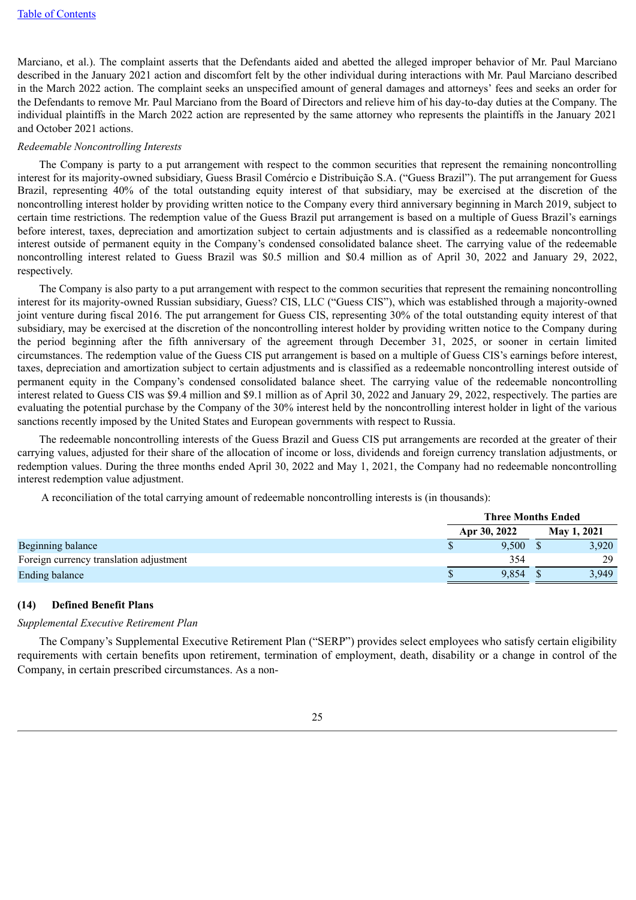Marciano, et al.). The complaint asserts that the Defendants aided and abetted the alleged improper behavior of Mr. Paul Marciano described in the January 2021 action and discomfort felt by the other individual during interactions with Mr. Paul Marciano described in the March 2022 action. The complaint seeks an unspecified amount of general damages and attorneys' fees and seeks an order for the Defendants to remove Mr. Paul Marciano from the Board of Directors and relieve him of his day-to-day duties at the Company. The individual plaintiffs in the March 2022 action are represented by the same attorney who represents the plaintiffs in the January 2021 and October 2021 actions.

*Redeemable Noncontrolling Interests*

The Company is party to a put arrangement with respect to the common securities that represent the remaining noncontrolling interest for its majority-owned subsidiary, Guess Brasil Comércio e Distribuição S.A. ("Guess Brazil"). The put arrangement for Guess Brazil, representing 40% of the total outstanding equity interest of that subsidiary, may be exercised at the discretion of the noncontrolling interest holder by providing written notice to the Company every third anniversary beginning in March 2019, subject to certain time restrictions. The redemption value of the Guess Brazil put arrangement is based on a multiple of Guess Brazil's earnings before interest, taxes, depreciation and amortization subject to certain adjustments and is classified as a redeemable noncontrolling interest outside of permanent equity in the Company's condensed consolidated balance sheet. The carrying value of the redeemable noncontrolling interest related to Guess Brazil was $0.5 million and $0.4 million as of April 30, 2022 and January 29, 2022, respectively.

The Company is also party to a put arrangement with respect to the common securities that represent the remaining noncontrolling interest for its majority-owned Russian subsidiary, Guess? CIS, LLC ("Guess CIS"), which was established through a majority-owned joint venture during fiscal 2016. The put arrangement for Guess CIS, representing 30% of the total outstanding equity interest of that subsidiary, may be exercised at the discretion of the noncontrolling interest holder by providing written notice to the Company during the period beginning after the fifth anniversary of the agreement through December 31, 2025, or sooner in certain limited circumstances. The redemption value of the Guess CIS put arrangement is based on a multiple of Guess CIS's earnings before interest, taxes, depreciation and amortization subject to certain adjustments and is classified as a redeemable noncontrolling interest outside of permanent equity in the Company's condensed consolidated balance sheet. The carrying value of the redeemable noncontrolling interest related to Guess CIS was $9.4 million and $9.1 million as of April 30, 2022 and January 29, 2022, respectively. The parties are evaluating the potential purchase by the Company of the 30% interest held by the noncontrolling interest holder in light of the various sanctions recently imposed by the United States and European governments with respect to Russia.

The redeemable noncontrolling interests of the Guess Brazil and Guess CIS put arrangements are recorded at the greater of their carrying values, adjusted for their share of the allocation of income or loss, dividends and foreign currency translation adjustments, or redemption values. During the three months ended April 30, 2022 and May 1, 2021, the Company had no redeemable noncontrolling interest redemption value adjustment.

A reconciliation of the total carrying amount of redeemable noncontrolling interests is (in thousands):

| | Three Months Ended | |
|---|---|---|
| | Apr 30, 2022 | May 1, 2021 |
| Beginning balance | $ 9,500 | $ 3,920 |
| Foreign currency translation adjustment | 354 | 29 |
| Ending balance | $ 9,854 | $ 3,949 |

## (14) Defined Benefit Plans

*Supplemental Executive Retirement Plan*

The Company's Supplemental Executive Retirement Plan ("SERP") provides select employees who satisfy certain eligibility requirements with certain benefits upon retirement, termination of employment, death, disability or a change in control of the Company, in certain prescribed circumstances. As a non-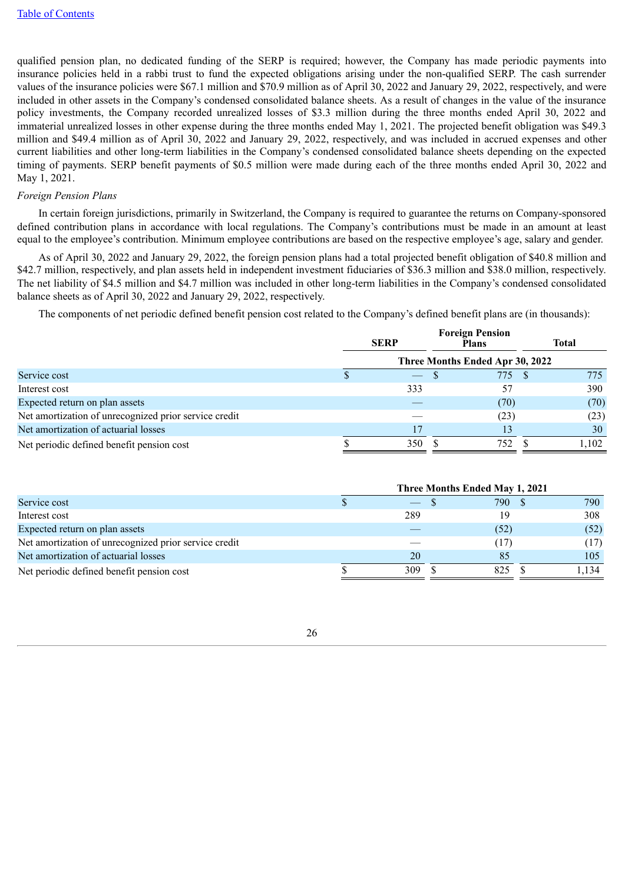qualified pension plan, no dedicated funding of the SERP is required; however, the Company has made periodic payments into insurance policies held in a rabbi trust to fund the expected obligations arising under the non-qualified SERP. The cash surrender values of the insurance policies were $67.1 million and $70.9 million as of April 30, 2022 and January 29, 2022, respectively, and were included in other assets in the Company's condensed consolidated balance sheets. As a result of changes in the value of the insurance policy investments, the Company recorded unrealized losses of $3.3 million during the three months ended April 30, 2022 and immaterial unrealized losses in other expense during the three months ended May 1, 2021. The projected benefit obligation was $49.3 million and $49.4 million as of April 30, 2022 and January 29, 2022, respectively, and was included in accrued expenses and other current liabilities and other long-term liabilities in the Company's condensed consolidated balance sheets depending on the expected timing of payments. SERP benefit payments of $0.5 million were made during each of the three months ended April 30, 2022 and May 1, 2021.

*Foreign Pension Plans*

In certain foreign jurisdictions, primarily in Switzerland, the Company is required to guarantee the returns on Company-sponsored defined contribution plans in accordance with local regulations. The Company's contributions must be made in an amount at least equal to the employee's contribution. Minimum employee contributions are based on the respective employee's age, salary and gender.

As of April 30, 2022 and January 29, 2022, the foreign pension plans had a total projected benefit obligation of $40.8 million and $42.7 million, respectively, and plan assets held in independent investment fiduciaries of $36.3 million and $38.0 million, respectively. The net liability of $4.5 million and $4.7 million was included in other long-term liabilities in the Company's condensed consolidated balance sheets as of April 30, 2022 and January 29, 2022, respectively.

The components of net periodic defined benefit pension cost related to the Company's defined benefit plans are (in thousands):

| | SERP | Foreign Pension Plans | Total |
|---|---|---|---|
| | Three Months Ended Apr 30, 2022 | | |
| Service cost | $ — | $ 775 | $ 775 |
| Interest cost | 333 | 57 | 390 |
| Expected return on plan assets | — | (70) | (70) |
| Net amortization of unrecognized prior service credit | — | (23) | (23) |
| Net amortization of actuarial losses | 17 | 13 | 30 |
| Net periodic defined benefit pension cost | $ 350 | $ 752 | $ 1,102 |

| | SERP | Foreign Pension Plans | Total |
|---|---|---|---|
| | Three Months Ended May 1, 2021 | | |
| Service cost | $ — | $ 790 | $ 790 |
| Interest cost | 289 | 19 | 308 |
| Expected return on plan assets | — | (52) | (52) |
| Net amortization of unrecognized prior service credit | — | (17) | (17) |
| Net amortization of actuarial losses | 20 | 85 | 105 |
| Net periodic defined benefit pension cost | $ 309 | $ 825 | $ 1,134 |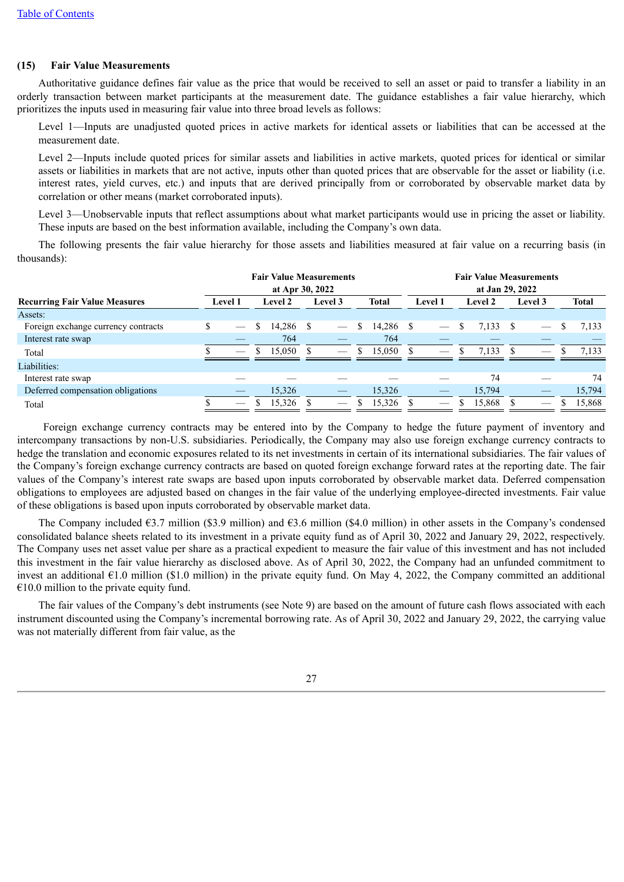### (15) Fair Value Measurements

Authoritative guidance defines fair value as the price that would be received to sell an asset or paid to transfer a liability in an orderly transaction between market participants at the measurement date. The guidance establishes a fair value hierarchy, which prioritizes the inputs used in measuring fair value into three broad levels as follows:

Level 1—Inputs are unadjusted quoted prices in active markets for identical assets or liabilities that can be accessed at the measurement date.

Level 2—Inputs include quoted prices for similar assets and liabilities in active markets, quoted prices for identical or similar assets or liabilities in markets that are not active, inputs other than quoted prices that are observable for the asset or liability (i.e. interest rates, yield curves, etc.) and inputs that are derived principally from or corroborated by observable market data by correlation or other means (market corroborated inputs).

Level 3—Unobservable inputs that reflect assumptions about what market participants would use in pricing the asset or liability. These inputs are based on the best information available, including the Company's own data.

The following presents the fair value hierarchy for those assets and liabilities measured at fair value on a recurring basis (in thousands):

| Recurring Fair Value Measures | Fair Value Measurements at Apr 30, 2022 | | | | Fair Value Measurements at Jan 29, 2022 | | | |
|---|---|---|---|---|---|---|---|---|
| | Level 1 | Level 2 | Level 3 | Total | Level 1 | Level 2 | Level 3 | Total |
| Assets: | | | | | | | | |
| Foreign exchange currency contracts | $ — | $ 14,286 | $ — | $ 14,286 | $ — | $ 7,133 | $ — | $ 7,133 |
| Interest rate swap | — | 764 | — | 764 | — | — | — | — |
| Total | $ — | $ 15,050 | $ — | $ 15,050 | $ — | $ 7,133 | $ — | $ 7,133 |
| Liabilities: | | | | | | | | |
| Interest rate swap | — | — | — | — | — | 74 | — | 74 |
| Deferred compensation obligations | — | 15,326 | — | 15,326 | — | 15,794 | — | 15,794 |
| Total | $ — | $ 15,326 | $ — | $ 15,326 | $ — | $ 15,868 | $ — | $ 15,868 |

Foreign exchange currency contracts may be entered into by the Company to hedge the future payment of inventory and intercompany transactions by non-U.S. subsidiaries. Periodically, the Company may also use foreign exchange currency contracts to hedge the translation and economic exposures related to its net investments in certain of its international subsidiaries. The fair values of the Company's foreign exchange currency contracts are based on quoted foreign exchange forward rates at the reporting date. The fair values of the Company's interest rate swaps are based upon inputs corroborated by observable market data. Deferred compensation obligations to employees are adjusted based on changes in the fair value of the underlying employee-directed investments. Fair value of these obligations is based upon inputs corroborated by observable market data.

The Company included €3.7 million ($3.9 million) and €3.6 million ($4.0 million) in other assets in the Company's condensed consolidated balance sheets related to its investment in a private equity fund as of April 30, 2022 and January 29, 2022, respectively. The Company uses net asset value per share as a practical expedient to measure the fair value of this investment and has not included this investment in the fair value hierarchy as disclosed above. As of April 30, 2022, the Company had an unfunded commitment to invest an additional €1.0 million ($1.0 million) in the private equity fund. On May 4, 2022, the Company committed an additional €10.0 million to the private equity fund.

The fair values of the Company's debt instruments (see Note 9) are based on the amount of future cash flows associated with each instrument discounted using the Company's incremental borrowing rate. As of April 30, 2022 and January 29, 2022, the carrying value was not materially different from fair value, as the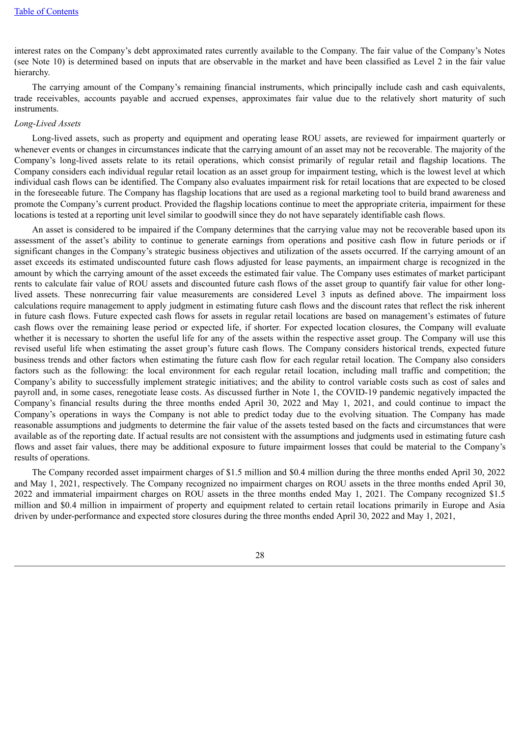interest rates on the Company's debt approximated rates currently available to the Company. The fair value of the Company's Notes (see Note 10) is determined based on inputs that are observable in the market and have been classified as Level 2 in the fair value hierarchy.

The carrying amount of the Company's remaining financial instruments, which principally include cash and cash equivalents, trade receivables, accounts payable and accrued expenses, approximates fair value due to the relatively short maturity of such instruments.

*Long-Lived Assets*

Long-lived assets, such as property and equipment and operating lease ROU assets, are reviewed for impairment quarterly or whenever events or changes in circumstances indicate that the carrying amount of an asset may not be recoverable. The majority of the Company's long-lived assets relate to its retail operations, which consist primarily of regular retail and flagship locations. The Company considers each individual regular retail location as an asset group for impairment testing, which is the lowest level at which individual cash flows can be identified. The Company also evaluates impairment risk for retail locations that are expected to be closed in the foreseeable future. The Company has flagship locations that are used as a regional marketing tool to build brand awareness and promote the Company's current product. Provided the flagship locations continue to meet the appropriate criteria, impairment for these locations is tested at a reporting unit level similar to goodwill since they do not have separately identifiable cash flows.

An asset is considered to be impaired if the Company determines that the carrying value may not be recoverable based upon its assessment of the asset's ability to continue to generate earnings from operations and positive cash flow in future periods or if significant changes in the Company's strategic business objectives and utilization of the assets occurred. If the carrying amount of an asset exceeds its estimated undiscounted future cash flows adjusted for lease payments, an impairment charge is recognized in the amount by which the carrying amount of the asset exceeds the estimated fair value. The Company uses estimates of market participant rents to calculate fair value of ROU assets and discounted future cash flows of the asset group to quantify fair value for other long-lived assets. These nonrecurring fair value measurements are considered Level 3 inputs as defined above. The impairment loss calculations require management to apply judgment in estimating future cash flows and the discount rates that reflect the risk inherent in future cash flows. Future expected cash flows for assets in regular retail locations are based on management's estimates of future cash flows over the remaining lease period or expected life, if shorter. For expected location closures, the Company will evaluate whether it is necessary to shorten the useful life for any of the assets within the respective asset group. The Company will use this revised useful life when estimating the asset group's future cash flows. The Company considers historical trends, expected future business trends and other factors when estimating the future cash flow for each regular retail location. The Company also considers factors such as the following: the local environment for each regular retail location, including mall traffic and competition; the Company's ability to successfully implement strategic initiatives; and the ability to control variable costs such as cost of sales and payroll and, in some cases, renegotiate lease costs. As discussed further in Note 1, the COVID-19 pandemic negatively impacted the Company's financial results during the three months ended April 30, 2022 and May 1, 2021, and could continue to impact the Company's operations in ways the Company is not able to predict today due to the evolving situation. The Company has made reasonable assumptions and judgments to determine the fair value of the assets tested based on the facts and circumstances that were available as of the reporting date. If actual results are not consistent with the assumptions and judgments used in estimating future cash flows and asset fair values, there may be additional exposure to future impairment losses that could be material to the Company's results of operations.

The Company recorded asset impairment charges of $1.5 million and $0.4 million during the three months ended April 30, 2022 and May 1, 2021, respectively. The Company recognized no impairment charges on ROU assets in the three months ended April 30, 2022 and immaterial impairment charges on ROU assets in the three months ended May 1, 2021. The Company recognized $1.5 million and $0.4 million in impairment of property and equipment related to certain retail locations primarily in Europe and Asia driven by under-performance and expected store closures during the three months ended April 30, 2022 and May 1, 2021,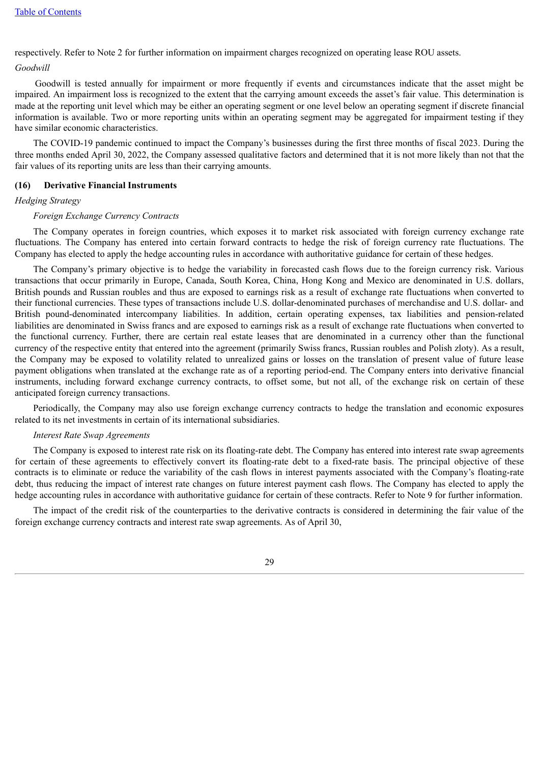respectively. Refer to Note 2 for further information on impairment charges recognized on operating lease ROU assets.

*Goodwill*

Goodwill is tested annually for impairment or more frequently if events and circumstances indicate that the asset might be impaired. An impairment loss is recognized to the extent that the carrying amount exceeds the asset's fair value. This determination is made at the reporting unit level which may be either an operating segment or one level below an operating segment if discrete financial information is available. Two or more reporting units within an operating segment may be aggregated for impairment testing if they have similar economic characteristics.

The COVID-19 pandemic continued to impact the Company's businesses during the first three months of fiscal 2023. During the three months ended April 30, 2022, the Company assessed qualitative factors and determined that it is not more likely than not that the fair values of its reporting units are less than their carrying amounts.

## (16) Derivative Financial Instruments

*Hedging Strategy*

*Foreign Exchange Currency Contracts*

The Company operates in foreign countries, which exposes it to market risk associated with foreign currency exchange rate fluctuations. The Company has entered into certain forward contracts to hedge the risk of foreign currency rate fluctuations. The Company has elected to apply the hedge accounting rules in accordance with authoritative guidance for certain of these hedges.

The Company's primary objective is to hedge the variability in forecasted cash flows due to the foreign currency risk. Various transactions that occur primarily in Europe, Canada, South Korea, China, Hong Kong and Mexico are denominated in U.S. dollars, British pounds and Russian roubles and thus are exposed to earnings risk as a result of exchange rate fluctuations when converted to their functional currencies. These types of transactions include U.S. dollar-denominated purchases of merchandise and U.S. dollar- and British pound-denominated intercompany liabilities. In addition, certain operating expenses, tax liabilities and pension-related liabilities are denominated in Swiss francs and are exposed to earnings risk as a result of exchange rate fluctuations when converted to the functional currency. Further, there are certain real estate leases that are denominated in a currency other than the functional currency of the respective entity that entered into the agreement (primarily Swiss francs, Russian roubles and Polish zloty). As a result, the Company may be exposed to volatility related to unrealized gains or losses on the translation of present value of future lease payment obligations when translated at the exchange rate as of a reporting period-end. The Company enters into derivative financial instruments, including forward exchange currency contracts, to offset some, but not all, of the exchange risk on certain of these anticipated foreign currency transactions.

Periodically, the Company may also use foreign exchange currency contracts to hedge the translation and economic exposures related to its net investments in certain of its international subsidiaries.

*Interest Rate Swap Agreements*

The Company is exposed to interest rate risk on its floating-rate debt. The Company has entered into interest rate swap agreements for certain of these agreements to effectively convert its floating-rate debt to a fixed-rate basis. The principal objective of these contracts is to eliminate or reduce the variability of the cash flows in interest payments associated with the Company's floating-rate debt, thus reducing the impact of interest rate changes on future interest payment cash flows. The Company has elected to apply the hedge accounting rules in accordance with authoritative guidance for certain of these contracts. Refer to Note 9 for further information.

The impact of the credit risk of the counterparties to the derivative contracts is considered in determining the fair value of the foreign exchange currency contracts and interest rate swap agreements. As of April 30,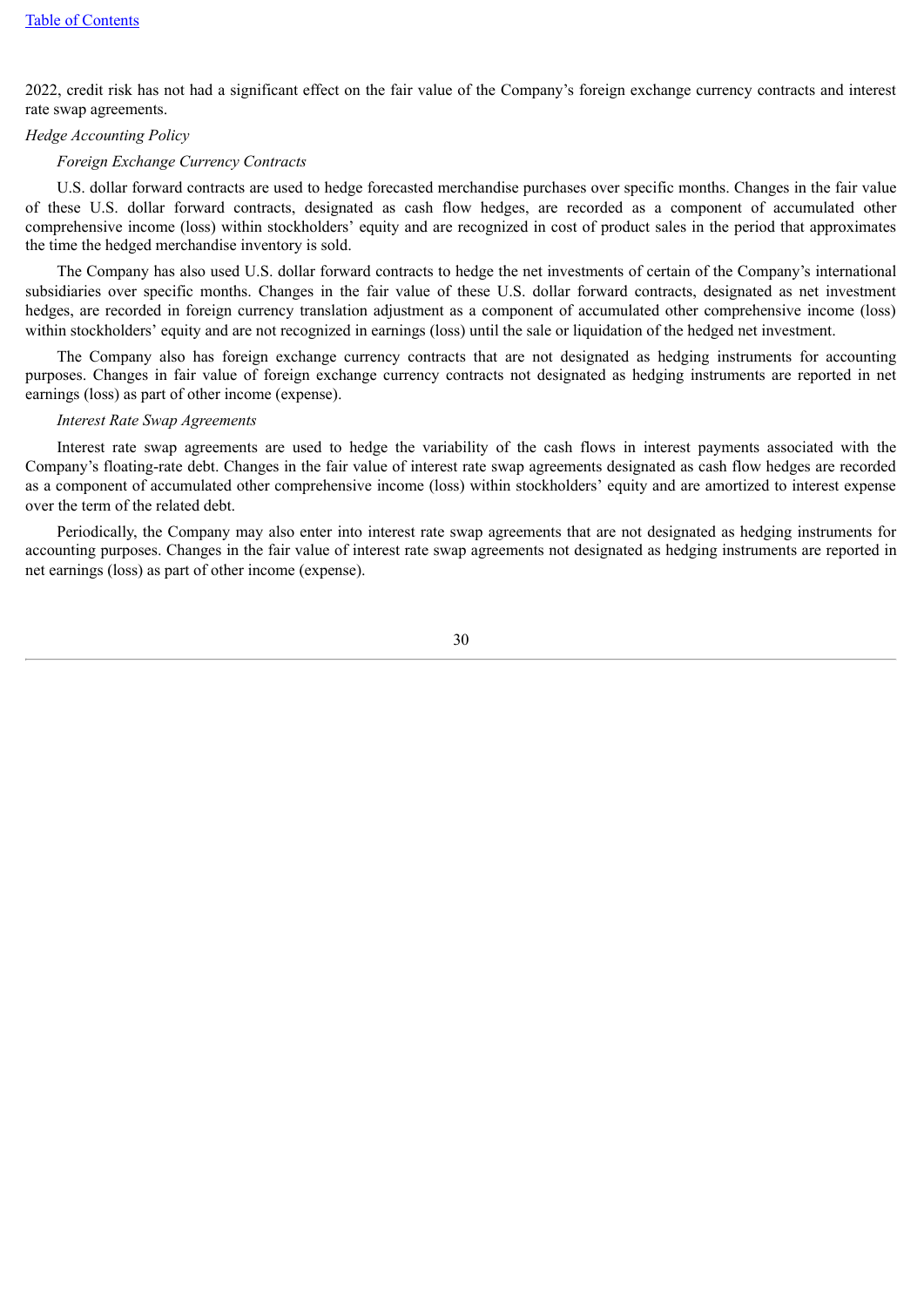2022, credit risk has not had a significant effect on the fair value of the Company's foreign exchange currency contracts and interest rate swap agreements.

*Hedge Accounting Policy*

*Foreign Exchange Currency Contracts*

U.S. dollar forward contracts are used to hedge forecasted merchandise purchases over specific months. Changes in the fair value of these U.S. dollar forward contracts, designated as cash flow hedges, are recorded as a component of accumulated other comprehensive income (loss) within stockholders' equity and are recognized in cost of product sales in the period that approximates the time the hedged merchandise inventory is sold.

The Company has also used U.S. dollar forward contracts to hedge the net investments of certain of the Company's international subsidiaries over specific months. Changes in the fair value of these U.S. dollar forward contracts, designated as net investment hedges, are recorded in foreign currency translation adjustment as a component of accumulated other comprehensive income (loss) within stockholders' equity and are not recognized in earnings (loss) until the sale or liquidation of the hedged net investment.

The Company also has foreign exchange currency contracts that are not designated as hedging instruments for accounting purposes. Changes in fair value of foreign exchange currency contracts not designated as hedging instruments are reported in net earnings (loss) as part of other income (expense).

*Interest Rate Swap Agreements*

Interest rate swap agreements are used to hedge the variability of the cash flows in interest payments associated with the Company's floating-rate debt. Changes in the fair value of interest rate swap agreements designated as cash flow hedges are recorded as a component of accumulated other comprehensive income (loss) within stockholders' equity and are amortized to interest expense over the term of the related debt.

Periodically, the Company may also enter into interest rate swap agreements that are not designated as hedging instruments for accounting purposes. Changes in the fair value of interest rate swap agreements not designated as hedging instruments are reported in net earnings (loss) as part of other income (expense).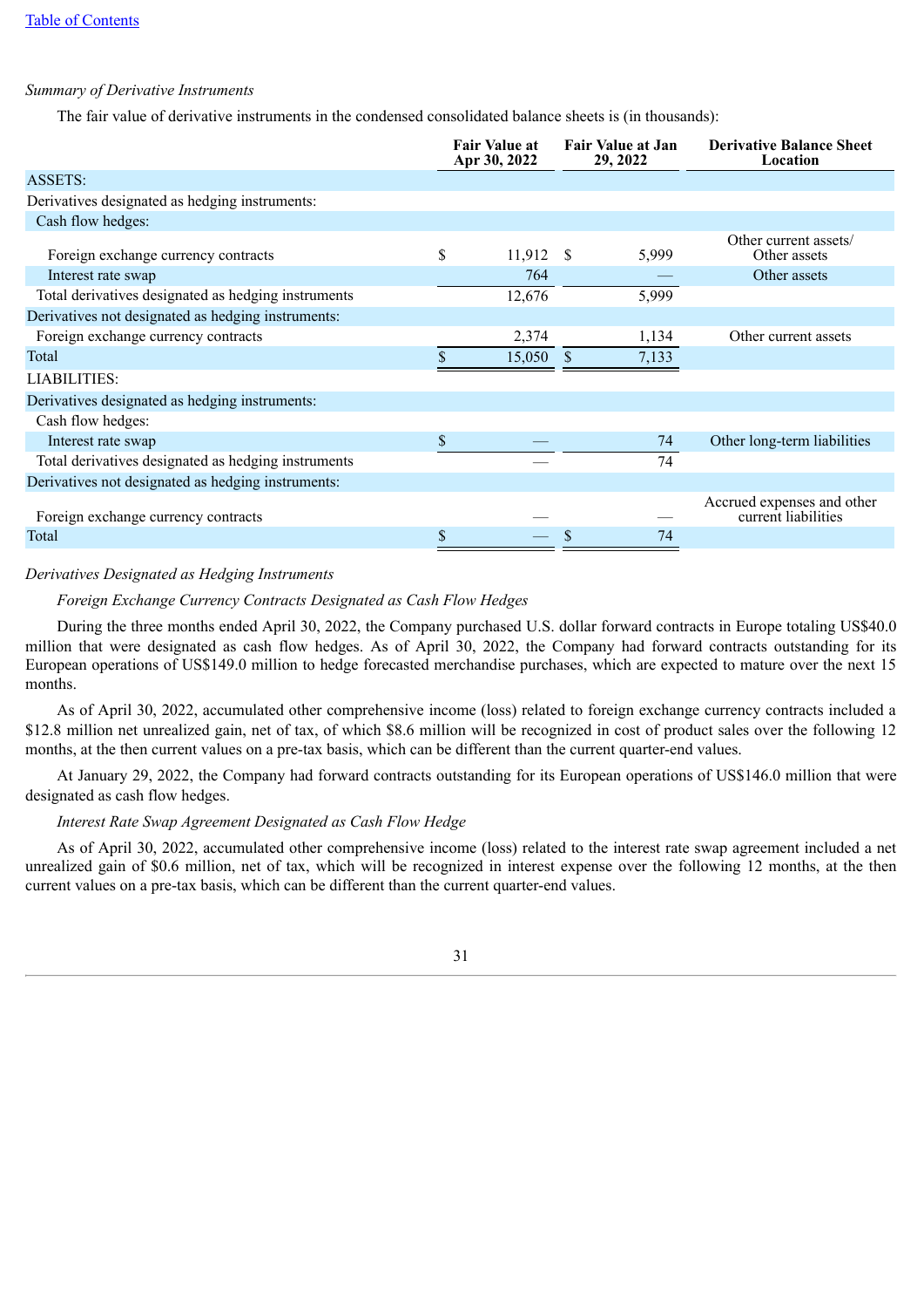[Table of Contents](#)

*Summary of Derivative Instruments*

The fair value of derivative instruments in the condensed consolidated balance sheets is (in thousands):

| | Fair Value at Apr 30, 2022 | Fair Value at Jan 29, 2022 | Derivative Balance Sheet Location |
|---|---|---|---|
| ASSETS: | | | |
| Derivatives designated as hedging instruments: | | | |
| Cash flow hedges: | | | |
| Foreign exchange currency contracts | $ 11,912 | $ 5,999 | Other current assets/ Other assets |
| Interest rate swap | 764 | — | Other assets |
| Total derivatives designated as hedging instruments | 12,676 | 5,999 | |
| Derivatives not designated as hedging instruments: | | | |
| Foreign exchange currency contracts | 2,374 | 1,134 | Other current assets |
| Total | $ 15,050 | $ 7,133 | |
| LIABILITIES: | | | |
| Derivatives designated as hedging instruments: | | | |
| Cash flow hedges: | | | |
| Interest rate swap | $ — | 74 | Other long-term liabilities |
| Total derivatives designated as hedging instruments | — | 74 | |
| Derivatives not designated as hedging instruments: | | | |
| Foreign exchange currency contracts | — | — | Accrued expenses and other current liabilities |
| Total | $ — | $ 74 | |

*Derivatives Designated as Hedging Instruments*

*Foreign Exchange Currency Contracts Designated as Cash Flow Hedges*

During the three months ended April 30, 2022, the Company purchased U.S. dollar forward contracts in Europe totaling US$40.0 million that were designated as cash flow hedges. As of April 30, 2022, the Company had forward contracts outstanding for its European operations of US$149.0 million to hedge forecasted merchandise purchases, which are expected to mature over the next 15 months.

As of April 30, 2022, accumulated other comprehensive income (loss) related to foreign exchange currency contracts included a $12.8 million net unrealized gain, net of tax, of which $8.6 million will be recognized in cost of product sales over the following 12 months, at the then current values on a pre-tax basis, which can be different than the current quarter-end values.

At January 29, 2022, the Company had forward contracts outstanding for its European operations of US$146.0 million that were designated as cash flow hedges.

*Interest Rate Swap Agreement Designated as Cash Flow Hedge*

As of April 30, 2022, accumulated other comprehensive income (loss) related to the interest rate swap agreement included a net unrealized gain of $0.6 million, net of tax, which will be recognized in interest expense over the following 12 months, at the then current values on a pre-tax basis, which can be different than the current quarter-end values.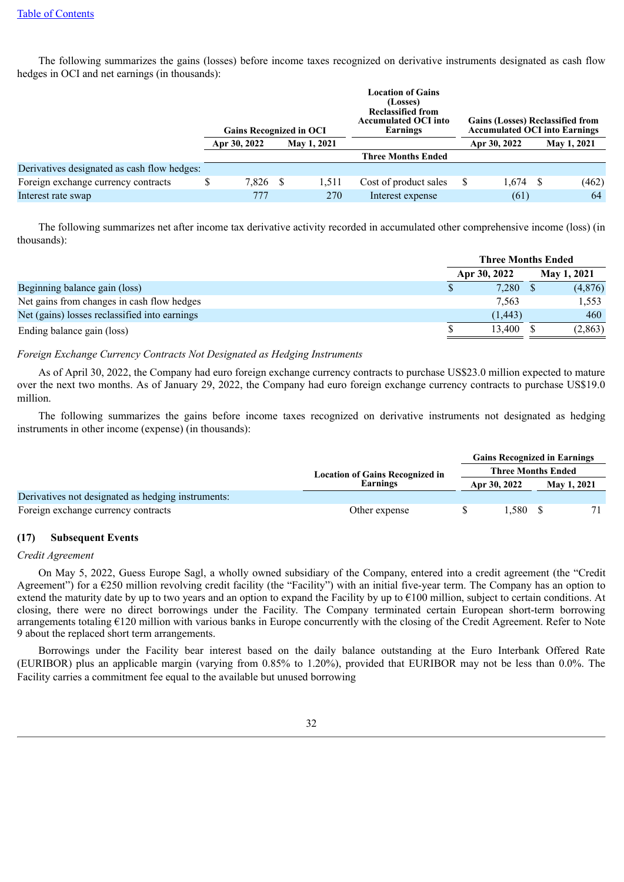The following summarizes the gains (losses) before income taxes recognized on derivative instruments designated as cash flow hedges in OCI and net earnings (in thousands):

| | Gains Recognized in OCI | | Location of Gains (Losses) Reclassified from Accumulated OCI into Earnings | Gains (Losses) Reclassified from Accumulated OCI into Earnings | |
|---|---|---|---|---|---|
| | Apr 30, 2022 | May 1, 2021 | | Apr 30, 2022 | May 1, 2021 |
| | | | Three Months Ended | | |
| Derivatives designated as cash flow hedges: | | | | | |
| Foreign exchange currency contracts | $ 7,826 | $ 1,511 | Cost of product sales | $ 1,674 | $ (462) |
| Interest rate swap | 777 | 270 | Interest expense | (61) | 64 |

The following summarizes net after income tax derivative activity recorded in accumulated other comprehensive income (loss) (in thousands):

| | Three Months Ended | |
|---|---|---|
| | Apr 30, 2022 | May 1, 2021 |
| Beginning balance gain (loss) | $ 7,280 | $ (4,876) |
| Net gains from changes in cash flow hedges | 7,563 | 1,553 |
| Net (gains) losses reclassified into earnings | (1,443) | 460 |
| Ending balance gain (loss) | $ 13,400 | $ (2,863) |

*Foreign Exchange Currency Contracts Not Designated as Hedging Instruments*

As of April 30, 2022, the Company had euro foreign exchange currency contracts to purchase US$23.0 million expected to mature over the next two months. As of January 29, 2022, the Company had euro foreign exchange currency contracts to purchase US$19.0 million.

The following summarizes the gains before income taxes recognized on derivative instruments not designated as hedging instruments in other income (expense) (in thousands):

| | Location of Gains Recognized in Earnings | Gains Recognized in Earnings | |
|---|---|---|---|
| | | Three Months Ended | |
| | | Apr 30, 2022 | May 1, 2021 |
| Derivatives not designated as hedging instruments: | | | |
| Foreign exchange currency contracts | Other expense | $ 1,580 | $ 71 |

## (17) Subsequent Events

*Credit Agreement*

On May 5, 2022, Guess Europe Sagl, a wholly owned subsidiary of the Company, entered into a credit agreement (the "Credit Agreement") for a €250 million revolving credit facility (the "Facility") with an initial five-year term. The Company has an option to extend the maturity date by up to two years and an option to expand the Facility by up to €100 million, subject to certain conditions. At closing, there were no direct borrowings under the Facility. The Company terminated certain European short-term borrowing arrangements totaling €120 million with various banks in Europe concurrently with the closing of the Credit Agreement. Refer to Note 9 about the replaced short term arrangements.

Borrowings under the Facility bear interest based on the daily balance outstanding at the Euro Interbank Offered Rate (EURIBOR) plus an applicable margin (varying from 0.85% to 1.20%), provided that EURIBOR may not be less than 0.0%. The Facility carries a commitment fee equal to the available but unused borrowing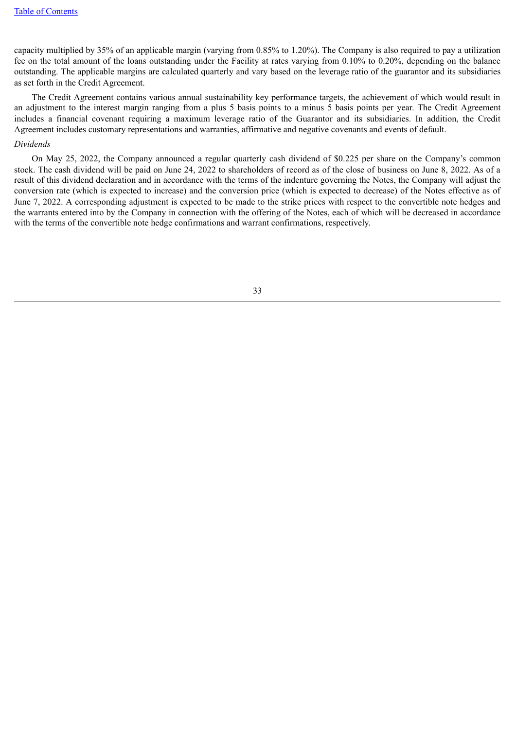capacity multiplied by 35% of an applicable margin (varying from 0.85% to 1.20%). The Company is also required to pay a utilization fee on the total amount of the loans outstanding under the Facility at rates varying from 0.10% to 0.20%, depending on the balance outstanding. The applicable margins are calculated quarterly and vary based on the leverage ratio of the guarantor and its subsidiaries as set forth in the Credit Agreement.

The Credit Agreement contains various annual sustainability key performance targets, the achievement of which would result in an adjustment to the interest margin ranging from a plus 5 basis points to a minus 5 basis points per year. The Credit Agreement includes a financial covenant requiring a maximum leverage ratio of the Guarantor and its subsidiaries. In addition, the Credit Agreement includes customary representations and warranties, affirmative and negative covenants and events of default.

*Dividends*

On May 25, 2022, the Company announced a regular quarterly cash dividend of $0.225 per share on the Company's common stock. The cash dividend will be paid on June 24, 2022 to shareholders of record as of the close of business on June 8, 2022. As of a result of this dividend declaration and in accordance with the terms of the indenture governing the Notes, the Company will adjust the conversion rate (which is expected to increase) and the conversion price (which is expected to decrease) of the Notes effective as of June 7, 2022. A corresponding adjustment is expected to be made to the strike prices with respect to the convertible note hedges and the warrants entered into by the Company in connection with the offering of the Notes, each of which will be decreased in accordance with the terms of the convertible note hedge confirmations and warrant confirmations, respectively.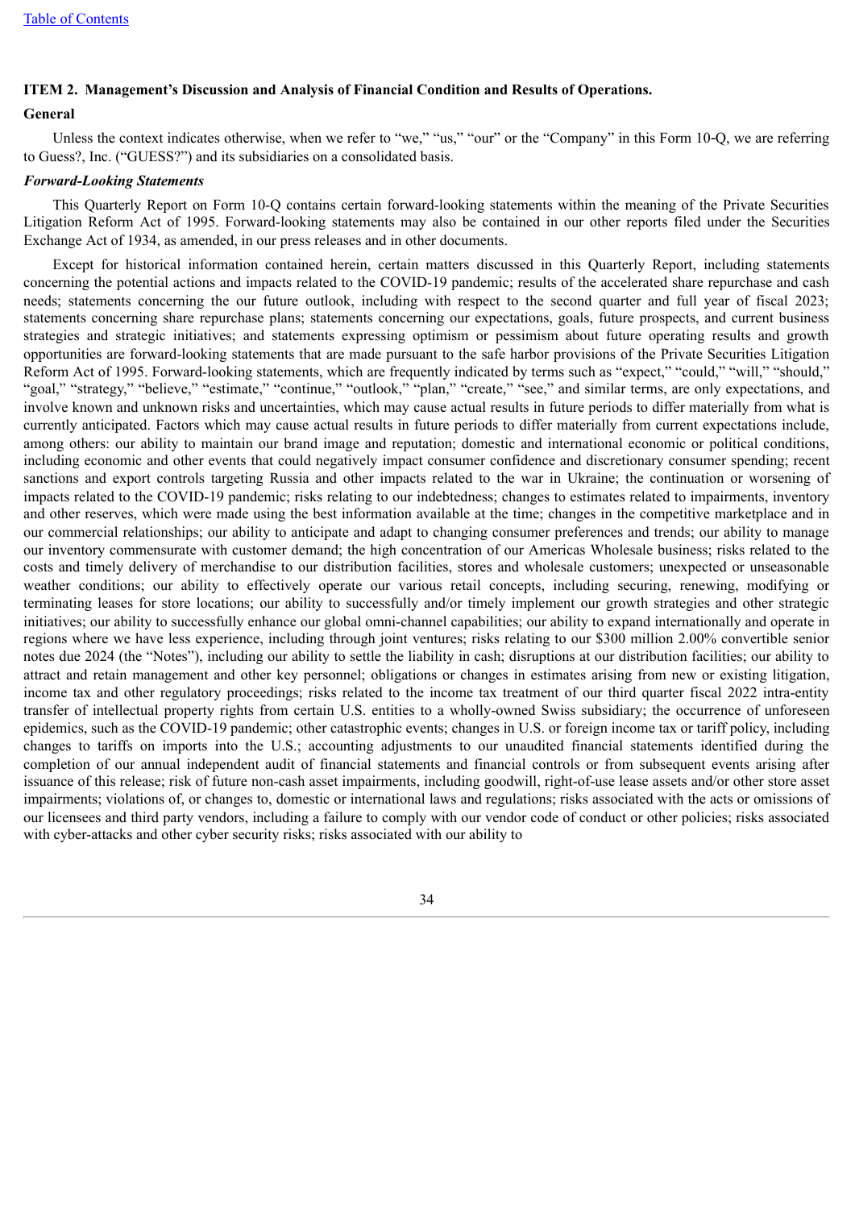## ITEM 2. Management's Discussion and Analysis of Financial Condition and Results of Operations.

### General

Unless the context indicates otherwise, when we refer to "we," "us," "our" or the "Company" in this Form 10-Q, we are referring to Guess?, Inc. ("GUESS?") and its subsidiaries on a consolidated basis.

### *Forward-Looking Statements*

This Quarterly Report on Form 10-Q contains certain forward-looking statements within the meaning of the Private Securities Litigation Reform Act of 1995. Forward-looking statements may also be contained in our other reports filed under the Securities Exchange Act of 1934, as amended, in our press releases and in other documents.

Except for historical information contained herein, certain matters discussed in this Quarterly Report, including statements concerning the potential actions and impacts related to the COVID-19 pandemic; results of the accelerated share repurchase and cash needs; statements concerning the our future outlook, including with respect to the second quarter and full year of fiscal 2023; statements concerning share repurchase plans; statements concerning our expectations, goals, future prospects, and current business strategies and strategic initiatives; and statements expressing optimism or pessimism about future operating results and growth opportunities are forward-looking statements that are made pursuant to the safe harbor provisions of the Private Securities Litigation Reform Act of 1995. Forward-looking statements, which are frequently indicated by terms such as "expect," "could," "will," "should," "goal," "strategy," "believe," "estimate," "continue," "outlook," "plan," "create," "see," and similar terms, are only expectations, and involve known and unknown risks and uncertainties, which may cause actual results in future periods to differ materially from what is currently anticipated. Factors which may cause actual results in future periods to differ materially from current expectations include, among others: our ability to maintain our brand image and reputation; domestic and international economic or political conditions, including economic and other events that could negatively impact consumer confidence and discretionary consumer spending; recent sanctions and export controls targeting Russia and other impacts related to the war in Ukraine; the continuation or worsening of impacts related to the COVID-19 pandemic; risks relating to our indebtedness; changes to estimates related to impairments, inventory and other reserves, which were made using the best information available at the time; changes in the competitive marketplace and in our commercial relationships; our ability to anticipate and adapt to changing consumer preferences and trends; our ability to manage our inventory commensurate with customer demand; the high concentration of our Americas Wholesale business; risks related to the costs and timely delivery of merchandise to our distribution facilities, stores and wholesale customers; unexpected or unseasonable weather conditions; our ability to effectively operate our various retail concepts, including securing, renewing, modifying or terminating leases for store locations; our ability to successfully and/or timely implement our growth strategies and other strategic initiatives; our ability to successfully enhance our global omni-channel capabilities; our ability to expand internationally and operate in regions where we have less experience, including through joint ventures; risks relating to our $300 million 2.00% convertible senior notes due 2024 (the "Notes"), including our ability to settle the liability in cash; disruptions at our distribution facilities; our ability to attract and retain management and other key personnel; obligations or changes in estimates arising from new or existing litigation, income tax and other regulatory proceedings; risks related to the income tax treatment of our third quarter fiscal 2022 intra-entity transfer of intellectual property rights from certain U.S. entities to a wholly-owned Swiss subsidiary; the occurrence of unforeseen epidemics, such as the COVID-19 pandemic; other catastrophic events; changes in U.S. or foreign income tax or tariff policy, including changes to tariffs on imports into the U.S.; accounting adjustments to our unaudited financial statements identified during the completion of our annual independent audit of financial statements and financial controls or from subsequent events arising after issuance of this release; risk of future non-cash asset impairments, including goodwill, right-of-use lease assets and/or other store asset impairments; violations of, or changes to, domestic or international laws and regulations; risks associated with the acts or omissions of our licensees and third party vendors, including a failure to comply with our vendor code of conduct or other policies; risks associated with cyber-attacks and other cyber security risks; risks associated with our ability to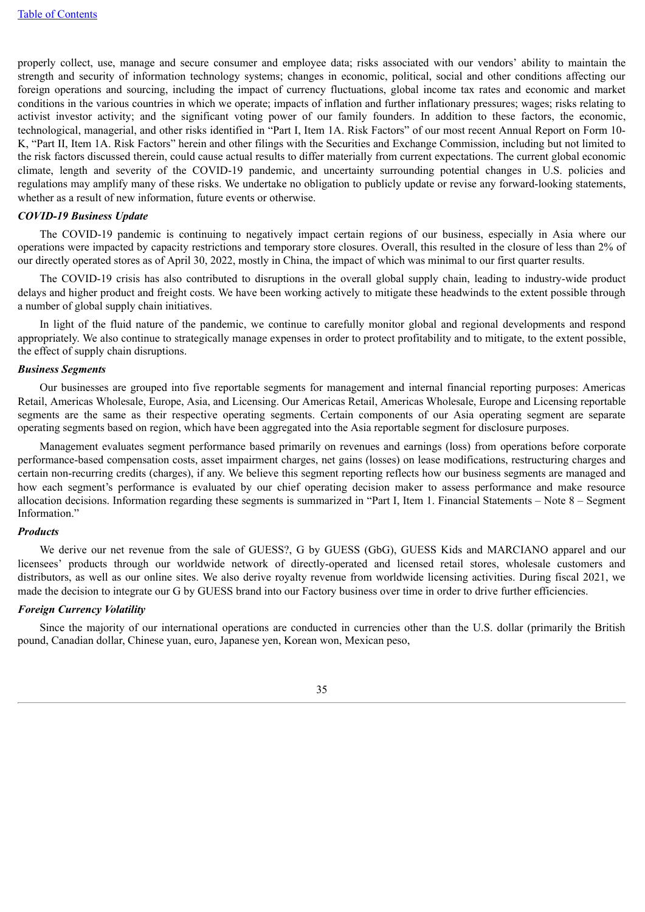properly collect, use, manage and secure consumer and employee data; risks associated with our vendors' ability to maintain the strength and security of information technology systems; changes in economic, political, social and other conditions affecting our foreign operations and sourcing, including the impact of currency fluctuations, global income tax rates and economic and market conditions in the various countries in which we operate; impacts of inflation and further inflationary pressures; wages; risks relating to activist investor activity; and the significant voting power of our family founders. In addition to these factors, the economic, technological, managerial, and other risks identified in "Part I, Item 1A. Risk Factors" of our most recent Annual Report on Form 10-K, "Part II, Item 1A. Risk Factors" herein and other filings with the Securities and Exchange Commission, including but not limited to the risk factors discussed therein, could cause actual results to differ materially from current expectations. The current global economic climate, length and severity of the COVID-19 pandemic, and uncertainty surrounding potential changes in U.S. policies and regulations may amplify many of these risks. We undertake no obligation to publicly update or revise any forward-looking statements, whether as a result of new information, future events or otherwise.

***COVID-19 Business Update***

The COVID-19 pandemic is continuing to negatively impact certain regions of our business, especially in Asia where our operations were impacted by capacity restrictions and temporary store closures. Overall, this resulted in the closure of less than 2% of our directly operated stores as of April 30, 2022, mostly in China, the impact of which was minimal to our first quarter results.

The COVID-19 crisis has also contributed to disruptions in the overall global supply chain, leading to industry-wide product delays and higher product and freight costs. We have been working actively to mitigate these headwinds to the extent possible through a number of global supply chain initiatives.

In light of the fluid nature of the pandemic, we continue to carefully monitor global and regional developments and respond appropriately. We also continue to strategically manage expenses in order to protect profitability and to mitigate, to the extent possible, the effect of supply chain disruptions.

***Business Segments***

Our businesses are grouped into five reportable segments for management and internal financial reporting purposes: Americas Retail, Americas Wholesale, Europe, Asia, and Licensing. Our Americas Retail, Americas Wholesale, Europe and Licensing reportable segments are the same as their respective operating segments. Certain components of our Asia operating segment are separate operating segments based on region, which have been aggregated into the Asia reportable segment for disclosure purposes.

Management evaluates segment performance based primarily on revenues and earnings (loss) from operations before corporate performance-based compensation costs, asset impairment charges, net gains (losses) on lease modifications, restructuring charges and certain non-recurring credits (charges), if any. We believe this segment reporting reflects how our business segments are managed and how each segment's performance is evaluated by our chief operating decision maker to assess performance and make resource allocation decisions. Information regarding these segments is summarized in "Part I, Item 1. Financial Statements – Note 8 – Segment Information."

***Products***

We derive our net revenue from the sale of GUESS?, G by GUESS (GbG), GUESS Kids and MARCIANO apparel and our licensees' products through our worldwide network of directly-operated and licensed retail stores, wholesale customers and distributors, as well as our online sites. We also derive royalty revenue from worldwide licensing activities. During fiscal 2021, we made the decision to integrate our G by GUESS brand into our Factory business over time in order to drive further efficiencies.

***Foreign Currency Volatility***

Since the majority of our international operations are conducted in currencies other than the U.S. dollar (primarily the British pound, Canadian dollar, Chinese yuan, euro, Japanese yen, Korean won, Mexican peso,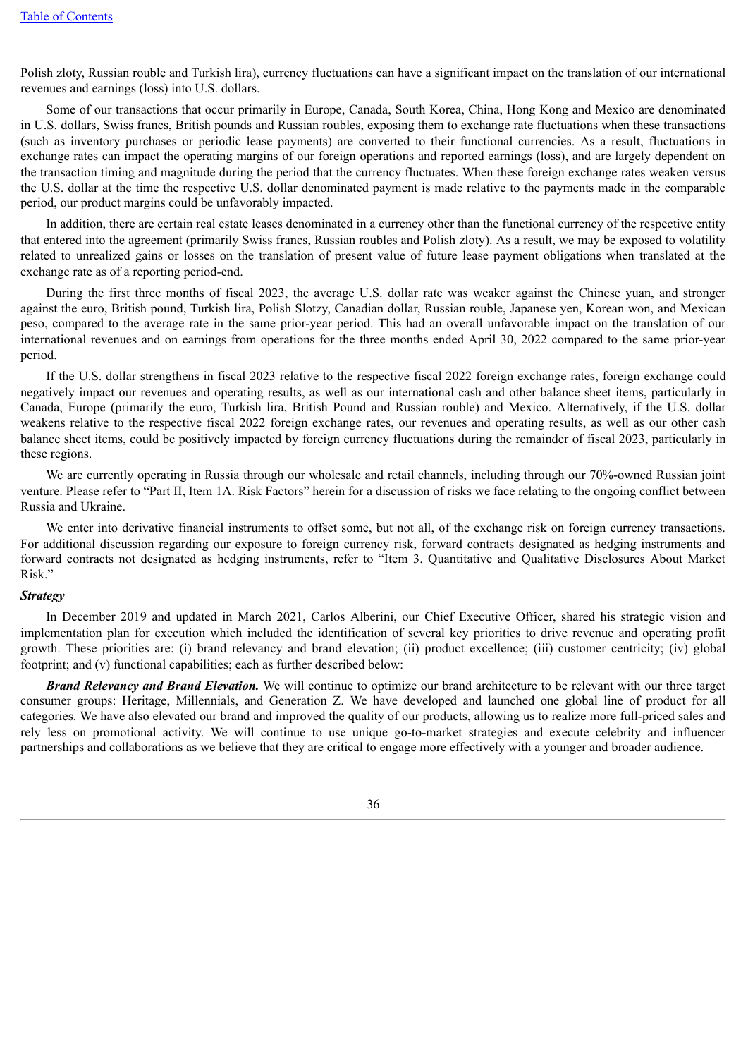Polish zloty, Russian rouble and Turkish lira), currency fluctuations can have a significant impact on the translation of our international revenues and earnings (loss) into U.S. dollars.

Some of our transactions that occur primarily in Europe, Canada, South Korea, China, Hong Kong and Mexico are denominated in U.S. dollars, Swiss francs, British pounds and Russian roubles, exposing them to exchange rate fluctuations when these transactions (such as inventory purchases or periodic lease payments) are converted to their functional currencies. As a result, fluctuations in exchange rates can impact the operating margins of our foreign operations and reported earnings (loss), and are largely dependent on the transaction timing and magnitude during the period that the currency fluctuates. When these foreign exchange rates weaken versus the U.S. dollar at the time the respective U.S. dollar denominated payment is made relative to the payments made in the comparable period, our product margins could be unfavorably impacted.

In addition, there are certain real estate leases denominated in a currency other than the functional currency of the respective entity that entered into the agreement (primarily Swiss francs, Russian roubles and Polish zloty). As a result, we may be exposed to volatility related to unrealized gains or losses on the translation of present value of future lease payment obligations when translated at the exchange rate as of a reporting period-end.

During the first three months of fiscal 2023, the average U.S. dollar rate was weaker against the Chinese yuan, and stronger against the euro, British pound, Turkish lira, Polish Slotzy, Canadian dollar, Russian rouble, Japanese yen, Korean won, and Mexican peso, compared to the average rate in the same prior-year period. This had an overall unfavorable impact on the translation of our international revenues and on earnings from operations for the three months ended April 30, 2022 compared to the same prior-year period.

If the U.S. dollar strengthens in fiscal 2023 relative to the respective fiscal 2022 foreign exchange rates, foreign exchange could negatively impact our revenues and operating results, as well as our international cash and other balance sheet items, particularly in Canada, Europe (primarily the euro, Turkish lira, British Pound and Russian rouble) and Mexico. Alternatively, if the U.S. dollar weakens relative to the respective fiscal 2022 foreign exchange rates, our revenues and operating results, as well as our other cash balance sheet items, could be positively impacted by foreign currency fluctuations during the remainder of fiscal 2023, particularly in these regions.

We are currently operating in Russia through our wholesale and retail channels, including through our 70%-owned Russian joint venture. Please refer to "Part II, Item 1A. Risk Factors" herein for a discussion of risks we face relating to the ongoing conflict between Russia and Ukraine.

We enter into derivative financial instruments to offset some, but not all, of the exchange risk on foreign currency transactions. For additional discussion regarding our exposure to foreign currency risk, forward contracts designated as hedging instruments and forward contracts not designated as hedging instruments, refer to "Item 3. Quantitative and Qualitative Disclosures About Market Risk."

***Strategy***

In December 2019 and updated in March 2021, Carlos Alberini, our Chief Executive Officer, shared his strategic vision and implementation plan for execution which included the identification of several key priorities to drive revenue and operating profit growth. These priorities are: (i) brand relevancy and brand elevation; (ii) product excellence; (iii) customer centricity; (iv) global footprint; and (v) functional capabilities; each as further described below:

***Brand Relevancy and Brand Elevation.*** We will continue to optimize our brand architecture to be relevant with our three target consumer groups: Heritage, Millennials, and Generation Z. We have developed and launched one global line of product for all categories. We have also elevated our brand and improved the quality of our products, allowing us to realize more full-priced sales and rely less on promotional activity. We will continue to use unique go-to-market strategies and execute celebrity and influencer partnerships and collaborations as we believe that they are critical to engage more effectively with a younger and broader audience.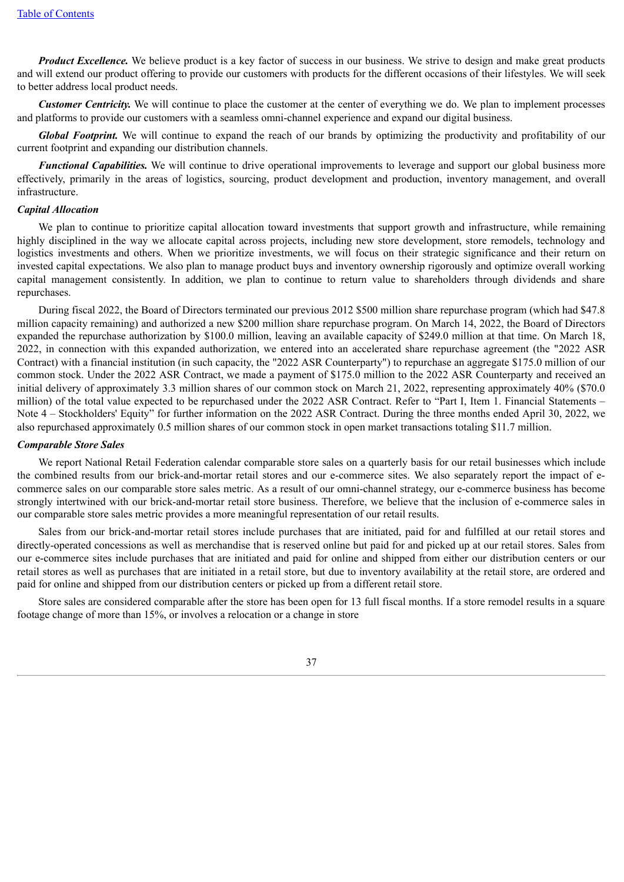***Product Excellence.*** We believe product is a key factor of success in our business. We strive to design and make great products and will extend our product offering to provide our customers with products for the different occasions of their lifestyles. We will seek to better address local product needs.

***Customer Centricity.*** We will continue to place the customer at the center of everything we do. We plan to implement processes and platforms to provide our customers with a seamless omni-channel experience and expand our digital business.

***Global Footprint.*** We will continue to expand the reach of our brands by optimizing the productivity and profitability of our current footprint and expanding our distribution channels.

***Functional Capabilities.*** We will continue to drive operational improvements to leverage and support our global business more effectively, primarily in the areas of logistics, sourcing, product development and production, inventory management, and overall infrastructure.

***Capital Allocation***

We plan to continue to prioritize capital allocation toward investments that support growth and infrastructure, while remaining highly disciplined in the way we allocate capital across projects, including new store development, store remodels, technology and logistics investments and others. When we prioritize investments, we will focus on their strategic significance and their return on invested capital expectations. We also plan to manage product buys and inventory ownership rigorously and optimize overall working capital management consistently. In addition, we plan to continue to return value to shareholders through dividends and share repurchases.

During fiscal 2022, the Board of Directors terminated our previous 2012 $500 million share repurchase program (which had $47.8 million capacity remaining) and authorized a new $200 million share repurchase program. On March 14, 2022, the Board of Directors expanded the repurchase authorization by $100.0 million, leaving an available capacity of $249.0 million at that time. On March 18, 2022, in connection with this expanded authorization, we entered into an accelerated share repurchase agreement (the "2022 ASR Contract) with a financial institution (in such capacity, the "2022 ASR Counterparty") to repurchase an aggregate $175.0 million of our common stock. Under the 2022 ASR Contract, we made a payment of $175.0 million to the 2022 ASR Counterparty and received an initial delivery of approximately 3.3 million shares of our common stock on March 21, 2022, representing approximately 40% ($70.0 million) of the total value expected to be repurchased under the 2022 ASR Contract. Refer to "Part I, Item 1. Financial Statements – Note 4 – Stockholders' Equity" for further information on the 2022 ASR Contract. During the three months ended April 30, 2022, we also repurchased approximately 0.5 million shares of our common stock in open market transactions totaling $11.7 million.

***Comparable Store Sales***

We report National Retail Federation calendar comparable store sales on a quarterly basis for our retail businesses which include the combined results from our brick-and-mortar retail stores and our e-commerce sites. We also separately report the impact of e-commerce sales on our comparable store sales metric. As a result of our omni-channel strategy, our e-commerce business has become strongly intertwined with our brick-and-mortar retail store business. Therefore, we believe that the inclusion of e-commerce sales in our comparable store sales metric provides a more meaningful representation of our retail results.

Sales from our brick-and-mortar retail stores include purchases that are initiated, paid for and fulfilled at our retail stores and directly-operated concessions as well as merchandise that is reserved online but paid for and picked up at our retail stores. Sales from our e-commerce sites include purchases that are initiated and paid for online and shipped from either our distribution centers or our retail stores as well as purchases that are initiated in a retail store, but due to inventory availability at the retail store, are ordered and paid for online and shipped from our distribution centers or picked up from a different retail store.

Store sales are considered comparable after the store has been open for 13 full fiscal months. If a store remodel results in a square footage change of more than 15%, or involves a relocation or a change in store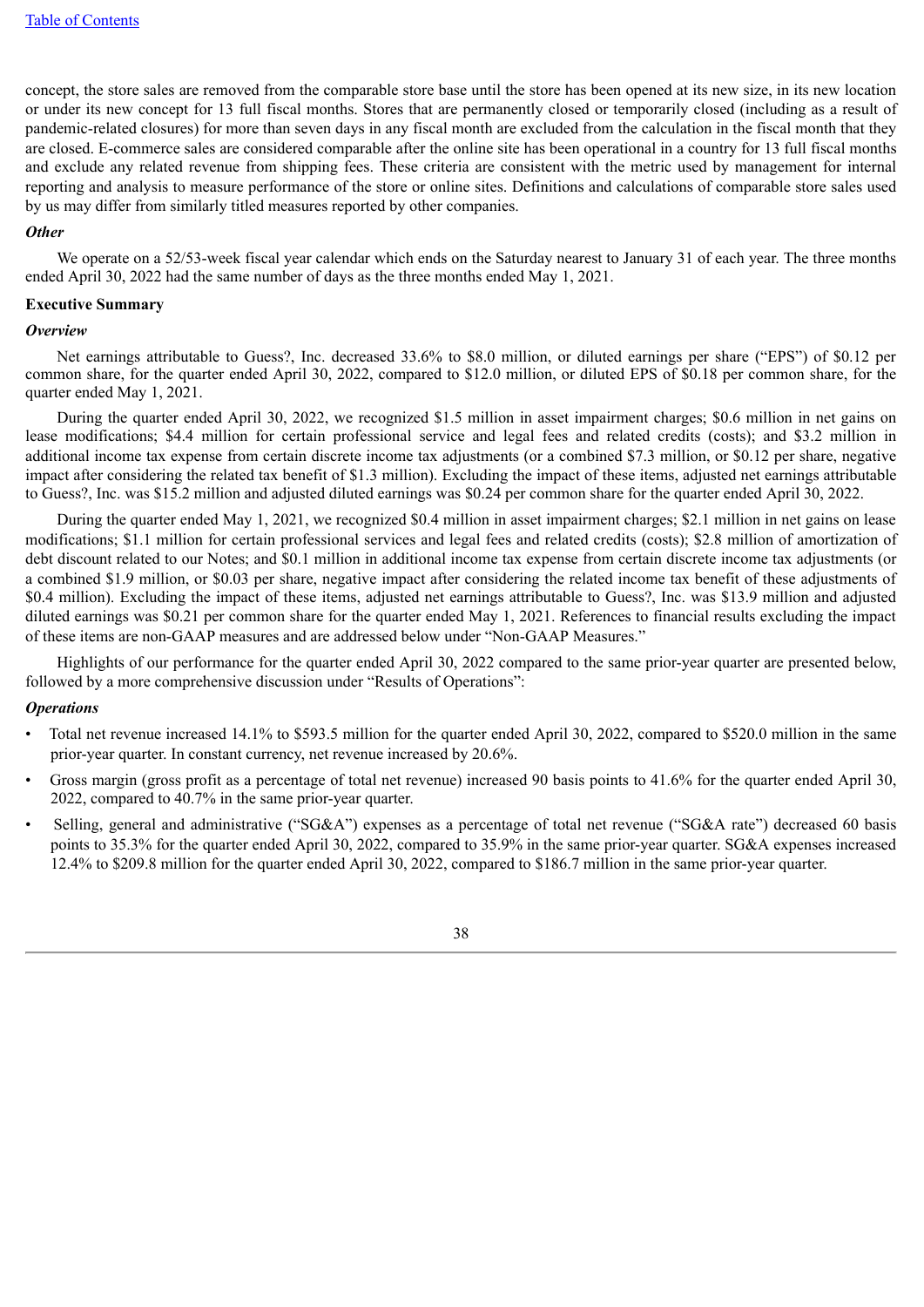concept, the store sales are removed from the comparable store base until the store has been opened at its new size, in its new location or under its new concept for 13 full fiscal months. Stores that are permanently closed or temporarily closed (including as a result of pandemic-related closures) for more than seven days in any fiscal month are excluded from the calculation in the fiscal month that they are closed. E-commerce sales are considered comparable after the online site has been operational in a country for 13 full fiscal months and exclude any related revenue from shipping fees. These criteria are consistent with the metric used by management for internal reporting and analysis to measure performance of the store or online sites. Definitions and calculations of comparable store sales used by us may differ from similarly titled measures reported by other companies.

***Other***

We operate on a 52/53-week fiscal year calendar which ends on the Saturday nearest to January 31 of each year. The three months ended April 30, 2022 had the same number of days as the three months ended May 1, 2021.

**Executive Summary**

***Overview***

Net earnings attributable to Guess?, Inc. decreased 33.6% to $8.0 million, or diluted earnings per share ("EPS") of $0.12 per common share, for the quarter ended April 30, 2022, compared to $12.0 million, or diluted EPS of $0.18 per common share, for the quarter ended May 1, 2021.

During the quarter ended April 30, 2022, we recognized $1.5 million in asset impairment charges; $0.6 million in net gains on lease modifications; $4.4 million for certain professional service and legal fees and related credits (costs); and $3.2 million in additional income tax expense from certain discrete income tax adjustments (or a combined $7.3 million, or $0.12 per share, negative impact after considering the related tax benefit of $1.3 million). Excluding the impact of these items, adjusted net earnings attributable to Guess?, Inc. was $15.2 million and adjusted diluted earnings was $0.24 per common share for the quarter ended April 30, 2022.

During the quarter ended May 1, 2021, we recognized $0.4 million in asset impairment charges; $2.1 million in net gains on lease modifications; $1.1 million for certain professional services and legal fees and related credits (costs); $2.8 million of amortization of debt discount related to our Notes; and $0.1 million in additional income tax expense from certain discrete income tax adjustments (or a combined $1.9 million, or $0.03 per share, negative impact after considering the related income tax benefit of these adjustments of $0.4 million). Excluding the impact of these items, adjusted net earnings attributable to Guess?, Inc. was $13.9 million and adjusted diluted earnings was $0.21 per common share for the quarter ended May 1, 2021. References to financial results excluding the impact of these items are non-GAAP measures and are addressed below under "Non-GAAP Measures."

Highlights of our performance for the quarter ended April 30, 2022 compared to the same prior-year quarter are presented below, followed by a more comprehensive discussion under "Results of Operations":

***Operations***

- Total net revenue increased 14.1% to $593.5 million for the quarter ended April 30, 2022, compared to $520.0 million in the same prior-year quarter. In constant currency, net revenue increased by 20.6%.
- Gross margin (gross profit as a percentage of total net revenue) increased 90 basis points to 41.6% for the quarter ended April 30, 2022, compared to 40.7% in the same prior-year quarter.
- Selling, general and administrative ("SG&A") expenses as a percentage of total net revenue ("SG&A rate") decreased 60 basis points to 35.3% for the quarter ended April 30, 2022, compared to 35.9% in the same prior-year quarter. SG&A expenses increased 12.4% to $209.8 million for the quarter ended April 30, 2022, compared to $186.7 million in the same prior-year quarter.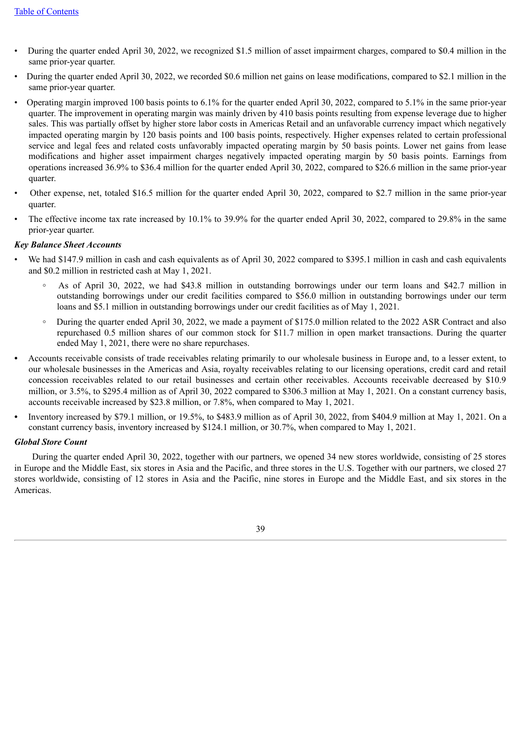- During the quarter ended April 30, 2022, we recognized $1.5 million of asset impairment charges, compared to $0.4 million in the same prior-year quarter.
- During the quarter ended April 30, 2022, we recorded $0.6 million net gains on lease modifications, compared to $2.1 million in the same prior-year quarter.
- Operating margin improved 100 basis points to 6.1% for the quarter ended April 30, 2022, compared to 5.1% in the same prior-year quarter. The improvement in operating margin was mainly driven by 410 basis points resulting from expense leverage due to higher sales. This was partially offset by higher store labor costs in Americas Retail and an unfavorable currency impact which negatively impacted operating margin by 120 basis points and 100 basis points, respectively. Higher expenses related to certain professional service and legal fees and related costs unfavorably impacted operating margin by 50 basis points. Lower net gains from lease modifications and higher asset impairment charges negatively impacted operating margin by 50 basis points. Earnings from operations increased 36.9% to $36.4 million for the quarter ended April 30, 2022, compared to $26.6 million in the same prior-year quarter.
- Other expense, net, totaled $16.5 million for the quarter ended April 30, 2022, compared to $2.7 million in the same prior-year quarter.
- The effective income tax rate increased by 10.1% to 39.9% for the quarter ended April 30, 2022, compared to 29.8% in the same prior-year quarter.

***Key Balance Sheet Accounts***

- We had $147.9 million in cash and cash equivalents as of April 30, 2022 compared to $395.1 million in cash and cash equivalents and $0.2 million in restricted cash at May 1, 2021.
  - As of April 30, 2022, we had $43.8 million in outstanding borrowings under our term loans and $42.7 million in outstanding borrowings under our credit facilities compared to $56.0 million in outstanding borrowings under our term loans and $5.1 million in outstanding borrowings under our credit facilities as of May 1, 2021.
  - During the quarter ended April 30, 2022, we made a payment of $175.0 million related to the 2022 ASR Contract and also repurchased 0.5 million shares of our common stock for $11.7 million in open market transactions. During the quarter ended May 1, 2021, there were no share repurchases.
- Accounts receivable consists of trade receivables relating primarily to our wholesale business in Europe and, to a lesser extent, to our wholesale businesses in the Americas and Asia, royalty receivables relating to our licensing operations, credit card and retail concession receivables related to our retail businesses and certain other receivables. Accounts receivable decreased by $10.9 million, or 3.5%, to $295.4 million as of April 30, 2022 compared to $306.3 million at May 1, 2021. On a constant currency basis, accounts receivable increased by $23.8 million, or 7.8%, when compared to May 1, 2021.
- Inventory increased by $79.1 million, or 19.5%, to $483.9 million as of April 30, 2022, from $404.9 million at May 1, 2021. On a constant currency basis, inventory increased by $124.1 million, or 30.7%, when compared to May 1, 2021.

***Global Store Count***

During the quarter ended April 30, 2022, together with our partners, we opened 34 new stores worldwide, consisting of 25 stores in Europe and the Middle East, six stores in Asia and the Pacific, and three stores in the U.S. Together with our partners, we closed 27 stores worldwide, consisting of 12 stores in Asia and the Pacific, nine stores in Europe and the Middle East, and six stores in the Americas.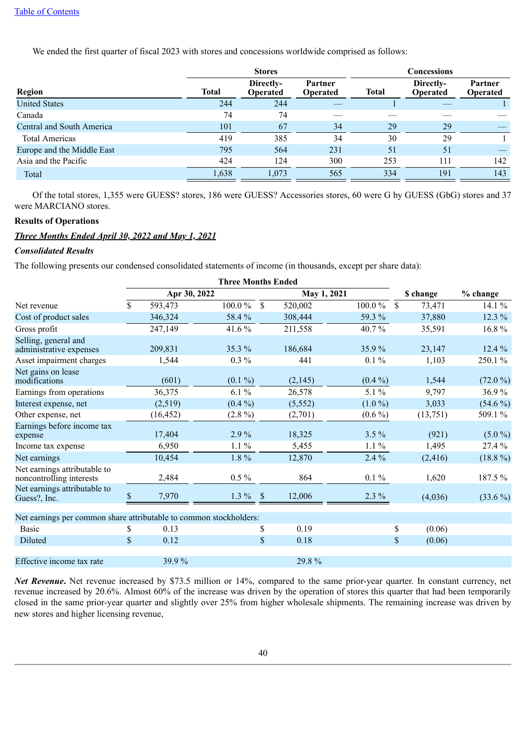[Table of Contents](#)

We ended the first quarter of fiscal 2023 with stores and concessions worldwide comprised as follows:

| | Stores | | | Concessions | | |
|---|---|---|---|---|---|---|
| Region | Total | Directly-Operated | Partner Operated | Total | Directly-Operated | Partner Operated |
| United States | 244 | 244 | — | 1 | — | 1 |
| Canada | 74 | 74 | — | — | — | — |
| Central and South America | 101 | 67 | 34 | 29 | 29 | — |
| Total Americas | 419 | 385 | 34 | 30 | 29 | 1 |
| Europe and the Middle East | 795 | 564 | 231 | 51 | 51 | — |
| Asia and the Pacific | 424 | 124 | 300 | 253 | 111 | 142 |
| Total | 1,638 | 1,073 | 565 | 334 | 191 | 143 |

Of the total stores, 1,355 were GUESS? stores, 186 were GUESS? Accessories stores, 60 were G by GUESS (GbG) stores and 37 were MARCIANO stores.

**Results of Operations**

***Three Months Ended April 30, 2022 and May 1, 2021***

***Consolidated Results***

The following presents our condensed consolidated statements of income (in thousands, except per share data):

| | Three Months Ended | | | | | |
|---|---|---|---|---|---|---|
| | Apr 30, 2022 | | May 1, 2021 | | $ change | % change |
| Net revenue | $ 593,473 | 100.0 % | $ 520,002 | 100.0 % | $ 73,471 | 14.1 % |
| Cost of product sales | 346,324 | 58.4 % | 308,444 | 59.3 % | 37,880 | 12.3 % |
| Gross profit | 247,149 | 41.6 % | 211,558 | 40.7 % | 35,591 | 16.8 % |
| Selling, general and administrative expenses | 209,831 | 35.3 % | 186,684 | 35.9 % | 23,147 | 12.4 % |
| Asset impairment charges | 1,544 | 0.3 % | 441 | 0.1 % | 1,103 | 250.1 % |
| Net gains on lease modifications | (601) | (0.1 %) | (2,145) | (0.4 %) | 1,544 | (72.0 %) |
| Earnings from operations | 36,375 | 6.1 % | 26,578 | 5.1 % | 9,797 | 36.9 % |
| Interest expense, net | (2,519) | (0.4 %) | (5,552) | (1.0 %) | 3,033 | (54.6 %) |
| Other expense, net | (16,452) | (2.8 %) | (2,701) | (0.6 %) | (13,751) | 509.1 % |
| Earnings before income tax expense | 17,404 | 2.9 % | 18,325 | 3.5 % | (921) | (5.0 %) |
| Income tax expense | 6,950 | 1.1 % | 5,455 | 1.1 % | 1,495 | 27.4 % |
| Net earnings | 10,454 | 1.8 % | 12,870 | 2.4 % | (2,416) | (18.8 %) |
| Net earnings attributable to noncontrolling interests | 2,484 | 0.5 % | 864 | 0.1 % | 1,620 | 187.5 % |
| Net earnings attributable to Guess?, Inc. | $ 7,970 | 1.3 % | $ 12,006 | 2.3 % | (4,036) | (33.6 %) |
| | | | | | | |
| Net earnings per common share attributable to common stockholders: | | | | | | |
| Basic | $ 0.13 | | $ 0.19 | | $ (0.06) | |
| Diluted | $ 0.12 | | $ 0.18 | | $ (0.06) | |
| | | | | | | |
| Effective income tax rate | 39.9 % | | 29.8 % | | | |

***Net Revenue.*** Net revenue increased by $73.5 million or 14%, compared to the same prior-year quarter. In constant currency, net revenue increased by 20.6%. Almost 60% of the increase was driven by the operation of stores this quarter that had been temporarily closed in the same prior-year quarter and slightly over 25% from higher wholesale shipments. The remaining increase was driven by new stores and higher licensing revenue,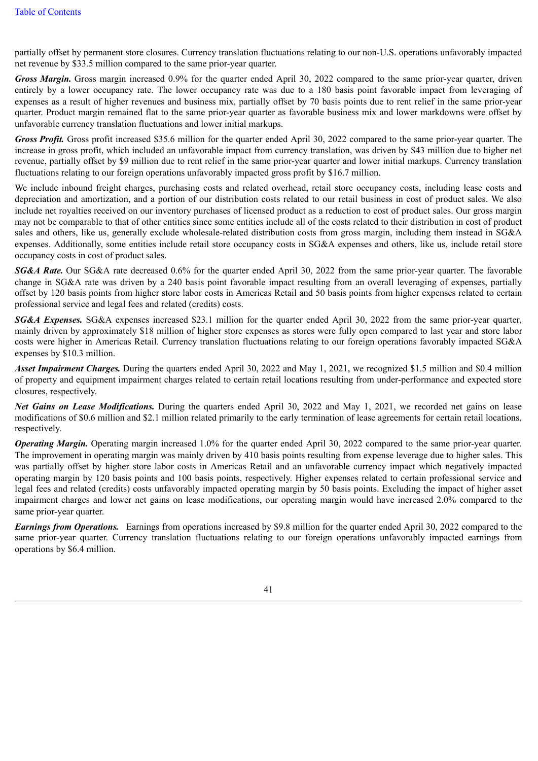partially offset by permanent store closures. Currency translation fluctuations relating to our non-U.S. operations unfavorably impacted net revenue by $33.5 million compared to the same prior-year quarter.

***Gross Margin.*** Gross margin increased 0.9% for the quarter ended April 30, 2022 compared to the same prior-year quarter, driven entirely by a lower occupancy rate. The lower occupancy rate was due to a 180 basis point favorable impact from leveraging of expenses as a result of higher revenues and business mix, partially offset by 70 basis points due to rent relief in the same prior-year quarter. Product margin remained flat to the same prior-year quarter as favorable business mix and lower markdowns were offset by unfavorable currency translation fluctuations and lower initial markups.

***Gross Profit.*** Gross profit increased $35.6 million for the quarter ended April 30, 2022 compared to the same prior-year quarter. The increase in gross profit, which included an unfavorable impact from currency translation, was driven by $43 million due to higher net revenue, partially offset by $9 million due to rent relief in the same prior-year quarter and lower initial markups. Currency translation fluctuations relating to our foreign operations unfavorably impacted gross profit by $16.7 million.

We include inbound freight charges, purchasing costs and related overhead, retail store occupancy costs, including lease costs and depreciation and amortization, and a portion of our distribution costs related to our retail business in cost of product sales. We also include net royalties received on our inventory purchases of licensed product as a reduction to cost of product sales. Our gross margin may not be comparable to that of other entities since some entities include all of the costs related to their distribution in cost of product sales and others, like us, generally exclude wholesale-related distribution costs from gross margin, including them instead in SG&A expenses. Additionally, some entities include retail store occupancy costs in SG&A expenses and others, like us, include retail store occupancy costs in cost of product sales.

***SG&A Rate.*** Our SG&A rate decreased 0.6% for the quarter ended April 30, 2022 from the same prior-year quarter. The favorable change in SG&A rate was driven by a 240 basis point favorable impact resulting from an overall leveraging of expenses, partially offset by 120 basis points from higher store labor costs in Americas Retail and 50 basis points from higher expenses related to certain professional service and legal fees and related (credits) costs.

***SG&A Expenses.*** SG&A expenses increased $23.1 million for the quarter ended April 30, 2022 from the same prior-year quarter, mainly driven by approximately $18 million of higher store expenses as stores were fully open compared to last year and store labor costs were higher in Americas Retail. Currency translation fluctuations relating to our foreign operations favorably impacted SG&A expenses by $10.3 million.

***Asset Impairment Charges.*** During the quarters ended April 30, 2022 and May 1, 2021, we recognized $1.5 million and $0.4 million of property and equipment impairment charges related to certain retail locations resulting from under-performance and expected store closures, respectively.

***Net Gains on Lease Modifications.*** During the quarters ended April 30, 2022 and May 1, 2021, we recorded net gains on lease modifications of $0.6 million and $2.1 million related primarily to the early termination of lease agreements for certain retail locations, respectively.

***Operating Margin.*** Operating margin increased 1.0% for the quarter ended April 30, 2022 compared to the same prior-year quarter. The improvement in operating margin was mainly driven by 410 basis points resulting from expense leverage due to higher sales. This was partially offset by higher store labor costs in Americas Retail and an unfavorable currency impact which negatively impacted operating margin by 120 basis points and 100 basis points, respectively. Higher expenses related to certain professional service and legal fees and related (credits) costs unfavorably impacted operating margin by 50 basis points. Excluding the impact of higher asset impairment charges and lower net gains on lease modifications, our operating margin would have increased 2.0% compared to the same prior-year quarter.

***Earnings from Operations.*** Earnings from operations increased by $9.8 million for the quarter ended April 30, 2022 compared to the same prior-year quarter. Currency translation fluctuations relating to our foreign operations unfavorably impacted earnings from operations by $6.4 million.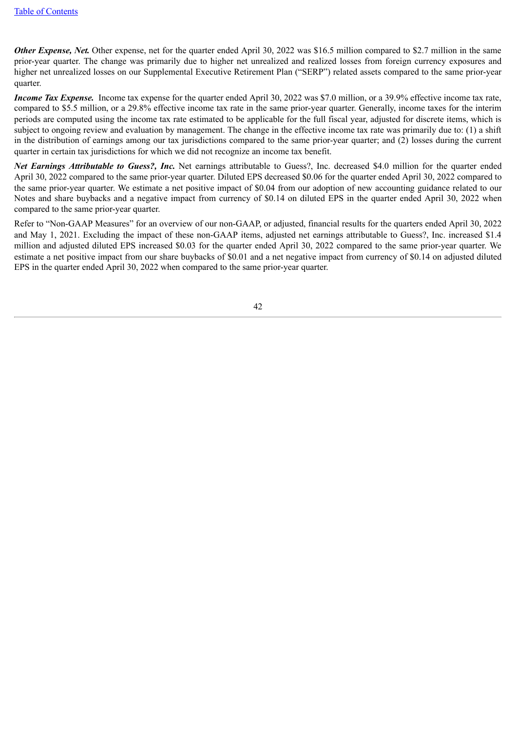***Other Expense, Net.*** Other expense, net for the quarter ended April 30, 2022 was $16.5 million compared to $2.7 million in the same prior-year quarter. The change was primarily due to higher net unrealized and realized losses from foreign currency exposures and higher net unrealized losses on our Supplemental Executive Retirement Plan ("SERP") related assets compared to the same prior-year quarter.

***Income Tax Expense.*** Income tax expense for the quarter ended April 30, 2022 was $7.0 million, or a 39.9% effective income tax rate, compared to $5.5 million, or a 29.8% effective income tax rate in the same prior-year quarter. Generally, income taxes for the interim periods are computed using the income tax rate estimated to be applicable for the full fiscal year, adjusted for discrete items, which is subject to ongoing review and evaluation by management. The change in the effective income tax rate was primarily due to: (1) a shift in the distribution of earnings among our tax jurisdictions compared to the same prior-year quarter; and (2) losses during the current quarter in certain tax jurisdictions for which we did not recognize an income tax benefit.

***Net Earnings Attributable to Guess?, Inc.*** Net earnings attributable to Guess?, Inc. decreased $4.0 million for the quarter ended April 30, 2022 compared to the same prior-year quarter. Diluted EPS decreased $0.06 for the quarter ended April 30, 2022 compared to the same prior-year quarter. We estimate a net positive impact of $0.04 from our adoption of new accounting guidance related to our Notes and share buybacks and a negative impact from currency of $0.14 on diluted EPS in the quarter ended April 30, 2022 when compared to the same prior-year quarter.

Refer to "Non-GAAP Measures" for an overview of our non-GAAP, or adjusted, financial results for the quarters ended April 30, 2022 and May 1, 2021. Excluding the impact of these non-GAAP items, adjusted net earnings attributable to Guess?, Inc. increased $1.4 million and adjusted diluted EPS increased $0.03 for the quarter ended April 30, 2022 compared to the same prior-year quarter. We estimate a net positive impact from our share buybacks of $0.01 and a net negative impact from currency of $0.14 on adjusted diluted EPS in the quarter ended April 30, 2022 when compared to the same prior-year quarter.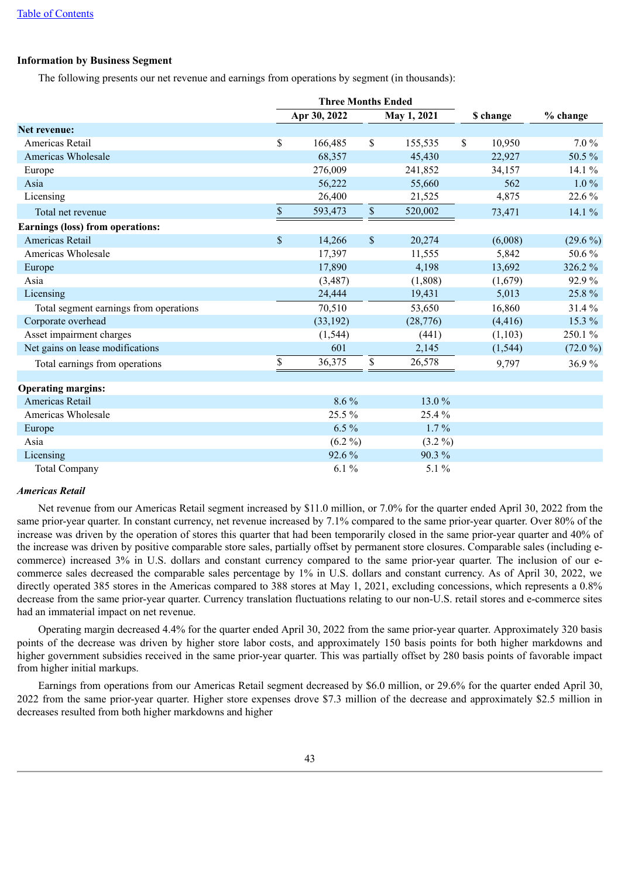**Information by Business Segment**

The following presents our net revenue and earnings from operations by segment (in thousands):

| | Three Months Ended | | | |
|---|---|---|---|---|
| | Apr 30, 2022 | May 1, 2021 | $ change | % change |
| **Net revenue:** | | | | |
| Americas Retail | $ 166,485 | $ 155,535 | $ 10,950 | 7.0 % |
| Americas Wholesale | 68,357 | 45,430 | 22,927 | 50.5 % |
| Europe | 276,009 | 241,852 | 34,157 | 14.1 % |
| Asia | 56,222 | 55,660 | 562 | 1.0 % |
| Licensing | 26,400 | 21,525 | 4,875 | 22.6 % |
| Total net revenue | $ 593,473 | $ 520,002 | 73,471 | 14.1 % |
| **Earnings (loss) from operations:** | | | | |
| Americas Retail | $ 14,266 | $ 20,274 | (6,008) | (29.6 %) |
| Americas Wholesale | 17,397 | 11,555 | 5,842 | 50.6 % |
| Europe | 17,890 | 4,198 | 13,692 | 326.2 % |
| Asia | (3,487) | (1,808) | (1,679) | 92.9 % |
| Licensing | 24,444 | 19,431 | 5,013 | 25.8 % |
| Total segment earnings from operations | 70,510 | 53,650 | 16,860 | 31.4 % |
| Corporate overhead | (33,192) | (28,776) | (4,416) | 15.3 % |
| Asset impairment charges | (1,544) | (441) | (1,103) | 250.1 % |
| Net gains on lease modifications | 601 | 2,145 | (1,544) | (72.0 %) |
| Total earnings from operations | $ 36,375 | $ 26,578 | 9,797 | 36.9 % |
| | | | | |
| **Operating margins:** | | | | |
| Americas Retail | 8.6 % | 13.0 % | | |
| Americas Wholesale | 25.5 % | 25.4 % | | |
| Europe | 6.5 % | 1.7 % | | |
| Asia | (6.2 %) | (3.2 %) | | |
| Licensing | 92.6 % | 90.3 % | | |
| Total Company | 6.1 % | 5.1 % | | |

***Americas Retail***

Net revenue from our Americas Retail segment increased by $11.0 million, or 7.0% for the quarter ended April 30, 2022 from the same prior-year quarter. In constant currency, net revenue increased by 7.1% compared to the same prior-year quarter. Over 80% of the increase was driven by the operation of stores this quarter that had been temporarily closed in the same prior-year quarter and 40% of the increase was driven by positive comparable store sales, partially offset by permanent store closures. Comparable sales (including e-commerce) increased 3% in U.S. dollars and constant currency compared to the same prior-year quarter. The inclusion of our e-commerce sales decreased the comparable sales percentage by 1% in U.S. dollars and constant currency. As of April 30, 2022, we directly operated 385 stores in the Americas compared to 388 stores at May 1, 2021, excluding concessions, which represents a 0.8% decrease from the same prior-year quarter. Currency translation fluctuations relating to our non-U.S. retail stores and e-commerce sites had an immaterial impact on net revenue.

Operating margin decreased 4.4% for the quarter ended April 30, 2022 from the same prior-year quarter. Approximately 320 basis points of the decrease was driven by higher store labor costs, and approximately 150 basis points for both higher markdowns and higher government subsidies received in the same prior-year quarter. This was partially offset by 280 basis points of favorable impact from higher initial markups.

Earnings from operations from our Americas Retail segment decreased by $6.0 million, or 29.6% for the quarter ended April 30, 2022 from the same prior-year quarter. Higher store expenses drove $7.3 million of the decrease and approximately $2.5 million in decreases resulted from both higher markdowns and higher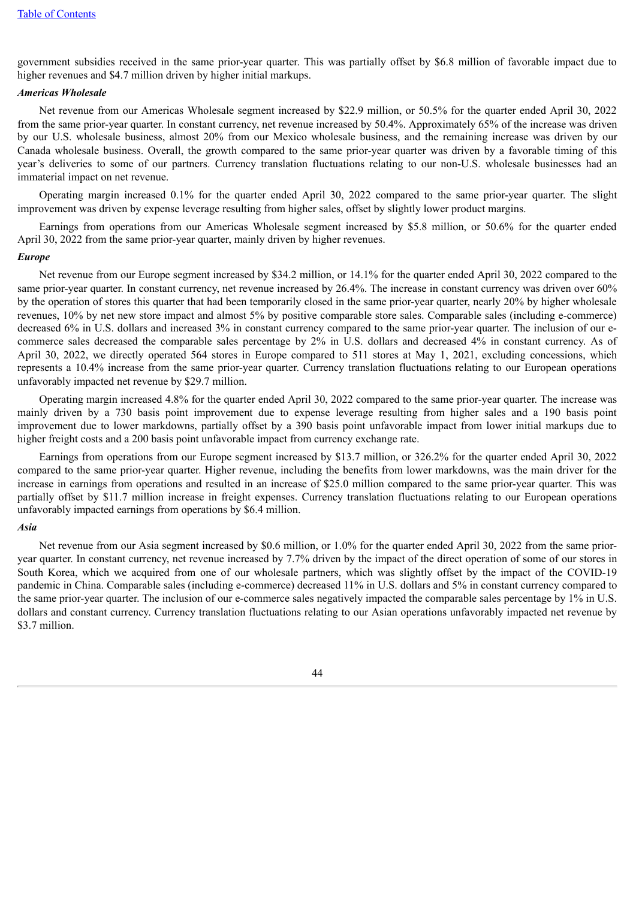government subsidies received in the same prior-year quarter. This was partially offset by $6.8 million of favorable impact due to higher revenues and $4.7 million driven by higher initial markups.

***Americas Wholesale***

Net revenue from our Americas Wholesale segment increased by $22.9 million, or 50.5% for the quarter ended April 30, 2022 from the same prior-year quarter. In constant currency, net revenue increased by 50.4%. Approximately 65% of the increase was driven by our U.S. wholesale business, almost 20% from our Mexico wholesale business, and the remaining increase was driven by our Canada wholesale business. Overall, the growth compared to the same prior-year quarter was driven by a favorable timing of this year's deliveries to some of our partners. Currency translation fluctuations relating to our non-U.S. wholesale businesses had an immaterial impact on net revenue.

Operating margin increased 0.1% for the quarter ended April 30, 2022 compared to the same prior-year quarter. The slight improvement was driven by expense leverage resulting from higher sales, offset by slightly lower product margins.

Earnings from operations from our Americas Wholesale segment increased by $5.8 million, or 50.6% for the quarter ended April 30, 2022 from the same prior-year quarter, mainly driven by higher revenues.

***Europe***

Net revenue from our Europe segment increased by $34.2 million, or 14.1% for the quarter ended April 30, 2022 compared to the same prior-year quarter. In constant currency, net revenue increased by 26.4%. The increase in constant currency was driven over 60% by the operation of stores this quarter that had been temporarily closed in the same prior-year quarter, nearly 20% by higher wholesale revenues, 10% by net new store impact and almost 5% by positive comparable store sales. Comparable sales (including e-commerce) decreased 6% in U.S. dollars and increased 3% in constant currency compared to the same prior-year quarter. The inclusion of our e-commerce sales decreased the comparable sales percentage by 2% in U.S. dollars and decreased 4% in constant currency. As of April 30, 2022, we directly operated 564 stores in Europe compared to 511 stores at May 1, 2021, excluding concessions, which represents a 10.4% increase from the same prior-year quarter. Currency translation fluctuations relating to our European operations unfavorably impacted net revenue by $29.7 million.

Operating margin increased 4.8% for the quarter ended April 30, 2022 compared to the same prior-year quarter. The increase was mainly driven by a 730 basis point improvement due to expense leverage resulting from higher sales and a 190 basis point improvement due to lower markdowns, partially offset by a 390 basis point unfavorable impact from lower initial markups due to higher freight costs and a 200 basis point unfavorable impact from currency exchange rate.

Earnings from operations from our Europe segment increased by $13.7 million, or 326.2% for the quarter ended April 30, 2022 compared to the same prior-year quarter. Higher revenue, including the benefits from lower markdowns, was the main driver for the increase in earnings from operations and resulted in an increase of $25.0 million compared to the same prior-year quarter. This was partially offset by $11.7 million increase in freight expenses. Currency translation fluctuations relating to our European operations unfavorably impacted earnings from operations by $6.4 million.

***Asia***

Net revenue from our Asia segment increased by $0.6 million, or 1.0% for the quarter ended April 30, 2022 from the same prior-year quarter. In constant currency, net revenue increased by 7.7% driven by the impact of the direct operation of some of our stores in South Korea, which we acquired from one of our wholesale partners, which was slightly offset by the impact of the COVID-19 pandemic in China. Comparable sales (including e-commerce) decreased 11% in U.S. dollars and 5% in constant currency compared to the same prior-year quarter. The inclusion of our e-commerce sales negatively impacted the comparable sales percentage by 1% in U.S. dollars and constant currency. Currency translation fluctuations relating to our Asian operations unfavorably impacted net revenue by $3.7 million.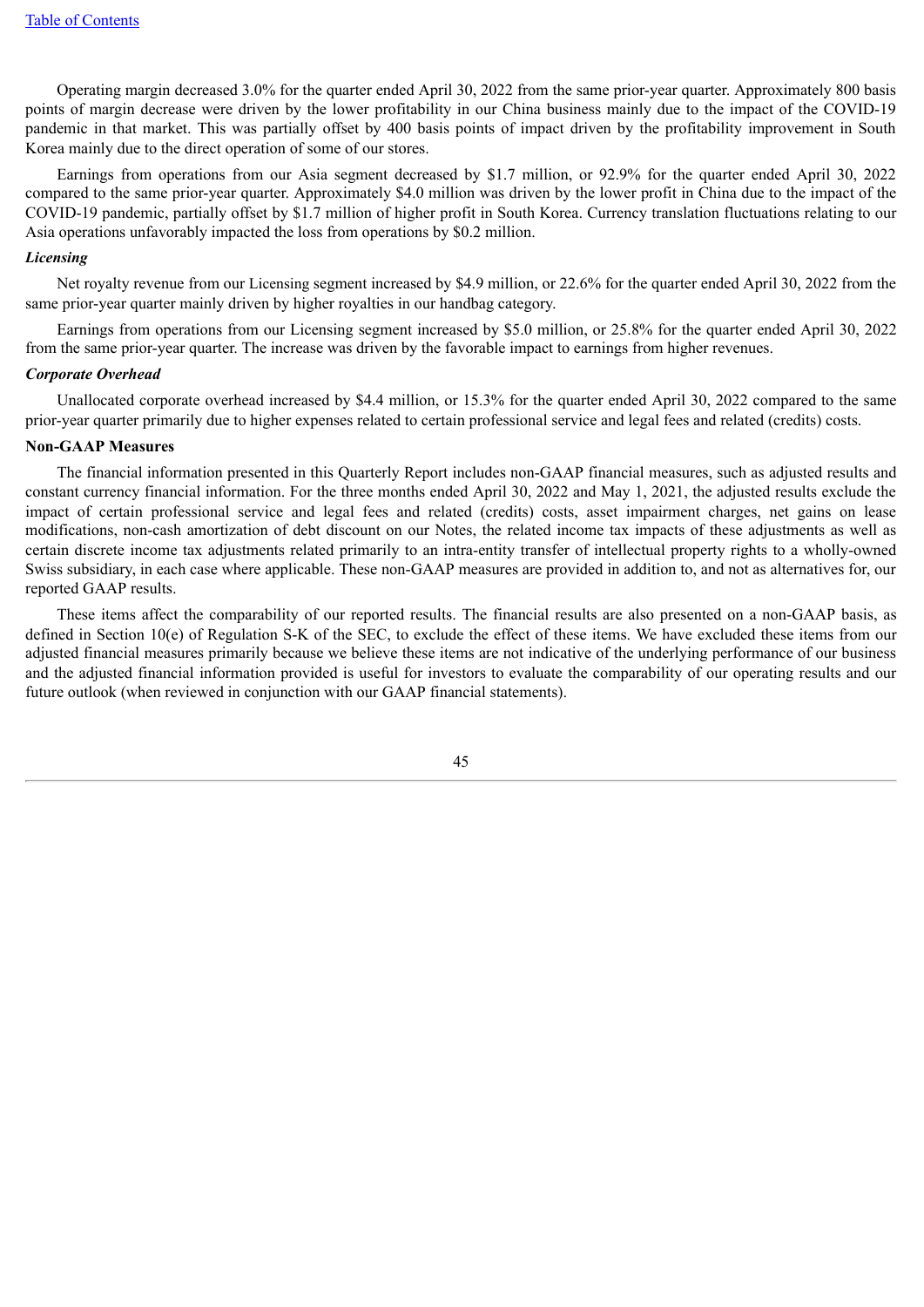Operating margin decreased 3.0% for the quarter ended April 30, 2022 from the same prior-year quarter. Approximately 800 basis points of margin decrease were driven by the lower profitability in our China business mainly due to the impact of the COVID-19 pandemic in that market. This was partially offset by 400 basis points of impact driven by the profitability improvement in South Korea mainly due to the direct operation of some of our stores.

Earnings from operations from our Asia segment decreased by $1.7 million, or 92.9% for the quarter ended April 30, 2022 compared to the same prior-year quarter. Approximately $4.0 million was driven by the lower profit in China due to the impact of the COVID-19 pandemic, partially offset by $1.7 million of higher profit in South Korea. Currency translation fluctuations relating to our Asia operations unfavorably impacted the loss from operations by $0.2 million.

***Licensing***

Net royalty revenue from our Licensing segment increased by $4.9 million, or 22.6% for the quarter ended April 30, 2022 from the same prior-year quarter mainly driven by higher royalties in our handbag category.

Earnings from operations from our Licensing segment increased by $5.0 million, or 25.8% for the quarter ended April 30, 2022 from the same prior-year quarter. The increase was driven by the favorable impact to earnings from higher revenues.

***Corporate Overhead***

Unallocated corporate overhead increased by $4.4 million, or 15.3% for the quarter ended April 30, 2022 compared to the same prior-year quarter primarily due to higher expenses related to certain professional service and legal fees and related (credits) costs.

**Non-GAAP Measures**

The financial information presented in this Quarterly Report includes non-GAAP financial measures, such as adjusted results and constant currency financial information. For the three months ended April 30, 2022 and May 1, 2021, the adjusted results exclude the impact of certain professional service and legal fees and related (credits) costs, asset impairment charges, net gains on lease modifications, non-cash amortization of debt discount on our Notes, the related income tax impacts of these adjustments as well as certain discrete income tax adjustments related primarily to an intra-entity transfer of intellectual property rights to a wholly-owned Swiss subsidiary, in each case where applicable. These non-GAAP measures are provided in addition to, and not as alternatives for, our reported GAAP results.

These items affect the comparability of our reported results. The financial results are also presented on a non-GAAP basis, as defined in Section 10(e) of Regulation S-K of the SEC, to exclude the effect of these items. We have excluded these items from our adjusted financial measures primarily because we believe these items are not indicative of the underlying performance of our business and the adjusted financial information provided is useful for investors to evaluate the comparability of our operating results and our future outlook (when reviewed in conjunction with our GAAP financial statements).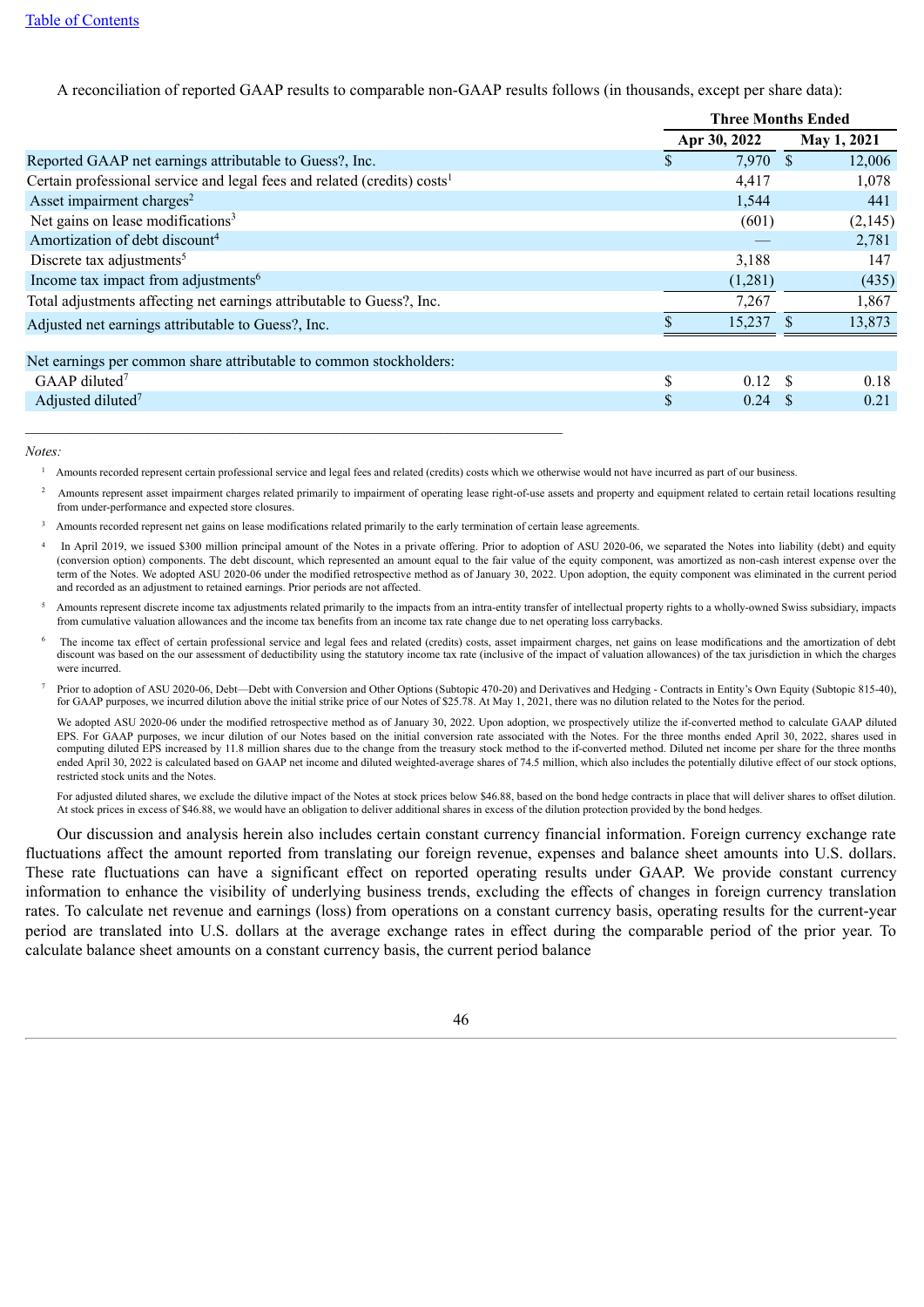[Table of Contents](#)

A reconciliation of reported GAAP results to comparable non-GAAP results follows (in thousands, except per share data):

| | Three Months Ended | |
|---|---|---|
| | Apr 30, 2022 | May 1, 2021 |
| Reported GAAP net earnings attributable to Guess?, Inc. | $ 7,970 | $ 12,006 |
| Certain professional service and legal fees and related (credits) costs[1] | 4,417 | 1,078 |
| Asset impairment charges[2] | 1,544 | 441 |
| Net gains on lease modifications[3] | (601) | (2,145) |
| Amortization of debt discount[4] | — | 2,781 |
| Discrete tax adjustments[5] | 3,188 | 147 |
| Income tax impact from adjustments[6] | (1,281) | (435) |
| Total adjustments affecting net earnings attributable to Guess?, Inc. | 7,267 | 1,867 |
| Adjusted net earnings attributable to Guess?, Inc. | $ 15,237 | $ 13,873 |
| | | |
| Net earnings per common share attributable to common stockholders: | | |
| GAAP diluted[7] | $ 0.12 | $ 0.18 |
| Adjusted diluted[7] | $ 0.24 | $ 0.21 |

*Notes:*

[1] Amounts recorded represent certain professional service and legal fees and related (credits) costs which we otherwise would not have incurred as part of our business.

[2] Amounts represent asset impairment charges related primarily to impairment of operating lease right-of-use assets and property and equipment related to certain retail locations resulting from under-performance and expected store closures.

[3] Amounts recorded represent net gains on lease modifications related primarily to the early termination of certain lease agreements.

[4] In April 2019, we issued $300 million principal amount of the Notes in a private offering. Prior to adoption of ASU 2020-06, we separated the Notes into liability (debt) and equity (conversion option) components. The debt discount, which represented an amount equal to the fair value of the equity component, was amortized as non-cash interest expense over the term of the Notes. We adopted ASU 2020-06 under the modified retrospective method as of January 30, 2022. Upon adoption, the equity component was eliminated in the current period and recorded as an adjustment to retained earnings. Prior periods are not affected.

[5] Amounts represent discrete income tax adjustments related primarily to the impacts from an intra-entity transfer of intellectual property rights to a wholly-owned Swiss subsidiary, impacts from cumulative valuation allowances and the income tax benefits from an income tax rate change due to net operating loss carrybacks.

[6] The income tax effect of certain professional service and legal fees and related (credits) costs, asset impairment charges, net gains on lease modifications and the amortization of debt discount was based on the our assessment of deductibility using the statutory income tax rate (inclusive of the impact of valuation allowances) of the tax jurisdiction in which the charges were incurred.

[7] Prior to adoption of ASU 2020-06, Debt—Debt with Conversion and Other Options (Subtopic 470-20) and Derivatives and Hedging - Contracts in Entity's Own Equity (Subtopic 815-40), for GAAP purposes, we incurred dilution above the initial strike price of our Notes of $25.78. At May 1, 2021, there was no dilution related to the Notes for the period.

We adopted ASU 2020-06 under the modified retrospective method as of January 30, 2022. Upon adoption, we prospectively utilize the if-converted method to calculate GAAP diluted EPS. For GAAP purposes, we incur dilution of our Notes based on the initial conversion rate associated with the Notes. For the three months ended April 30, 2022, shares used in computing diluted EPS increased by 11.8 million shares due to the change from the treasury stock method to the if-converted method. Diluted net income per share for the three months ended April 30, 2022 is calculated based on GAAP net income and diluted weighted-average shares of 74.5 million, which also includes the potentially dilutive effect of our stock options, restricted stock units and the Notes.

For adjusted diluted shares, we exclude the dilutive impact of the Notes at stock prices below $46.88, based on the bond hedge contracts in place that will deliver shares to offset dilution. At stock prices in excess of $46.88, we would have an obligation to deliver additional shares in excess of the dilution protection provided by the bond hedges.

Our discussion and analysis herein also includes certain constant currency financial information. Foreign currency exchange rate fluctuations affect the amount reported from translating our foreign revenue, expenses and balance sheet amounts into U.S. dollars. These rate fluctuations can have a significant effect on reported operating results under GAAP. We provide constant currency information to enhance the visibility of underlying business trends, excluding the effects of changes in foreign currency translation rates. To calculate net revenue and earnings (loss) from operations on a constant currency basis, operating results for the current-year period are translated into U.S. dollars at the average exchange rates in effect during the comparable period of the prior year. To calculate balance sheet amounts on a constant currency basis, the current period balance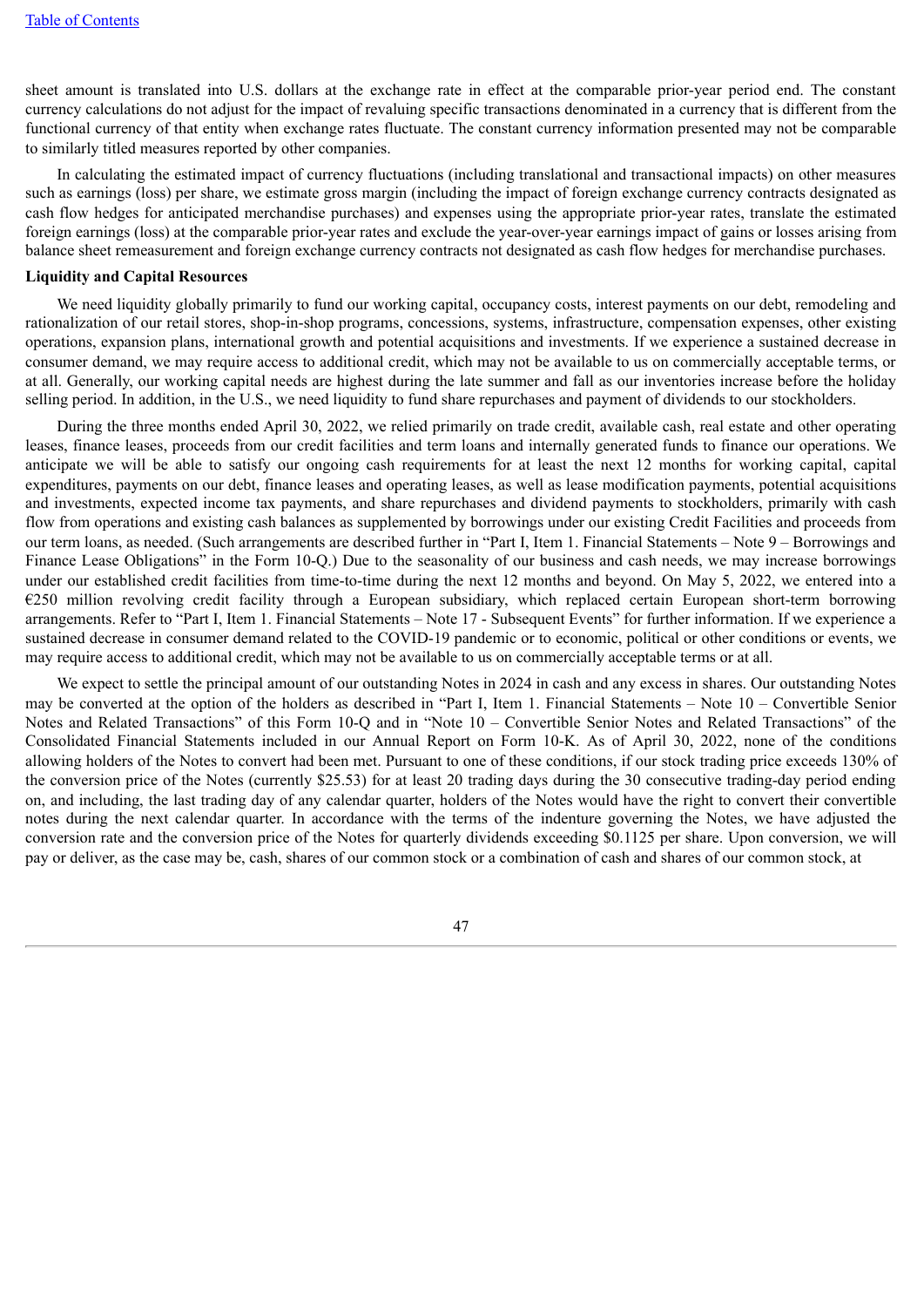sheet amount is translated into U.S. dollars at the exchange rate in effect at the comparable prior-year period end. The constant currency calculations do not adjust for the impact of revaluing specific transactions denominated in a currency that is different from the functional currency of that entity when exchange rates fluctuate. The constant currency information presented may not be comparable to similarly titled measures reported by other companies.

In calculating the estimated impact of currency fluctuations (including translational and transactional impacts) on other measures such as earnings (loss) per share, we estimate gross margin (including the impact of foreign exchange currency contracts designated as cash flow hedges for anticipated merchandise purchases) and expenses using the appropriate prior-year rates, translate the estimated foreign earnings (loss) at the comparable prior-year rates and exclude the year-over-year earnings impact of gains or losses arising from balance sheet remeasurement and foreign exchange currency contracts not designated as cash flow hedges for merchandise purchases.

**Liquidity and Capital Resources**

We need liquidity globally primarily to fund our working capital, occupancy costs, interest payments on our debt, remodeling and rationalization of our retail stores, shop-in-shop programs, concessions, systems, infrastructure, compensation expenses, other existing operations, expansion plans, international growth and potential acquisitions and investments. If we experience a sustained decrease in consumer demand, we may require access to additional credit, which may not be available to us on commercially acceptable terms, or at all. Generally, our working capital needs are highest during the late summer and fall as our inventories increase before the holiday selling period. In addition, in the U.S., we need liquidity to fund share repurchases and payment of dividends to our stockholders.

During the three months ended April 30, 2022, we relied primarily on trade credit, available cash, real estate and other operating leases, finance leases, proceeds from our credit facilities and term loans and internally generated funds to finance our operations. We anticipate we will be able to satisfy our ongoing cash requirements for at least the next 12 months for working capital, capital expenditures, payments on our debt, finance leases and operating leases, as well as lease modification payments, potential acquisitions and investments, expected income tax payments, and share repurchases and dividend payments to stockholders, primarily with cash flow from operations and existing cash balances as supplemented by borrowings under our existing Credit Facilities and proceeds from our term loans, as needed. (Such arrangements are described further in "Part I, Item 1. Financial Statements – Note 9 – Borrowings and Finance Lease Obligations" in the Form 10-Q.) Due to the seasonality of our business and cash needs, we may increase borrowings under our established credit facilities from time-to-time during the next 12 months and beyond. On May 5, 2022, we entered into a €250 million revolving credit facility through a European subsidiary, which replaced certain European short-term borrowing arrangements. Refer to "Part I, Item 1. Financial Statements – Note 17 - Subsequent Events" for further information. If we experience a sustained decrease in consumer demand related to the COVID-19 pandemic or to economic, political or other conditions or events, we may require access to additional credit, which may not be available to us on commercially acceptable terms or at all.

We expect to settle the principal amount of our outstanding Notes in 2024 in cash and any excess in shares. Our outstanding Notes may be converted at the option of the holders as described in "Part I, Item 1. Financial Statements – Note 10 – Convertible Senior Notes and Related Transactions" of this Form 10-Q and in "Note 10 – Convertible Senior Notes and Related Transactions" of the Consolidated Financial Statements included in our Annual Report on Form 10-K. As of April 30, 2022, none of the conditions allowing holders of the Notes to convert had been met. Pursuant to one of these conditions, if our stock trading price exceeds 130% of the conversion price of the Notes (currently $25.53) for at least 20 trading days during the 30 consecutive trading-day period ending on, and including, the last trading day of any calendar quarter, holders of the Notes would have the right to convert their convertible notes during the next calendar quarter. In accordance with the terms of the indenture governing the Notes, we have adjusted the conversion rate and the conversion price of the Notes for quarterly dividends exceeding $0.1125 per share. Upon conversion, we will pay or deliver, as the case may be, cash, shares of our common stock or a combination of cash and shares of our common stock, at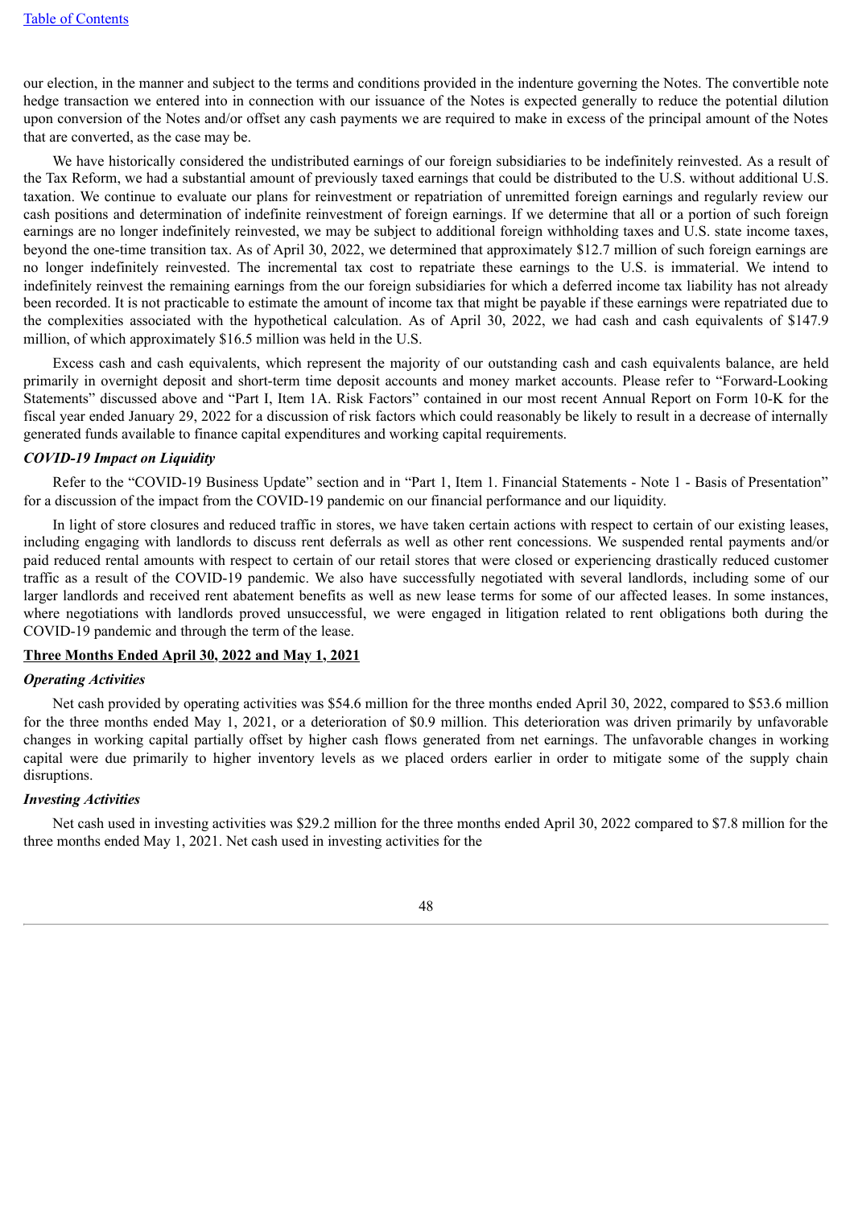our election, in the manner and subject to the terms and conditions provided in the indenture governing the Notes. The convertible note hedge transaction we entered into in connection with our issuance of the Notes is expected generally to reduce the potential dilution upon conversion of the Notes and/or offset any cash payments we are required to make in excess of the principal amount of the Notes that are converted, as the case may be.

We have historically considered the undistributed earnings of our foreign subsidiaries to be indefinitely reinvested. As a result of the Tax Reform, we had a substantial amount of previously taxed earnings that could be distributed to the U.S. without additional U.S. taxation. We continue to evaluate our plans for reinvestment or repatriation of unremitted foreign earnings and regularly review our cash positions and determination of indefinite reinvestment of foreign earnings. If we determine that all or a portion of such foreign earnings are no longer indefinitely reinvested, we may be subject to additional foreign withholding taxes and U.S. state income taxes, beyond the one-time transition tax. As of April 30, 2022, we determined that approximately $12.7 million of such foreign earnings are no longer indefinitely reinvested. The incremental tax cost to repatriate these earnings to the U.S. is immaterial. We intend to indefinitely reinvest the remaining earnings from the our foreign subsidiaries for which a deferred income tax liability has not already been recorded. It is not practicable to estimate the amount of income tax that might be payable if these earnings were repatriated due to the complexities associated with the hypothetical calculation. As of April 30, 2022, we had cash and cash equivalents of $147.9 million, of which approximately $16.5 million was held in the U.S.

Excess cash and cash equivalents, which represent the majority of our outstanding cash and cash equivalents balance, are held primarily in overnight deposit and short-term time deposit accounts and money market accounts. Please refer to "Forward-Looking Statements" discussed above and "Part I, Item 1A. Risk Factors" contained in our most recent Annual Report on Form 10-K for the fiscal year ended January 29, 2022 for a discussion of risk factors which could reasonably be likely to result in a decrease of internally generated funds available to finance capital expenditures and working capital requirements.

***COVID-19 Impact on Liquidity***

Refer to the "COVID-19 Business Update" section and in "Part 1, Item 1. Financial Statements - Note 1 - Basis of Presentation" for a discussion of the impact from the COVID-19 pandemic on our financial performance and our liquidity.

In light of store closures and reduced traffic in stores, we have taken certain actions with respect to certain of our existing leases, including engaging with landlords to discuss rent deferrals as well as other rent concessions. We suspended rental payments and/or paid reduced rental amounts with respect to certain of our retail stores that were closed or experiencing drastically reduced customer traffic as a result of the COVID-19 pandemic. We also have successfully negotiated with several landlords, including some of our larger landlords and received rent abatement benefits as well as new lease terms for some of our affected leases. In some instances, where negotiations with landlords proved unsuccessful, we were engaged in litigation related to rent obligations both during the COVID-19 pandemic and through the term of the lease.

**Three Months Ended April 30, 2022 and May 1, 2021**

***Operating Activities***

Net cash provided by operating activities was $54.6 million for the three months ended April 30, 2022, compared to $53.6 million for the three months ended May 1, 2021, or a deterioration of $0.9 million. This deterioration was driven primarily by unfavorable changes in working capital partially offset by higher cash flows generated from net earnings. The unfavorable changes in working capital were due primarily to higher inventory levels as we placed orders earlier in order to mitigate some of the supply chain disruptions.

***Investing Activities***

Net cash used in investing activities was $29.2 million for the three months ended April 30, 2022 compared to $7.8 million for the three months ended May 1, 2021. Net cash used in investing activities for the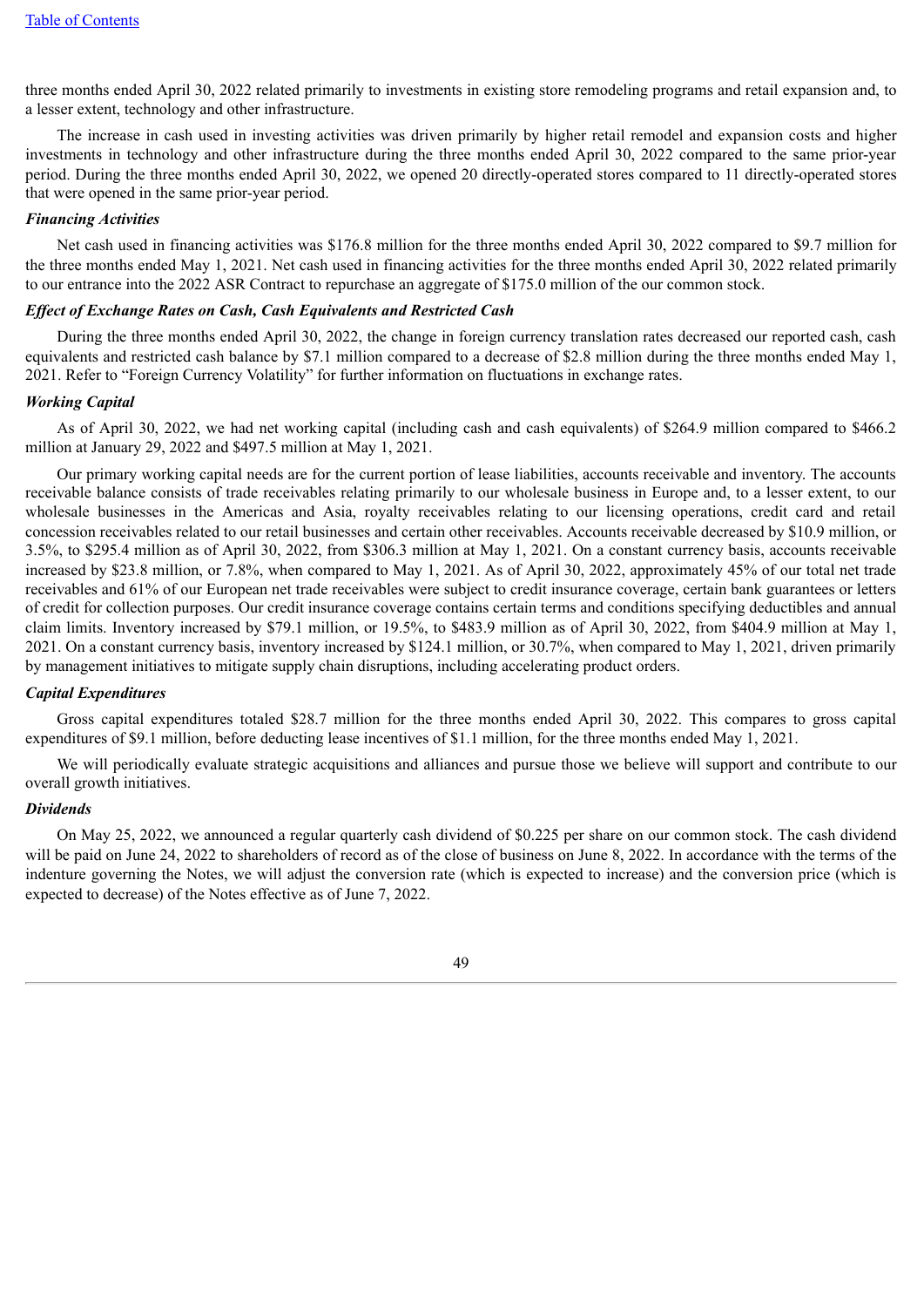three months ended April 30, 2022 related primarily to investments in existing store remodeling programs and retail expansion and, to a lesser extent, technology and other infrastructure.

The increase in cash used in investing activities was driven primarily by higher retail remodel and expansion costs and higher investments in technology and other infrastructure during the three months ended April 30, 2022 compared to the same prior-year period. During the three months ended April 30, 2022, we opened 20 directly-operated stores compared to 11 directly-operated stores that were opened in the same prior-year period.

***Financing Activities***

Net cash used in financing activities was $176.8 million for the three months ended April 30, 2022 compared to $9.7 million for the three months ended May 1, 2021. Net cash used in financing activities for the three months ended April 30, 2022 related primarily to our entrance into the 2022 ASR Contract to repurchase an aggregate of $175.0 million of the our common stock.

***Effect of Exchange Rates on Cash, Cash Equivalents and Restricted Cash***

During the three months ended April 30, 2022, the change in foreign currency translation rates decreased our reported cash, cash equivalents and restricted cash balance by $7.1 million compared to a decrease of $2.8 million during the three months ended May 1, 2021. Refer to "Foreign Currency Volatility" for further information on fluctuations in exchange rates.

***Working Capital***

As of April 30, 2022, we had net working capital (including cash and cash equivalents) of $264.9 million compared to $466.2 million at January 29, 2022 and $497.5 million at May 1, 2021.

Our primary working capital needs are for the current portion of lease liabilities, accounts receivable and inventory. The accounts receivable balance consists of trade receivables relating primarily to our wholesale business in Europe and, to a lesser extent, to our wholesale businesses in the Americas and Asia, royalty receivables relating to our licensing operations, credit card and retail concession receivables related to our retail businesses and certain other receivables. Accounts receivable decreased by $10.9 million, or 3.5%, to $295.4 million as of April 30, 2022, from $306.3 million at May 1, 2021. On a constant currency basis, accounts receivable increased by $23.8 million, or 7.8%, when compared to May 1, 2021. As of April 30, 2022, approximately 45% of our total net trade receivables and 61% of our European net trade receivables were subject to credit insurance coverage, certain bank guarantees or letters of credit for collection purposes. Our credit insurance coverage contains certain terms and conditions specifying deductibles and annual claim limits. Inventory increased by $79.1 million, or 19.5%, to $483.9 million as of April 30, 2022, from $404.9 million at May 1, 2021. On a constant currency basis, inventory increased by $124.1 million, or 30.7%, when compared to May 1, 2021, driven primarily by management initiatives to mitigate supply chain disruptions, including accelerating product orders.

***Capital Expenditures***

Gross capital expenditures totaled $28.7 million for the three months ended April 30, 2022. This compares to gross capital expenditures of $9.1 million, before deducting lease incentives of $1.1 million, for the three months ended May 1, 2021.

We will periodically evaluate strategic acquisitions and alliances and pursue those we believe will support and contribute to our overall growth initiatives.

***Dividends***

On May 25, 2022, we announced a regular quarterly cash dividend of $0.225 per share on our common stock. The cash dividend will be paid on June 24, 2022 to shareholders of record as of the close of business on June 8, 2022. In accordance with the terms of the indenture governing the Notes, we will adjust the conversion rate (which is expected to increase) and the conversion price (which is expected to decrease) of the Notes effective as of June 7, 2022.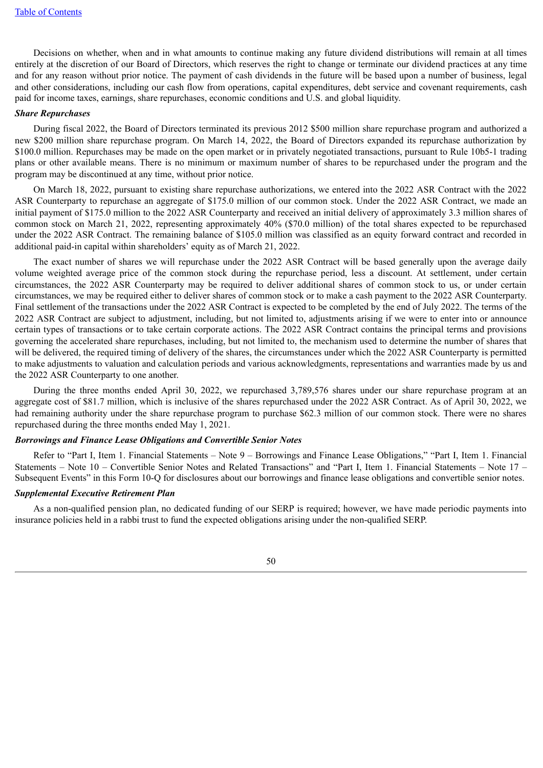Decisions on whether, when and in what amounts to continue making any future dividend distributions will remain at all times entirely at the discretion of our Board of Directors, which reserves the right to change or terminate our dividend practices at any time and for any reason without prior notice. The payment of cash dividends in the future will be based upon a number of business, legal and other considerations, including our cash flow from operations, capital expenditures, debt service and covenant requirements, cash paid for income taxes, earnings, share repurchases, economic conditions and U.S. and global liquidity.

***Share Repurchases***

During fiscal 2022, the Board of Directors terminated its previous 2012 $500 million share repurchase program and authorized a new $200 million share repurchase program. On March 14, 2022, the Board of Directors expanded its repurchase authorization by $100.0 million. Repurchases may be made on the open market or in privately negotiated transactions, pursuant to Rule 10b5-1 trading plans or other available means. There is no minimum or maximum number of shares to be repurchased under the program and the program may be discontinued at any time, without prior notice.

On March 18, 2022, pursuant to existing share repurchase authorizations, we entered into the 2022 ASR Contract with the 2022 ASR Counterparty to repurchase an aggregate of $175.0 million of our common stock. Under the 2022 ASR Contract, we made an initial payment of $175.0 million to the 2022 ASR Counterparty and received an initial delivery of approximately 3.3 million shares of common stock on March 21, 2022, representing approximately 40% ($70.0 million) of the total shares expected to be repurchased under the 2022 ASR Contract. The remaining balance of $105.0 million was classified as an equity forward contract and recorded in additional paid-in capital within shareholders' equity as of March 21, 2022.

The exact number of shares we will repurchase under the 2022 ASR Contract will be based generally upon the average daily volume weighted average price of the common stock during the repurchase period, less a discount. At settlement, under certain circumstances, the 2022 ASR Counterparty may be required to deliver additional shares of common stock to us, or under certain circumstances, we may be required either to deliver shares of common stock or to make a cash payment to the 2022 ASR Counterparty. Final settlement of the transactions under the 2022 ASR Contract is expected to be completed by the end of July 2022. The terms of the 2022 ASR Contract are subject to adjustment, including, but not limited to, adjustments arising if we were to enter into or announce certain types of transactions or to take certain corporate actions. The 2022 ASR Contract contains the principal terms and provisions governing the accelerated share repurchases, including, but not limited to, the mechanism used to determine the number of shares that will be delivered, the required timing of delivery of the shares, the circumstances under which the 2022 ASR Counterparty is permitted to make adjustments to valuation and calculation periods and various acknowledgments, representations and warranties made by us and the 2022 ASR Counterparty to one another.

During the three months ended April 30, 2022, we repurchased 3,789,576 shares under our share repurchase program at an aggregate cost of $81.7 million, which is inclusive of the shares repurchased under the 2022 ASR Contract. As of April 30, 2022, we had remaining authority under the share repurchase program to purchase $62.3 million of our common stock. There were no shares repurchased during the three months ended May 1, 2021.

***Borrowings and Finance Lease Obligations and Convertible Senior Notes***

Refer to "Part I, Item 1. Financial Statements – Note 9 – Borrowings and Finance Lease Obligations," "Part I, Item 1. Financial Statements – Note 10 – Convertible Senior Notes and Related Transactions" and "Part I, Item 1. Financial Statements – Note 17 – Subsequent Events" in this Form 10-Q for disclosures about our borrowings and finance lease obligations and convertible senior notes.

***Supplemental Executive Retirement Plan***

As a non-qualified pension plan, no dedicated funding of our SERP is required; however, we have made periodic payments into insurance policies held in a rabbi trust to fund the expected obligations arising under the non-qualified SERP.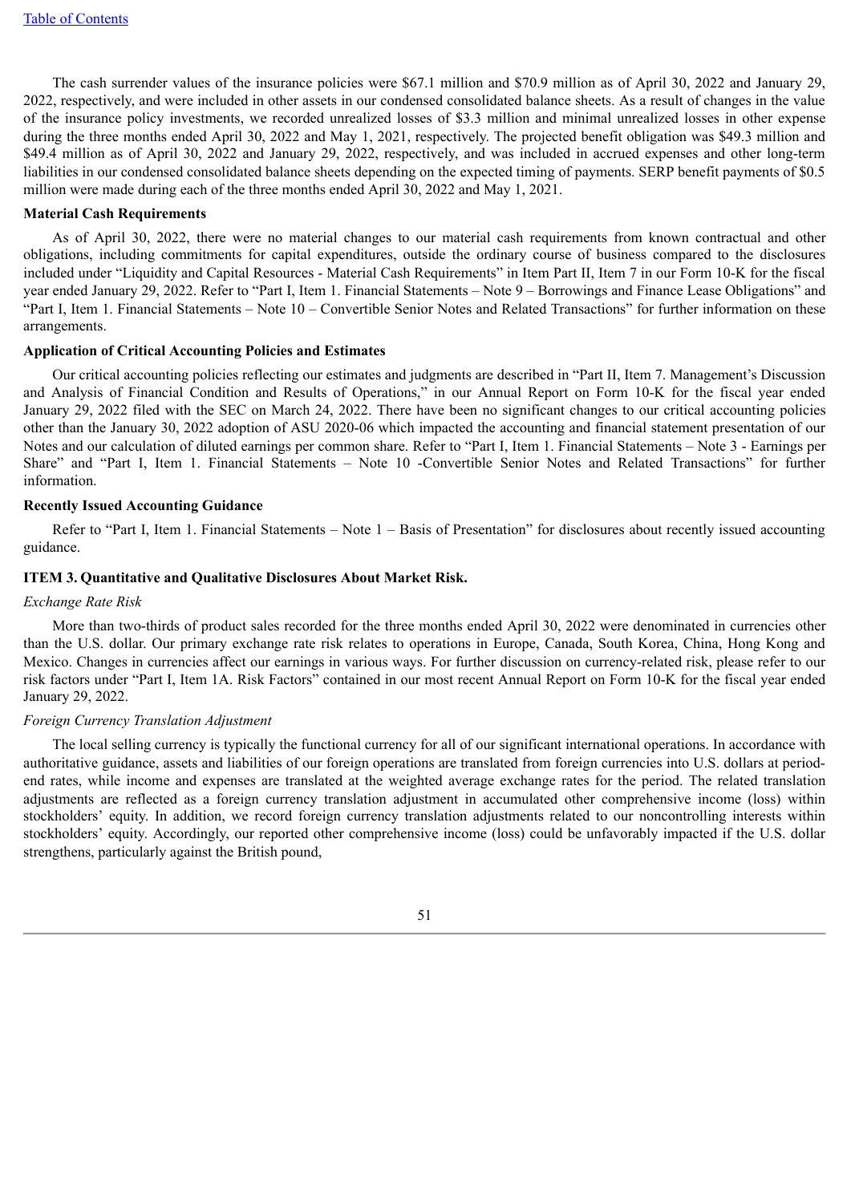The cash surrender values of the insurance policies were $67.1 million and $70.9 million as of April 30, 2022 and January 29, 2022, respectively, and were included in other assets in our condensed consolidated balance sheets. As a result of changes in the value of the insurance policy investments, we recorded unrealized losses of $3.3 million and minimal unrealized losses in other expense during the three months ended April 30, 2022 and May 1, 2021, respectively. The projected benefit obligation was $49.3 million and $49.4 million as of April 30, 2022 and January 29, 2022, respectively, and was included in accrued expenses and other long-term liabilities in our condensed consolidated balance sheets depending on the expected timing of payments. SERP benefit payments of $0.5 million were made during each of the three months ended April 30, 2022 and May 1, 2021.

**Material Cash Requirements**

As of April 30, 2022, there were no material changes to our material cash requirements from known contractual and other obligations, including commitments for capital expenditures, outside the ordinary course of business compared to the disclosures included under "Liquidity and Capital Resources - Material Cash Requirements" in Item Part II, Item 7 in our Form 10-K for the fiscal year ended January 29, 2022. Refer to "Part I, Item 1. Financial Statements – Note 9 – Borrowings and Finance Lease Obligations" and "Part I, Item 1. Financial Statements – Note 10 – Convertible Senior Notes and Related Transactions" for further information on these arrangements.

**Application of Critical Accounting Policies and Estimates**

Our critical accounting policies reflecting our estimates and judgments are described in "Part II, Item 7. Management's Discussion and Analysis of Financial Condition and Results of Operations," in our Annual Report on Form 10-K for the fiscal year ended January 29, 2022 filed with the SEC on March 24, 2022. There have been no significant changes to our critical accounting policies other than the January 30, 2022 adoption of ASU 2020-06 which impacted the accounting and financial statement presentation of our Notes and our calculation of diluted earnings per common share. Refer to "Part I, Item 1. Financial Statements – Note 3 - Earnings per Share" and "Part I, Item 1. Financial Statements – Note 10 -Convertible Senior Notes and Related Transactions" for further information.

**Recently Issued Accounting Guidance**

Refer to "Part I, Item 1. Financial Statements – Note 1 – Basis of Presentation" for disclosures about recently issued accounting guidance.

## ITEM 3. Quantitative and Qualitative Disclosures About Market Risk.

*Exchange Rate Risk*

More than two-thirds of product sales recorded for the three months ended April 30, 2022 were denominated in currencies other than the U.S. dollar. Our primary exchange rate risk relates to operations in Europe, Canada, South Korea, China, Hong Kong and Mexico. Changes in currencies affect our earnings in various ways. For further discussion on currency-related risk, please refer to our risk factors under "Part I, Item 1A. Risk Factors" contained in our most recent Annual Report on Form 10-K for the fiscal year ended January 29, 2022.

*Foreign Currency Translation Adjustment*

The local selling currency is typically the functional currency for all of our significant international operations. In accordance with authoritative guidance, assets and liabilities of our foreign operations are translated from foreign currencies into U.S. dollars at period-end rates, while income and expenses are translated at the weighted average exchange rates for the period. The related translation adjustments are reflected as a foreign currency translation adjustment in accumulated other comprehensive income (loss) within stockholders' equity. In addition, we record foreign currency translation adjustments related to our noncontrolling interests within stockholders' equity. Accordingly, our reported other comprehensive income (loss) could be unfavorably impacted if the U.S. dollar strengthens, particularly against the British pound,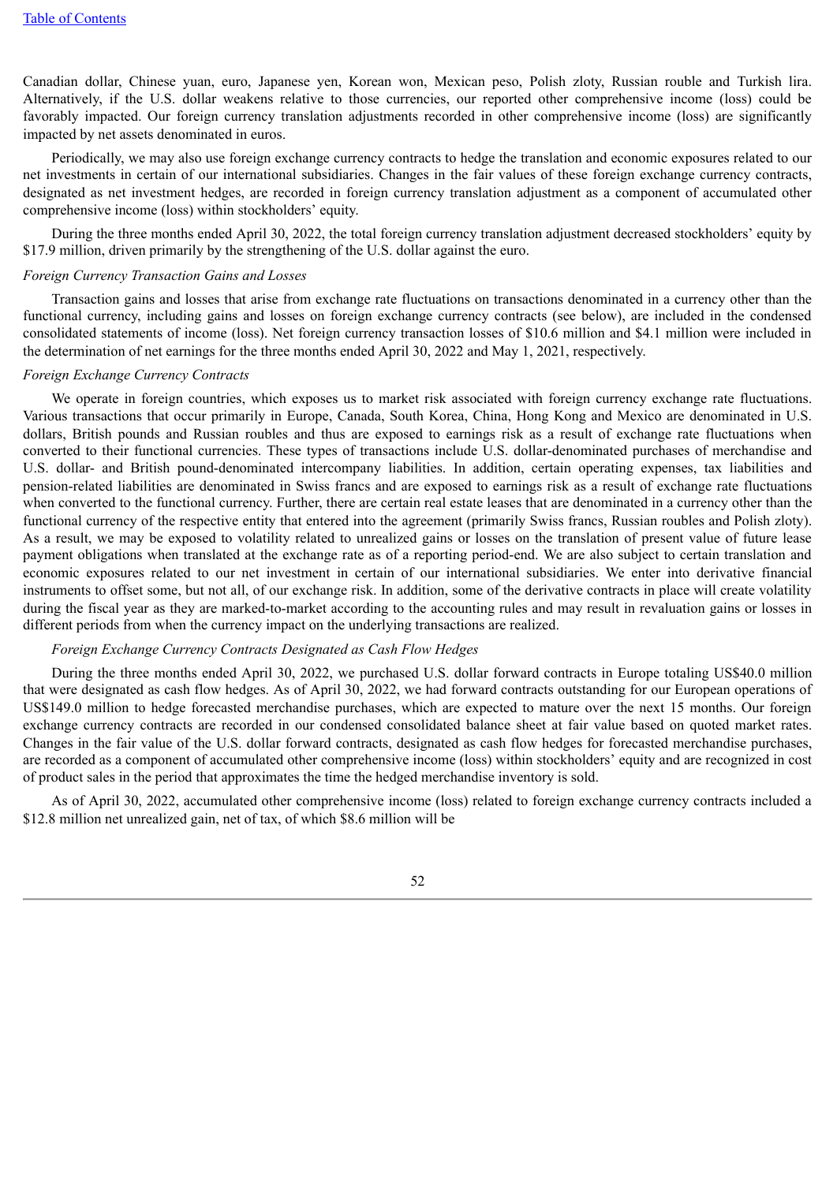Canadian dollar, Chinese yuan, euro, Japanese yen, Korean won, Mexican peso, Polish zloty, Russian rouble and Turkish lira. Alternatively, if the U.S. dollar weakens relative to those currencies, our reported other comprehensive income (loss) could be favorably impacted. Our foreign currency translation adjustments recorded in other comprehensive income (loss) are significantly impacted by net assets denominated in euros.

Periodically, we may also use foreign exchange currency contracts to hedge the translation and economic exposures related to our net investments in certain of our international subsidiaries. Changes in the fair values of these foreign exchange currency contracts, designated as net investment hedges, are recorded in foreign currency translation adjustment as a component of accumulated other comprehensive income (loss) within stockholders' equity.

During the three months ended April 30, 2022, the total foreign currency translation adjustment decreased stockholders' equity by $17.9 million, driven primarily by the strengthening of the U.S. dollar against the euro.

*Foreign Currency Transaction Gains and Losses*

Transaction gains and losses that arise from exchange rate fluctuations on transactions denominated in a currency other than the functional currency, including gains and losses on foreign exchange currency contracts (see below), are included in the condensed consolidated statements of income (loss). Net foreign currency transaction losses of $10.6 million and $4.1 million were included in the determination of net earnings for the three months ended April 30, 2022 and May 1, 2021, respectively.

*Foreign Exchange Currency Contracts*

We operate in foreign countries, which exposes us to market risk associated with foreign currency exchange rate fluctuations. Various transactions that occur primarily in Europe, Canada, South Korea, China, Hong Kong and Mexico are denominated in U.S. dollars, British pounds and Russian roubles and thus are exposed to earnings risk as a result of exchange rate fluctuations when converted to their functional currencies. These types of transactions include U.S. dollar-denominated purchases of merchandise and U.S. dollar- and British pound-denominated intercompany liabilities. In addition, certain operating expenses, tax liabilities and pension-related liabilities are denominated in Swiss francs and are exposed to earnings risk as a result of exchange rate fluctuations when converted to the functional currency. Further, there are certain real estate leases that are denominated in a currency other than the functional currency of the respective entity that entered into the agreement (primarily Swiss francs, Russian roubles and Polish zloty). As a result, we may be exposed to volatility related to unrealized gains or losses on the translation of present value of future lease payment obligations when translated at the exchange rate as of a reporting period-end. We are also subject to certain translation and economic exposures related to our net investment in certain of our international subsidiaries. We enter into derivative financial instruments to offset some, but not all, of our exchange risk. In addition, some of the derivative contracts in place will create volatility during the fiscal year as they are marked-to-market according to the accounting rules and may result in revaluation gains or losses in different periods from when the currency impact on the underlying transactions are realized.

*Foreign Exchange Currency Contracts Designated as Cash Flow Hedges*

During the three months ended April 30, 2022, we purchased U.S. dollar forward contracts in Europe totaling US$40.0 million that were designated as cash flow hedges. As of April 30, 2022, we had forward contracts outstanding for our European operations of US$149.0 million to hedge forecasted merchandise purchases, which are expected to mature over the next 15 months. Our foreign exchange currency contracts are recorded in our condensed consolidated balance sheet at fair value based on quoted market rates. Changes in the fair value of the U.S. dollar forward contracts, designated as cash flow hedges for forecasted merchandise purchases, are recorded as a component of accumulated other comprehensive income (loss) within stockholders' equity and are recognized in cost of product sales in the period that approximates the time the hedged merchandise inventory is sold.

As of April 30, 2022, accumulated other comprehensive income (loss) related to foreign exchange currency contracts included a $12.8 million net unrealized gain, net of tax, of which $8.6 million will be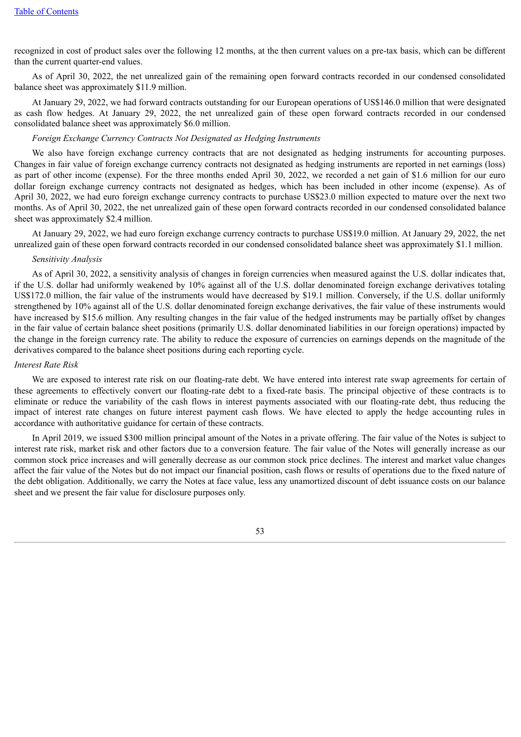recognized in cost of product sales over the following 12 months, at the then current values on a pre-tax basis, which can be different than the current quarter-end values.

As of April 30, 2022, the net unrealized gain of the remaining open forward contracts recorded in our condensed consolidated balance sheet was approximately $11.9 million.

At January 29, 2022, we had forward contracts outstanding for our European operations of US$146.0 million that were designated as cash flow hedges. At January 29, 2022, the net unrealized gain of these open forward contracts recorded in our condensed consolidated balance sheet was approximately $6.0 million.

*Foreign Exchange Currency Contracts Not Designated as Hedging Instruments*

We also have foreign exchange currency contracts that are not designated as hedging instruments for accounting purposes. Changes in fair value of foreign exchange currency contracts not designated as hedging instruments are reported in net earnings (loss) as part of other income (expense). For the three months ended April 30, 2022, we recorded a net gain of $1.6 million for our euro dollar foreign exchange currency contracts not designated as hedges, which has been included in other income (expense). As of April 30, 2022, we had euro foreign exchange currency contracts to purchase US$23.0 million expected to mature over the next two months. As of April 30, 2022, the net unrealized gain of these open forward contracts recorded in our condensed consolidated balance sheet was approximately $2.4 million.

At January 29, 2022, we had euro foreign exchange currency contracts to purchase US$19.0 million. At January 29, 2022, the net unrealized gain of these open forward contracts recorded in our condensed consolidated balance sheet was approximately $1.1 million.

*Sensitivity Analysis*

As of April 30, 2022, a sensitivity analysis of changes in foreign currencies when measured against the U.S. dollar indicates that, if the U.S. dollar had uniformly weakened by 10% against all of the U.S. dollar denominated foreign exchange derivatives totaling US$172.0 million, the fair value of the instruments would have decreased by $19.1 million. Conversely, if the U.S. dollar uniformly strengthened by 10% against all of the U.S. dollar denominated foreign exchange derivatives, the fair value of these instruments would have increased by $15.6 million. Any resulting changes in the fair value of the hedged instruments may be partially offset by changes in the fair value of certain balance sheet positions (primarily U.S. dollar denominated liabilities in our foreign operations) impacted by the change in the foreign currency rate. The ability to reduce the exposure of currencies on earnings depends on the magnitude of the derivatives compared to the balance sheet positions during each reporting cycle.

*Interest Rate Risk*

We are exposed to interest rate risk on our floating-rate debt. We have entered into interest rate swap agreements for certain of these agreements to effectively convert our floating-rate debt to a fixed-rate basis. The principal objective of these contracts is to eliminate or reduce the variability of the cash flows in interest payments associated with our floating-rate debt, thus reducing the impact of interest rate changes on future interest payment cash flows. We have elected to apply the hedge accounting rules in accordance with authoritative guidance for certain of these contracts.

In April 2019, we issued $300 million principal amount of the Notes in a private offering. The fair value of the Notes is subject to interest rate risk, market risk and other factors due to a conversion feature. The fair value of the Notes will generally increase as our common stock price increases and will generally decrease as our common stock price declines. The interest and market value changes affect the fair value of the Notes but do not impact our financial position, cash flows or results of operations due to the fixed nature of the debt obligation. Additionally, we carry the Notes at face value, less any unamortized discount of debt issuance costs on our balance sheet and we present the fair value for disclosure purposes only.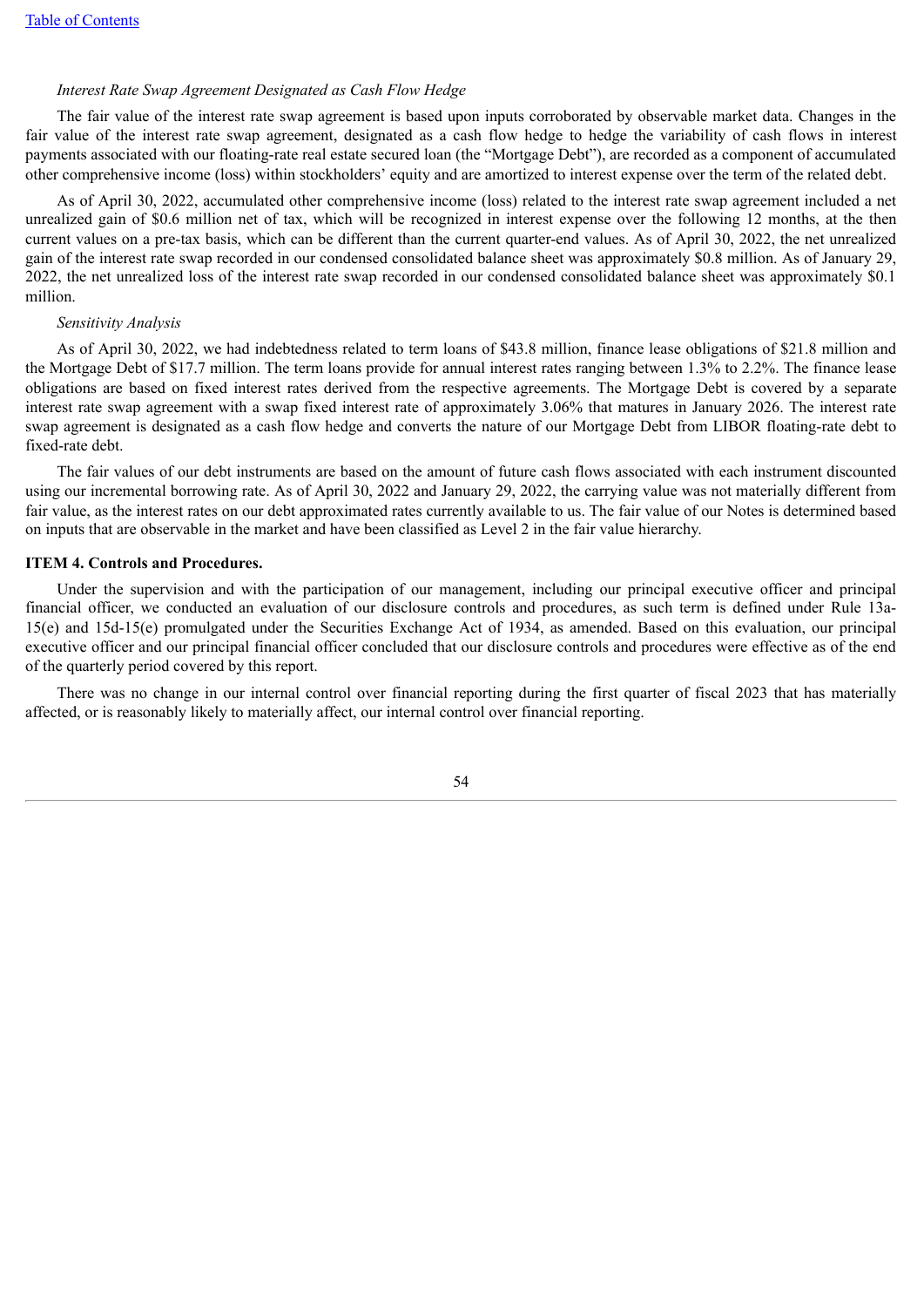*Interest Rate Swap Agreement Designated as Cash Flow Hedge*

The fair value of the interest rate swap agreement is based upon inputs corroborated by observable market data. Changes in the fair value of the interest rate swap agreement, designated as a cash flow hedge to hedge the variability of cash flows in interest payments associated with our floating-rate real estate secured loan (the "Mortgage Debt"), are recorded as a component of accumulated other comprehensive income (loss) within stockholders' equity and are amortized to interest expense over the term of the related debt.

As of April 30, 2022, accumulated other comprehensive income (loss) related to the interest rate swap agreement included a net unrealized gain of $0.6 million net of tax, which will be recognized in interest expense over the following 12 months, at the then current values on a pre-tax basis, which can be different than the current quarter-end values. As of April 30, 2022, the net unrealized gain of the interest rate swap recorded in our condensed consolidated balance sheet was approximately $0.8 million. As of January 29, 2022, the net unrealized loss of the interest rate swap recorded in our condensed consolidated balance sheet was approximately $0.1 million.

*Sensitivity Analysis*

As of April 30, 2022, we had indebtedness related to term loans of $43.8 million, finance lease obligations of $21.8 million and the Mortgage Debt of $17.7 million. The term loans provide for annual interest rates ranging between 1.3% to 2.2%. The finance lease obligations are based on fixed interest rates derived from the respective agreements. The Mortgage Debt is covered by a separate interest rate swap agreement with a swap fixed interest rate of approximately 3.06% that matures in January 2026. The interest rate swap agreement is designated as a cash flow hedge and converts the nature of our Mortgage Debt from LIBOR floating-rate debt to fixed-rate debt.

The fair values of our debt instruments are based on the amount of future cash flows associated with each instrument discounted using our incremental borrowing rate. As of April 30, 2022 and January 29, 2022, the carrying value was not materially different from fair value, as the interest rates on our debt approximated rates currently available to us. The fair value of our Notes is determined based on inputs that are observable in the market and have been classified as Level 2 in the fair value hierarchy.

## ITEM 4. Controls and Procedures.

Under the supervision and with the participation of our management, including our principal executive officer and principal financial officer, we conducted an evaluation of our disclosure controls and procedures, as such term is defined under Rule 13a-15(e) and 15d-15(e) promulgated under the Securities Exchange Act of 1934, as amended. Based on this evaluation, our principal executive officer and our principal financial officer concluded that our disclosure controls and procedures were effective as of the end of the quarterly period covered by this report.

There was no change in our internal control over financial reporting during the first quarter of fiscal 2023 that has materially affected, or is reasonably likely to materially affect, our internal control over financial reporting.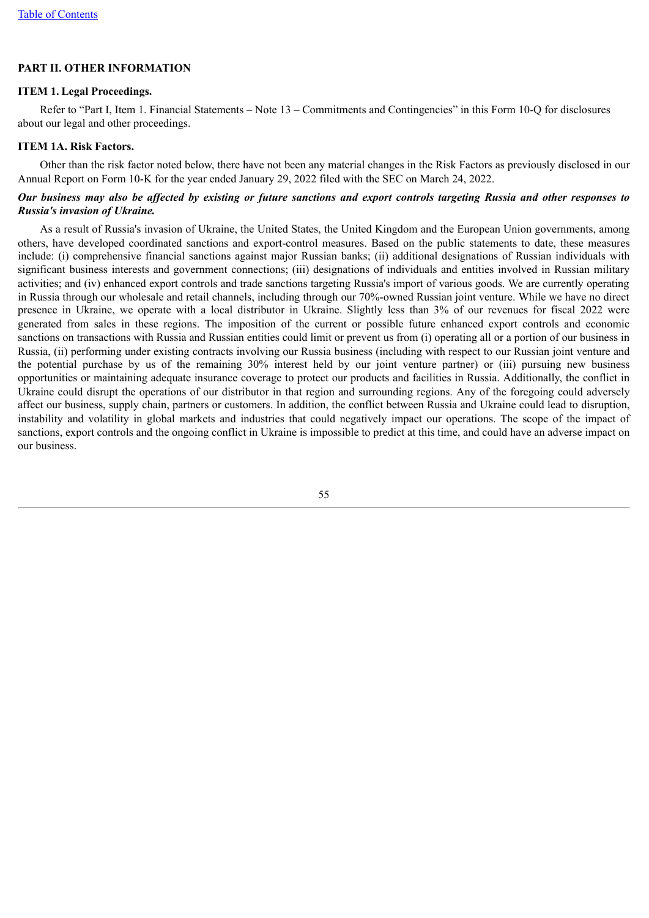## PART II. OTHER INFORMATION

### ITEM 1. Legal Proceedings.

Refer to "Part I, Item 1. Financial Statements – Note 13 – Commitments and Contingencies" in this Form 10-Q for disclosures about our legal and other proceedings.

### ITEM 1A. Risk Factors.

Other than the risk factor noted below, there have not been any material changes in the Risk Factors as previously disclosed in our Annual Report on Form 10-K for the year ended January 29, 2022 filed with the SEC on March 24, 2022.

***Our business may also be affected by existing or future sanctions and export controls targeting Russia and other responses to Russia's invasion of Ukraine.***

As a result of Russia's invasion of Ukraine, the United States, the United Kingdom and the European Union governments, among others, have developed coordinated sanctions and export-control measures. Based on the public statements to date, these measures include: (i) comprehensive financial sanctions against major Russian banks; (ii) additional designations of Russian individuals with significant business interests and government connections; (iii) designations of individuals and entities involved in Russian military activities; and (iv) enhanced export controls and trade sanctions targeting Russia's import of various goods. We are currently operating in Russia through our wholesale and retail channels, including through our 70%-owned Russian joint venture. While we have no direct presence in Ukraine, we operate with a local distributor in Ukraine. Slightly less than 3% of our revenues for fiscal 2022 were generated from sales in these regions. The imposition of the current or possible future enhanced export controls and economic sanctions on transactions with Russia and Russian entities could limit or prevent us from (i) operating all or a portion of our business in Russia, (ii) performing under existing contracts involving our Russia business (including with respect to our Russian joint venture and the potential purchase by us of the remaining 30% interest held by our joint venture partner) or (iii) pursuing new business opportunities or maintaining adequate insurance coverage to protect our products and facilities in Russia. Additionally, the conflict in Ukraine could disrupt the operations of our distributor in that region and surrounding regions. Any of the foregoing could adversely affect our business, supply chain, partners or customers. In addition, the conflict between Russia and Ukraine could lead to disruption, instability and volatility in global markets and industries that could negatively impact our operations. The scope of the impact of sanctions, export controls and the ongoing conflict in Ukraine is impossible to predict at this time, and could have an adverse impact on our business.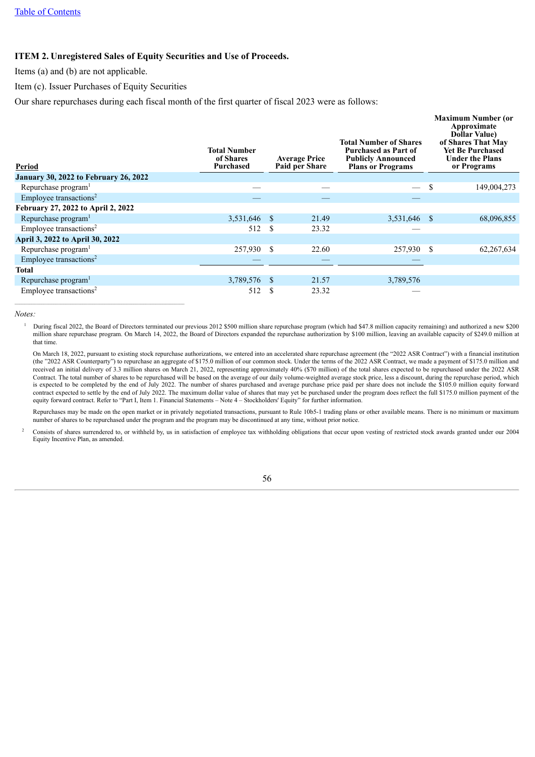[Table of Contents]

### ITEM 2. Unregistered Sales of Equity Securities and Use of Proceeds.

Items (a) and (b) are not applicable.

Item (c). Issuer Purchases of Equity Securities

Our share repurchases during each fiscal month of the first quarter of fiscal 2023 were as follows:

| Period | Total Number of Shares Purchased | Average Price Paid per Share | Total Number of Shares Purchased as Part of Publicly Announced Plans or Programs | Maximum Number (or Approximate Dollar Value) of Shares That May Yet Be Purchased Under the Plans or Programs |
|---|---|---|---|---|
| **January 30, 2022 to February 26, 2022** | | | | |
| Repurchase program[1] | — | — | — | $ 149,004,273 |
| Employee transactions[2] | — | — | — | |
| **February 27, 2022 to April 2, 2022** | | | | |
| Repurchase program[1] | 3,531,646 | $ 21.49 | 3,531,646 | $ 68,096,855 |
| Employee transactions[2] | 512 | $ 23.32 | — | |
| **April 3, 2022 to April 30, 2022** | | | | |
| Repurchase program[1] | 257,930 | $ 22.60 | 257,930 | $ 62,267,634 |
| Employee transactions[2] | — | — | — | |
| **Total** | | | | |
| Repurchase program[1] | 3,789,576 | $ 21.57 | 3,789,576 | |
| Employee transactions[2] | 512 | $ 23.32 | — | |

*Notes:*

[1] During fiscal 2022, the Board of Directors terminated our previous 2012 $500 million share repurchase program (which had $47.8 million capacity remaining) and authorized a new $200 million share repurchase program. On March 14, 2022, the Board of Directors expanded the repurchase authorization by $100 million, leaving an available capacity of $249.0 million at that time.

On March 18, 2022, pursuant to existing stock repurchase authorizations, we entered into an accelerated share repurchase agreement (the "2022 ASR Contract") with a financial institution (the "2022 ASR Counterparty") to repurchase an aggregate of $175.0 million of our common stock. Under the terms of the 2022 ASR Contract, we made a payment of $175.0 million and received an initial delivery of 3.3 million shares on March 21, 2022, representing approximately 40% ($70 million) of the total shares expected to be repurchased under the 2022 ASR Contract. The total number of shares to be repurchased will be based on the average of our daily volume-weighted average stock price, less a discount, during the repurchase period, which is expected to be completed by the end of July 2022. The number of shares purchased and average purchase price paid per share does not include the $105.0 million equity forward contract expected to settle by the end of July 2022. The maximum dollar value of shares that may yet be purchased under the program does reflect the full $175.0 million payment of the equity forward contract. Refer to "Part I, Item 1. Financial Statements – Note 4 – Stockholders' Equity" for further information.

Repurchases may be made on the open market or in privately negotiated transactions, pursuant to Rule 10b5-1 trading plans or other available means. There is no minimum or maximum number of shares to be repurchased under the program and the program may be discontinued at any time, without prior notice.

[2] Consists of shares surrendered to, or withheld by, us in satisfaction of employee tax withholding obligations that occur upon vesting of restricted stock awards granted under our 2004 Equity Incentive Plan, as amended.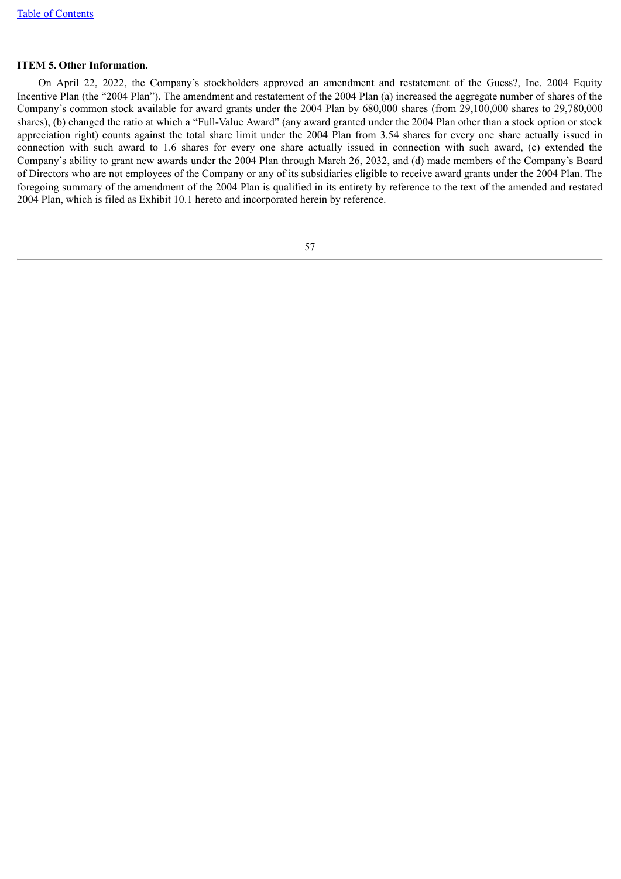**ITEM 5. Other Information.**

On April 22, 2022, the Company's stockholders approved an amendment and restatement of the Guess?, Inc. 2004 Equity Incentive Plan (the "2004 Plan"). The amendment and restatement of the 2004 Plan (a) increased the aggregate number of shares of the Company's common stock available for award grants under the 2004 Plan by 680,000 shares (from 29,100,000 shares to 29,780,000 shares), (b) changed the ratio at which a "Full-Value Award" (any award granted under the 2004 Plan other than a stock option or stock appreciation right) counts against the total share limit under the 2004 Plan from 3.54 shares for every one share actually issued in connection with such award to 1.6 shares for every one share actually issued in connection with such award, (c) extended the Company's ability to grant new awards under the 2004 Plan through March 26, 2032, and (d) made members of the Company's Board of Directors who are not employees of the Company or any of its subsidiaries eligible to receive award grants under the 2004 Plan. The foregoing summary of the amendment of the 2004 Plan is qualified in its entirety by reference to the text of the amended and restated 2004 Plan, which is filed as Exhibit 10.1 hereto and incorporated herein by reference.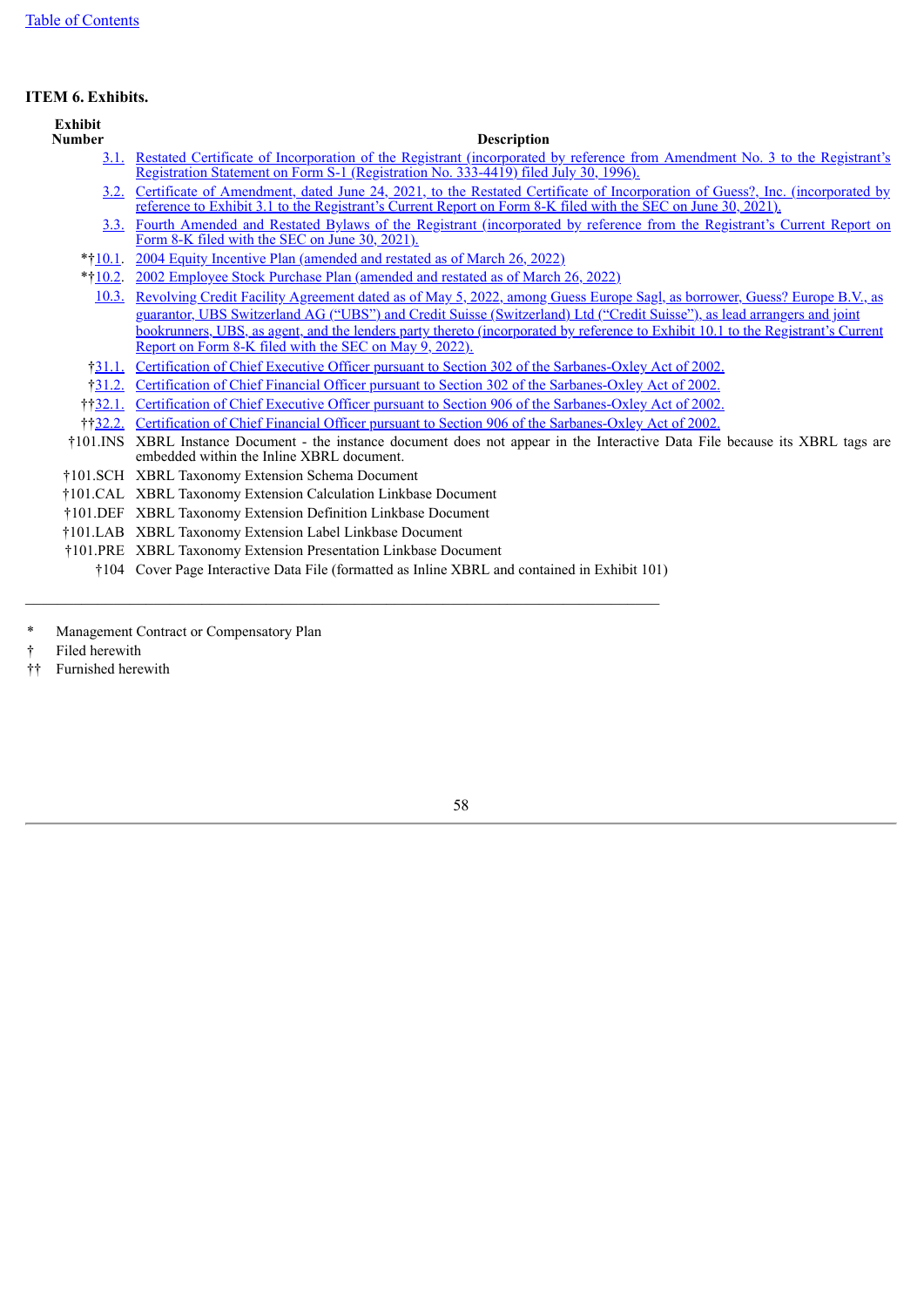[Table of Contents](#)

## ITEM 6. Exhibits.

| Exhibit Number | Description |
|---|---|
| 3.1. | Restated Certificate of Incorporation of the Registrant (incorporated by reference from Amendment No. 3 to the Registrant's Registration Statement on Form S-1 (Registration No. 333-4419) filed July 30, 1996). |
| 3.2. | Certificate of Amendment, dated June 24, 2021, to the Restated Certificate of Incorporation of Guess?, Inc. (incorporated by reference to Exhibit 3.1 to the Registrant's Current Report on Form 8-K filed with the SEC on June 30, 2021). |
| 3.3. | Fourth Amended and Restated Bylaws of the Registrant (incorporated by reference from the Registrant's Current Report on Form 8-K filed with the SEC on June 30, 2021). |
| *†10.1. | 2004 Equity Incentive Plan (amended and restated as of March 26, 2022) |
| *†10.2. | 2002 Employee Stock Purchase Plan (amended and restated as of March 26, 2022) |
| 10.3. | Revolving Credit Facility Agreement dated as of May 5, 2022, among Guess Europe Sagl, as borrower, Guess? Europe B.V., as guarantor, UBS Switzerland AG ("UBS") and Credit Suisse (Switzerland) Ltd ("Credit Suisse"), as lead arrangers and joint bookrunners, UBS, as agent, and the lenders party thereto (incorporated by reference to Exhibit 10.1 to the Registrant's Current Report on Form 8-K filed with the SEC on May 9, 2022). |
| †31.1. | Certification of Chief Executive Officer pursuant to Section 302 of the Sarbanes-Oxley Act of 2002. |
| †31.2. | Certification of Chief Financial Officer pursuant to Section 302 of the Sarbanes-Oxley Act of 2002. |
| ††32.1. | Certification of Chief Executive Officer pursuant to Section 906 of the Sarbanes-Oxley Act of 2002. |
| ††32.2. | Certification of Chief Financial Officer pursuant to Section 906 of the Sarbanes-Oxley Act of 2002. |
| †101.INS | XBRL Instance Document - the instance document does not appear in the Interactive Data File because its XBRL tags are embedded within the Inline XBRL document. |
| †101.SCH | XBRL Taxonomy Extension Schema Document |
| †101.CAL | XBRL Taxonomy Extension Calculation Linkbase Document |
| †101.DEF | XBRL Taxonomy Extension Definition Linkbase Document |
| †101.LAB | XBRL Taxonomy Extension Label Linkbase Document |
| †101.PRE | XBRL Taxonomy Extension Presentation Linkbase Document |
| †104 | Cover Page Interactive Data File (formatted as Inline XBRL and contained in Exhibit 101) |

---

\* Management Contract or Compensatory Plan

† Filed herewith

†† Furnished herewith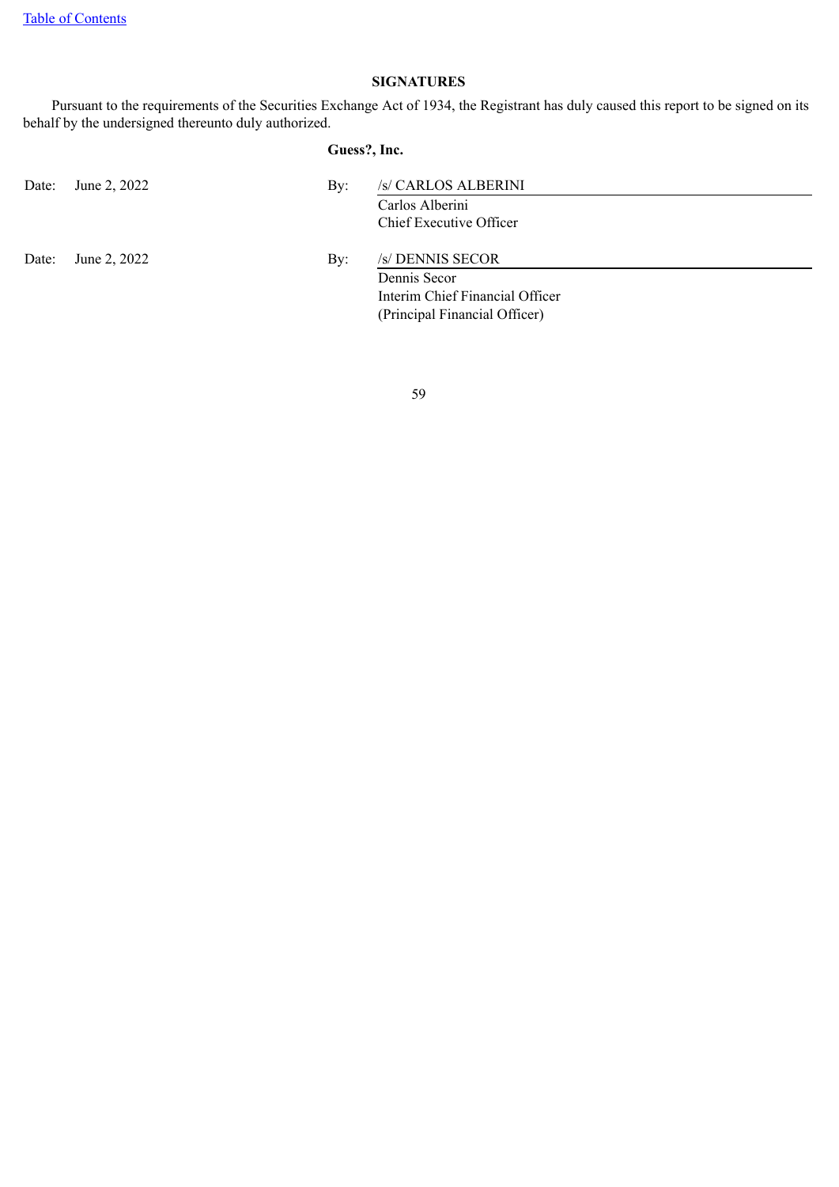# SIGNATURES

Pursuant to the requirements of the Securities Exchange Act of 1934, the Registrant has duly caused this report to be signed on its behalf by the undersigned thereunto duly authorized.

**Guess?, Inc.**

| | | | |
|---|---|---|---|
| Date: | June 2, 2022 | By: | /s/ CARLOS ALBERINI<br>Carlos Alberini<br>Chief Executive Officer |
| Date: | June 2, 2022 | By: | /s/ DENNIS SECOR<br>Dennis Secor<br>Interim Chief Financial Officer<br>(Principal Financial Officer) |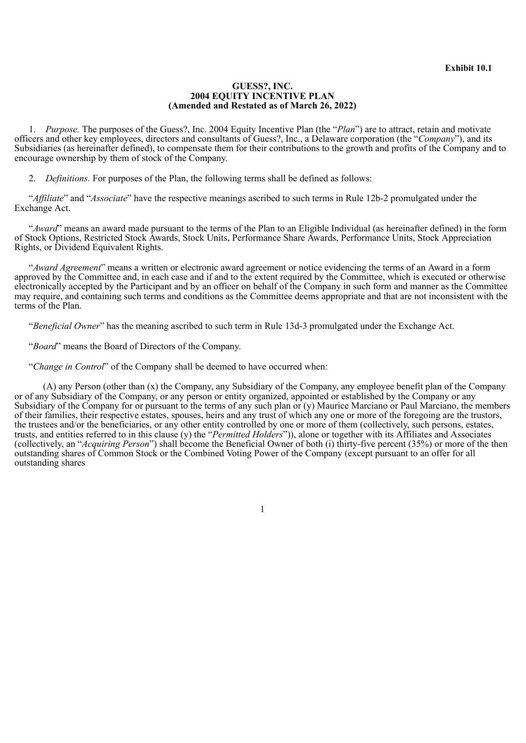**Exhibit 10.1**

**GUESS?, INC.**
**2004 EQUITY INCENTIVE PLAN**
**(Amended and Restated as of March 26, 2022)**

1. *Purpose.* The purposes of the Guess?, Inc. 2004 Equity Incentive Plan (the "*Plan*") are to attract, retain and motivate officers and other key employees, directors and consultants of Guess?, Inc., a Delaware corporation (the "*Company*"), and its Subsidiaries (as hereinafter defined), to compensate them for their contributions to the growth and profits of the Company and to encourage ownership by them of stock of the Company.

2. *Definitions.* For purposes of the Plan, the following terms shall be defined as follows:

"*Affiliate*" and "*Associate*" have the respective meanings ascribed to such terms in Rule 12b-2 promulgated under the Exchange Act.

"*Award*" means an award made pursuant to the terms of the Plan to an Eligible Individual (as hereinafter defined) in the form of Stock Options, Restricted Stock Awards, Stock Units, Performance Share Awards, Performance Units, Stock Appreciation Rights, or Dividend Equivalent Rights.

"*Award Agreement*" means a written or electronic award agreement or notice evidencing the terms of an Award in a form approved by the Committee and, in each case and if and to the extent required by the Committee, which is executed or otherwise electronically accepted by the Participant and by an officer on behalf of the Company in such form and manner as the Committee may require, and containing such terms and conditions as the Committee deems appropriate and that are not inconsistent with the terms of the Plan.

"*Beneficial Owner*" has the meaning ascribed to such term in Rule 13d-3 promulgated under the Exchange Act.

"*Board*" means the Board of Directors of the Company.

"*Change in Control*" of the Company shall be deemed to have occurred when:

(A) any Person (other than (x) the Company, any Subsidiary of the Company, any employee benefit plan of the Company or of any Subsidiary of the Company, or any person or entity organized, appointed or established by the Company or any Subsidiary of the Company for or pursuant to the terms of any such plan or (y) Maurice Marciano or Paul Marciano, the members of their families, their respective estates, spouses, heirs and any trust of which any one or more of the foregoing are the trustors, the trustees and/or the beneficiaries, or any other entity controlled by one or more of them (collectively, such persons, estates, trusts, and entities referred to in this clause (y) the "*Permitted Holders*")), alone or together with its Affiliates and Associates (collectively, an "*Acquiring Person*") shall become the Beneficial Owner of both (i) thirty-five percent (35%) or more of the then outstanding shares of Common Stock or the Combined Voting Power of the Company (except pursuant to an offer for all outstanding shares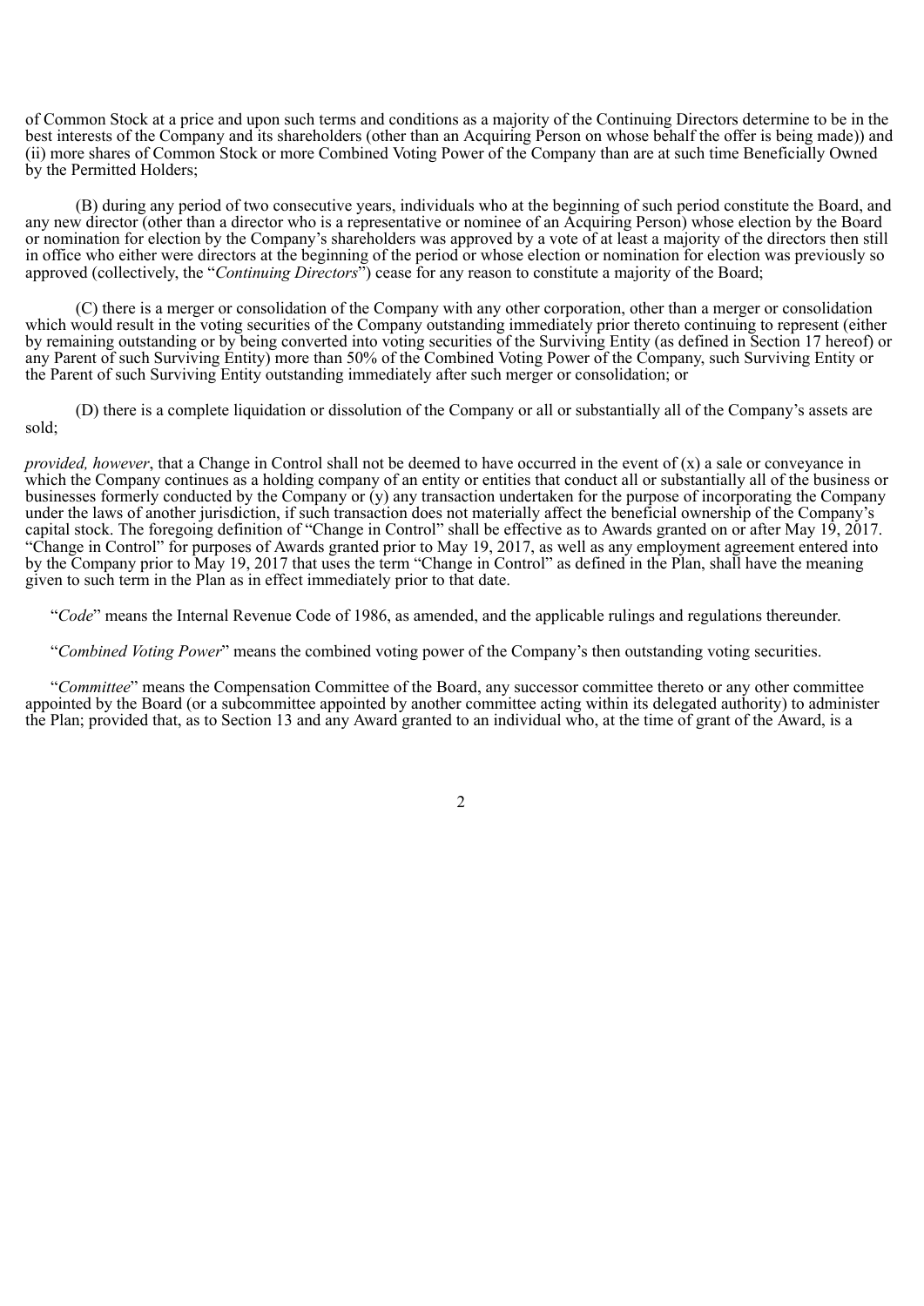of Common Stock at a price and upon such terms and conditions as a majority of the Continuing Directors determine to be in the best interests of the Company and its shareholders (other than an Acquiring Person on whose behalf the offer is being made)) and (ii) more shares of Common Stock or more Combined Voting Power of the Company than are at such time Beneficially Owned by the Permitted Holders;

(B) during any period of two consecutive years, individuals who at the beginning of such period constitute the Board, and any new director (other than a director who is a representative or nominee of an Acquiring Person) whose election by the Board or nomination for election by the Company's shareholders was approved by a vote of at least a majority of the directors then still in office who either were directors at the beginning of the period or whose election or nomination for election was previously so approved (collectively, the "*Continuing Directors*") cease for any reason to constitute a majority of the Board;

(C) there is a merger or consolidation of the Company with any other corporation, other than a merger or consolidation which would result in the voting securities of the Company outstanding immediately prior thereto continuing to represent (either by remaining outstanding or by being converted into voting securities of the Surviving Entity (as defined in Section 17 hereof) or any Parent of such Surviving Entity) more than 50% of the Combined Voting Power of the Company, such Surviving Entity or the Parent of such Surviving Entity outstanding immediately after such merger or consolidation; or

(D) there is a complete liquidation or dissolution of the Company or all or substantially all of the Company's assets are sold;

*provided, however*, that a Change in Control shall not be deemed to have occurred in the event of (x) a sale or conveyance in which the Company continues as a holding company of an entity or entities that conduct all or substantially all of the business or businesses formerly conducted by the Company or (y) any transaction undertaken for the purpose of incorporating the Company under the laws of another jurisdiction, if such transaction does not materially affect the beneficial ownership of the Company's capital stock. The foregoing definition of "Change in Control" shall be effective as to Awards granted on or after May 19, 2017. "Change in Control" for purposes of Awards granted prior to May 19, 2017, as well as any employment agreement entered into by the Company prior to May 19, 2017 that uses the term "Change in Control" as defined in the Plan, shall have the meaning given to such term in the Plan as in effect immediately prior to that date.

"*Code*" means the Internal Revenue Code of 1986, as amended, and the applicable rulings and regulations thereunder.

"*Combined Voting Power*" means the combined voting power of the Company's then outstanding voting securities.

"*Committee*" means the Compensation Committee of the Board, any successor committee thereto or any other committee appointed by the Board (or a subcommittee appointed by another committee acting within its delegated authority) to administer the Plan; provided that, as to Section 13 and any Award granted to an individual who, at the time of grant of the Award, is a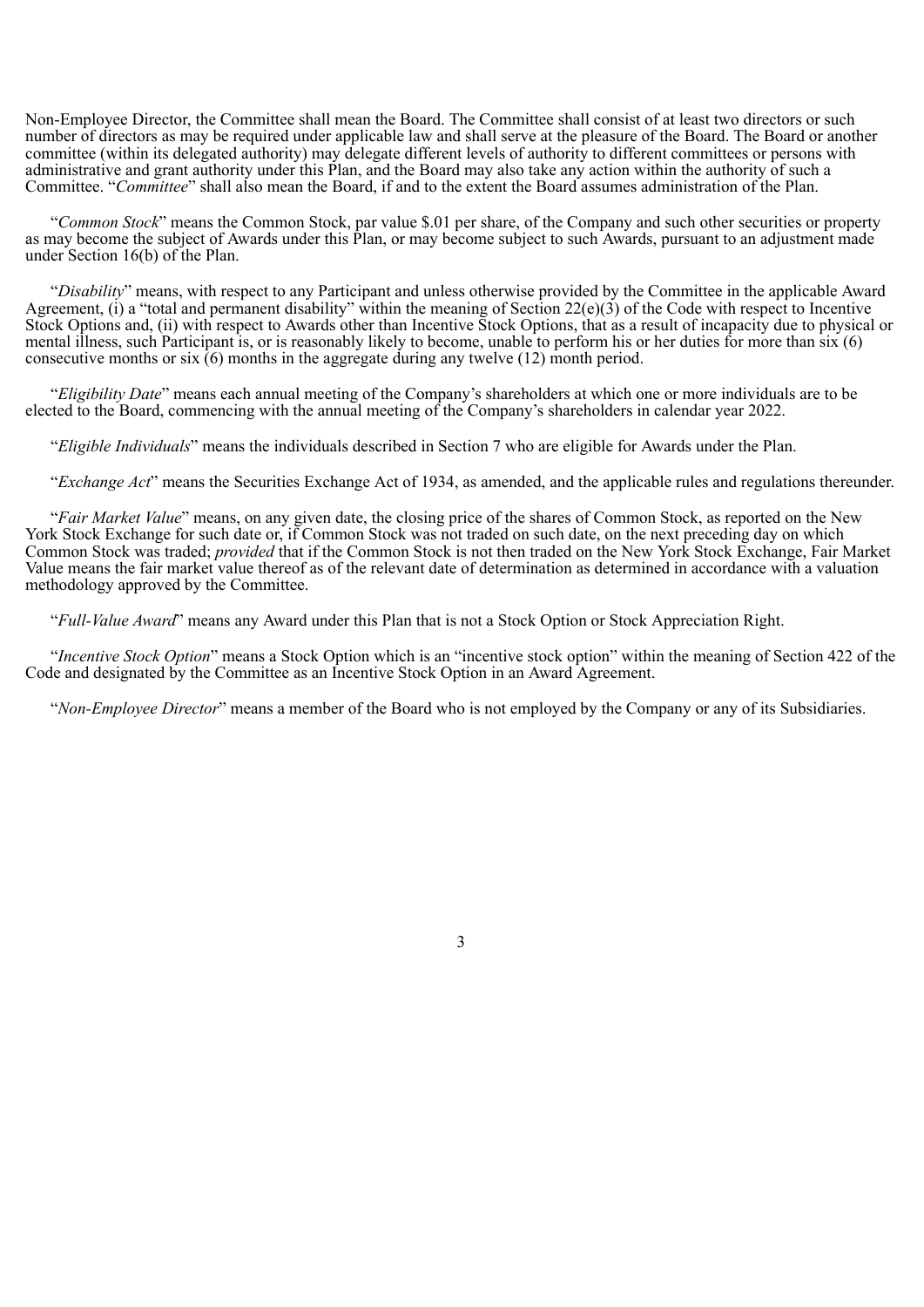Non-Employee Director, the Committee shall mean the Board. The Committee shall consist of at least two directors or such number of directors as may be required under applicable law and shall serve at the pleasure of the Board. The Board or another committee (within its delegated authority) may delegate different levels of authority to different committees or persons with administrative and grant authority under this Plan, and the Board may also take any action within the authority of such a Committee. "*Committee*" shall also mean the Board, if and to the extent the Board assumes administration of the Plan.

"*Common Stock*" means the Common Stock, par value $.01 per share, of the Company and such other securities or property as may become the subject of Awards under this Plan, or may become subject to such Awards, pursuant to an adjustment made under Section 16(b) of the Plan.

"*Disability*" means, with respect to any Participant and unless otherwise provided by the Committee in the applicable Award Agreement, (i) a "total and permanent disability" within the meaning of Section 22(e)(3) of the Code with respect to Incentive Stock Options and, (ii) with respect to Awards other than Incentive Stock Options, that as a result of incapacity due to physical or mental illness, such Participant is, or is reasonably likely to become, unable to perform his or her duties for more than six (6) consecutive months or six (6) months in the aggregate during any twelve (12) month period.

"*Eligibility Date*" means each annual meeting of the Company's shareholders at which one or more individuals are to be elected to the Board, commencing with the annual meeting of the Company's shareholders in calendar year 2022.

"*Eligible Individuals*" means the individuals described in Section 7 who are eligible for Awards under the Plan.

"*Exchange Act*" means the Securities Exchange Act of 1934, as amended, and the applicable rules and regulations thereunder.

"*Fair Market Value*" means, on any given date, the closing price of the shares of Common Stock, as reported on the New York Stock Exchange for such date or, if Common Stock was not traded on such date, on the next preceding day on which Common Stock was traded; *provided* that if the Common Stock is not then traded on the New York Stock Exchange, Fair Market Value means the fair market value thereof as of the relevant date of determination as determined in accordance with a valuation methodology approved by the Committee.

"*Full-Value Award*" means any Award under this Plan that is not a Stock Option or Stock Appreciation Right.

"*Incentive Stock Option*" means a Stock Option which is an "incentive stock option" within the meaning of Section 422 of the Code and designated by the Committee as an Incentive Stock Option in an Award Agreement.

"*Non-Employee Director*" means a member of the Board who is not employed by the Company or any of its Subsidiaries.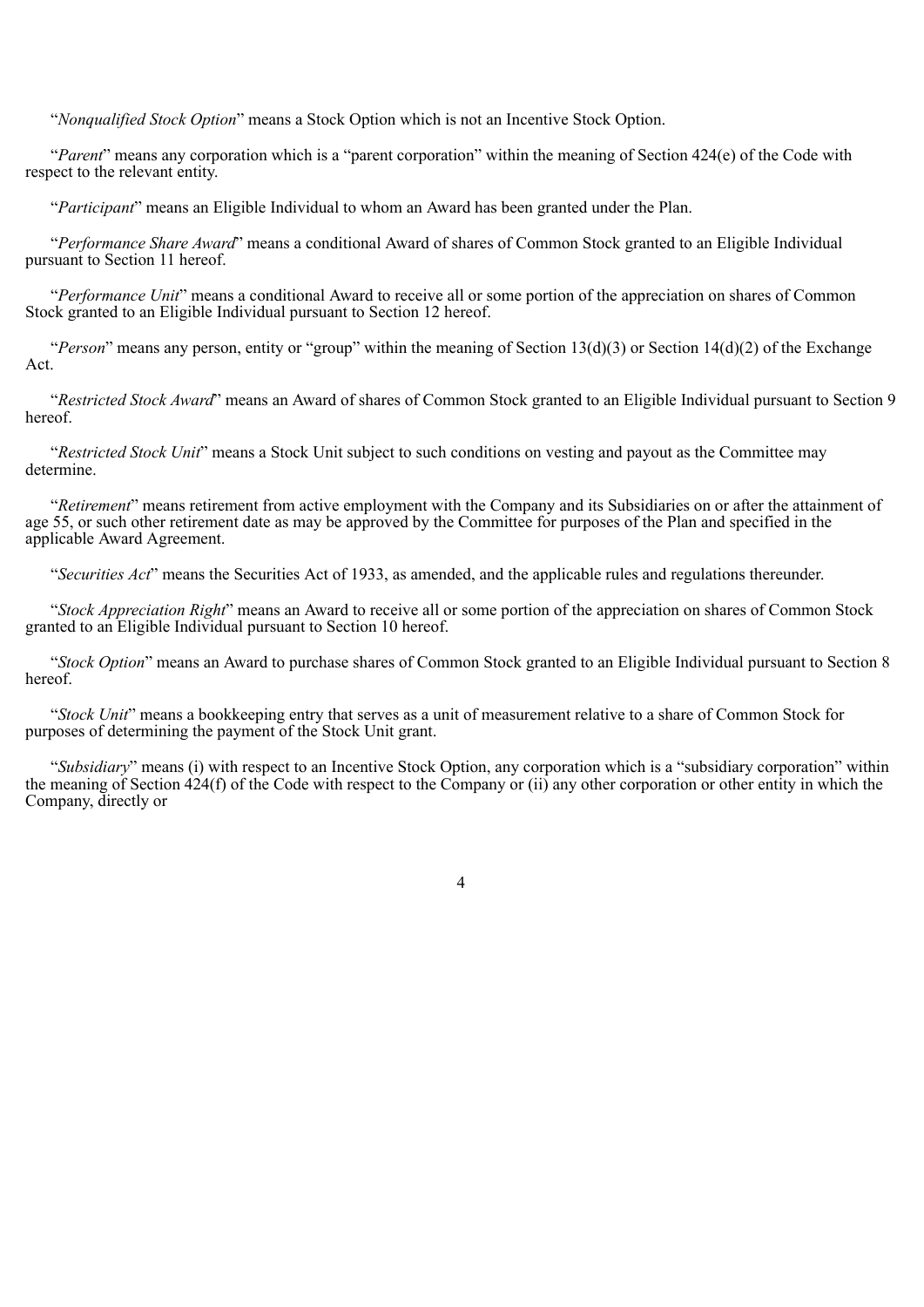"*Nonqualified Stock Option*" means a Stock Option which is not an Incentive Stock Option.

"*Parent*" means any corporation which is a "parent corporation" within the meaning of Section 424(e) of the Code with respect to the relevant entity.

"*Participant*" means an Eligible Individual to whom an Award has been granted under the Plan.

"*Performance Share Award*" means a conditional Award of shares of Common Stock granted to an Eligible Individual pursuant to Section 11 hereof.

"*Performance Unit*" means a conditional Award to receive all or some portion of the appreciation on shares of Common Stock granted to an Eligible Individual pursuant to Section 12 hereof.

"*Person*" means any person, entity or "group" within the meaning of Section 13(d)(3) or Section 14(d)(2) of the Exchange Act.

"*Restricted Stock Award*" means an Award of shares of Common Stock granted to an Eligible Individual pursuant to Section 9 hereof.

"*Restricted Stock Unit*" means a Stock Unit subject to such conditions on vesting and payout as the Committee may determine.

"*Retirement*" means retirement from active employment with the Company and its Subsidiaries on or after the attainment of age 55, or such other retirement date as may be approved by the Committee for purposes of the Plan and specified in the applicable Award Agreement.

"*Securities Act*" means the Securities Act of 1933, as amended, and the applicable rules and regulations thereunder.

"*Stock Appreciation Right*" means an Award to receive all or some portion of the appreciation on shares of Common Stock granted to an Eligible Individual pursuant to Section 10 hereof.

"*Stock Option*" means an Award to purchase shares of Common Stock granted to an Eligible Individual pursuant to Section 8 hereof.

"*Stock Unit*" means a bookkeeping entry that serves as a unit of measurement relative to a share of Common Stock for purposes of determining the payment of the Stock Unit grant.

"*Subsidiary*" means (i) with respect to an Incentive Stock Option, any corporation which is a "subsidiary corporation" within the meaning of Section 424(f) of the Code with respect to the Company or (ii) any other corporation or other entity in which the Company, directly or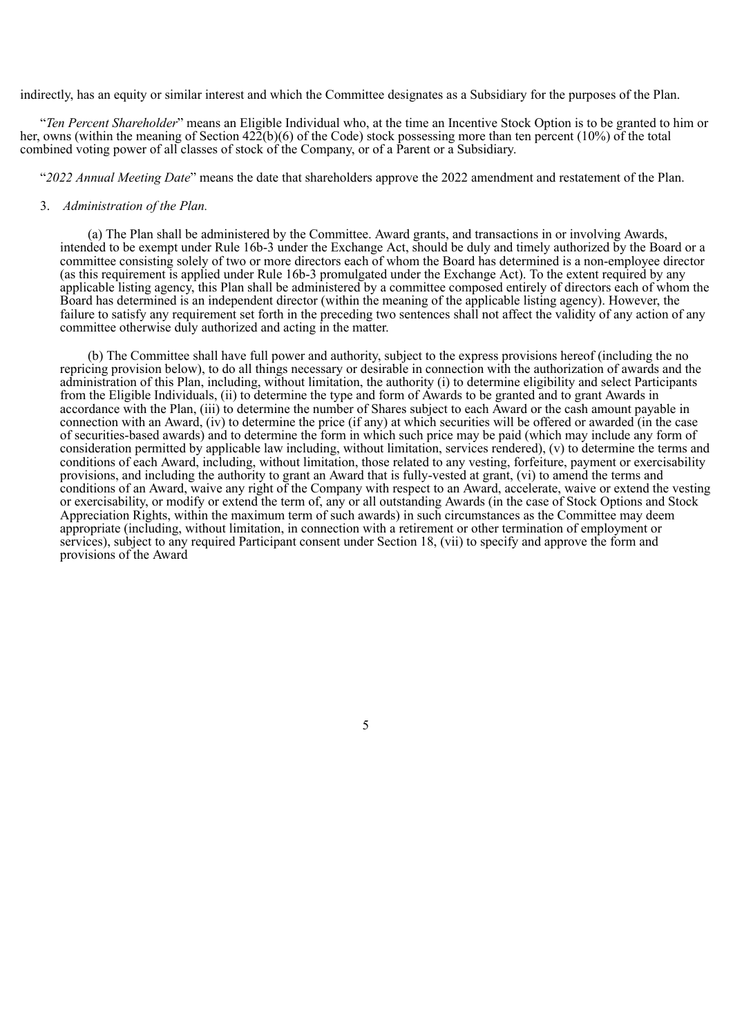indirectly, has an equity or similar interest and which the Committee designates as a Subsidiary for the purposes of the Plan.

"*Ten Percent Shareholder*" means an Eligible Individual who, at the time an Incentive Stock Option is to be granted to him or her, owns (within the meaning of Section 422(b)(6) of the Code) stock possessing more than ten percent (10%) of the total combined voting power of all classes of stock of the Company, or of a Parent or a Subsidiary.

"*2022 Annual Meeting Date*" means the date that shareholders approve the 2022 amendment and restatement of the Plan.

3. *Administration of the Plan.*

(a) The Plan shall be administered by the Committee. Award grants, and transactions in or involving Awards, intended to be exempt under Rule 16b-3 under the Exchange Act, should be duly and timely authorized by the Board or a committee consisting solely of two or more directors each of whom the Board has determined is a non-employee director (as this requirement is applied under Rule 16b-3 promulgated under the Exchange Act). To the extent required by any applicable listing agency, this Plan shall be administered by a committee composed entirely of directors each of whom the Board has determined is an independent director (within the meaning of the applicable listing agency). However, the failure to satisfy any requirement set forth in the preceding two sentences shall not affect the validity of any action of any committee otherwise duly authorized and acting in the matter.

(b) The Committee shall have full power and authority, subject to the express provisions hereof (including the no repricing provision below), to do all things necessary or desirable in connection with the authorization of awards and the administration of this Plan, including, without limitation, the authority (i) to determine eligibility and select Participants from the Eligible Individuals, (ii) to determine the type and form of Awards to be granted and to grant Awards in accordance with the Plan, (iii) to determine the number of Shares subject to each Award or the cash amount payable in connection with an Award, (iv) to determine the price (if any) at which securities will be offered or awarded (in the case of securities-based awards) and to determine the form in which such price may be paid (which may include any form of consideration permitted by applicable law including, without limitation, services rendered), (v) to determine the terms and conditions of each Award, including, without limitation, those related to any vesting, forfeiture, payment or exercisability provisions, and including the authority to grant an Award that is fully-vested at grant, (vi) to amend the terms and conditions of an Award, waive any right of the Company with respect to an Award, accelerate, waive or extend the vesting or exercisability, or modify or extend the term of, any or all outstanding Awards (in the case of Stock Options and Stock Appreciation Rights, within the maximum term of such awards) in such circumstances as the Committee may deem appropriate (including, without limitation, in connection with a retirement or other termination of employment or services), subject to any required Participant consent under Section 18, (vii) to specify and approve the form and provisions of the Award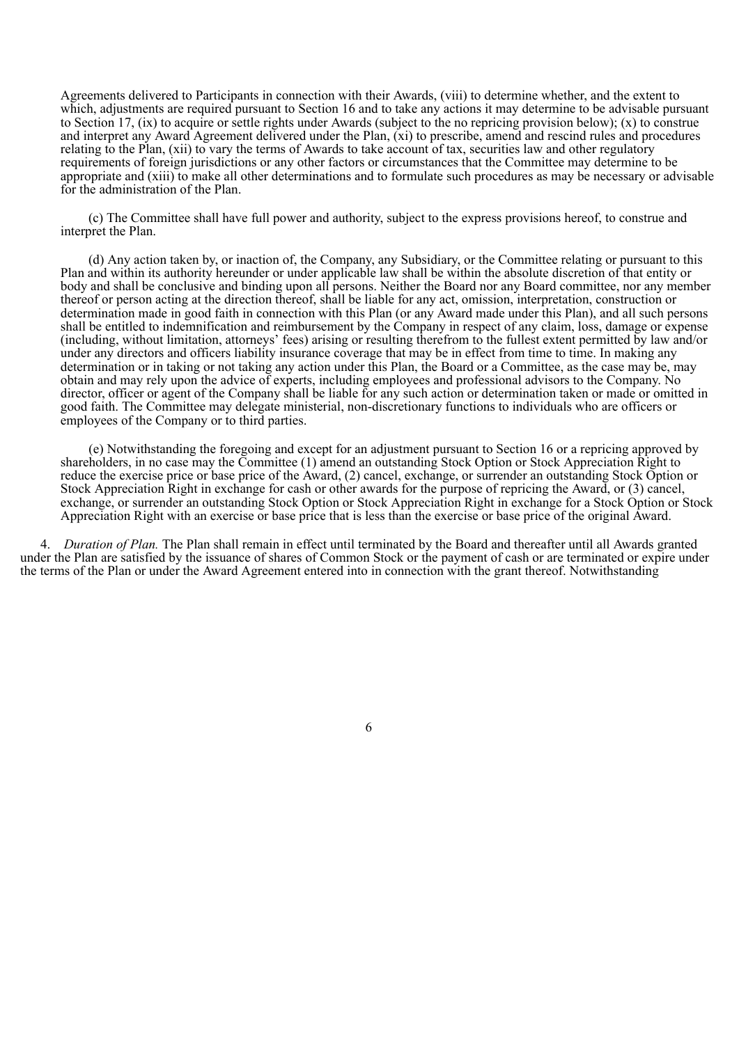Agreements delivered to Participants in connection with their Awards, (viii) to determine whether, and the extent to which, adjustments are required pursuant to Section 16 and to take any actions it may determine to be advisable pursuant to Section 17, (ix) to acquire or settle rights under Awards (subject to the no repricing provision below); (x) to construe and interpret any Award Agreement delivered under the Plan, (xi) to prescribe, amend and rescind rules and procedures relating to the Plan, (xii) to vary the terms of Awards to take account of tax, securities law and other regulatory requirements of foreign jurisdictions or any other factors or circumstances that the Committee may determine to be appropriate and (xiii) to make all other determinations and to formulate such procedures as may be necessary or advisable for the administration of the Plan.

(c) The Committee shall have full power and authority, subject to the express provisions hereof, to construe and interpret the Plan.

(d) Any action taken by, or inaction of, the Company, any Subsidiary, or the Committee relating or pursuant to this Plan and within its authority hereunder or under applicable law shall be within the absolute discretion of that entity or body and shall be conclusive and binding upon all persons. Neither the Board nor any Board committee, nor any member thereof or person acting at the direction thereof, shall be liable for any act, omission, interpretation, construction or determination made in good faith in connection with this Plan (or any Award made under this Plan), and all such persons shall be entitled to indemnification and reimbursement by the Company in respect of any claim, loss, damage or expense (including, without limitation, attorneys' fees) arising or resulting therefrom to the fullest extent permitted by law and/or under any directors and officers liability insurance coverage that may be in effect from time to time. In making any determination or in taking or not taking any action under this Plan, the Board or a Committee, as the case may be, may obtain and may rely upon the advice of experts, including employees and professional advisors to the Company. No director, officer or agent of the Company shall be liable for any such action or determination taken or made or omitted in good faith. The Committee may delegate ministerial, non-discretionary functions to individuals who are officers or employees of the Company or to third parties.

(e) Notwithstanding the foregoing and except for an adjustment pursuant to Section 16 or a repricing approved by shareholders, in no case may the Committee (1) amend an outstanding Stock Option or Stock Appreciation Right to reduce the exercise price or base price of the Award, (2) cancel, exchange, or surrender an outstanding Stock Option or Stock Appreciation Right in exchange for cash or other awards for the purpose of repricing the Award, or (3) cancel, exchange, or surrender an outstanding Stock Option or Stock Appreciation Right in exchange for a Stock Option or Stock Appreciation Right with an exercise or base price that is less than the exercise or base price of the original Award.

4. *Duration of Plan.* The Plan shall remain in effect until terminated by the Board and thereafter until all Awards granted under the Plan are satisfied by the issuance of shares of Common Stock or the payment of cash or are terminated or expire under the terms of the Plan or under the Award Agreement entered into in connection with the grant thereof. Notwithstanding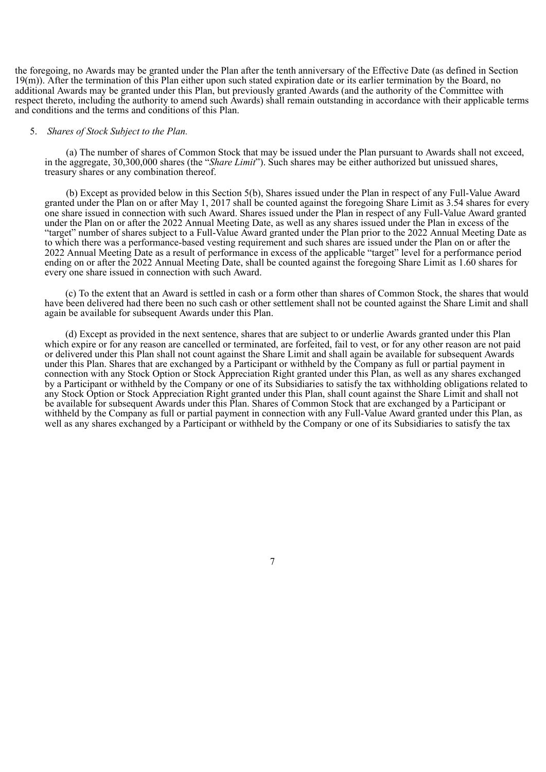the foregoing, no Awards may be granted under the Plan after the tenth anniversary of the Effective Date (as defined in Section 19(m)). After the termination of this Plan either upon such stated expiration date or its earlier termination by the Board, no additional Awards may be granted under this Plan, but previously granted Awards (and the authority of the Committee with respect thereto, including the authority to amend such Awards) shall remain outstanding in accordance with their applicable terms and conditions and the terms and conditions of this Plan.

5. *Shares of Stock Subject to the Plan.*

(a) The number of shares of Common Stock that may be issued under the Plan pursuant to Awards shall not exceed, in the aggregate, 30,300,000 shares (the "*Share Limit*"). Such shares may be either authorized but unissued shares, treasury shares or any combination thereof.

(b) Except as provided below in this Section 5(b), Shares issued under the Plan in respect of any Full-Value Award granted under the Plan on or after May 1, 2017 shall be counted against the foregoing Share Limit as 3.54 shares for every one share issued in connection with such Award. Shares issued under the Plan in respect of any Full-Value Award granted under the Plan on or after the 2022 Annual Meeting Date, as well as any shares issued under the Plan in excess of the "target" number of shares subject to a Full-Value Award granted under the Plan prior to the 2022 Annual Meeting Date as to which there was a performance-based vesting requirement and such shares are issued under the Plan on or after the 2022 Annual Meeting Date as a result of performance in excess of the applicable "target" level for a performance period ending on or after the 2022 Annual Meeting Date, shall be counted against the foregoing Share Limit as 1.60 shares for every one share issued in connection with such Award.

(c) To the extent that an Award is settled in cash or a form other than shares of Common Stock, the shares that would have been delivered had there been no such cash or other settlement shall not be counted against the Share Limit and shall again be available for subsequent Awards under this Plan.

(d) Except as provided in the next sentence, shares that are subject to or underlie Awards granted under this Plan which expire or for any reason are cancelled or terminated, are forfeited, fail to vest, or for any other reason are not paid or delivered under this Plan shall not count against the Share Limit and shall again be available for subsequent Awards under this Plan. Shares that are exchanged by a Participant or withheld by the Company as full or partial payment in connection with any Stock Option or Stock Appreciation Right granted under this Plan, as well as any shares exchanged by a Participant or withheld by the Company or one of its Subsidiaries to satisfy the tax withholding obligations related to any Stock Option or Stock Appreciation Right granted under this Plan, shall count against the Share Limit and shall not be available for subsequent Awards under this Plan. Shares of Common Stock that are exchanged by a Participant or withheld by the Company as full or partial payment in connection with any Full-Value Award granted under this Plan, as well as any shares exchanged by a Participant or withheld by the Company or one of its Subsidiaries to satisfy the tax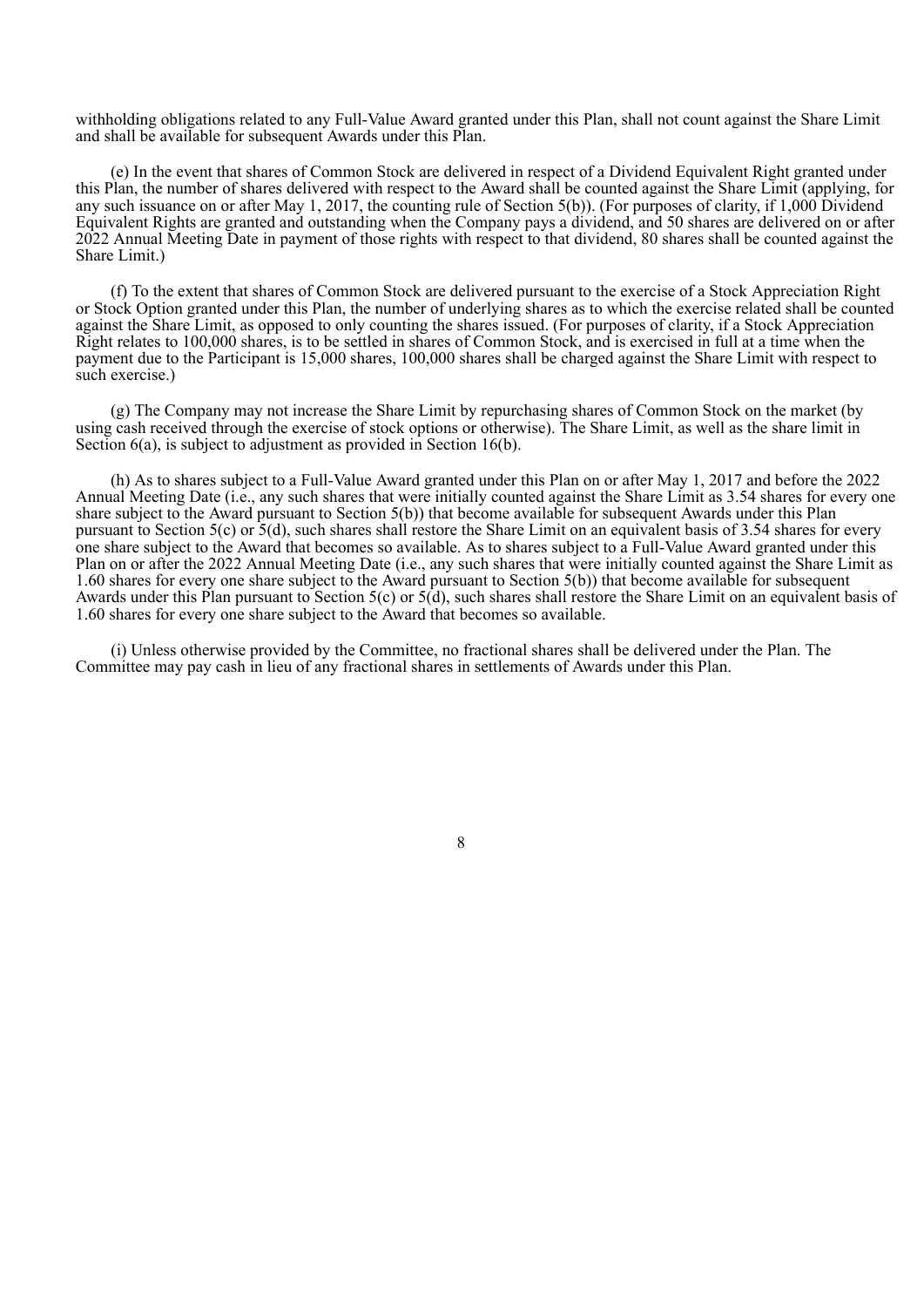withholding obligations related to any Full-Value Award granted under this Plan, shall not count against the Share Limit and shall be available for subsequent Awards under this Plan.

(e) In the event that shares of Common Stock are delivered in respect of a Dividend Equivalent Right granted under this Plan, the number of shares delivered with respect to the Award shall be counted against the Share Limit (applying, for any such issuance on or after May 1, 2017, the counting rule of Section 5(b)). (For purposes of clarity, if 1,000 Dividend Equivalent Rights are granted and outstanding when the Company pays a dividend, and 50 shares are delivered on or after 2022 Annual Meeting Date in payment of those rights with respect to that dividend, 80 shares shall be counted against the Share Limit.)

(f) To the extent that shares of Common Stock are delivered pursuant to the exercise of a Stock Appreciation Right or Stock Option granted under this Plan, the number of underlying shares as to which the exercise related shall be counted against the Share Limit, as opposed to only counting the shares issued. (For purposes of clarity, if a Stock Appreciation Right relates to 100,000 shares, is to be settled in shares of Common Stock, and is exercised in full at a time when the payment due to the Participant is 15,000 shares, 100,000 shares shall be charged against the Share Limit with respect to such exercise.)

(g) The Company may not increase the Share Limit by repurchasing shares of Common Stock on the market (by using cash received through the exercise of stock options or otherwise). The Share Limit, as well as the share limit in Section 6(a), is subject to adjustment as provided in Section 16(b).

(h) As to shares subject to a Full-Value Award granted under this Plan on or after May 1, 2017 and before the 2022 Annual Meeting Date (i.e., any such shares that were initially counted against the Share Limit as 3.54 shares for every one share subject to the Award pursuant to Section 5(b)) that become available for subsequent Awards under this Plan pursuant to Section 5(c) or 5(d), such shares shall restore the Share Limit on an equivalent basis of 3.54 shares for every one share subject to the Award that becomes so available. As to shares subject to a Full-Value Award granted under this Plan on or after the 2022 Annual Meeting Date (i.e., any such shares that were initially counted against the Share Limit as 1.60 shares for every one share subject to the Award pursuant to Section 5(b)) that become available for subsequent Awards under this Plan pursuant to Section 5(c) or 5(d), such shares shall restore the Share Limit on an equivalent basis of 1.60 shares for every one share subject to the Award that becomes so available.

(i) Unless otherwise provided by the Committee, no fractional shares shall be delivered under the Plan. The Committee may pay cash in lieu of any fractional shares in settlements of Awards under this Plan.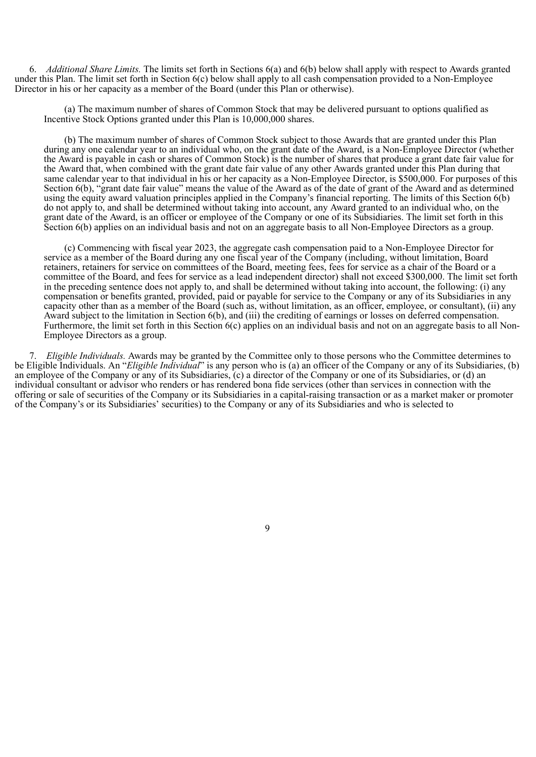6. *Additional Share Limits.* The limits set forth in Sections 6(a) and 6(b) below shall apply with respect to Awards granted under this Plan. The limit set forth in Section 6(c) below shall apply to all cash compensation provided to a Non-Employee Director in his or her capacity as a member of the Board (under this Plan or otherwise).

(a) The maximum number of shares of Common Stock that may be delivered pursuant to options qualified as Incentive Stock Options granted under this Plan is 10,000,000 shares.

(b) The maximum number of shares of Common Stock subject to those Awards that are granted under this Plan during any one calendar year to an individual who, on the grant date of the Award, is a Non-Employee Director (whether the Award is payable in cash or shares of Common Stock) is the number of shares that produce a grant date fair value for the Award that, when combined with the grant date fair value of any other Awards granted under this Plan during that same calendar year to that individual in his or her capacity as a Non-Employee Director, is $500,000. For purposes of this Section 6(b), "grant date fair value" means the value of the Award as of the date of grant of the Award and as determined using the equity award valuation principles applied in the Company's financial reporting. The limits of this Section 6(b) do not apply to, and shall be determined without taking into account, any Award granted to an individual who, on the grant date of the Award, is an officer or employee of the Company or one of its Subsidiaries. The limit set forth in this Section 6(b) applies on an individual basis and not on an aggregate basis to all Non-Employee Directors as a group.

(c) Commencing with fiscal year 2023, the aggregate cash compensation paid to a Non-Employee Director for service as a member of the Board during any one fiscal year of the Company (including, without limitation, Board retainers, retainers for service on committees of the Board, meeting fees, fees for service as a chair of the Board or a committee of the Board, and fees for service as a lead independent director) shall not exceed $300,000. The limit set forth in the preceding sentence does not apply to, and shall be determined without taking into account, the following: (i) any compensation or benefits granted, provided, paid or payable for service to the Company or any of its Subsidiaries in any capacity other than as a member of the Board (such as, without limitation, as an officer, employee, or consultant), (ii) any Award subject to the limitation in Section 6(b), and (iii) the crediting of earnings or losses on deferred compensation. Furthermore, the limit set forth in this Section 6(c) applies on an individual basis and not on an aggregate basis to all Non-Employee Directors as a group.

7. *Eligible Individuals.* Awards may be granted by the Committee only to those persons who the Committee determines to be Eligible Individuals. An "*Eligible Individual*" is any person who is (a) an officer of the Company or any of its Subsidiaries, (b) an employee of the Company or any of its Subsidiaries, (c) a director of the Company or one of its Subsidiaries, or (d) an individual consultant or advisor who renders or has rendered bona fide services (other than services in connection with the offering or sale of securities of the Company or its Subsidiaries in a capital-raising transaction or as a market maker or promoter of the Company's or its Subsidiaries' securities) to the Company or any of its Subsidiaries and who is selected to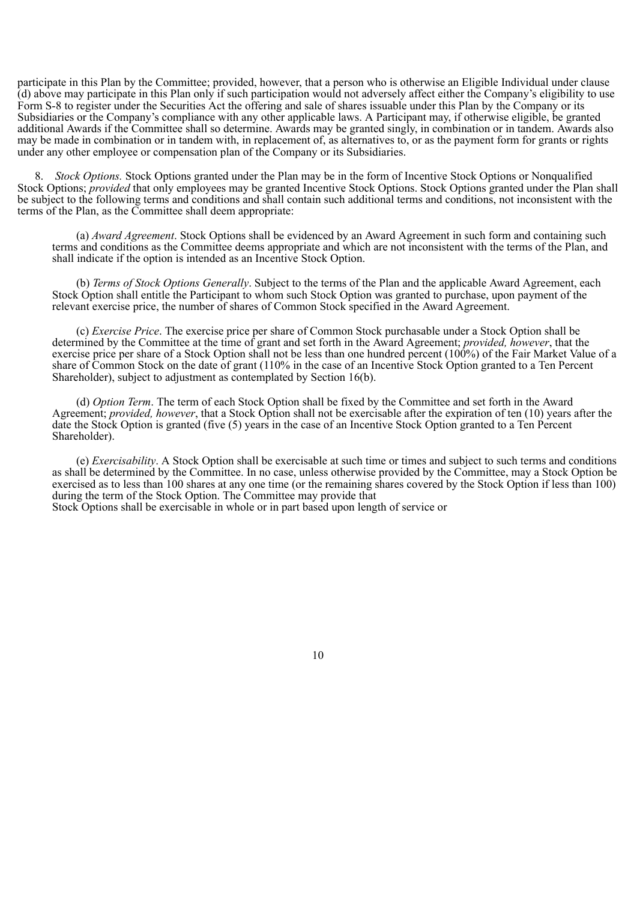participate in this Plan by the Committee; provided, however, that a person who is otherwise an Eligible Individual under clause (d) above may participate in this Plan only if such participation would not adversely affect either the Company's eligibility to use Form S-8 to register under the Securities Act the offering and sale of shares issuable under this Plan by the Company or its Subsidiaries or the Company's compliance with any other applicable laws. A Participant may, if otherwise eligible, be granted additional Awards if the Committee shall so determine. Awards may be granted singly, in combination or in tandem. Awards also may be made in combination or in tandem with, in replacement of, as alternatives to, or as the payment form for grants or rights under any other employee or compensation plan of the Company or its Subsidiaries.

8. *Stock Options.* Stock Options granted under the Plan may be in the form of Incentive Stock Options or Nonqualified Stock Options; *provided* that only employees may be granted Incentive Stock Options. Stock Options granted under the Plan shall be subject to the following terms and conditions and shall contain such additional terms and conditions, not inconsistent with the terms of the Plan, as the Committee shall deem appropriate:

(a) *Award Agreement*. Stock Options shall be evidenced by an Award Agreement in such form and containing such terms and conditions as the Committee deems appropriate and which are not inconsistent with the terms of the Plan, and shall indicate if the option is intended as an Incentive Stock Option.

(b) *Terms of Stock Options Generally*. Subject to the terms of the Plan and the applicable Award Agreement, each Stock Option shall entitle the Participant to whom such Stock Option was granted to purchase, upon payment of the relevant exercise price, the number of shares of Common Stock specified in the Award Agreement.

(c) *Exercise Price*. The exercise price per share of Common Stock purchasable under a Stock Option shall be determined by the Committee at the time of grant and set forth in the Award Agreement; *provided, however*, that the exercise price per share of a Stock Option shall not be less than one hundred percent (100%) of the Fair Market Value of a share of Common Stock on the date of grant (110% in the case of an Incentive Stock Option granted to a Ten Percent Shareholder), subject to adjustment as contemplated by Section 16(b).

(d) *Option Term*. The term of each Stock Option shall be fixed by the Committee and set forth in the Award Agreement; *provided, however*, that a Stock Option shall not be exercisable after the expiration of ten (10) years after the date the Stock Option is granted (five (5) years in the case of an Incentive Stock Option granted to a Ten Percent Shareholder).

(e) *Exercisability*. A Stock Option shall be exercisable at such time or times and subject to such terms and conditions as shall be determined by the Committee. In no case, unless otherwise provided by the Committee, may a Stock Option be exercised as to less than 100 shares at any one time (or the remaining shares covered by the Stock Option if less than 100) during the term of the Stock Option. The Committee may provide that Stock Options shall be exercisable in whole or in part based upon length of service or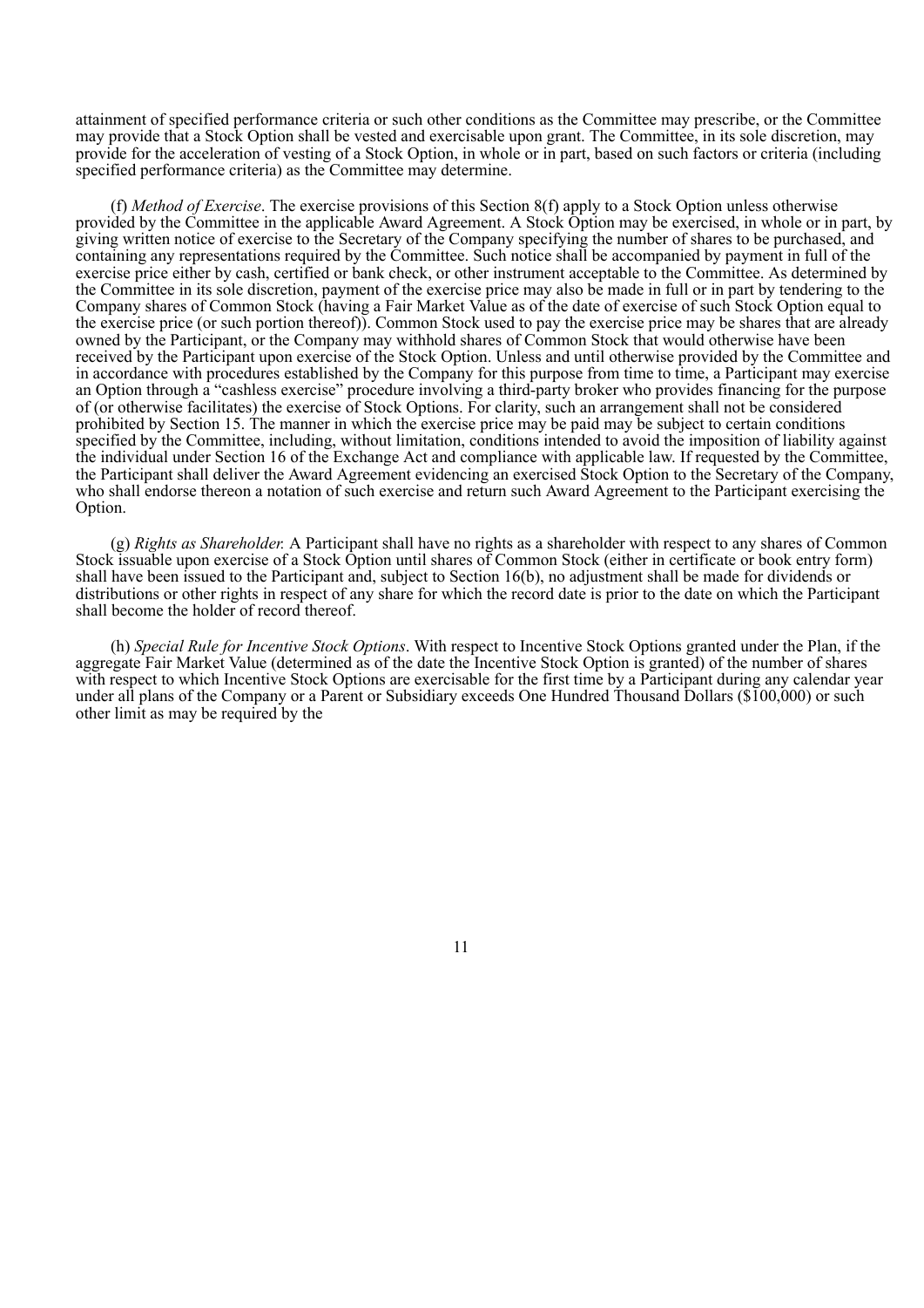attainment of specified performance criteria or such other conditions as the Committee may prescribe, or the Committee may provide that a Stock Option shall be vested and exercisable upon grant. The Committee, in its sole discretion, may provide for the acceleration of vesting of a Stock Option, in whole or in part, based on such factors or criteria (including specified performance criteria) as the Committee may determine.

(f) *Method of Exercise*. The exercise provisions of this Section 8(f) apply to a Stock Option unless otherwise provided by the Committee in the applicable Award Agreement. A Stock Option may be exercised, in whole or in part, by giving written notice of exercise to the Secretary of the Company specifying the number of shares to be purchased, and containing any representations required by the Committee. Such notice shall be accompanied by payment in full of the exercise price either by cash, certified or bank check, or other instrument acceptable to the Committee. As determined by the Committee in its sole discretion, payment of the exercise price may also be made in full or in part by tendering to the Company shares of Common Stock (having a Fair Market Value as of the date of exercise of such Stock Option equal to the exercise price (or such portion thereof)). Common Stock used to pay the exercise price may be shares that are already owned by the Participant, or the Company may withhold shares of Common Stock that would otherwise have been received by the Participant upon exercise of the Stock Option. Unless and until otherwise provided by the Committee and in accordance with procedures established by the Company for this purpose from time to time, a Participant may exercise an Option through a "cashless exercise" procedure involving a third-party broker who provides financing for the purpose of (or otherwise facilitates) the exercise of Stock Options. For clarity, such an arrangement shall not be considered prohibited by Section 15. The manner in which the exercise price may be paid may be subject to certain conditions specified by the Committee, including, without limitation, conditions intended to avoid the imposition of liability against the individual under Section 16 of the Exchange Act and compliance with applicable law. If requested by the Committee, the Participant shall deliver the Award Agreement evidencing an exercised Stock Option to the Secretary of the Company, who shall endorse thereon a notation of such exercise and return such Award Agreement to the Participant exercising the Option.

(g) *Rights as Shareholder.* A Participant shall have no rights as a shareholder with respect to any shares of Common Stock issuable upon exercise of a Stock Option until shares of Common Stock (either in certificate or book entry form) shall have been issued to the Participant and, subject to Section 16(b), no adjustment shall be made for dividends or distributions or other rights in respect of any share for which the record date is prior to the date on which the Participant shall become the holder of record thereof.

(h) *Special Rule for Incentive Stock Options*. With respect to Incentive Stock Options granted under the Plan, if the aggregate Fair Market Value (determined as of the date the Incentive Stock Option is granted) of the number of shares with respect to which Incentive Stock Options are exercisable for the first time by a Participant during any calendar year under all plans of the Company or a Parent or Subsidiary exceeds One Hundred Thousand Dollars ($100,000) or such other limit as may be required by the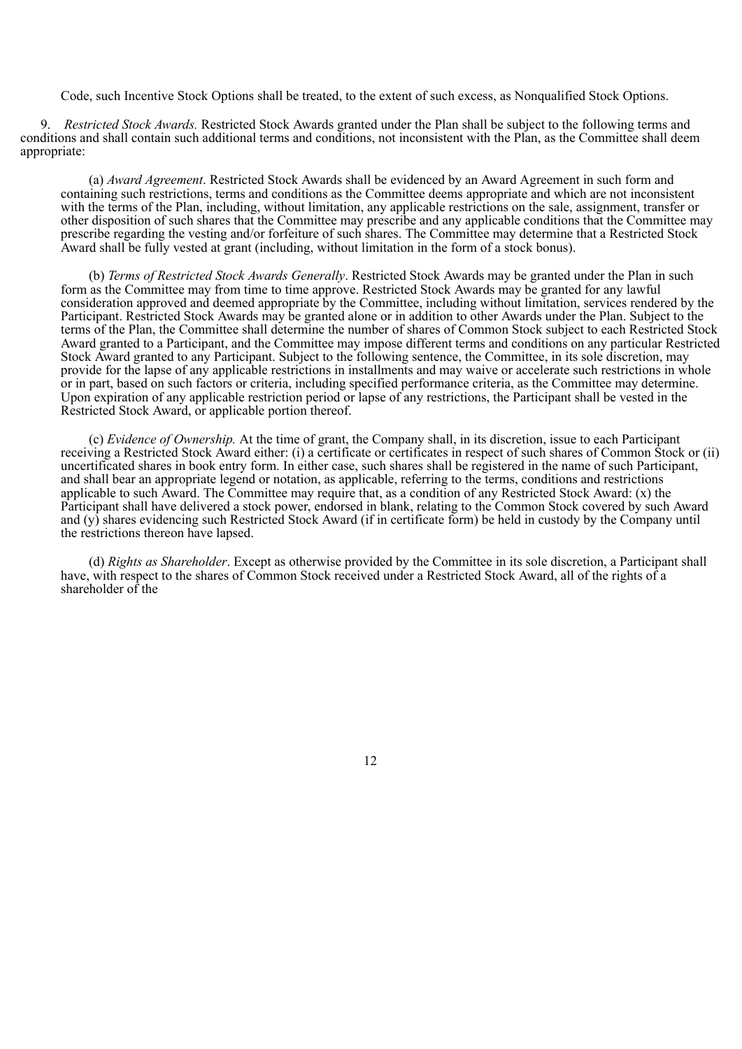Code, such Incentive Stock Options shall be treated, to the extent of such excess, as Nonqualified Stock Options.

9. *Restricted Stock Awards.* Restricted Stock Awards granted under the Plan shall be subject to the following terms and conditions and shall contain such additional terms and conditions, not inconsistent with the Plan, as the Committee shall deem appropriate:

(a) *Award Agreement*. Restricted Stock Awards shall be evidenced by an Award Agreement in such form and containing such restrictions, terms and conditions as the Committee deems appropriate and which are not inconsistent with the terms of the Plan, including, without limitation, any applicable restrictions on the sale, assignment, transfer or other disposition of such shares that the Committee may prescribe and any applicable conditions that the Committee may prescribe regarding the vesting and/or forfeiture of such shares. The Committee may determine that a Restricted Stock Award shall be fully vested at grant (including, without limitation in the form of a stock bonus).

(b) *Terms of Restricted Stock Awards Generally*. Restricted Stock Awards may be granted under the Plan in such form as the Committee may from time to time approve. Restricted Stock Awards may be granted for any lawful consideration approved and deemed appropriate by the Committee, including without limitation, services rendered by the Participant. Restricted Stock Awards may be granted alone or in addition to other Awards under the Plan. Subject to the terms of the Plan, the Committee shall determine the number of shares of Common Stock subject to each Restricted Stock Award granted to a Participant, and the Committee may impose different terms and conditions on any particular Restricted Stock Award granted to any Participant. Subject to the following sentence, the Committee, in its sole discretion, may provide for the lapse of any applicable restrictions in installments and may waive or accelerate such restrictions in whole or in part, based on such factors or criteria, including specified performance criteria, as the Committee may determine. Upon expiration of any applicable restriction period or lapse of any restrictions, the Participant shall be vested in the Restricted Stock Award, or applicable portion thereof.

(c) *Evidence of Ownership.* At the time of grant, the Company shall, in its discretion, issue to each Participant receiving a Restricted Stock Award either: (i) a certificate or certificates in respect of such shares of Common Stock or (ii) uncertificated shares in book entry form. In either case, such shares shall be registered in the name of such Participant, and shall bear an appropriate legend or notation, as applicable, referring to the terms, conditions and restrictions applicable to such Award. The Committee may require that, as a condition of any Restricted Stock Award: (x) the Participant shall have delivered a stock power, endorsed in blank, relating to the Common Stock covered by such Award and (y) shares evidencing such Restricted Stock Award (if in certificate form) be held in custody by the Company until the restrictions thereon have lapsed.

(d) *Rights as Shareholder*. Except as otherwise provided by the Committee in its sole discretion, a Participant shall have, with respect to the shares of Common Stock received under a Restricted Stock Award, all of the rights of a shareholder of the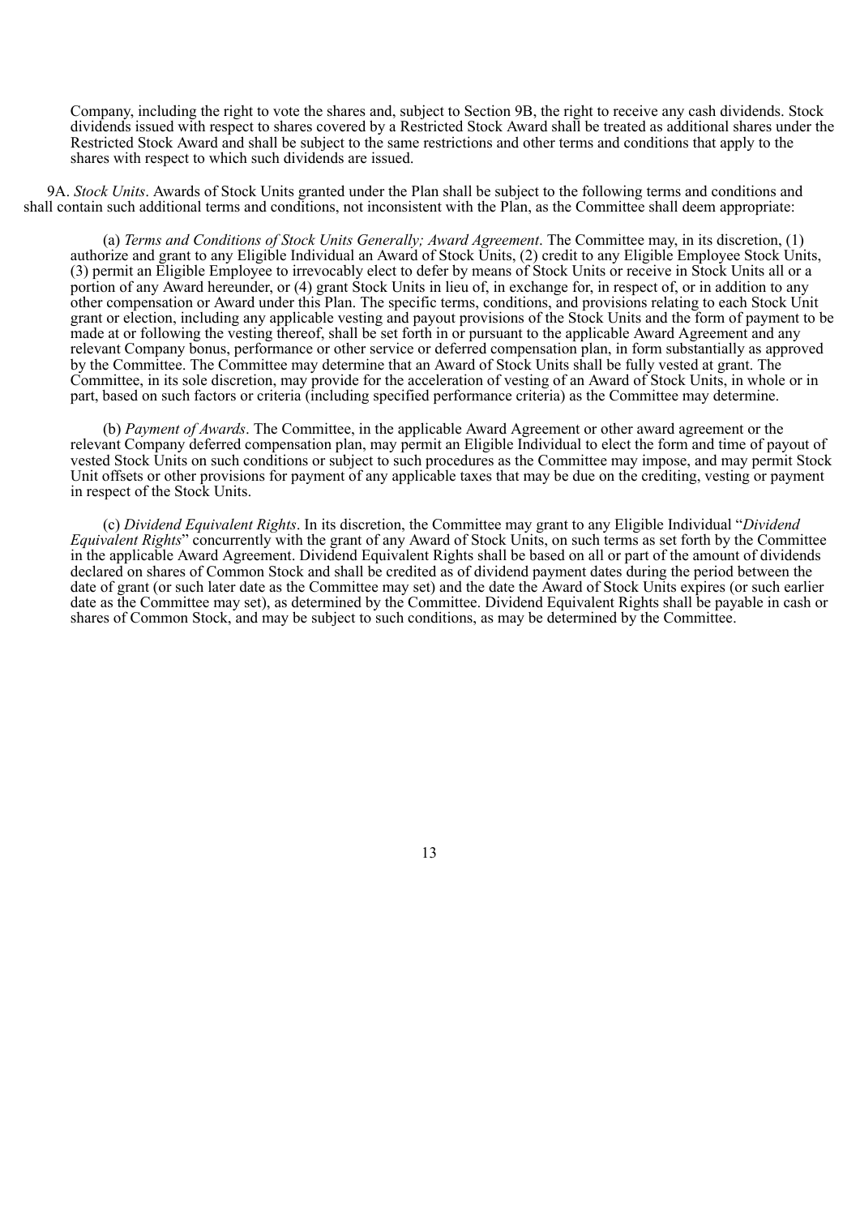Company, including the right to vote the shares and, subject to Section 9B, the right to receive any cash dividends. Stock dividends issued with respect to shares covered by a Restricted Stock Award shall be treated as additional shares under the Restricted Stock Award and shall be subject to the same restrictions and other terms and conditions that apply to the shares with respect to which such dividends are issued.

9A. *Stock Units*. Awards of Stock Units granted under the Plan shall be subject to the following terms and conditions and shall contain such additional terms and conditions, not inconsistent with the Plan, as the Committee shall deem appropriate:

(a) *Terms and Conditions of Stock Units Generally; Award Agreement*. The Committee may, in its discretion, (1) authorize and grant to any Eligible Individual an Award of Stock Units, (2) credit to any Eligible Employee Stock Units, (3) permit an Eligible Employee to irrevocably elect to defer by means of Stock Units or receive in Stock Units all or a portion of any Award hereunder, or (4) grant Stock Units in lieu of, in exchange for, in respect of, or in addition to any other compensation or Award under this Plan. The specific terms, conditions, and provisions relating to each Stock Unit grant or election, including any applicable vesting and payout provisions of the Stock Units and the form of payment to be made at or following the vesting thereof, shall be set forth in or pursuant to the applicable Award Agreement and any relevant Company bonus, performance or other service or deferred compensation plan, in form substantially as approved by the Committee. The Committee may determine that an Award of Stock Units shall be fully vested at grant. The Committee, in its sole discretion, may provide for the acceleration of vesting of an Award of Stock Units, in whole or in part, based on such factors or criteria (including specified performance criteria) as the Committee may determine.

(b) *Payment of Awards*. The Committee, in the applicable Award Agreement or other award agreement or the relevant Company deferred compensation plan, may permit an Eligible Individual to elect the form and time of payout of vested Stock Units on such conditions or subject to such procedures as the Committee may impose, and may permit Stock Unit offsets or other provisions for payment of any applicable taxes that may be due on the crediting, vesting or payment in respect of the Stock Units.

(c) *Dividend Equivalent Rights*. In its discretion, the Committee may grant to any Eligible Individual "*Dividend Equivalent Rights*" concurrently with the grant of any Award of Stock Units, on such terms as set forth by the Committee in the applicable Award Agreement. Dividend Equivalent Rights shall be based on all or part of the amount of dividends declared on shares of Common Stock and shall be credited as of dividend payment dates during the period between the date of grant (or such later date as the Committee may set) and the date the Award of Stock Units expires (or such earlier date as the Committee may set), as determined by the Committee. Dividend Equivalent Rights shall be payable in cash or shares of Common Stock, and may be subject to such conditions, as may be determined by the Committee.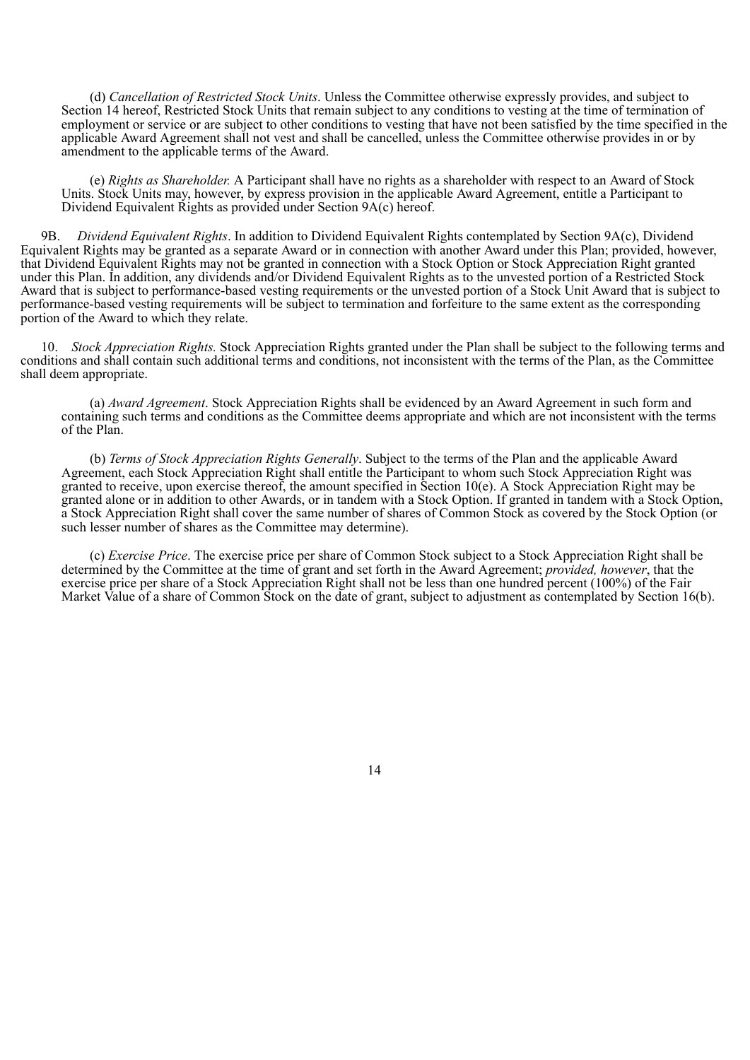(d) *Cancellation of Restricted Stock Units*. Unless the Committee otherwise expressly provides, and subject to Section 14 hereof, Restricted Stock Units that remain subject to any conditions to vesting at the time of termination of employment or service or are subject to other conditions to vesting that have not been satisfied by the time specified in the applicable Award Agreement shall not vest and shall be cancelled, unless the Committee otherwise provides in or by amendment to the applicable terms of the Award.

(e) *Rights as Shareholder.* A Participant shall have no rights as a shareholder with respect to an Award of Stock Units. Stock Units may, however, by express provision in the applicable Award Agreement, entitle a Participant to Dividend Equivalent Rights as provided under Section 9A(c) hereof.

9B. *Dividend Equivalent Rights*. In addition to Dividend Equivalent Rights contemplated by Section 9A(c), Dividend Equivalent Rights may be granted as a separate Award or in connection with another Award under this Plan; provided, however, that Dividend Equivalent Rights may not be granted in connection with a Stock Option or Stock Appreciation Right granted under this Plan. In addition, any dividends and/or Dividend Equivalent Rights as to the unvested portion of a Restricted Stock Award that is subject to performance-based vesting requirements or the unvested portion of a Stock Unit Award that is subject to performance-based vesting requirements will be subject to termination and forfeiture to the same extent as the corresponding portion of the Award to which they relate.

10. *Stock Appreciation Rights.* Stock Appreciation Rights granted under the Plan shall be subject to the following terms and conditions and shall contain such additional terms and conditions, not inconsistent with the terms of the Plan, as the Committee shall deem appropriate.

(a) *Award Agreement*. Stock Appreciation Rights shall be evidenced by an Award Agreement in such form and containing such terms and conditions as the Committee deems appropriate and which are not inconsistent with the terms of the Plan.

(b) *Terms of Stock Appreciation Rights Generally*. Subject to the terms of the Plan and the applicable Award Agreement, each Stock Appreciation Right shall entitle the Participant to whom such Stock Appreciation Right was granted to receive, upon exercise thereof, the amount specified in Section 10(e). A Stock Appreciation Right may be granted alone or in addition to other Awards, or in tandem with a Stock Option. If granted in tandem with a Stock Option, a Stock Appreciation Right shall cover the same number of shares of Common Stock as covered by the Stock Option (or such lesser number of shares as the Committee may determine).

(c) *Exercise Price*. The exercise price per share of Common Stock subject to a Stock Appreciation Right shall be determined by the Committee at the time of grant and set forth in the Award Agreement; *provided, however*, that the exercise price per share of a Stock Appreciation Right shall not be less than one hundred percent (100%) of the Fair Market Value of a share of Common Stock on the date of grant, subject to adjustment as contemplated by Section 16(b).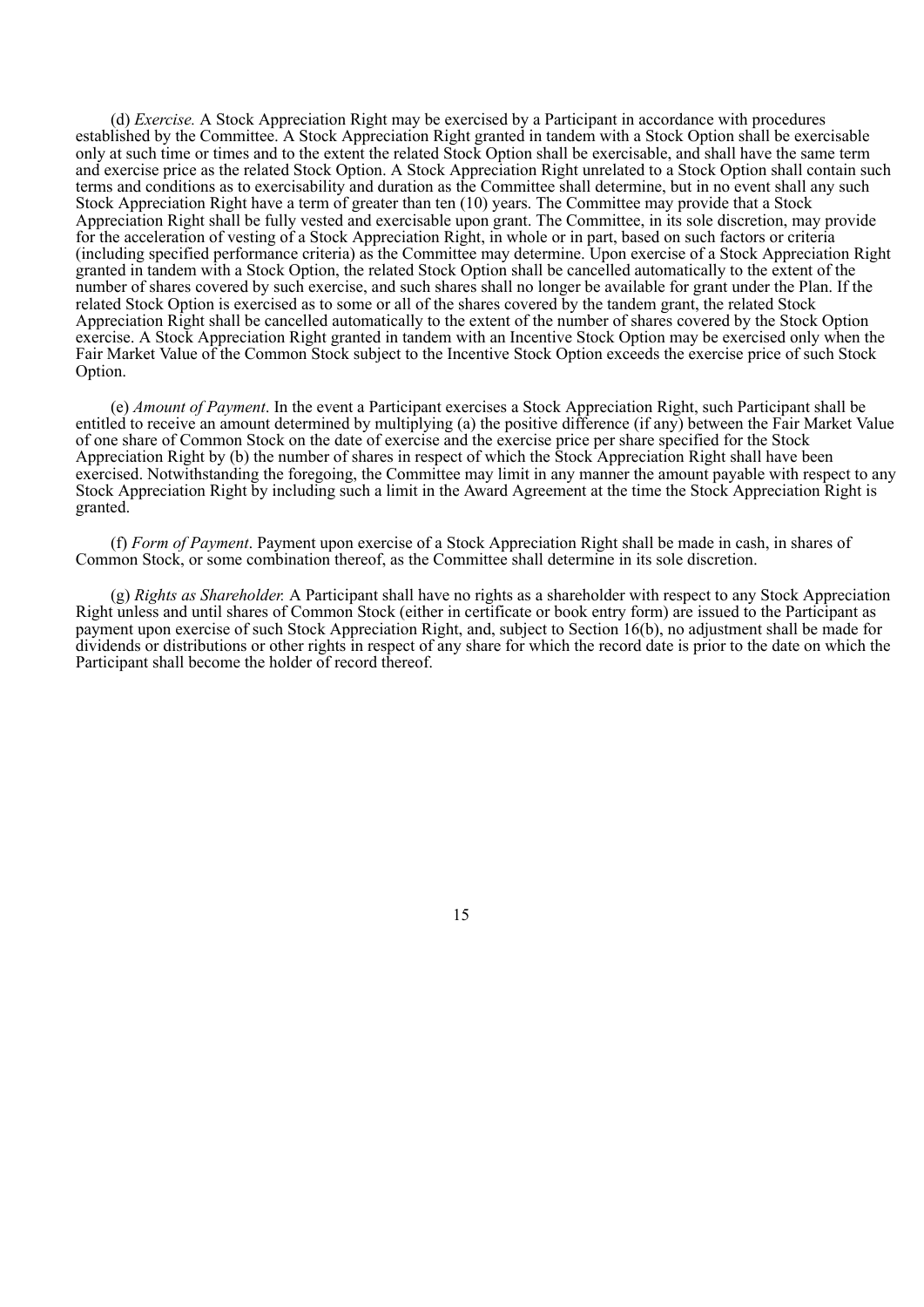(d) *Exercise.* A Stock Appreciation Right may be exercised by a Participant in accordance with procedures established by the Committee. A Stock Appreciation Right granted in tandem with a Stock Option shall be exercisable only at such time or times and to the extent the related Stock Option shall be exercisable, and shall have the same term and exercise price as the related Stock Option. A Stock Appreciation Right unrelated to a Stock Option shall contain such terms and conditions as to exercisability and duration as the Committee shall determine, but in no event shall any such Stock Appreciation Right have a term of greater than ten (10) years. The Committee may provide that a Stock Appreciation Right shall be fully vested and exercisable upon grant. The Committee, in its sole discretion, may provide for the acceleration of vesting of a Stock Appreciation Right, in whole or in part, based on such factors or criteria (including specified performance criteria) as the Committee may determine. Upon exercise of a Stock Appreciation Right granted in tandem with a Stock Option, the related Stock Option shall be cancelled automatically to the extent of the number of shares covered by such exercise, and such shares shall no longer be available for grant under the Plan. If the related Stock Option is exercised as to some or all of the shares covered by the tandem grant, the related Stock Appreciation Right shall be cancelled automatically to the extent of the number of shares covered by the Stock Option exercise. A Stock Appreciation Right granted in tandem with an Incentive Stock Option may be exercised only when the Fair Market Value of the Common Stock subject to the Incentive Stock Option exceeds the exercise price of such Stock Option.

(e) *Amount of Payment*. In the event a Participant exercises a Stock Appreciation Right, such Participant shall be entitled to receive an amount determined by multiplying (a) the positive difference (if any) between the Fair Market Value of one share of Common Stock on the date of exercise and the exercise price per share specified for the Stock Appreciation Right by (b) the number of shares in respect of which the Stock Appreciation Right shall have been exercised. Notwithstanding the foregoing, the Committee may limit in any manner the amount payable with respect to any Stock Appreciation Right by including such a limit in the Award Agreement at the time the Stock Appreciation Right is granted.

(f) *Form of Payment*. Payment upon exercise of a Stock Appreciation Right shall be made in cash, in shares of Common Stock, or some combination thereof, as the Committee shall determine in its sole discretion.

(g) *Rights as Shareholder.* A Participant shall have no rights as a shareholder with respect to any Stock Appreciation Right unless and until shares of Common Stock (either in certificate or book entry form) are issued to the Participant as payment upon exercise of such Stock Appreciation Right, and, subject to Section 16(b), no adjustment shall be made for dividends or distributions or other rights in respect of any share for which the record date is prior to the date on which the Participant shall become the holder of record thereof.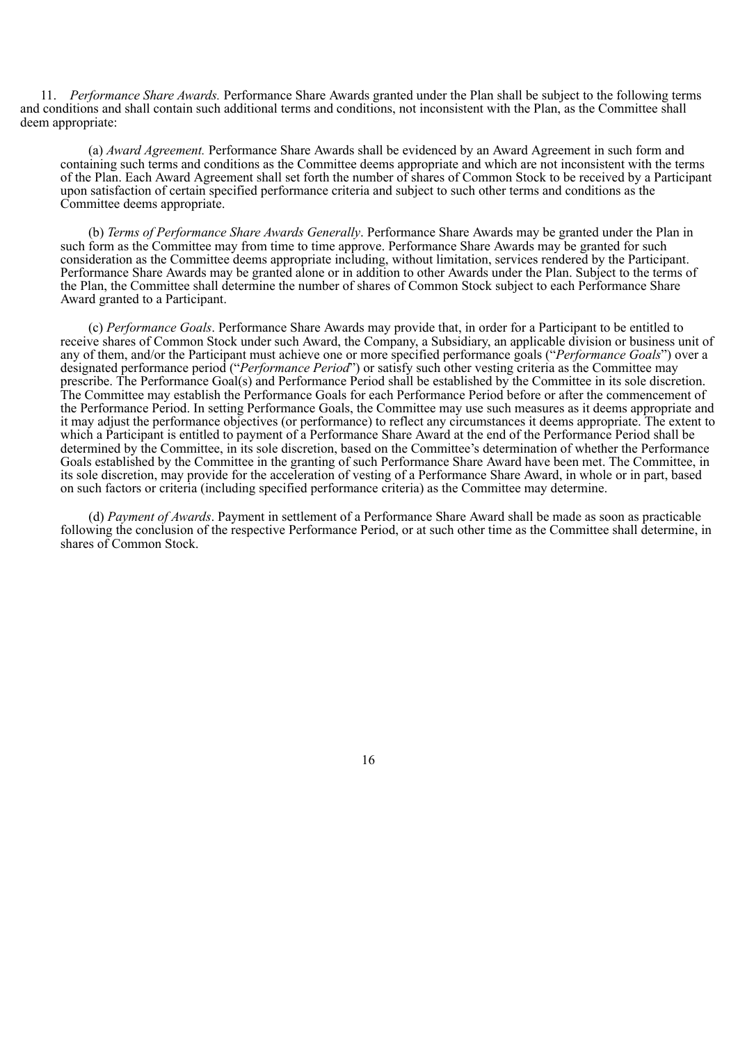11. *Performance Share Awards.* Performance Share Awards granted under the Plan shall be subject to the following terms and conditions and shall contain such additional terms and conditions, not inconsistent with the Plan, as the Committee shall deem appropriate:

(a) *Award Agreement.* Performance Share Awards shall be evidenced by an Award Agreement in such form and containing such terms and conditions as the Committee deems appropriate and which are not inconsistent with the terms of the Plan. Each Award Agreement shall set forth the number of shares of Common Stock to be received by a Participant upon satisfaction of certain specified performance criteria and subject to such other terms and conditions as the Committee deems appropriate.

(b) *Terms of Performance Share Awards Generally*. Performance Share Awards may be granted under the Plan in such form as the Committee may from time to time approve. Performance Share Awards may be granted for such consideration as the Committee deems appropriate including, without limitation, services rendered by the Participant. Performance Share Awards may be granted alone or in addition to other Awards under the Plan. Subject to the terms of the Plan, the Committee shall determine the number of shares of Common Stock subject to each Performance Share Award granted to a Participant.

(c) *Performance Goals*. Performance Share Awards may provide that, in order for a Participant to be entitled to receive shares of Common Stock under such Award, the Company, a Subsidiary, an applicable division or business unit of any of them, and/or the Participant must achieve one or more specified performance goals ("*Performance Goals*") over a designated performance period ("*Performance Period*") or satisfy such other vesting criteria as the Committee may prescribe. The Performance Goal(s) and Performance Period shall be established by the Committee in its sole discretion. The Committee may establish the Performance Goals for each Performance Period before or after the commencement of the Performance Period. In setting Performance Goals, the Committee may use such measures as it deems appropriate and it may adjust the performance objectives (or performance) to reflect any circumstances it deems appropriate. The extent to which a Participant is entitled to payment of a Performance Share Award at the end of the Performance Period shall be determined by the Committee, in its sole discretion, based on the Committee's determination of whether the Performance Goals established by the Committee in the granting of such Performance Share Award have been met. The Committee, in its sole discretion, may provide for the acceleration of vesting of a Performance Share Award, in whole or in part, based on such factors or criteria (including specified performance criteria) as the Committee may determine.

(d) *Payment of Awards*. Payment in settlement of a Performance Share Award shall be made as soon as practicable following the conclusion of the respective Performance Period, or at such other time as the Committee shall determine, in shares of Common Stock.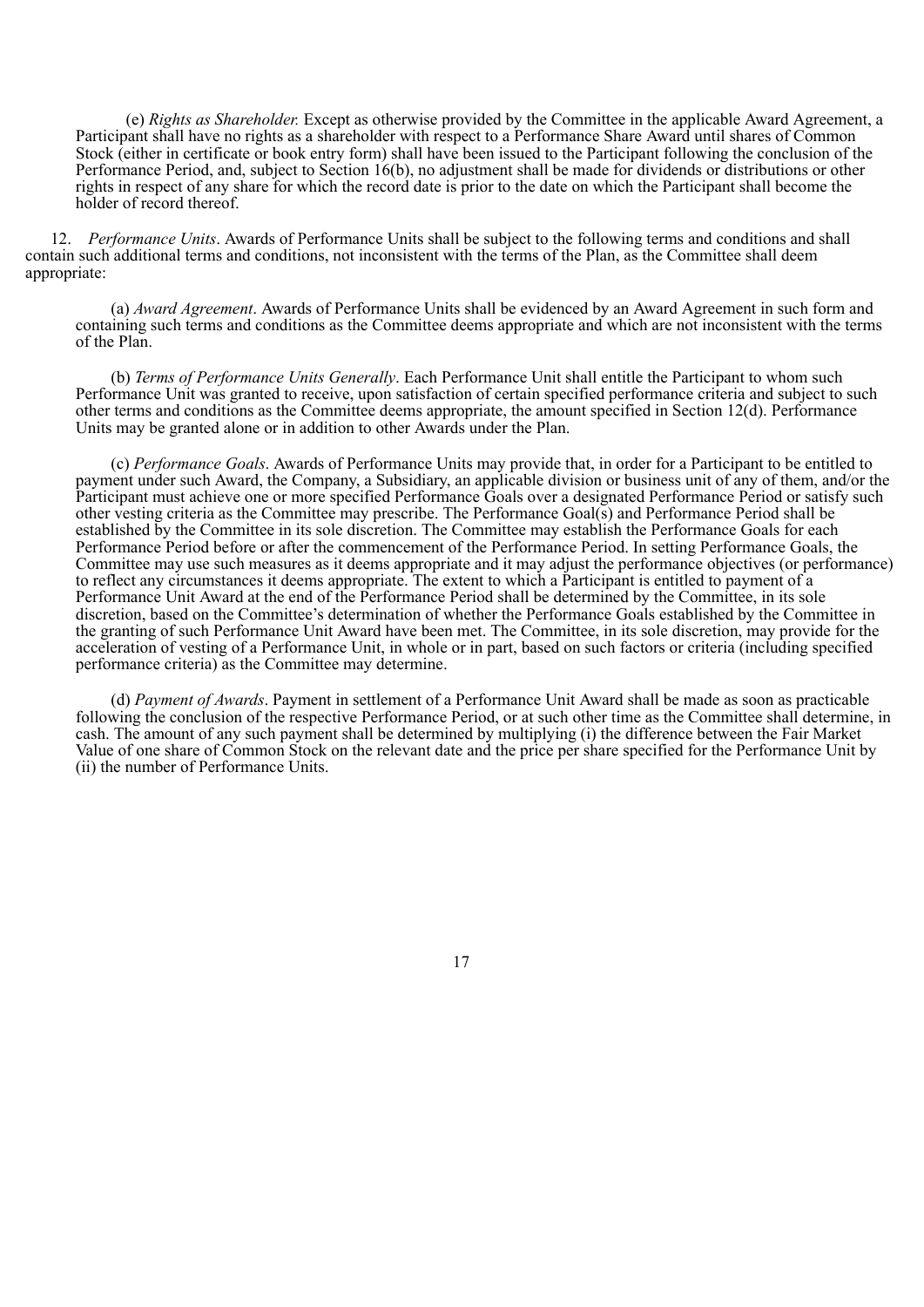(e) *Rights as Shareholder.* Except as otherwise provided by the Committee in the applicable Award Agreement, a Participant shall have no rights as a shareholder with respect to a Performance Share Award until shares of Common Stock (either in certificate or book entry form) shall have been issued to the Participant following the conclusion of the Performance Period, and, subject to Section 16(b), no adjustment shall be made for dividends or distributions or other rights in respect of any share for which the record date is prior to the date on which the Participant shall become the holder of record thereof.

12. *Performance Units*. Awards of Performance Units shall be subject to the following terms and conditions and shall contain such additional terms and conditions, not inconsistent with the terms of the Plan, as the Committee shall deem appropriate:

(a) *Award Agreement*. Awards of Performance Units shall be evidenced by an Award Agreement in such form and containing such terms and conditions as the Committee deems appropriate and which are not inconsistent with the terms of the Plan.

(b) *Terms of Performance Units Generally*. Each Performance Unit shall entitle the Participant to whom such Performance Unit was granted to receive, upon satisfaction of certain specified performance criteria and subject to such other terms and conditions as the Committee deems appropriate, the amount specified in Section 12(d). Performance Units may be granted alone or in addition to other Awards under the Plan.

(c) *Performance Goals*. Awards of Performance Units may provide that, in order for a Participant to be entitled to payment under such Award, the Company, a Subsidiary, an applicable division or business unit of any of them, and/or the Participant must achieve one or more specified Performance Goals over a designated Performance Period or satisfy such other vesting criteria as the Committee may prescribe. The Performance Goal(s) and Performance Period shall be established by the Committee in its sole discretion. The Committee may establish the Performance Goals for each Performance Period before or after the commencement of the Performance Period. In setting Performance Goals, the Committee may use such measures as it deems appropriate and it may adjust the performance objectives (or performance) to reflect any circumstances it deems appropriate. The extent to which a Participant is entitled to payment of a Performance Unit Award at the end of the Performance Period shall be determined by the Committee, in its sole discretion, based on the Committee's determination of whether the Performance Goals established by the Committee in the granting of such Performance Unit Award have been met. The Committee, in its sole discretion, may provide for the acceleration of vesting of a Performance Unit, in whole or in part, based on such factors or criteria (including specified performance criteria) as the Committee may determine.

(d) *Payment of Awards*. Payment in settlement of a Performance Unit Award shall be made as soon as practicable following the conclusion of the respective Performance Period, or at such other time as the Committee shall determine, in cash. The amount of any such payment shall be determined by multiplying (i) the difference between the Fair Market Value of one share of Common Stock on the relevant date and the price per share specified for the Performance Unit by (ii) the number of Performance Units.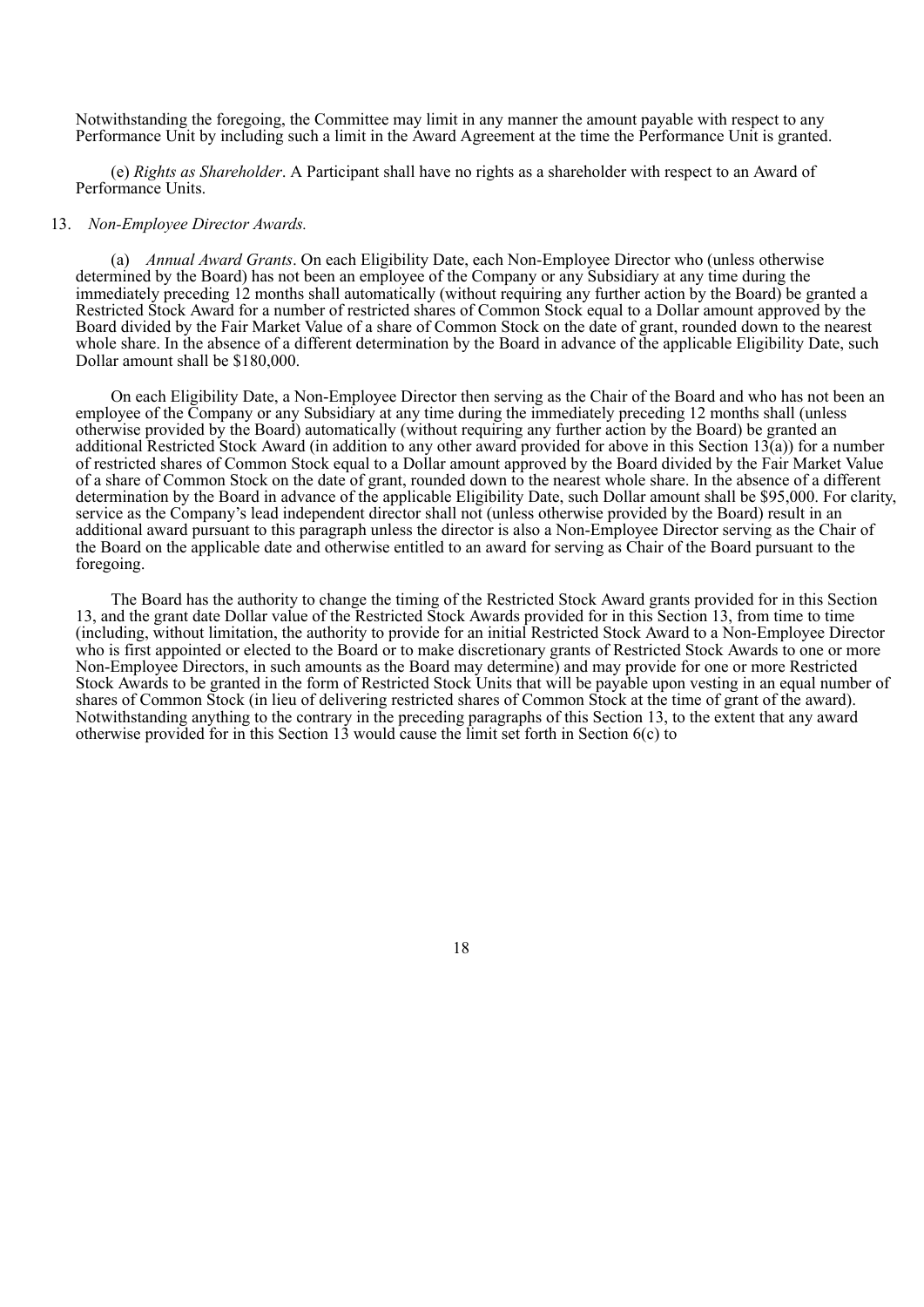Notwithstanding the foregoing, the Committee may limit in any manner the amount payable with respect to any Performance Unit by including such a limit in the Award Agreement at the time the Performance Unit is granted.

(e) *Rights as Shareholder*. A Participant shall have no rights as a shareholder with respect to an Award of Performance Units.

13. *Non-Employee Director Awards.*

(a) *Annual Award Grants*. On each Eligibility Date, each Non-Employee Director who (unless otherwise determined by the Board) has not been an employee of the Company or any Subsidiary at any time during the immediately preceding 12 months shall automatically (without requiring any further action by the Board) be granted a Restricted Stock Award for a number of restricted shares of Common Stock equal to a Dollar amount approved by the Board divided by the Fair Market Value of a share of Common Stock on the date of grant, rounded down to the nearest whole share. In the absence of a different determination by the Board in advance of the applicable Eligibility Date, such Dollar amount shall be $180,000.

On each Eligibility Date, a Non-Employee Director then serving as the Chair of the Board and who has not been an employee of the Company or any Subsidiary at any time during the immediately preceding 12 months shall (unless otherwise provided by the Board) automatically (without requiring any further action by the Board) be granted an additional Restricted Stock Award (in addition to any other award provided for above in this Section 13(a)) for a number of restricted shares of Common Stock equal to a Dollar amount approved by the Board divided by the Fair Market Value of a share of Common Stock on the date of grant, rounded down to the nearest whole share. In the absence of a different determination by the Board in advance of the applicable Eligibility Date, such Dollar amount shall be $95,000. For clarity, service as the Company's lead independent director shall not (unless otherwise provided by the Board) result in an additional award pursuant to this paragraph unless the director is also a Non-Employee Director serving as the Chair of the Board on the applicable date and otherwise entitled to an award for serving as Chair of the Board pursuant to the foregoing.

The Board has the authority to change the timing of the Restricted Stock Award grants provided for in this Section 13, and the grant date Dollar value of the Restricted Stock Awards provided for in this Section 13, from time to time (including, without limitation, the authority to provide for an initial Restricted Stock Award to a Non-Employee Director who is first appointed or elected to the Board or to make discretionary grants of Restricted Stock Awards to one or more Non-Employee Directors, in such amounts as the Board may determine) and may provide for one or more Restricted Stock Awards to be granted in the form of Restricted Stock Units that will be payable upon vesting in an equal number of shares of Common Stock (in lieu of delivering restricted shares of Common Stock at the time of grant of the award). Notwithstanding anything to the contrary in the preceding paragraphs of this Section 13, to the extent that any award otherwise provided for in this Section 13 would cause the limit set forth in Section 6(c) to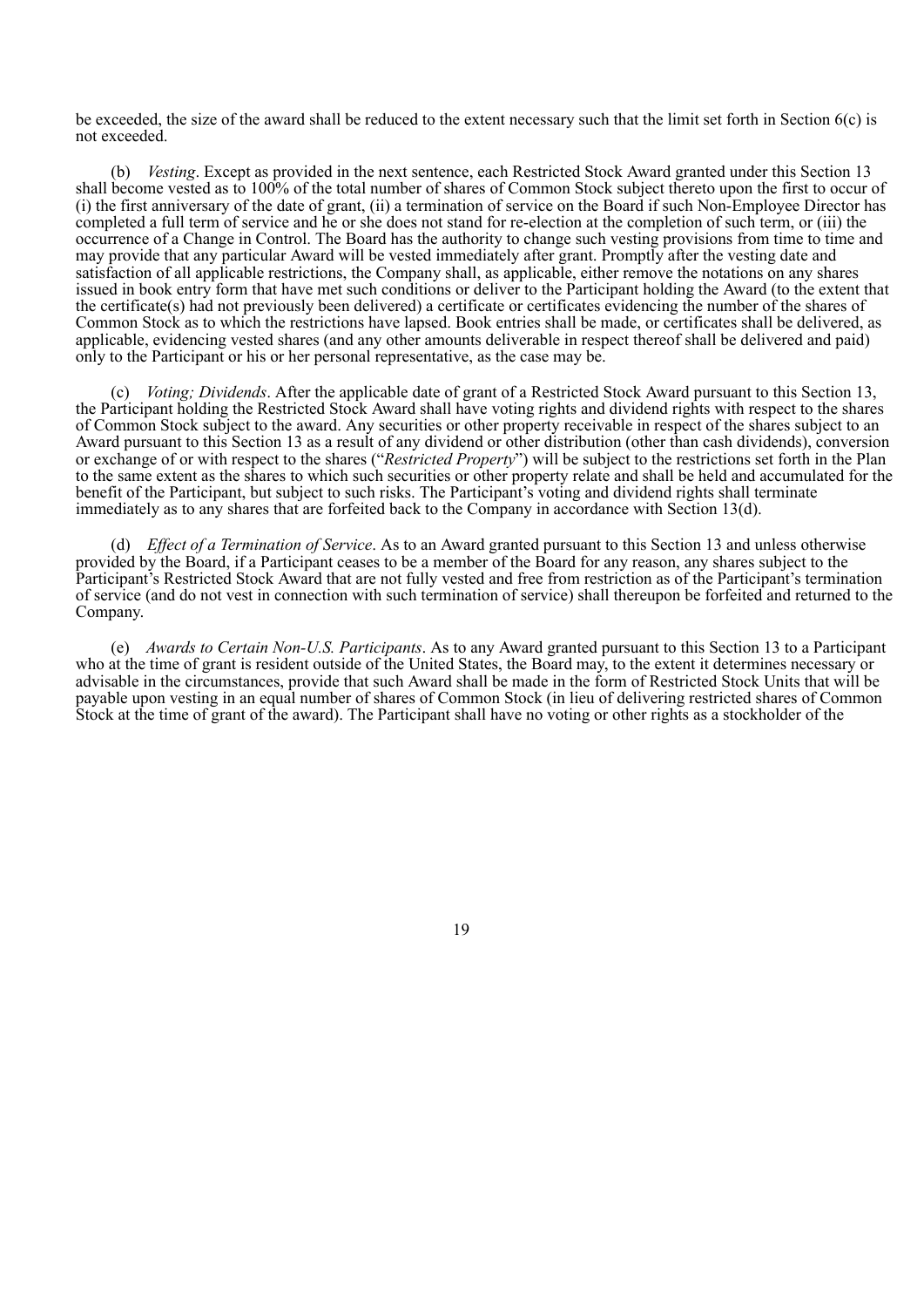be exceeded, the size of the award shall be reduced to the extent necessary such that the limit set forth in Section 6(c) is not exceeded.

(b) *Vesting*. Except as provided in the next sentence, each Restricted Stock Award granted under this Section 13 shall become vested as to 100% of the total number of shares of Common Stock subject thereto upon the first to occur of (i) the first anniversary of the date of grant, (ii) a termination of service on the Board if such Non-Employee Director has completed a full term of service and he or she does not stand for re-election at the completion of such term, or (iii) the occurrence of a Change in Control. The Board has the authority to change such vesting provisions from time to time and may provide that any particular Award will be vested immediately after grant. Promptly after the vesting date and satisfaction of all applicable restrictions, the Company shall, as applicable, either remove the notations on any shares issued in book entry form that have met such conditions or deliver to the Participant holding the Award (to the extent that the certificate(s) had not previously been delivered) a certificate or certificates evidencing the number of the shares of Common Stock as to which the restrictions have lapsed. Book entries shall be made, or certificates shall be delivered, as applicable, evidencing vested shares (and any other amounts deliverable in respect thereof shall be delivered and paid) only to the Participant or his or her personal representative, as the case may be.

(c) *Voting; Dividends*. After the applicable date of grant of a Restricted Stock Award pursuant to this Section 13, the Participant holding the Restricted Stock Award shall have voting rights and dividend rights with respect to the shares of Common Stock subject to the award. Any securities or other property receivable in respect of the shares subject to an Award pursuant to this Section 13 as a result of any dividend or other distribution (other than cash dividends), conversion or exchange of or with respect to the shares ("*Restricted Property*") will be subject to the restrictions set forth in the Plan to the same extent as the shares to which such securities or other property relate and shall be held and accumulated for the benefit of the Participant, but subject to such risks. The Participant's voting and dividend rights shall terminate immediately as to any shares that are forfeited back to the Company in accordance with Section 13(d).

(d) *Effect of a Termination of Service*. As to an Award granted pursuant to this Section 13 and unless otherwise provided by the Board, if a Participant ceases to be a member of the Board for any reason, any shares subject to the Participant's Restricted Stock Award that are not fully vested and free from restriction as of the Participant's termination of service (and do not vest in connection with such termination of service) shall thereupon be forfeited and returned to the Company.

(e) *Awards to Certain Non-U.S. Participants*. As to any Award granted pursuant to this Section 13 to a Participant who at the time of grant is resident outside of the United States, the Board may, to the extent it determines necessary or advisable in the circumstances, provide that such Award shall be made in the form of Restricted Stock Units that will be payable upon vesting in an equal number of shares of Common Stock (in lieu of delivering restricted shares of Common Stock at the time of grant of the award). The Participant shall have no voting or other rights as a stockholder of the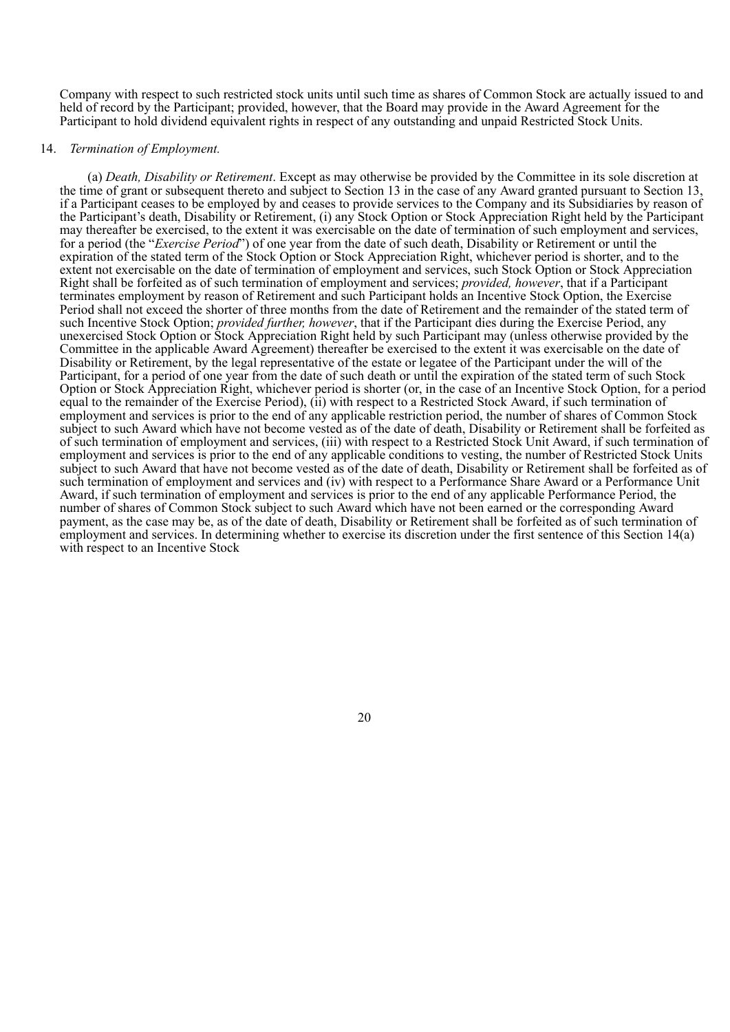Company with respect to such restricted stock units until such time as shares of Common Stock are actually issued to and held of record by the Participant; provided, however, that the Board may provide in the Award Agreement for the Participant to hold dividend equivalent rights in respect of any outstanding and unpaid Restricted Stock Units.

14. *Termination of Employment.*

(a) *Death, Disability or Retirement*. Except as may otherwise be provided by the Committee in its sole discretion at the time of grant or subsequent thereto and subject to Section 13 in the case of any Award granted pursuant to Section 13, if a Participant ceases to be employed by and ceases to provide services to the Company and its Subsidiaries by reason of the Participant's death, Disability or Retirement, (i) any Stock Option or Stock Appreciation Right held by the Participant may thereafter be exercised, to the extent it was exercisable on the date of termination of such employment and services, for a period (the "*Exercise Period*") of one year from the date of such death, Disability or Retirement or until the expiration of the stated term of the Stock Option or Stock Appreciation Right, whichever period is shorter, and to the extent not exercisable on the date of termination of employment and services, such Stock Option or Stock Appreciation Right shall be forfeited as of such termination of employment and services; *provided, however*, that if a Participant terminates employment by reason of Retirement and such Participant holds an Incentive Stock Option, the Exercise Period shall not exceed the shorter of three months from the date of Retirement and the remainder of the stated term of such Incentive Stock Option; *provided further, however*, that if the Participant dies during the Exercise Period, any unexercised Stock Option or Stock Appreciation Right held by such Participant may (unless otherwise provided by the Committee in the applicable Award Agreement) thereafter be exercised to the extent it was exercisable on the date of Disability or Retirement, by the legal representative of the estate or legatee of the Participant under the will of the Participant, for a period of one year from the date of such death or until the expiration of the stated term of such Stock Option or Stock Appreciation Right, whichever period is shorter (or, in the case of an Incentive Stock Option, for a period equal to the remainder of the Exercise Period), (ii) with respect to a Restricted Stock Award, if such termination of employment and services is prior to the end of any applicable restriction period, the number of shares of Common Stock subject to such Award which have not become vested as of the date of death, Disability or Retirement shall be forfeited as of such termination of employment and services, (iii) with respect to a Restricted Stock Unit Award, if such termination of employment and services is prior to the end of any applicable conditions to vesting, the number of Restricted Stock Units subject to such Award that have not become vested as of the date of death, Disability or Retirement shall be forfeited as of such termination of employment and services and (iv) with respect to a Performance Share Award or a Performance Unit Award, if such termination of employment and services is prior to the end of any applicable Performance Period, the number of shares of Common Stock subject to such Award which have not been earned or the corresponding Award payment, as the case may be, as of the date of death, Disability or Retirement shall be forfeited as of such termination of employment and services. In determining whether to exercise its discretion under the first sentence of this Section 14(a) with respect to an Incentive Stock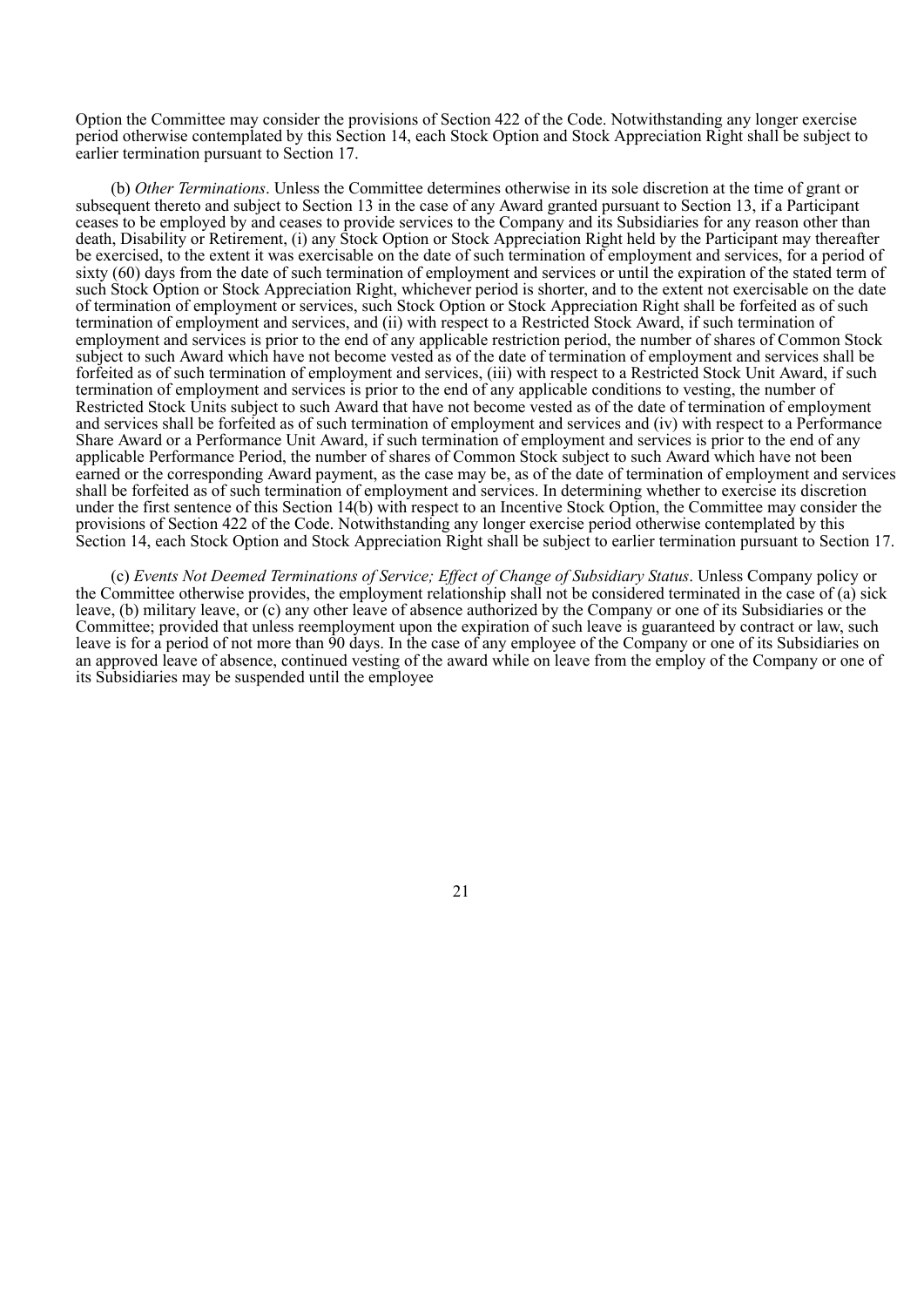Option the Committee may consider the provisions of Section 422 of the Code. Notwithstanding any longer exercise period otherwise contemplated by this Section 14, each Stock Option and Stock Appreciation Right shall be subject to earlier termination pursuant to Section 17.

(b) *Other Terminations*. Unless the Committee determines otherwise in its sole discretion at the time of grant or subsequent thereto and subject to Section 13 in the case of any Award granted pursuant to Section 13, if a Participant ceases to be employed by and ceases to provide services to the Company and its Subsidiaries for any reason other than death, Disability or Retirement, (i) any Stock Option or Stock Appreciation Right held by the Participant may thereafter be exercised, to the extent it was exercisable on the date of such termination of employment and services, for a period of sixty (60) days from the date of such termination of employment and services or until the expiration of the stated term of such Stock Option or Stock Appreciation Right, whichever period is shorter, and to the extent not exercisable on the date of termination of employment or services, such Stock Option or Stock Appreciation Right shall be forfeited as of such termination of employment and services, and (ii) with respect to a Restricted Stock Award, if such termination of employment and services is prior to the end of any applicable restriction period, the number of shares of Common Stock subject to such Award which have not become vested as of the date of termination of employment and services shall be forfeited as of such termination of employment and services, (iii) with respect to a Restricted Stock Unit Award, if such termination of employment and services is prior to the end of any applicable conditions to vesting, the number of Restricted Stock Units subject to such Award that have not become vested as of the date of termination of employment and services shall be forfeited as of such termination of employment and services and (iv) with respect to a Performance Share Award or a Performance Unit Award, if such termination of employment and services is prior to the end of any applicable Performance Period, the number of shares of Common Stock subject to such Award which have not been earned or the corresponding Award payment, as the case may be, as of the date of termination of employment and services shall be forfeited as of such termination of employment and services. In determining whether to exercise its discretion under the first sentence of this Section 14(b) with respect to an Incentive Stock Option, the Committee may consider the provisions of Section 422 of the Code. Notwithstanding any longer exercise period otherwise contemplated by this Section 14, each Stock Option and Stock Appreciation Right shall be subject to earlier termination pursuant to Section 17.

(c) *Events Not Deemed Terminations of Service; Effect of Change of Subsidiary Status*. Unless Company policy or the Committee otherwise provides, the employment relationship shall not be considered terminated in the case of (a) sick leave, (b) military leave, or (c) any other leave of absence authorized by the Company or one of its Subsidiaries or the Committee; provided that unless reemployment upon the expiration of such leave is guaranteed by contract or law, such leave is for a period of not more than 90 days. In the case of any employee of the Company or one of its Subsidiaries on an approved leave of absence, continued vesting of the award while on leave from the employ of the Company or one of its Subsidiaries may be suspended until the employee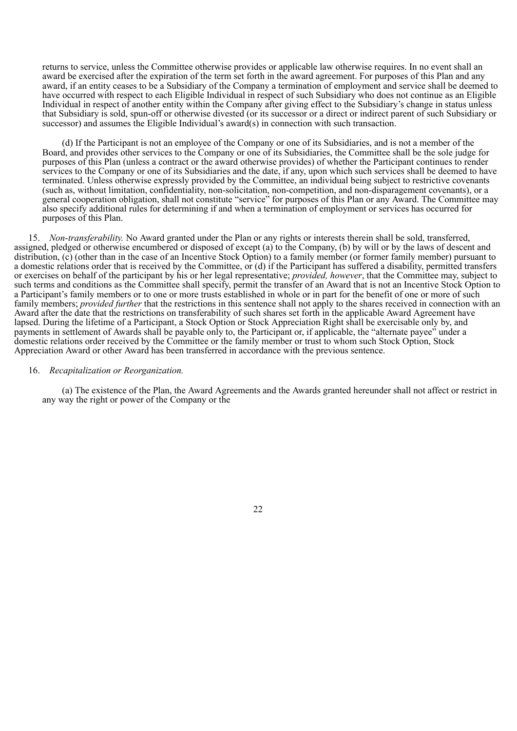returns to service, unless the Committee otherwise provides or applicable law otherwise requires. In no event shall an award be exercised after the expiration of the term set forth in the award agreement. For purposes of this Plan and any award, if an entity ceases to be a Subsidiary of the Company a termination of employment and service shall be deemed to have occurred with respect to each Eligible Individual in respect of such Subsidiary who does not continue as an Eligible Individual in respect of another entity within the Company after giving effect to the Subsidiary's change in status unless that Subsidiary is sold, spun-off or otherwise divested (or its successor or a direct or indirect parent of such Subsidiary or successor) and assumes the Eligible Individual's award(s) in connection with such transaction.

(d) If the Participant is not an employee of the Company or one of its Subsidiaries, and is not a member of the Board, and provides other services to the Company or one of its Subsidiaries, the Committee shall be the sole judge for purposes of this Plan (unless a contract or the award otherwise provides) of whether the Participant continues to render services to the Company or one of its Subsidiaries and the date, if any, upon which such services shall be deemed to have terminated. Unless otherwise expressly provided by the Committee, an individual being subject to restrictive covenants (such as, without limitation, confidentiality, non-solicitation, non-competition, and non-disparagement covenants), or a general cooperation obligation, shall not constitute "service" for purposes of this Plan or any Award. The Committee may also specify additional rules for determining if and when a termination of employment or services has occurred for purposes of this Plan.

15. *Non-transferability.* No Award granted under the Plan or any rights or interests therein shall be sold, transferred, assigned, pledged or otherwise encumbered or disposed of except (a) to the Company, (b) by will or by the laws of descent and distribution, (c) (other than in the case of an Incentive Stock Option) to a family member (or former family member) pursuant to a domestic relations order that is received by the Committee, or (d) if the Participant has suffered a disability, permitted transfers or exercises on behalf of the participant by his or her legal representative; *provided, however*, that the Committee may, subject to such terms and conditions as the Committee shall specify, permit the transfer of an Award that is not an Incentive Stock Option to a Participant's family members or to one or more trusts established in whole or in part for the benefit of one or more of such family members; *provided further* that the restrictions in this sentence shall not apply to the shares received in connection with an Award after the date that the restrictions on transferability of such shares set forth in the applicable Award Agreement have lapsed. During the lifetime of a Participant, a Stock Option or Stock Appreciation Right shall be exercisable only by, and payments in settlement of Awards shall be payable only to, the Participant or, if applicable, the "alternate payee" under a domestic relations order received by the Committee or the family member or trust to whom such Stock Option, Stock Appreciation Award or other Award has been transferred in accordance with the previous sentence.

16. *Recapitalization or Reorganization.*

(a) The existence of the Plan, the Award Agreements and the Awards granted hereunder shall not affect or restrict in any way the right or power of the Company or the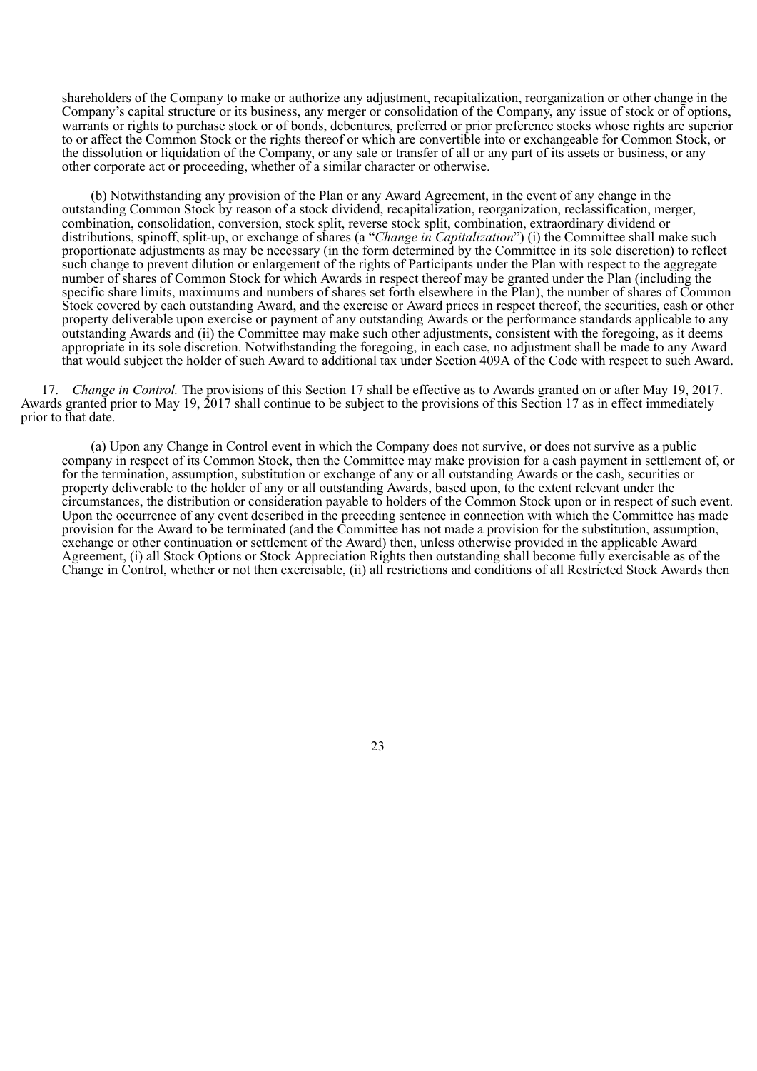shareholders of the Company to make or authorize any adjustment, recapitalization, reorganization or other change in the Company's capital structure or its business, any merger or consolidation of the Company, any issue of stock or of options, warrants or rights to purchase stock or of bonds, debentures, preferred or prior preference stocks whose rights are superior to or affect the Common Stock or the rights thereof or which are convertible into or exchangeable for Common Stock, or the dissolution or liquidation of the Company, or any sale or transfer of all or any part of its assets or business, or any other corporate act or proceeding, whether of a similar character or otherwise.

(b) Notwithstanding any provision of the Plan or any Award Agreement, in the event of any change in the outstanding Common Stock by reason of a stock dividend, recapitalization, reorganization, reclassification, merger, combination, consolidation, conversion, stock split, reverse stock split, combination, extraordinary dividend or distributions, spinoff, split-up, or exchange of shares (a "*Change in Capitalization*") (i) the Committee shall make such proportionate adjustments as may be necessary (in the form determined by the Committee in its sole discretion) to reflect such change to prevent dilution or enlargement of the rights of Participants under the Plan with respect to the aggregate number of shares of Common Stock for which Awards in respect thereof may be granted under the Plan (including the specific share limits, maximums and numbers of shares set forth elsewhere in the Plan), the number of shares of Common Stock covered by each outstanding Award, and the exercise or Award prices in respect thereof, the securities, cash or other property deliverable upon exercise or payment of any outstanding Awards or the performance standards applicable to any outstanding Awards and (ii) the Committee may make such other adjustments, consistent with the foregoing, as it deems appropriate in its sole discretion. Notwithstanding the foregoing, in each case, no adjustment shall be made to any Award that would subject the holder of such Award to additional tax under Section 409A of the Code with respect to such Award.

17. *Change in Control.* The provisions of this Section 17 shall be effective as to Awards granted on or after May 19, 2017. Awards granted prior to May 19, 2017 shall continue to be subject to the provisions of this Section 17 as in effect immediately prior to that date.

(a) Upon any Change in Control event in which the Company does not survive, or does not survive as a public company in respect of its Common Stock, then the Committee may make provision for a cash payment in settlement of, or for the termination, assumption, substitution or exchange of any or all outstanding Awards or the cash, securities or property deliverable to the holder of any or all outstanding Awards, based upon, to the extent relevant under the circumstances, the distribution or consideration payable to holders of the Common Stock upon or in respect of such event. Upon the occurrence of any event described in the preceding sentence in connection with which the Committee has made provision for the Award to be terminated (and the Committee has not made a provision for the substitution, assumption, exchange or other continuation or settlement of the Award) then, unless otherwise provided in the applicable Award Agreement, (i) all Stock Options or Stock Appreciation Rights then outstanding shall become fully exercisable as of the Change in Control, whether or not then exercisable, (ii) all restrictions and conditions of all Restricted Stock Awards then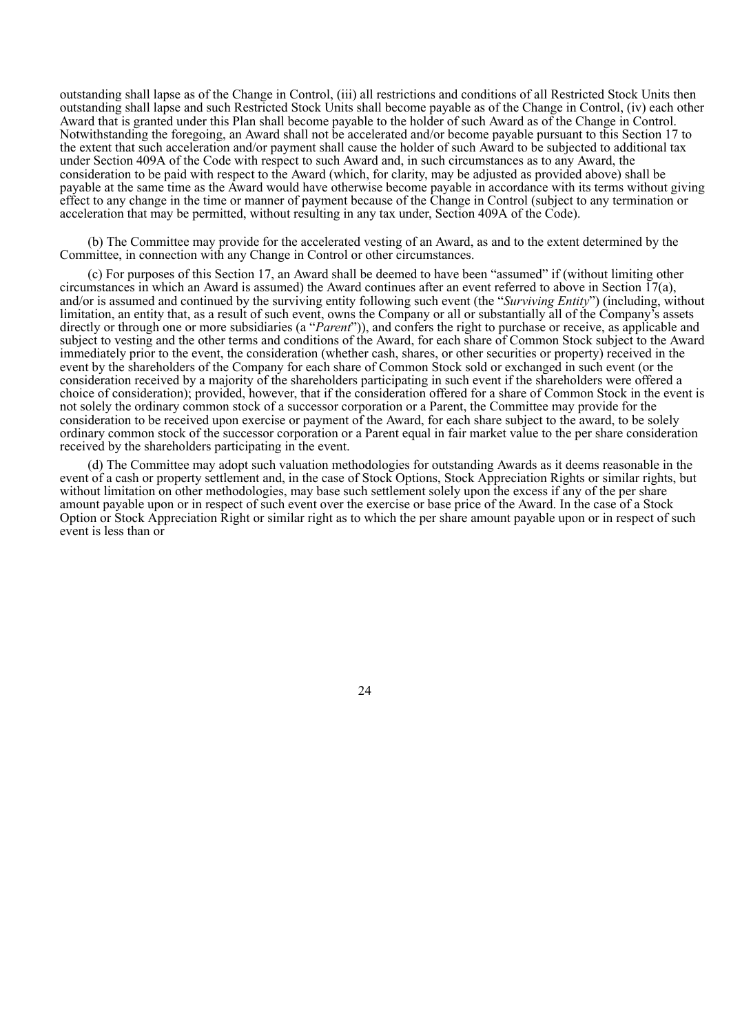outstanding shall lapse as of the Change in Control, (iii) all restrictions and conditions of all Restricted Stock Units then outstanding shall lapse and such Restricted Stock Units shall become payable as of the Change in Control, (iv) each other Award that is granted under this Plan shall become payable to the holder of such Award as of the Change in Control. Notwithstanding the foregoing, an Award shall not be accelerated and/or become payable pursuant to this Section 17 to the extent that such acceleration and/or payment shall cause the holder of such Award to be subjected to additional tax under Section 409A of the Code with respect to such Award and, in such circumstances as to any Award, the consideration to be paid with respect to the Award (which, for clarity, may be adjusted as provided above) shall be payable at the same time as the Award would have otherwise become payable in accordance with its terms without giving effect to any change in the time or manner of payment because of the Change in Control (subject to any termination or acceleration that may be permitted, without resulting in any tax under, Section 409A of the Code).

(b) The Committee may provide for the accelerated vesting of an Award, as and to the extent determined by the Committee, in connection with any Change in Control or other circumstances.

(c) For purposes of this Section 17, an Award shall be deemed to have been "assumed" if (without limiting other circumstances in which an Award is assumed) the Award continues after an event referred to above in Section 17(a), and/or is assumed and continued by the surviving entity following such event (the "*Surviving Entity*") (including, without limitation, an entity that, as a result of such event, owns the Company or all or substantially all of the Company's assets directly or through one or more subsidiaries (a "*Parent*")), and confers the right to purchase or receive, as applicable and subject to vesting and the other terms and conditions of the Award, for each share of Common Stock subject to the Award immediately prior to the event, the consideration (whether cash, shares, or other securities or property) received in the event by the shareholders of the Company for each share of Common Stock sold or exchanged in such event (or the consideration received by a majority of the shareholders participating in such event if the shareholders were offered a choice of consideration); provided, however, that if the consideration offered for a share of Common Stock in the event is not solely the ordinary common stock of a successor corporation or a Parent, the Committee may provide for the consideration to be received upon exercise or payment of the Award, for each share subject to the award, to be solely ordinary common stock of the successor corporation or a Parent equal in fair market value to the per share consideration received by the shareholders participating in the event.

(d) The Committee may adopt such valuation methodologies for outstanding Awards as it deems reasonable in the event of a cash or property settlement and, in the case of Stock Options, Stock Appreciation Rights or similar rights, but without limitation on other methodologies, may base such settlement solely upon the excess if any of the per share amount payable upon or in respect of such event over the exercise or base price of the Award. In the case of a Stock Option or Stock Appreciation Right or similar right as to which the per share amount payable upon or in respect of such event is less than or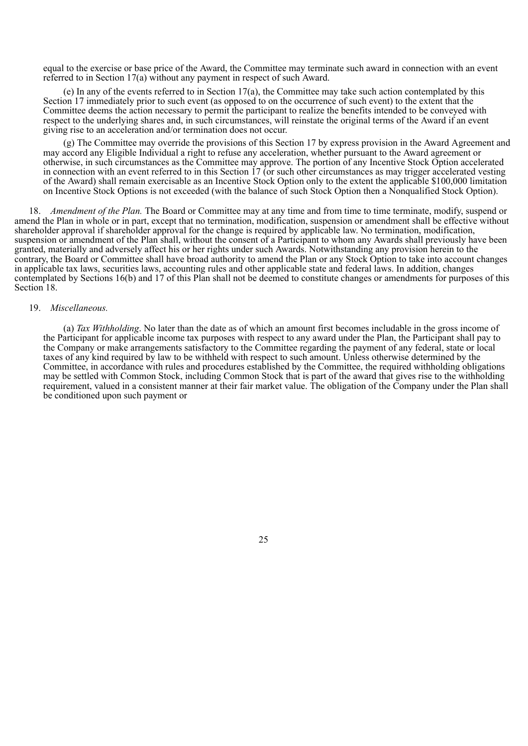equal to the exercise or base price of the Award, the Committee may terminate such award in connection with an event referred to in Section 17(a) without any payment in respect of such Award.

(e) In any of the events referred to in Section 17(a), the Committee may take such action contemplated by this Section 17 immediately prior to such event (as opposed to on the occurrence of such event) to the extent that the Committee deems the action necessary to permit the participant to realize the benefits intended to be conveyed with respect to the underlying shares and, in such circumstances, will reinstate the original terms of the Award if an event giving rise to an acceleration and/or termination does not occur.

(g) The Committee may override the provisions of this Section 17 by express provision in the Award Agreement and may accord any Eligible Individual a right to refuse any acceleration, whether pursuant to the Award agreement or otherwise, in such circumstances as the Committee may approve. The portion of any Incentive Stock Option accelerated in connection with an event referred to in this Section 17 (or such other circumstances as may trigger accelerated vesting of the Award) shall remain exercisable as an Incentive Stock Option only to the extent the applicable \$100,000 limitation on Incentive Stock Options is not exceeded (with the balance of such Stock Option then a Nonqualified Stock Option).

18. *Amendment of the Plan.* The Board or Committee may at any time and from time to time terminate, modify, suspend or amend the Plan in whole or in part, except that no termination, modification, suspension or amendment shall be effective without shareholder approval if shareholder approval for the change is required by applicable law. No termination, modification, suspension or amendment of the Plan shall, without the consent of a Participant to whom any Awards shall previously have been granted, materially and adversely affect his or her rights under such Awards. Notwithstanding any provision herein to the contrary, the Board or Committee shall have broad authority to amend the Plan or any Stock Option to take into account changes in applicable tax laws, securities laws, accounting rules and other applicable state and federal laws. In addition, changes contemplated by Sections 16(b) and 17 of this Plan shall not be deemed to constitute changes or amendments for purposes of this Section 18.

19. *Miscellaneous.*

(a) *Tax Withholding*. No later than the date as of which an amount first becomes includable in the gross income of the Participant for applicable income tax purposes with respect to any award under the Plan, the Participant shall pay to the Company or make arrangements satisfactory to the Committee regarding the payment of any federal, state or local taxes of any kind required by law to be withheld with respect to such amount. Unless otherwise determined by the Committee, in accordance with rules and procedures established by the Committee, the required withholding obligations may be settled with Common Stock, including Common Stock that is part of the award that gives rise to the withholding requirement, valued in a consistent manner at their fair market value. The obligation of the Company under the Plan shall be conditioned upon such payment or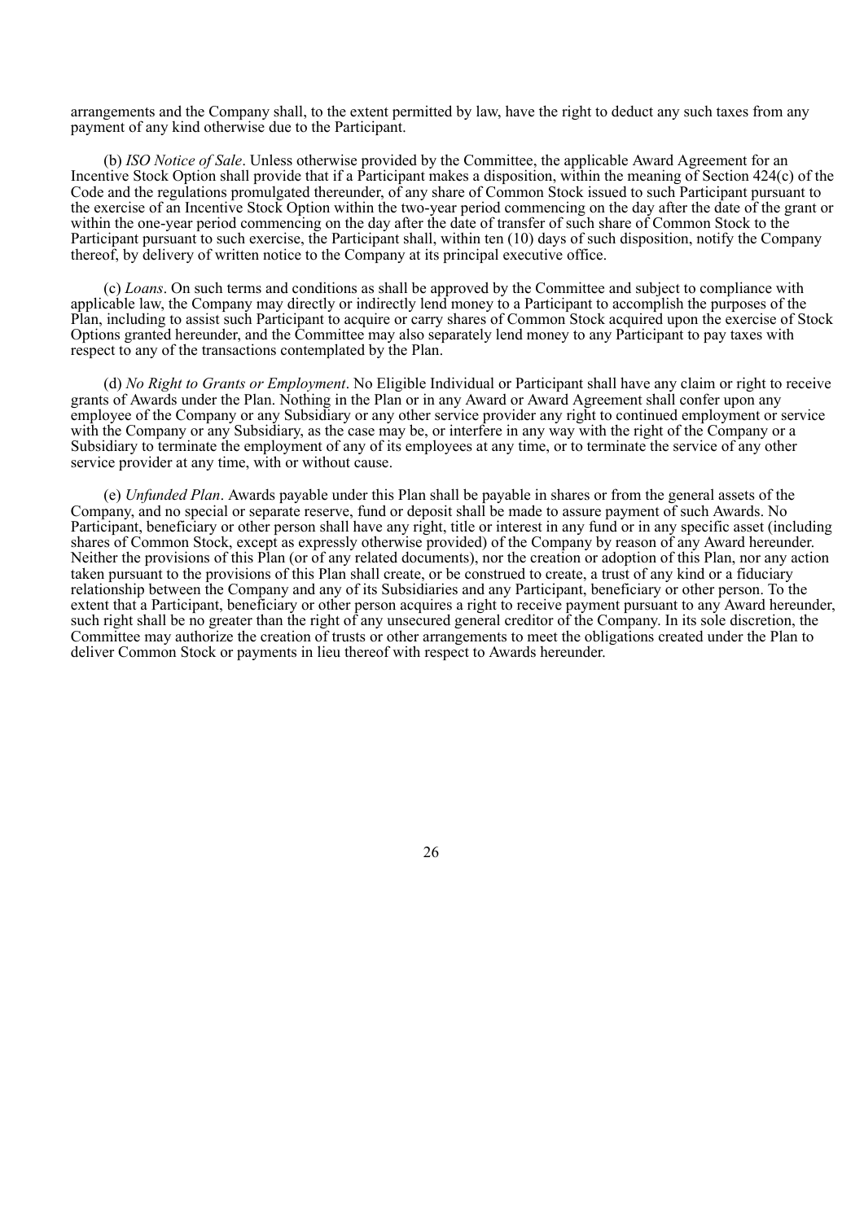arrangements and the Company shall, to the extent permitted by law, have the right to deduct any such taxes from any payment of any kind otherwise due to the Participant.

(b) *ISO Notice of Sale*. Unless otherwise provided by the Committee, the applicable Award Agreement for an Incentive Stock Option shall provide that if a Participant makes a disposition, within the meaning of Section 424(c) of the Code and the regulations promulgated thereunder, of any share of Common Stock issued to such Participant pursuant to the exercise of an Incentive Stock Option within the two-year period commencing on the day after the date of the grant or within the one-year period commencing on the day after the date of transfer of such share of Common Stock to the Participant pursuant to such exercise, the Participant shall, within ten (10) days of such disposition, notify the Company thereof, by delivery of written notice to the Company at its principal executive office.

(c) *Loans*. On such terms and conditions as shall be approved by the Committee and subject to compliance with applicable law, the Company may directly or indirectly lend money to a Participant to accomplish the purposes of the Plan, including to assist such Participant to acquire or carry shares of Common Stock acquired upon the exercise of Stock Options granted hereunder, and the Committee may also separately lend money to any Participant to pay taxes with respect to any of the transactions contemplated by the Plan.

(d) *No Right to Grants or Employment*. No Eligible Individual or Participant shall have any claim or right to receive grants of Awards under the Plan. Nothing in the Plan or in any Award or Award Agreement shall confer upon any employee of the Company or any Subsidiary or any other service provider any right to continued employment or service with the Company or any Subsidiary, as the case may be, or interfere in any way with the right of the Company or a Subsidiary to terminate the employment of any of its employees at any time, or to terminate the service of any other service provider at any time, with or without cause.

(e) *Unfunded Plan*. Awards payable under this Plan shall be payable in shares or from the general assets of the Company, and no special or separate reserve, fund or deposit shall be made to assure payment of such Awards. No Participant, beneficiary or other person shall have any right, title or interest in any fund or in any specific asset (including shares of Common Stock, except as expressly otherwise provided) of the Company by reason of any Award hereunder. Neither the provisions of this Plan (or of any related documents), nor the creation or adoption of this Plan, nor any action taken pursuant to the provisions of this Plan shall create, or be construed to create, a trust of any kind or a fiduciary relationship between the Company and any of its Subsidiaries and any Participant, beneficiary or other person. To the extent that a Participant, beneficiary or other person acquires a right to receive payment pursuant to any Award hereunder, such right shall be no greater than the right of any unsecured general creditor of the Company. In its sole discretion, the Committee may authorize the creation of trusts or other arrangements to meet the obligations created under the Plan to deliver Common Stock or payments in lieu thereof with respect to Awards hereunder.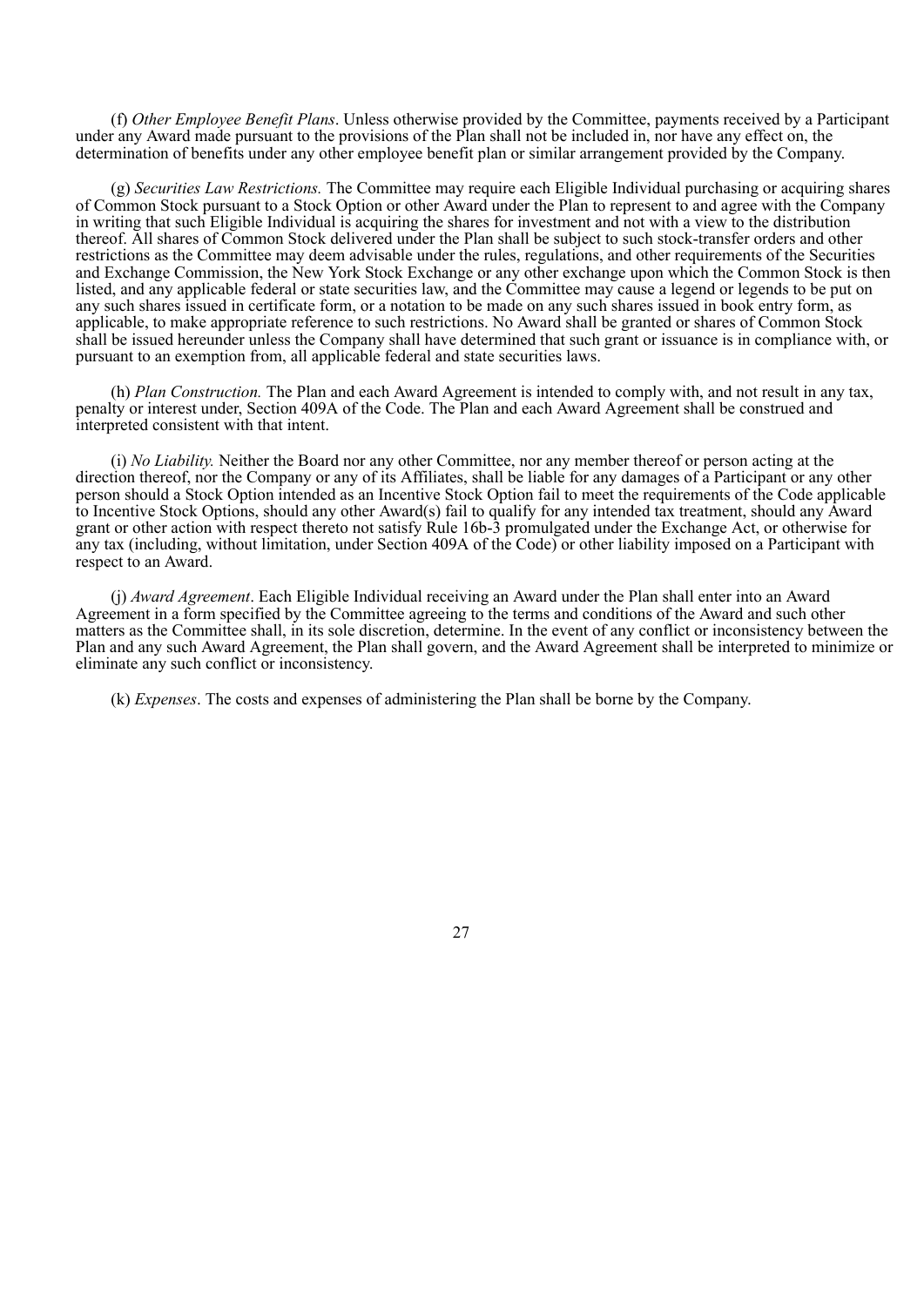(f) *Other Employee Benefit Plans*. Unless otherwise provided by the Committee, payments received by a Participant under any Award made pursuant to the provisions of the Plan shall not be included in, nor have any effect on, the determination of benefits under any other employee benefit plan or similar arrangement provided by the Company.

(g) *Securities Law Restrictions.* The Committee may require each Eligible Individual purchasing or acquiring shares of Common Stock pursuant to a Stock Option or other Award under the Plan to represent to and agree with the Company in writing that such Eligible Individual is acquiring the shares for investment and not with a view to the distribution thereof. All shares of Common Stock delivered under the Plan shall be subject to such stock-transfer orders and other restrictions as the Committee may deem advisable under the rules, regulations, and other requirements of the Securities and Exchange Commission, the New York Stock Exchange or any other exchange upon which the Common Stock is then listed, and any applicable federal or state securities law, and the Committee may cause a legend or legends to be put on any such shares issued in certificate form, or a notation to be made on any such shares issued in book entry form, as applicable, to make appropriate reference to such restrictions. No Award shall be granted or shares of Common Stock shall be issued hereunder unless the Company shall have determined that such grant or issuance is in compliance with, or pursuant to an exemption from, all applicable federal and state securities laws.

(h) *Plan Construction.* The Plan and each Award Agreement is intended to comply with, and not result in any tax, penalty or interest under, Section 409A of the Code. The Plan and each Award Agreement shall be construed and interpreted consistent with that intent.

(i) *No Liability.* Neither the Board nor any other Committee, nor any member thereof or person acting at the direction thereof, nor the Company or any of its Affiliates, shall be liable for any damages of a Participant or any other person should a Stock Option intended as an Incentive Stock Option fail to meet the requirements of the Code applicable to Incentive Stock Options, should any other Award(s) fail to qualify for any intended tax treatment, should any Award grant or other action with respect thereto not satisfy Rule 16b-3 promulgated under the Exchange Act, or otherwise for any tax (including, without limitation, under Section 409A of the Code) or other liability imposed on a Participant with respect to an Award.

(j) *Award Agreement*. Each Eligible Individual receiving an Award under the Plan shall enter into an Award Agreement in a form specified by the Committee agreeing to the terms and conditions of the Award and such other matters as the Committee shall, in its sole discretion, determine. In the event of any conflict or inconsistency between the Plan and any such Award Agreement, the Plan shall govern, and the Award Agreement shall be interpreted to minimize or eliminate any such conflict or inconsistency.

(k) *Expenses*. The costs and expenses of administering the Plan shall be borne by the Company.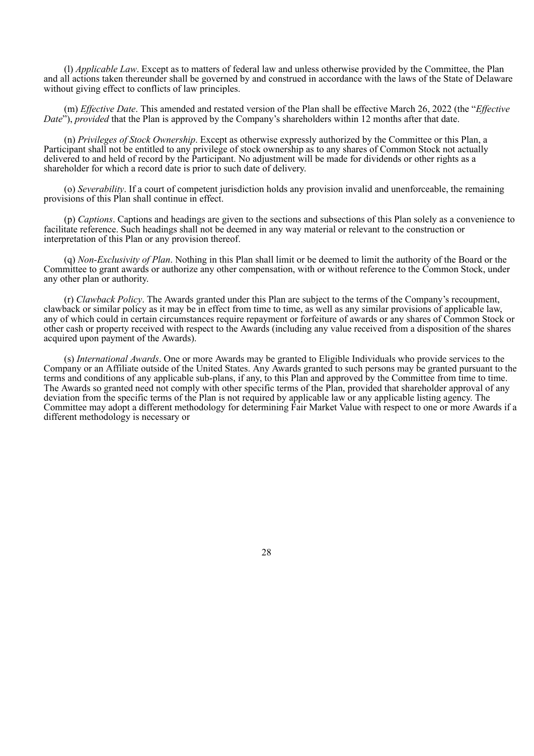(l) *Applicable Law*. Except as to matters of federal law and unless otherwise provided by the Committee, the Plan and all actions taken thereunder shall be governed by and construed in accordance with the laws of the State of Delaware without giving effect to conflicts of law principles.

(m) *Effective Date*. This amended and restated version of the Plan shall be effective March 26, 2022 (the "*Effective Date*"), *provided* that the Plan is approved by the Company's shareholders within 12 months after that date.

(n) *Privileges of Stock Ownership*. Except as otherwise expressly authorized by the Committee or this Plan, a Participant shall not be entitled to any privilege of stock ownership as to any shares of Common Stock not actually delivered to and held of record by the Participant. No adjustment will be made for dividends or other rights as a shareholder for which a record date is prior to such date of delivery.

(o) *Severability*. If a court of competent jurisdiction holds any provision invalid and unenforceable, the remaining provisions of this Plan shall continue in effect.

(p) *Captions*. Captions and headings are given to the sections and subsections of this Plan solely as a convenience to facilitate reference. Such headings shall not be deemed in any way material or relevant to the construction or interpretation of this Plan or any provision thereof.

(q) *Non-Exclusivity of Plan*. Nothing in this Plan shall limit or be deemed to limit the authority of the Board or the Committee to grant awards or authorize any other compensation, with or without reference to the Common Stock, under any other plan or authority.

(r) *Clawback Policy*. The Awards granted under this Plan are subject to the terms of the Company's recoupment, clawback or similar policy as it may be in effect from time to time, as well as any similar provisions of applicable law, any of which could in certain circumstances require repayment or forfeiture of awards or any shares of Common Stock or other cash or property received with respect to the Awards (including any value received from a disposition of the shares acquired upon payment of the Awards).

(s) *International Awards*. One or more Awards may be granted to Eligible Individuals who provide services to the Company or an Affiliate outside of the United States. Any Awards granted to such persons may be granted pursuant to the terms and conditions of any applicable sub-plans, if any, to this Plan and approved by the Committee from time to time. The Awards so granted need not comply with other specific terms of the Plan, provided that shareholder approval of any deviation from the specific terms of the Plan is not required by applicable law or any applicable listing agency. The Committee may adopt a different methodology for determining Fair Market Value with respect to one or more Awards if a different methodology is necessary or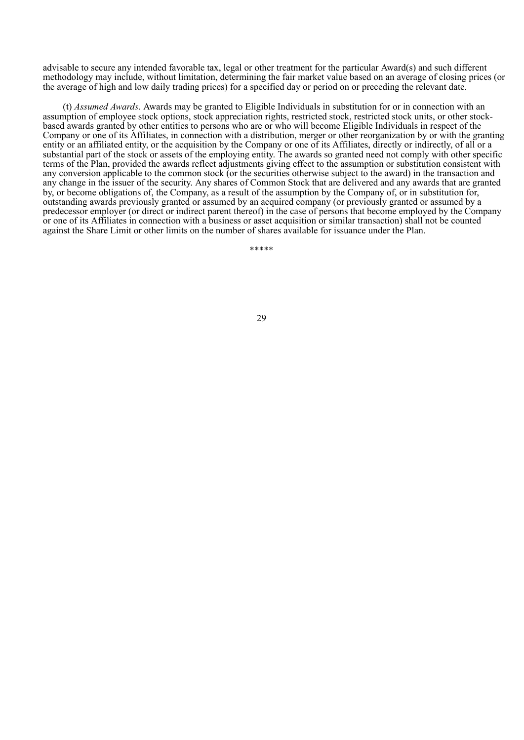advisable to secure any intended favorable tax, legal or other treatment for the particular Award(s) and such different methodology may include, without limitation, determining the fair market value based on an average of closing prices (or the average of high and low daily trading prices) for a specified day or period on or preceding the relevant date.

(t) *Assumed Awards*. Awards may be granted to Eligible Individuals in substitution for or in connection with an assumption of employee stock options, stock appreciation rights, restricted stock, restricted stock units, or other stock-based awards granted by other entities to persons who are or who will become Eligible Individuals in respect of the Company or one of its Affiliates, in connection with a distribution, merger or other reorganization by or with the granting entity or an affiliated entity, or the acquisition by the Company or one of its Affiliates, directly or indirectly, of all or a substantial part of the stock or assets of the employing entity. The awards so granted need not comply with other specific terms of the Plan, provided the awards reflect adjustments giving effect to the assumption or substitution consistent with any conversion applicable to the common stock (or the securities otherwise subject to the award) in the transaction and any change in the issuer of the security. Any shares of Common Stock that are delivered and any awards that are granted by, or become obligations of, the Company, as a result of the assumption by the Company of, or in substitution for, outstanding awards previously granted or assumed by an acquired company (or previously granted or assumed by a predecessor employer (or direct or indirect parent thereof) in the case of persons that become employed by the Company or one of its Affiliates in connection with a business or asset acquisition or similar transaction) shall not be counted against the Share Limit or other limits on the number of shares available for issuance under the Plan.

\*\*\*\*\*

advisable to secure any intended favorable tax, legal or other treatment for the particular Award(s) and such different methodology may include, without limitation, determining the fair market value based on an average of closing prices (or the average of high and low daily trading prices) for a specified day or period on or preceding the relevant date.

(t) *Assumed Awards*. Awards may be granted to Eligible Individuals in substitution for or in connection with an assumption of employee stock options, stock appreciation rights, restricted stock, restricted stock units, or other stock-based awards granted by other entities to persons who are or who will become Eligible Individuals in respect of the Company or one of its Affiliates, in connection with a distribution, merger or other reorganization by or with the granting entity or an affiliated entity, or the acquisition by the Company or one of its Affiliates, directly or indirectly, of all or a substantial part of the stock or assets of the employing entity. The awards so granted need not comply with other specific terms of the Plan, provided the awards reflect adjustments giving effect to the assumption or substitution consistent with any conversion applicable to the common stock (or the securities otherwise subject to the award) in the transaction and any change in the issuer of the security. Any shares of Common Stock that are delivered and any awards that are granted by, or become obligations of, the Company, as a result of the assumption by the Company of, or in substitution for, outstanding awards previously granted or assumed by an acquired company (or previously granted or assumed by a predecessor employer (or direct or indirect parent thereof) in the case of persons that become employed by the Company or one of its Affiliates in connection with a business or asset acquisition or similar transaction) shall not be counted against the Share Limit or other limits on the number of shares available for issuance under the Plan.

*****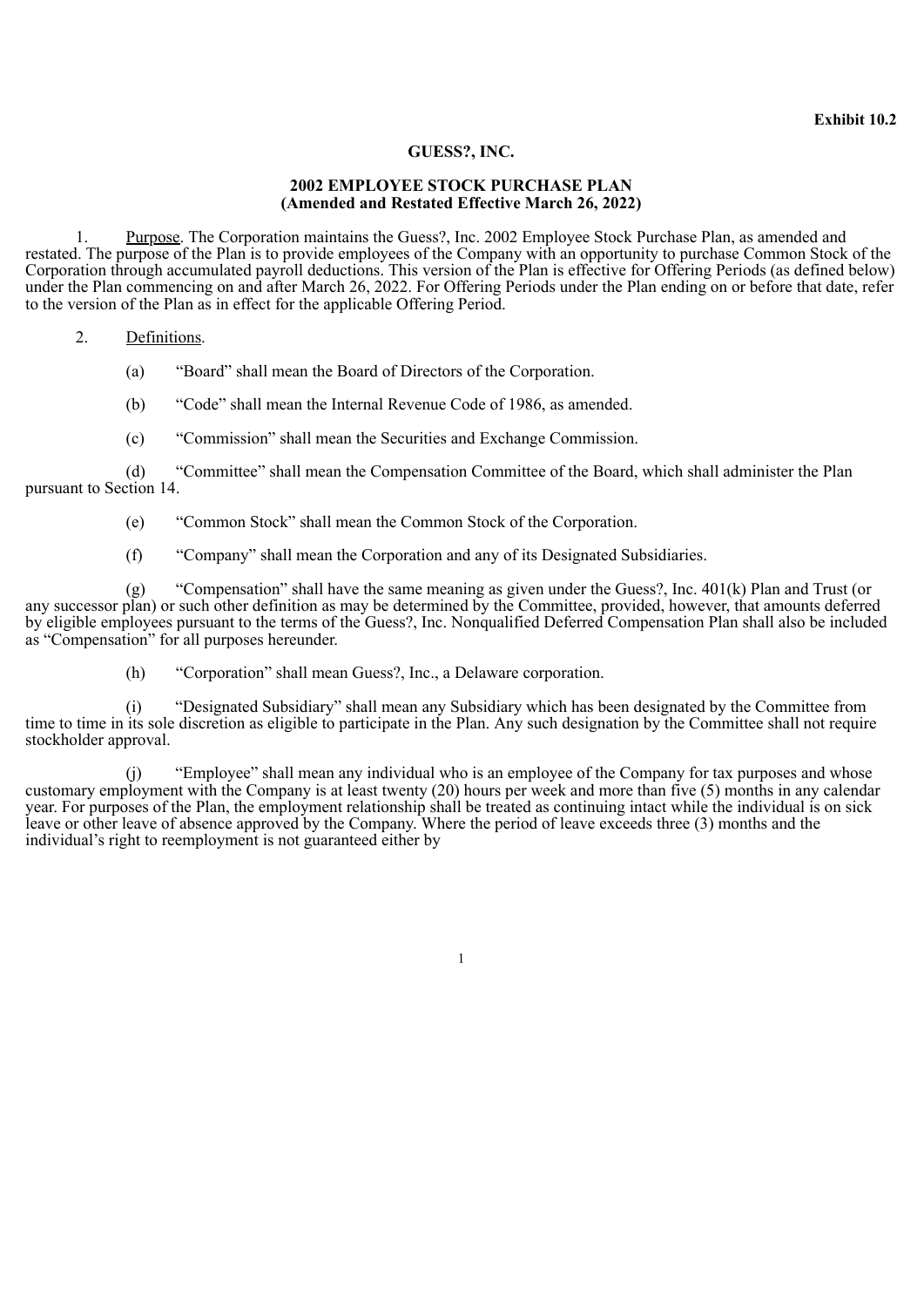**Exhibit 10.2**

**GUESS?, INC.**

**2002 EMPLOYEE STOCK PURCHASE PLAN**
**(Amended and Restated Effective March 26, 2022)**

1. Purpose. The Corporation maintains the Guess?, Inc. 2002 Employee Stock Purchase Plan, as amended and restated. The purpose of the Plan is to provide employees of the Company with an opportunity to purchase Common Stock of the Corporation through accumulated payroll deductions. This version of the Plan is effective for Offering Periods (as defined below) under the Plan commencing on and after March 26, 2022. For Offering Periods under the Plan ending on or before that date, refer to the version of the Plan as in effect for the applicable Offering Period.

2. Definitions.

(a) "Board" shall mean the Board of Directors of the Corporation.

(b) "Code" shall mean the Internal Revenue Code of 1986, as amended.

(c) "Commission" shall mean the Securities and Exchange Commission.

(d) "Committee" shall mean the Compensation Committee of the Board, which shall administer the Plan pursuant to Section 14.

(e) "Common Stock" shall mean the Common Stock of the Corporation.

(f) "Company" shall mean the Corporation and any of its Designated Subsidiaries.

(g) "Compensation" shall have the same meaning as given under the Guess?, Inc. 401(k) Plan and Trust (or any successor plan) or such other definition as may be determined by the Committee, provided, however, that amounts deferred by eligible employees pursuant to the terms of the Guess?, Inc. Nonqualified Deferred Compensation Plan shall also be included as "Compensation" for all purposes hereunder.

(h) "Corporation" shall mean Guess?, Inc., a Delaware corporation.

(i) "Designated Subsidiary" shall mean any Subsidiary which has been designated by the Committee from time to time in its sole discretion as eligible to participate in the Plan. Any such designation by the Committee shall not require stockholder approval.

(j) "Employee" shall mean any individual who is an employee of the Company for tax purposes and whose customary employment with the Company is at least twenty (20) hours per week and more than five (5) months in any calendar year. For purposes of the Plan, the employment relationship shall be treated as continuing intact while the individual is on sick leave or other leave of absence approved by the Company. Where the period of leave exceeds three (3) months and the individual's right to reemployment is not guaranteed either by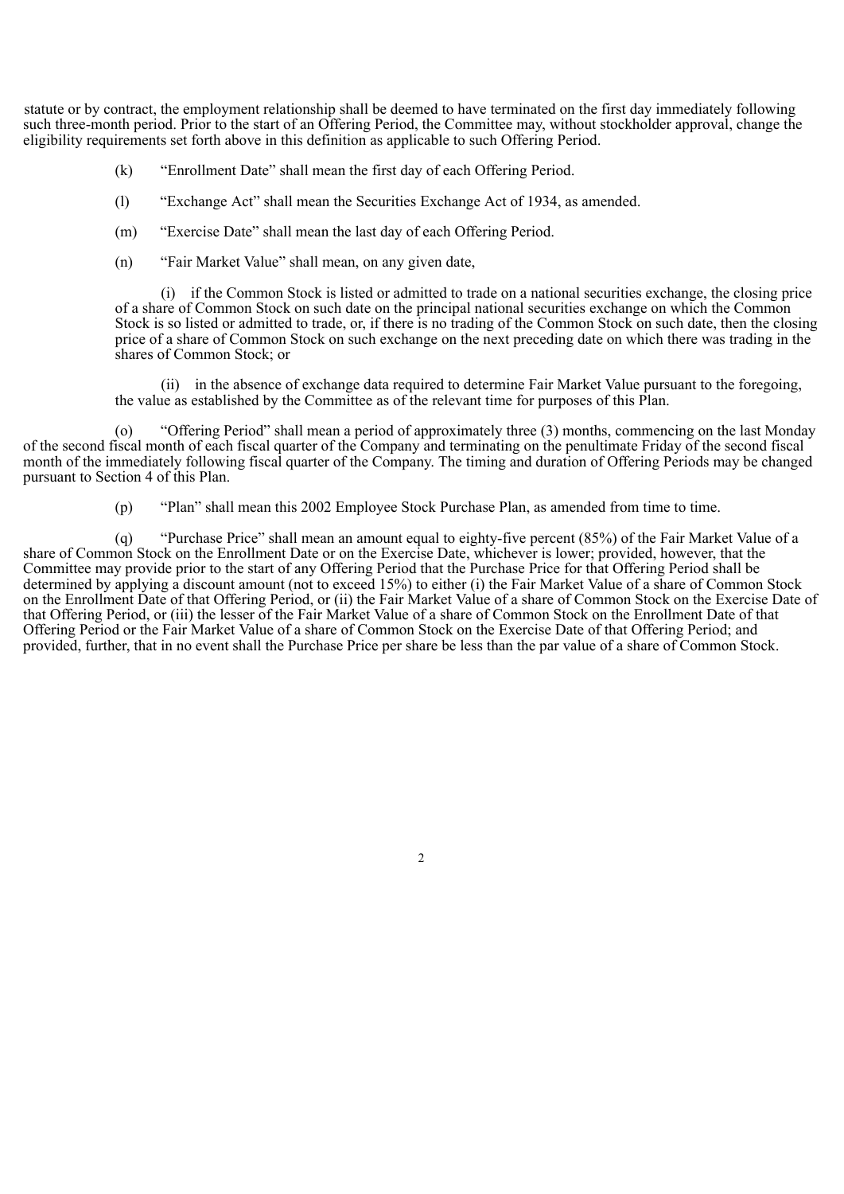statute or by contract, the employment relationship shall be deemed to have terminated on the first day immediately following such three-month period. Prior to the start of an Offering Period, the Committee may, without stockholder approval, change the eligibility requirements set forth above in this definition as applicable to such Offering Period.

(k) "Enrollment Date" shall mean the first day of each Offering Period.

(l) "Exchange Act" shall mean the Securities Exchange Act of 1934, as amended.

(m) "Exercise Date" shall mean the last day of each Offering Period.

(n) "Fair Market Value" shall mean, on any given date,

(i) if the Common Stock is listed or admitted to trade on a national securities exchange, the closing price of a share of Common Stock on such date on the principal national securities exchange on which the Common Stock is so listed or admitted to trade, or, if there is no trading of the Common Stock on such date, then the closing price of a share of Common Stock on such exchange on the next preceding date on which there was trading in the shares of Common Stock; or

(ii) in the absence of exchange data required to determine Fair Market Value pursuant to the foregoing, the value as established by the Committee as of the relevant time for purposes of this Plan.

(o) "Offering Period" shall mean a period of approximately three (3) months, commencing on the last Monday of the second fiscal month of each fiscal quarter of the Company and terminating on the penultimate Friday of the second fiscal month of the immediately following fiscal quarter of the Company. The timing and duration of Offering Periods may be changed pursuant to Section 4 of this Plan.

(p) "Plan" shall mean this 2002 Employee Stock Purchase Plan, as amended from time to time.

(q) "Purchase Price" shall mean an amount equal to eighty-five percent (85%) of the Fair Market Value of a share of Common Stock on the Enrollment Date or on the Exercise Date, whichever is lower; provided, however, that the Committee may provide prior to the start of any Offering Period that the Purchase Price for that Offering Period shall be determined by applying a discount amount (not to exceed 15%) to either (i) the Fair Market Value of a share of Common Stock on the Enrollment Date of that Offering Period, or (ii) the Fair Market Value of a share of Common Stock on the Exercise Date of that Offering Period, or (iii) the lesser of the Fair Market Value of a share of Common Stock on the Enrollment Date of that Offering Period or the Fair Market Value of a share of Common Stock on the Exercise Date of that Offering Period; and provided, further, that in no event shall the Purchase Price per share be less than the par value of a share of Common Stock.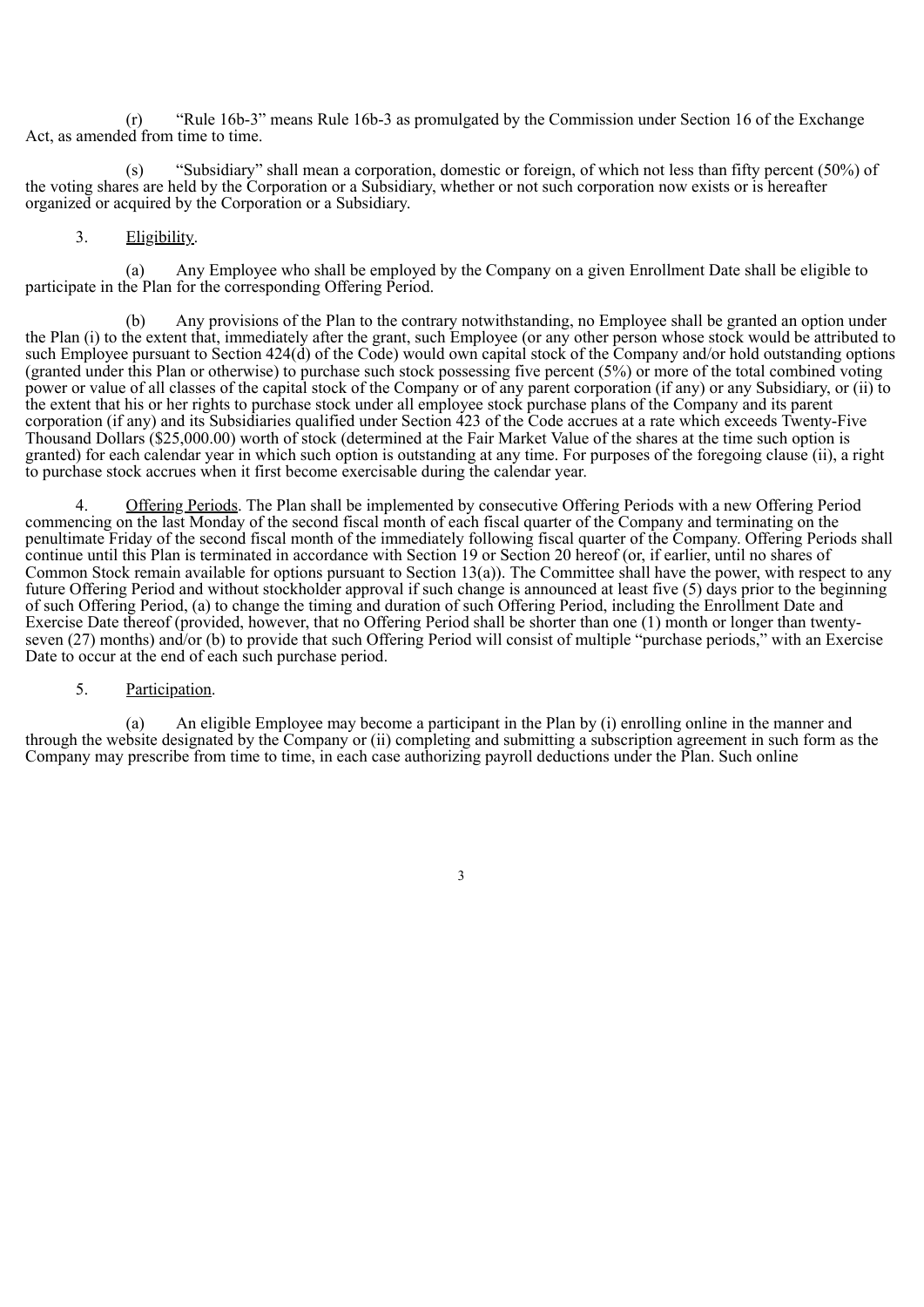(r) "Rule 16b-3" means Rule 16b-3 as promulgated by the Commission under Section 16 of the Exchange Act, as amended from time to time.

(s) "Subsidiary" shall mean a corporation, domestic or foreign, of which not less than fifty percent (50%) of the voting shares are held by the Corporation or a Subsidiary, whether or not such corporation now exists or is hereafter organized or acquired by the Corporation or a Subsidiary.

3. Eligibility.

(a) Any Employee who shall be employed by the Company on a given Enrollment Date shall be eligible to participate in the Plan for the corresponding Offering Period.

(b) Any provisions of the Plan to the contrary notwithstanding, no Employee shall be granted an option under the Plan (i) to the extent that, immediately after the grant, such Employee (or any other person whose stock would be attributed to such Employee pursuant to Section 424(d) of the Code) would own capital stock of the Company and/or hold outstanding options (granted under this Plan or otherwise) to purchase such stock possessing five percent (5%) or more of the total combined voting power or value of all classes of the capital stock of the Company or of any parent corporation (if any) or any Subsidiary, or (ii) to the extent that his or her rights to purchase stock under all employee stock purchase plans of the Company and its parent corporation (if any) and its Subsidiaries qualified under Section 423 of the Code accrues at a rate which exceeds Twenty-Five Thousand Dollars ($25,000.00) worth of stock (determined at the Fair Market Value of the shares at the time such option is granted) for each calendar year in which such option is outstanding at any time. For purposes of the foregoing clause (ii), a right to purchase stock accrues when it first become exercisable during the calendar year.

4. Offering Periods. The Plan shall be implemented by consecutive Offering Periods with a new Offering Period commencing on the last Monday of the second fiscal month of each fiscal quarter of the Company and terminating on the penultimate Friday of the second fiscal month of the immediately following fiscal quarter of the Company. Offering Periods shall continue until this Plan is terminated in accordance with Section 19 or Section 20 hereof (or, if earlier, until no shares of Common Stock remain available for options pursuant to Section 13(a)). The Committee shall have the power, with respect to any future Offering Period and without stockholder approval if such change is announced at least five (5) days prior to the beginning of such Offering Period, (a) to change the timing and duration of such Offering Period, including the Enrollment Date and Exercise Date thereof (provided, however, that no Offering Period shall be shorter than one (1) month or longer than twenty-seven (27) months) and/or (b) to provide that such Offering Period will consist of multiple "purchase periods," with an Exercise Date to occur at the end of each such purchase period.

5. Participation.

(a) An eligible Employee may become a participant in the Plan by (i) enrolling online in the manner and through the website designated by the Company or (ii) completing and submitting a subscription agreement in such form as the Company may prescribe from time to time, in each case authorizing payroll deductions under the Plan. Such online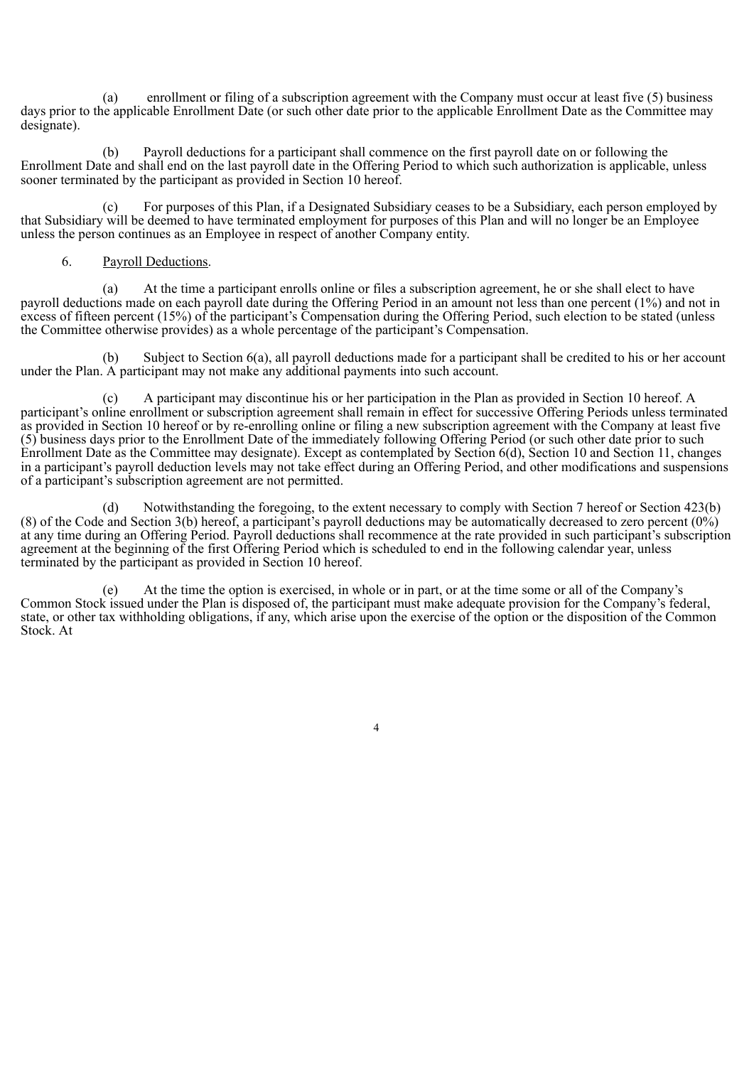(a) enrollment or filing of a subscription agreement with the Company must occur at least five (5) business days prior to the applicable Enrollment Date (or such other date prior to the applicable Enrollment Date as the Committee may designate).

(b) Payroll deductions for a participant shall commence on the first payroll date on or following the Enrollment Date and shall end on the last payroll date in the Offering Period to which such authorization is applicable, unless sooner terminated by the participant as provided in Section 10 hereof.

(c) For purposes of this Plan, if a Designated Subsidiary ceases to be a Subsidiary, each person employed by that Subsidiary will be deemed to have terminated employment for purposes of this Plan and will no longer be an Employee unless the person continues as an Employee in respect of another Company entity.

6. Payroll Deductions.

(a) At the time a participant enrolls online or files a subscription agreement, he or she shall elect to have payroll deductions made on each payroll date during the Offering Period in an amount not less than one percent (1%) and not in excess of fifteen percent (15%) of the participant's Compensation during the Offering Period, such election to be stated (unless the Committee otherwise provides) as a whole percentage of the participant's Compensation.

(b) Subject to Section 6(a), all payroll deductions made for a participant shall be credited to his or her account under the Plan. A participant may not make any additional payments into such account.

(c) A participant may discontinue his or her participation in the Plan as provided in Section 10 hereof. A participant's online enrollment or subscription agreement shall remain in effect for successive Offering Periods unless terminated as provided in Section 10 hereof or by re-enrolling online or filing a new subscription agreement with the Company at least five (5) business days prior to the Enrollment Date of the immediately following Offering Period (or such other date prior to such Enrollment Date as the Committee may designate). Except as contemplated by Section 6(d), Section 10 and Section 11, changes in a participant's payroll deduction levels may not take effect during an Offering Period, and other modifications and suspensions of a participant's subscription agreement are not permitted.

(d) Notwithstanding the foregoing, to the extent necessary to comply with Section 7 hereof or Section 423(b)(8) of the Code and Section 3(b) hereof, a participant's payroll deductions may be automatically decreased to zero percent (0%) at any time during an Offering Period. Payroll deductions shall recommence at the rate provided in such participant's subscription agreement at the beginning of the first Offering Period which is scheduled to end in the following calendar year, unless terminated by the participant as provided in Section 10 hereof.

(e) At the time the option is exercised, in whole or in part, or at the time some or all of the Company's Common Stock issued under the Plan is disposed of, the participant must make adequate provision for the Company's federal, state, or other tax withholding obligations, if any, which arise upon the exercise of the option or the disposition of the Common Stock. At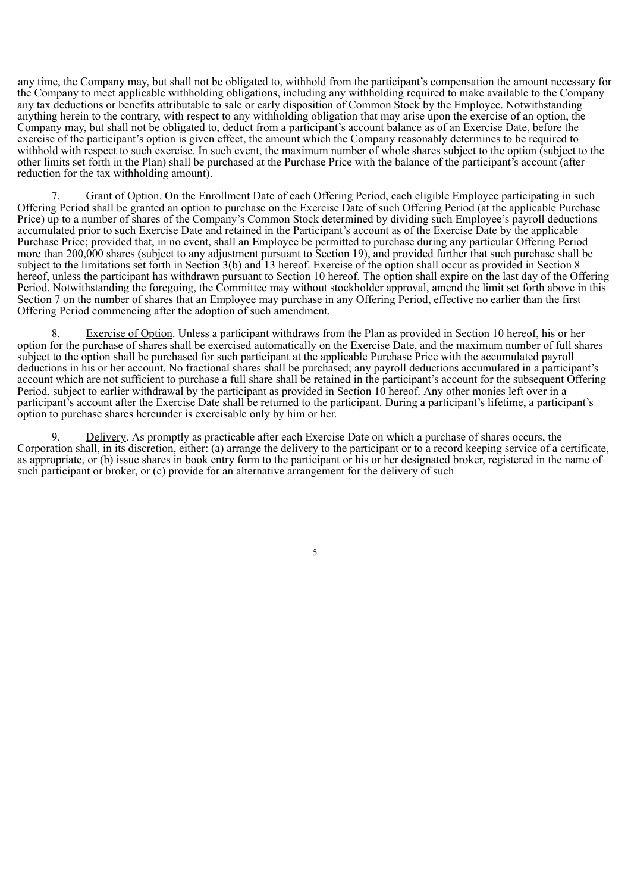any time, the Company may, but shall not be obligated to, withhold from the participant's compensation the amount necessary for the Company to meet applicable withholding obligations, including any withholding required to make available to the Company any tax deductions or benefits attributable to sale or early disposition of Common Stock by the Employee. Notwithstanding anything herein to the contrary, with respect to any withholding obligation that may arise upon the exercise of an option, the Company may, but shall not be obligated to, deduct from a participant's account balance as of an Exercise Date, before the exercise of the participant's option is given effect, the amount which the Company reasonably determines to be required to withhold with respect to such exercise. In such event, the maximum number of whole shares subject to the option (subject to the other limits set forth in the Plan) shall be purchased at the Purchase Price with the balance of the participant's account (after reduction for the tax withholding amount).

7. Grant of Option. On the Enrollment Date of each Offering Period, each eligible Employee participating in such Offering Period shall be granted an option to purchase on the Exercise Date of such Offering Period (at the applicable Purchase Price) up to a number of shares of the Company's Common Stock determined by dividing such Employee's payroll deductions accumulated prior to such Exercise Date and retained in the Participant's account as of the Exercise Date by the applicable Purchase Price; provided that, in no event, shall an Employee be permitted to purchase during any particular Offering Period more than 200,000 shares (subject to any adjustment pursuant to Section 19), and provided further that such purchase shall be subject to the limitations set forth in Section 3(b) and 13 hereof. Exercise of the option shall occur as provided in Section 8 hereof, unless the participant has withdrawn pursuant to Section 10 hereof. The option shall expire on the last day of the Offering Period. Notwithstanding the foregoing, the Committee may without stockholder approval, amend the limit set forth above in this Section 7 on the number of shares that an Employee may purchase in any Offering Period, effective no earlier than the first Offering Period commencing after the adoption of such amendment.

8. Exercise of Option. Unless a participant withdraws from the Plan as provided in Section 10 hereof, his or her option for the purchase of shares shall be exercised automatically on the Exercise Date, and the maximum number of full shares subject to the option shall be purchased for such participant at the applicable Purchase Price with the accumulated payroll deductions in his or her account. No fractional shares shall be purchased; any payroll deductions accumulated in a participant's account which are not sufficient to purchase a full share shall be retained in the participant's account for the subsequent Offering Period, subject to earlier withdrawal by the participant as provided in Section 10 hereof. Any other monies left over in a participant's account after the Exercise Date shall be returned to the participant. During a participant's lifetime, a participant's option to purchase shares hereunder is exercisable only by him or her.

9. Delivery. As promptly as practicable after each Exercise Date on which a purchase of shares occurs, the Corporation shall, in its discretion, either: (a) arrange the delivery to the participant or to a record keeping service of a certificate, as appropriate, or (b) issue shares in book entry form to the participant or his or her designated broker, registered in the name of such participant or broker, or (c) provide for an alternative arrangement for the delivery of such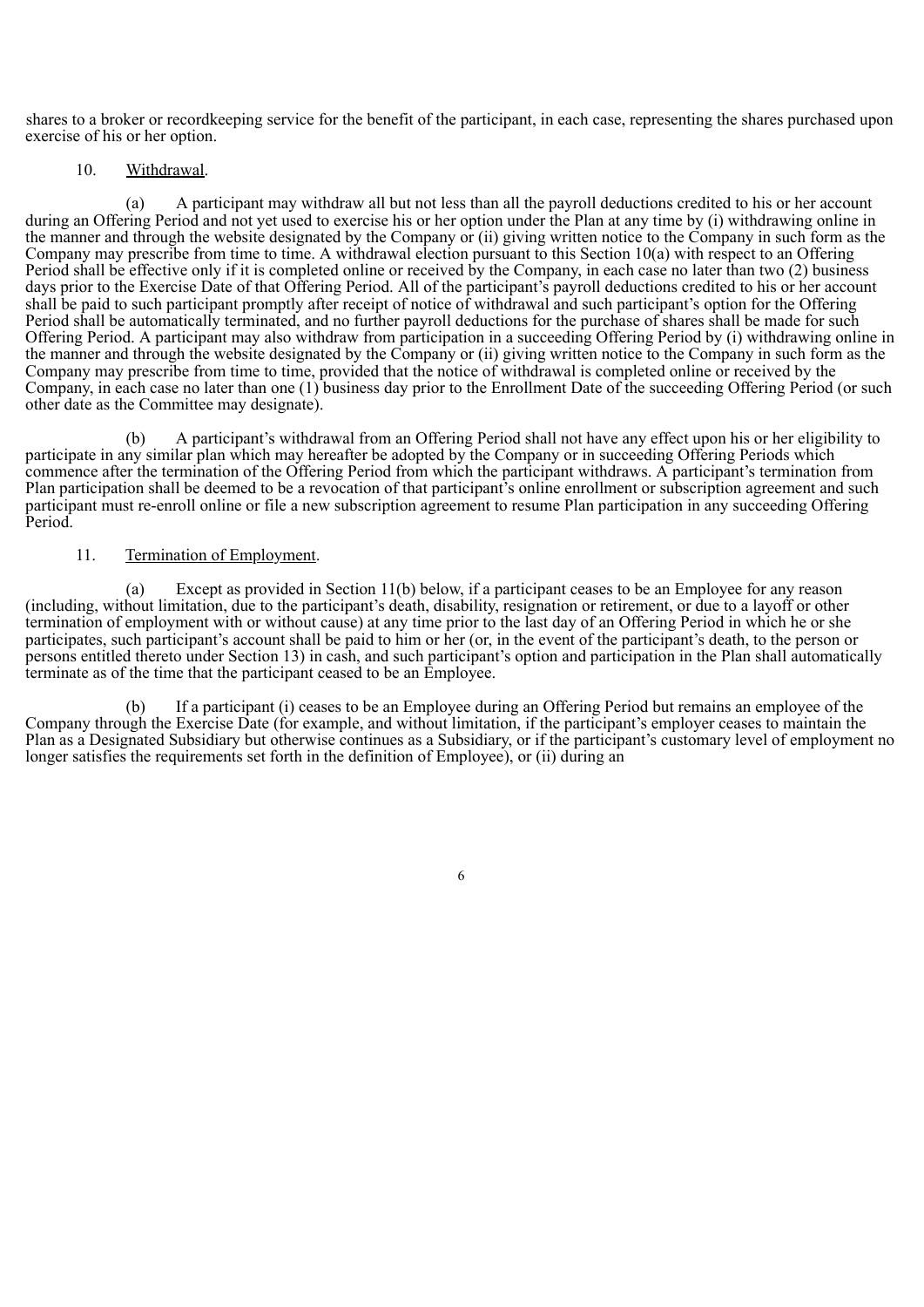shares to a broker or recordkeeping service for the benefit of the participant, in each case, representing the shares purchased upon exercise of his or her option.

10. Withdrawal.

(a) A participant may withdraw all but not less than all the payroll deductions credited to his or her account during an Offering Period and not yet used to exercise his or her option under the Plan at any time by (i) withdrawing online in the manner and through the website designated by the Company or (ii) giving written notice to the Company in such form as the Company may prescribe from time to time. A withdrawal election pursuant to this Section 10(a) with respect to an Offering Period shall be effective only if it is completed online or received by the Company, in each case no later than two (2) business days prior to the Exercise Date of that Offering Period. All of the participant's payroll deductions credited to his or her account shall be paid to such participant promptly after receipt of notice of withdrawal and such participant's option for the Offering Period shall be automatically terminated, and no further payroll deductions for the purchase of shares shall be made for such Offering Period. A participant may also withdraw from participation in a succeeding Offering Period by (i) withdrawing online in the manner and through the website designated by the Company or (ii) giving written notice to the Company in such form as the Company may prescribe from time to time, provided that the notice of withdrawal is completed online or received by the Company, in each case no later than one (1) business day prior to the Enrollment Date of the succeeding Offering Period (or such other date as the Committee may designate).

(b) A participant's withdrawal from an Offering Period shall not have any effect upon his or her eligibility to participate in any similar plan which may hereafter be adopted by the Company or in succeeding Offering Periods which commence after the termination of the Offering Period from which the participant withdraws. A participant's termination from Plan participation shall be deemed to be a revocation of that participant's online enrollment or subscription agreement and such participant must re-enroll online or file a new subscription agreement to resume Plan participation in any succeeding Offering Period.

11. Termination of Employment.

(a) Except as provided in Section 11(b) below, if a participant ceases to be an Employee for any reason (including, without limitation, due to the participant's death, disability, resignation or retirement, or due to a layoff or other termination of employment with or without cause) at any time prior to the last day of an Offering Period in which he or she participates, such participant's account shall be paid to him or her (or, in the event of the participant's death, to the person or persons entitled thereto under Section 13) in cash, and such participant's option and participation in the Plan shall automatically terminate as of the time that the participant ceased to be an Employee.

(b) If a participant (i) ceases to be an Employee during an Offering Period but remains an employee of the Company through the Exercise Date (for example, and without limitation, if the participant's employer ceases to maintain the Plan as a Designated Subsidiary but otherwise continues as a Subsidiary, or if the participant's customary level of employment no longer satisfies the requirements set forth in the definition of Employee), or (ii) during an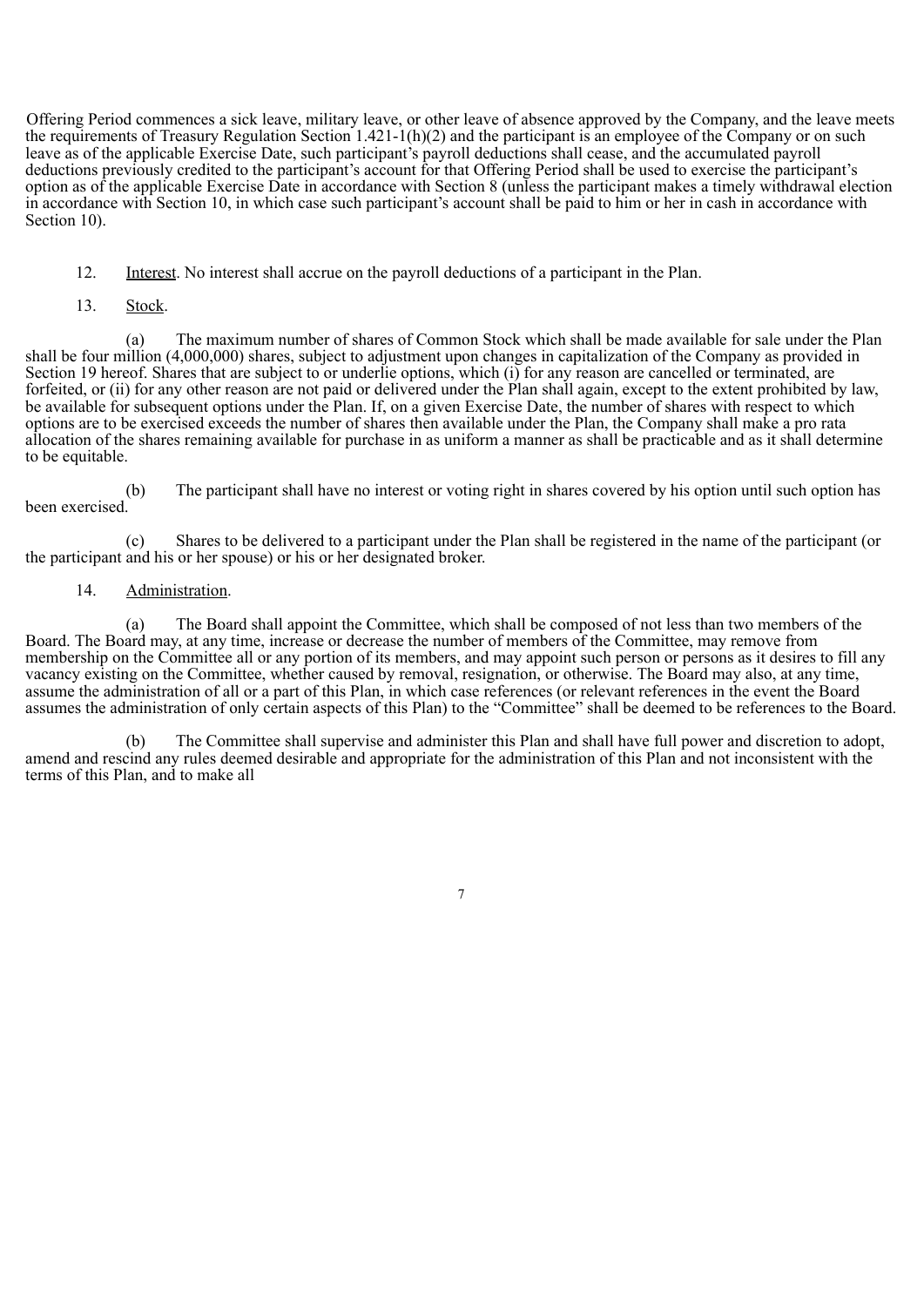Offering Period commences a sick leave, military leave, or other leave of absence approved by the Company, and the leave meets the requirements of Treasury Regulation Section 1.421-1(h)(2) and the participant is an employee of the Company or on such leave as of the applicable Exercise Date, such participant's payroll deductions shall cease, and the accumulated payroll deductions previously credited to the participant's account for that Offering Period shall be used to exercise the participant's option as of the applicable Exercise Date in accordance with Section 8 (unless the participant makes a timely withdrawal election in accordance with Section 10, in which case such participant's account shall be paid to him or her in cash in accordance with Section 10).

12. Interest. No interest shall accrue on the payroll deductions of a participant in the Plan.

13. Stock.

(a) The maximum number of shares of Common Stock which shall be made available for sale under the Plan shall be four million (4,000,000) shares, subject to adjustment upon changes in capitalization of the Company as provided in Section 19 hereof. Shares that are subject to or underlie options, which (i) for any reason are cancelled or terminated, are forfeited, or (ii) for any other reason are not paid or delivered under the Plan shall again, except to the extent prohibited by law, be available for subsequent options under the Plan. If, on a given Exercise Date, the number of shares with respect to which options are to be exercised exceeds the number of shares then available under the Plan, the Company shall make a pro rata allocation of the shares remaining available for purchase in as uniform a manner as shall be practicable and as it shall determine to be equitable.

(b) The participant shall have no interest or voting right in shares covered by his option until such option has been exercised.

(c) Shares to be delivered to a participant under the Plan shall be registered in the name of the participant (or the participant and his or her spouse) or his or her designated broker.

14. Administration.

(a) The Board shall appoint the Committee, which shall be composed of not less than two members of the Board. The Board may, at any time, increase or decrease the number of members of the Committee, may remove from membership on the Committee all or any portion of its members, and may appoint such person or persons as it desires to fill any vacancy existing on the Committee, whether caused by removal, resignation, or otherwise. The Board may also, at any time, assume the administration of all or a part of this Plan, in which case references (or relevant references in the event the Board assumes the administration of only certain aspects of this Plan) to the "Committee" shall be deemed to be references to the Board.

(b) The Committee shall supervise and administer this Plan and shall have full power and discretion to adopt, amend and rescind any rules deemed desirable and appropriate for the administration of this Plan and not inconsistent with the terms of this Plan, and to make all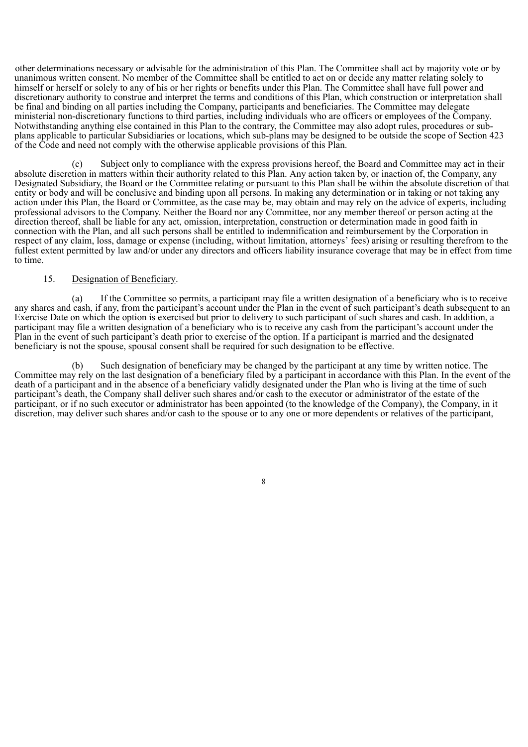other determinations necessary or advisable for the administration of this Plan. The Committee shall act by majority vote or by unanimous written consent. No member of the Committee shall be entitled to act on or decide any matter relating solely to himself or herself or solely to any of his or her rights or benefits under this Plan. The Committee shall have full power and discretionary authority to construe and interpret the terms and conditions of this Plan, which construction or interpretation shall be final and binding on all parties including the Company, participants and beneficiaries. The Committee may delegate ministerial non-discretionary functions to third parties, including individuals who are officers or employees of the Company. Notwithstanding anything else contained in this Plan to the contrary, the Committee may also adopt rules, procedures or sub-plans applicable to particular Subsidiaries or locations, which sub-plans may be designed to be outside the scope of Section 423 of the Code and need not comply with the otherwise applicable provisions of this Plan.

(c) Subject only to compliance with the express provisions hereof, the Board and Committee may act in their absolute discretion in matters within their authority related to this Plan. Any action taken by, or inaction of, the Company, any Designated Subsidiary, the Board or the Committee relating or pursuant to this Plan shall be within the absolute discretion of that entity or body and will be conclusive and binding upon all persons. In making any determination or in taking or not taking any action under this Plan, the Board or Committee, as the case may be, may obtain and may rely on the advice of experts, including professional advisors to the Company. Neither the Board nor any Committee, nor any member thereof or person acting at the direction thereof, shall be liable for any act, omission, interpretation, construction or determination made in good faith in connection with the Plan, and all such persons shall be entitled to indemnification and reimbursement by the Corporation in respect of any claim, loss, damage or expense (including, without limitation, attorneys' fees) arising or resulting therefrom to the fullest extent permitted by law and/or under any directors and officers liability insurance coverage that may be in effect from time to time.

15. Designation of Beneficiary.

(a) If the Committee so permits, a participant may file a written designation of a beneficiary who is to receive any shares and cash, if any, from the participant's account under the Plan in the event of such participant's death subsequent to an Exercise Date on which the option is exercised but prior to delivery to such participant of such shares and cash. In addition, a participant may file a written designation of a beneficiary who is to receive any cash from the participant's account under the Plan in the event of such participant's death prior to exercise of the option. If a participant is married and the designated beneficiary is not the spouse, spousal consent shall be required for such designation to be effective.

(b) Such designation of beneficiary may be changed by the participant at any time by written notice. The Committee may rely on the last designation of a beneficiary filed by a participant in accordance with this Plan. In the event of the death of a participant and in the absence of a beneficiary validly designated under the Plan who is living at the time of such participant's death, the Company shall deliver such shares and/or cash to the executor or administrator of the estate of the participant, or if no such executor or administrator has been appointed (to the knowledge of the Company), the Company, in it discretion, may deliver such shares and/or cash to the spouse or to any one or more dependents or relatives of the participant,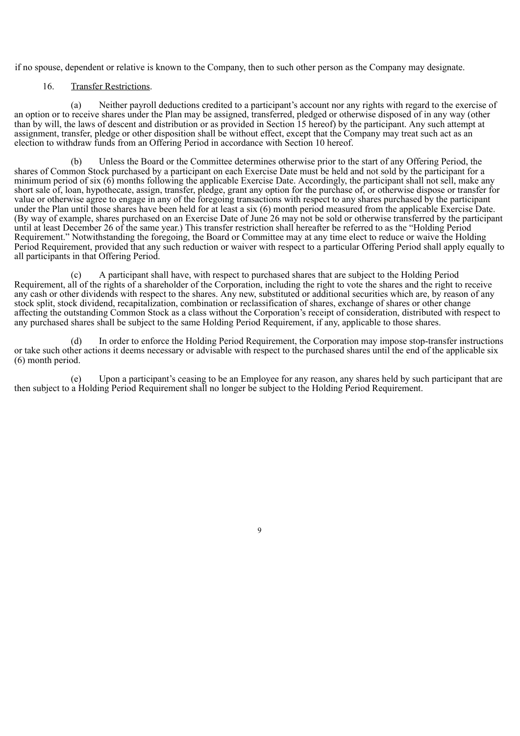if no spouse, dependent or relative is known to the Company, then to such other person as the Company may designate.

16. Transfer Restrictions.

(a) Neither payroll deductions credited to a participant's account nor any rights with regard to the exercise of an option or to receive shares under the Plan may be assigned, transferred, pledged or otherwise disposed of in any way (other than by will, the laws of descent and distribution or as provided in Section 15 hereof) by the participant. Any such attempt at assignment, transfer, pledge or other disposition shall be without effect, except that the Company may treat such act as an election to withdraw funds from an Offering Period in accordance with Section 10 hereof.

(b) Unless the Board or the Committee determines otherwise prior to the start of any Offering Period, the shares of Common Stock purchased by a participant on each Exercise Date must be held and not sold by the participant for a minimum period of six (6) months following the applicable Exercise Date. Accordingly, the participant shall not sell, make any short sale of, loan, hypothecate, assign, transfer, pledge, grant any option for the purchase of, or otherwise dispose or transfer for value or otherwise agree to engage in any of the foregoing transactions with respect to any shares purchased by the participant under the Plan until those shares have been held for at least a six (6) month period measured from the applicable Exercise Date. (By way of example, shares purchased on an Exercise Date of June 26 may not be sold or otherwise transferred by the participant until at least December 26 of the same year.) This transfer restriction shall hereafter be referred to as the "Holding Period Requirement." Notwithstanding the foregoing, the Board or Committee may at any time elect to reduce or waive the Holding Period Requirement, provided that any such reduction or waiver with respect to a particular Offering Period shall apply equally to all participants in that Offering Period.

(c) A participant shall have, with respect to purchased shares that are subject to the Holding Period Requirement, all of the rights of a shareholder of the Corporation, including the right to vote the shares and the right to receive any cash or other dividends with respect to the shares. Any new, substituted or additional securities which are, by reason of any stock split, stock dividend, recapitalization, combination or reclassification of shares, exchange of shares or other change affecting the outstanding Common Stock as a class without the Corporation's receipt of consideration, distributed with respect to any purchased shares shall be subject to the same Holding Period Requirement, if any, applicable to those shares.

(d) In order to enforce the Holding Period Requirement, the Corporation may impose stop-transfer instructions or take such other actions it deems necessary or advisable with respect to the purchased shares until the end of the applicable six (6) month period.

(e) Upon a participant's ceasing to be an Employee for any reason, any shares held by such participant that are then subject to a Holding Period Requirement shall no longer be subject to the Holding Period Requirement.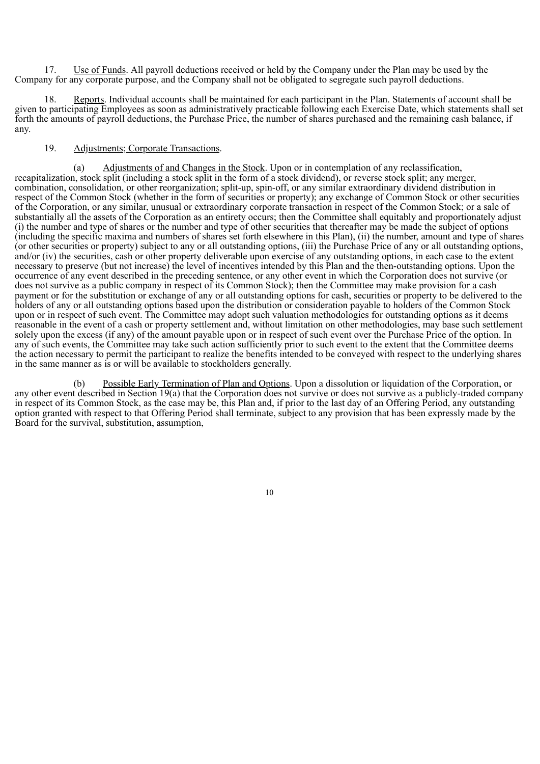17. Use of Funds. All payroll deductions received or held by the Company under the Plan may be used by the Company for any corporate purpose, and the Company shall not be obligated to segregate such payroll deductions.

18. Reports. Individual accounts shall be maintained for each participant in the Plan. Statements of account shall be given to participating Employees as soon as administratively practicable following each Exercise Date, which statements shall set forth the amounts of payroll deductions, the Purchase Price, the number of shares purchased and the remaining cash balance, if any.

19. Adjustments; Corporate Transactions.

(a) Adjustments of and Changes in the Stock. Upon or in contemplation of any reclassification, recapitalization, stock split (including a stock split in the form of a stock dividend), or reverse stock split; any merger, combination, consolidation, or other reorganization; split-up, spin-off, or any similar extraordinary dividend distribution in respect of the Common Stock (whether in the form of securities or property); any exchange of Common Stock or other securities of the Corporation, or any similar, unusual or extraordinary corporate transaction in respect of the Common Stock; or a sale of substantially all the assets of the Corporation as an entirety occurs; then the Committee shall equitably and proportionately adjust (i) the number and type of shares or the number and type of other securities that thereafter may be made the subject of options (including the specific maxima and numbers of shares set forth elsewhere in this Plan), (ii) the number, amount and type of shares (or other securities or property) subject to any or all outstanding options, (iii) the Purchase Price of any or all outstanding options, and/or (iv) the securities, cash or other property deliverable upon exercise of any outstanding options, in each case to the extent necessary to preserve (but not increase) the level of incentives intended by this Plan and the then-outstanding options. Upon the occurrence of any event described in the preceding sentence, or any other event in which the Corporation does not survive (or does not survive as a public company in respect of its Common Stock); then the Committee may make provision for a cash payment or for the substitution or exchange of any or all outstanding options for cash, securities or property to be delivered to the holders of any or all outstanding options based upon the distribution or consideration payable to holders of the Common Stock upon or in respect of such event. The Committee may adopt such valuation methodologies for outstanding options as it deems reasonable in the event of a cash or property settlement and, without limitation on other methodologies, may base such settlement solely upon the excess (if any) of the amount payable upon or in respect of such event over the Purchase Price of the option. In any of such events, the Committee may take such action sufficiently prior to such event to the extent that the Committee deems the action necessary to permit the participant to realize the benefits intended to be conveyed with respect to the underlying shares in the same manner as is or will be available to stockholders generally.

(b) Possible Early Termination of Plan and Options. Upon a dissolution or liquidation of the Corporation, or any other event described in Section 19(a) that the Corporation does not survive or does not survive as a publicly-traded company in respect of its Common Stock, as the case may be, this Plan and, if prior to the last day of an Offering Period, any outstanding option granted with respect to that Offering Period shall terminate, subject to any provision that has been expressly made by the Board for the survival, substitution, assumption,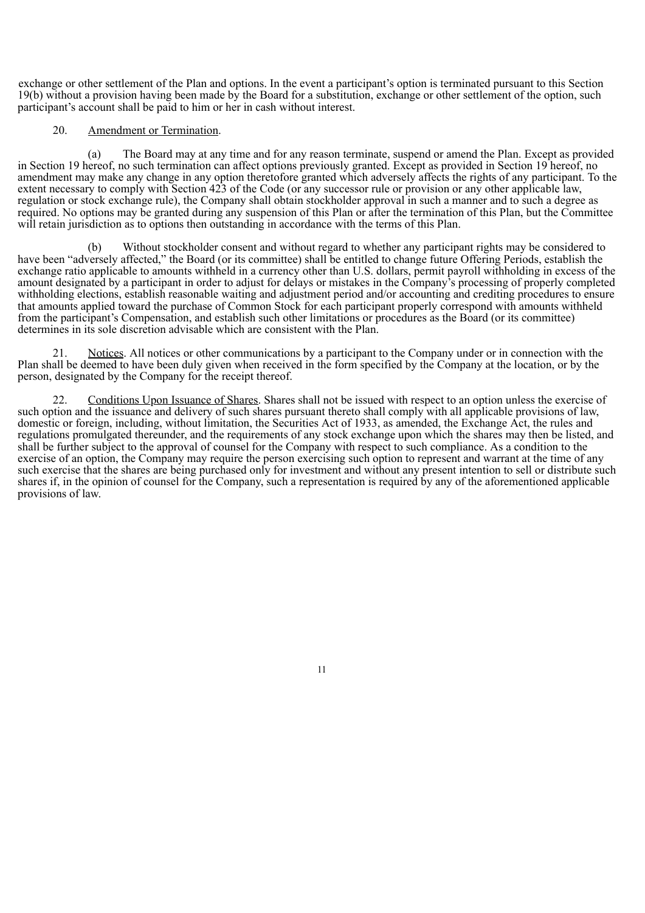exchange or other settlement of the Plan and options. In the event a participant's option is terminated pursuant to this Section 19(b) without a provision having been made by the Board for a substitution, exchange or other settlement of the option, such participant's account shall be paid to him or her in cash without interest.

20. Amendment or Termination.

(a) The Board may at any time and for any reason terminate, suspend or amend the Plan. Except as provided in Section 19 hereof, no such termination can affect options previously granted. Except as provided in Section 19 hereof, no amendment may make any change in any option theretofore granted which adversely affects the rights of any participant. To the extent necessary to comply with Section 423 of the Code (or any successor rule or provision or any other applicable law, regulation or stock exchange rule), the Company shall obtain stockholder approval in such a manner and to such a degree as required. No options may be granted during any suspension of this Plan or after the termination of this Plan, but the Committee will retain jurisdiction as to options then outstanding in accordance with the terms of this Plan.

(b) Without stockholder consent and without regard to whether any participant rights may be considered to have been "adversely affected," the Board (or its committee) shall be entitled to change future Offering Periods, establish the exchange ratio applicable to amounts withheld in a currency other than U.S. dollars, permit payroll withholding in excess of the amount designated by a participant in order to adjust for delays or mistakes in the Company's processing of properly completed withholding elections, establish reasonable waiting and adjustment period and/or accounting and crediting procedures to ensure that amounts applied toward the purchase of Common Stock for each participant properly correspond with amounts withheld from the participant's Compensation, and establish such other limitations or procedures as the Board (or its committee) determines in its sole discretion advisable which are consistent with the Plan.

21. Notices. All notices or other communications by a participant to the Company under or in connection with the Plan shall be deemed to have been duly given when received in the form specified by the Company at the location, or by the person, designated by the Company for the receipt thereof.

22. Conditions Upon Issuance of Shares. Shares shall not be issued with respect to an option unless the exercise of such option and the issuance and delivery of such shares pursuant thereto shall comply with all applicable provisions of law, domestic or foreign, including, without limitation, the Securities Act of 1933, as amended, the Exchange Act, the rules and regulations promulgated thereunder, and the requirements of any stock exchange upon which the shares may then be listed, and shall be further subject to the approval of counsel for the Company with respect to such compliance. As a condition to the exercise of an option, the Company may require the person exercising such option to represent and warrant at the time of any such exercise that the shares are being purchased only for investment and without any present intention to sell or distribute such shares if, in the opinion of counsel for the Company, such a representation is required by any of the aforementioned applicable provisions of law.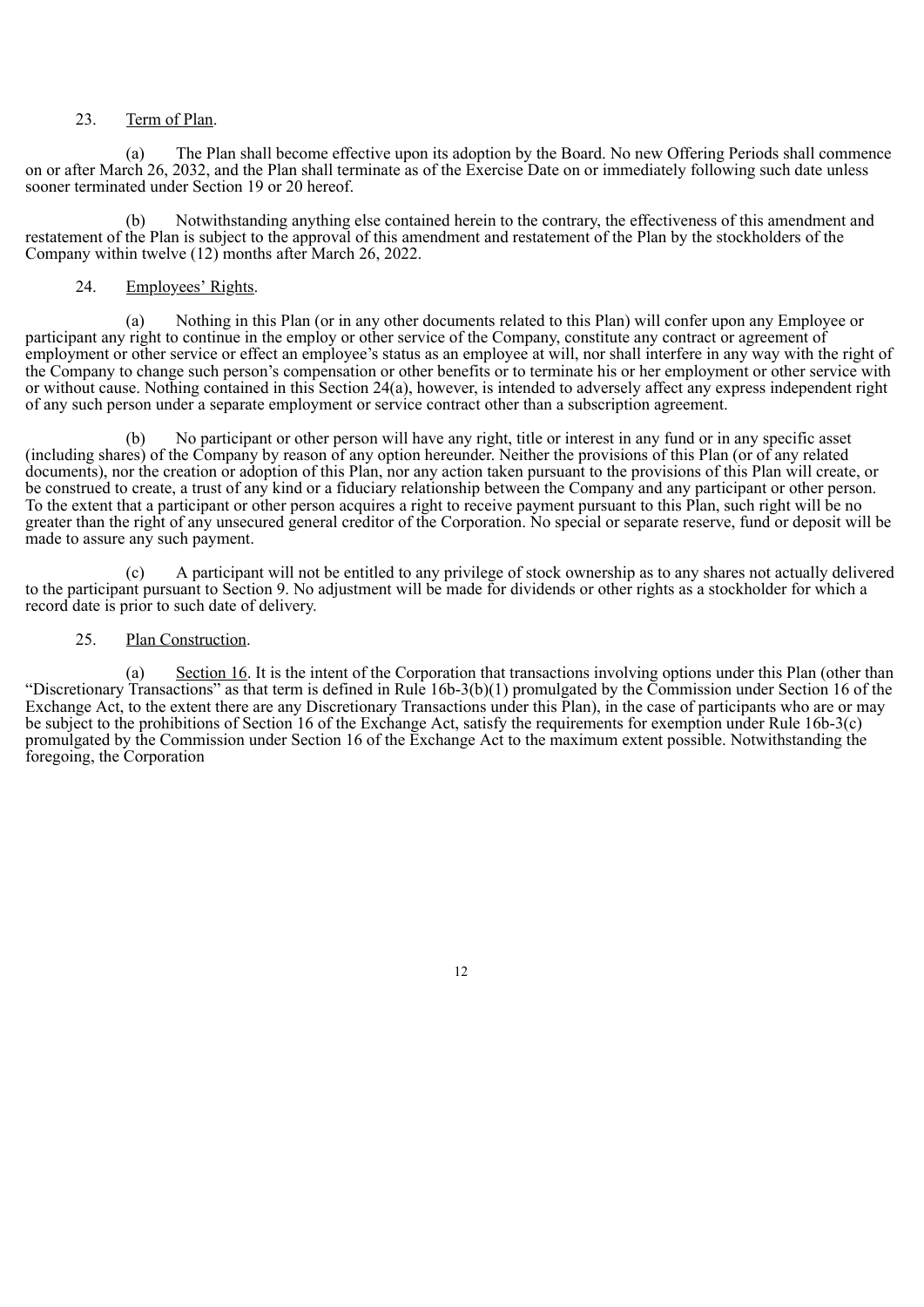23. Term of Plan.

(a) The Plan shall become effective upon its adoption by the Board. No new Offering Periods shall commence on or after March 26, 2032, and the Plan shall terminate as of the Exercise Date on or immediately following such date unless sooner terminated under Section 19 or 20 hereof.

(b) Notwithstanding anything else contained herein to the contrary, the effectiveness of this amendment and restatement of the Plan is subject to the approval of this amendment and restatement of the Plan by the stockholders of the Company within twelve (12) months after March 26, 2022.

24. Employees' Rights.

(a) Nothing in this Plan (or in any other documents related to this Plan) will confer upon any Employee or participant any right to continue in the employ or other service of the Company, constitute any contract or agreement of employment or other service or effect an employee's status as an employee at will, nor shall interfere in any way with the right of the Company to change such person's compensation or other benefits or to terminate his or her employment or other service with or without cause. Nothing contained in this Section 24(a), however, is intended to adversely affect any express independent right of any such person under a separate employment or service contract other than a subscription agreement.

(b) No participant or other person will have any right, title or interest in any fund or in any specific asset (including shares) of the Company by reason of any option hereunder. Neither the provisions of this Plan (or of any related documents), nor the creation or adoption of this Plan, nor any action taken pursuant to the provisions of this Plan will create, or be construed to create, a trust of any kind or a fiduciary relationship between the Company and any participant or other person. To the extent that a participant or other person acquires a right to receive payment pursuant to this Plan, such right will be no greater than the right of any unsecured general creditor of the Corporation. No special or separate reserve, fund or deposit will be made to assure any such payment.

(c) A participant will not be entitled to any privilege of stock ownership as to any shares not actually delivered to the participant pursuant to Section 9. No adjustment will be made for dividends or other rights as a stockholder for which a record date is prior to such date of delivery.

25. Plan Construction.

(a) Section 16. It is the intent of the Corporation that transactions involving options under this Plan (other than "Discretionary Transactions" as that term is defined in Rule 16b-3(b)(1) promulgated by the Commission under Section 16 of the Exchange Act, to the extent there are any Discretionary Transactions under this Plan), in the case of participants who are or may be subject to the prohibitions of Section 16 of the Exchange Act, satisfy the requirements for exemption under Rule 16b-3(c) promulgated by the Commission under Section 16 of the Exchange Act to the maximum extent possible. Notwithstanding the foregoing, the Corporation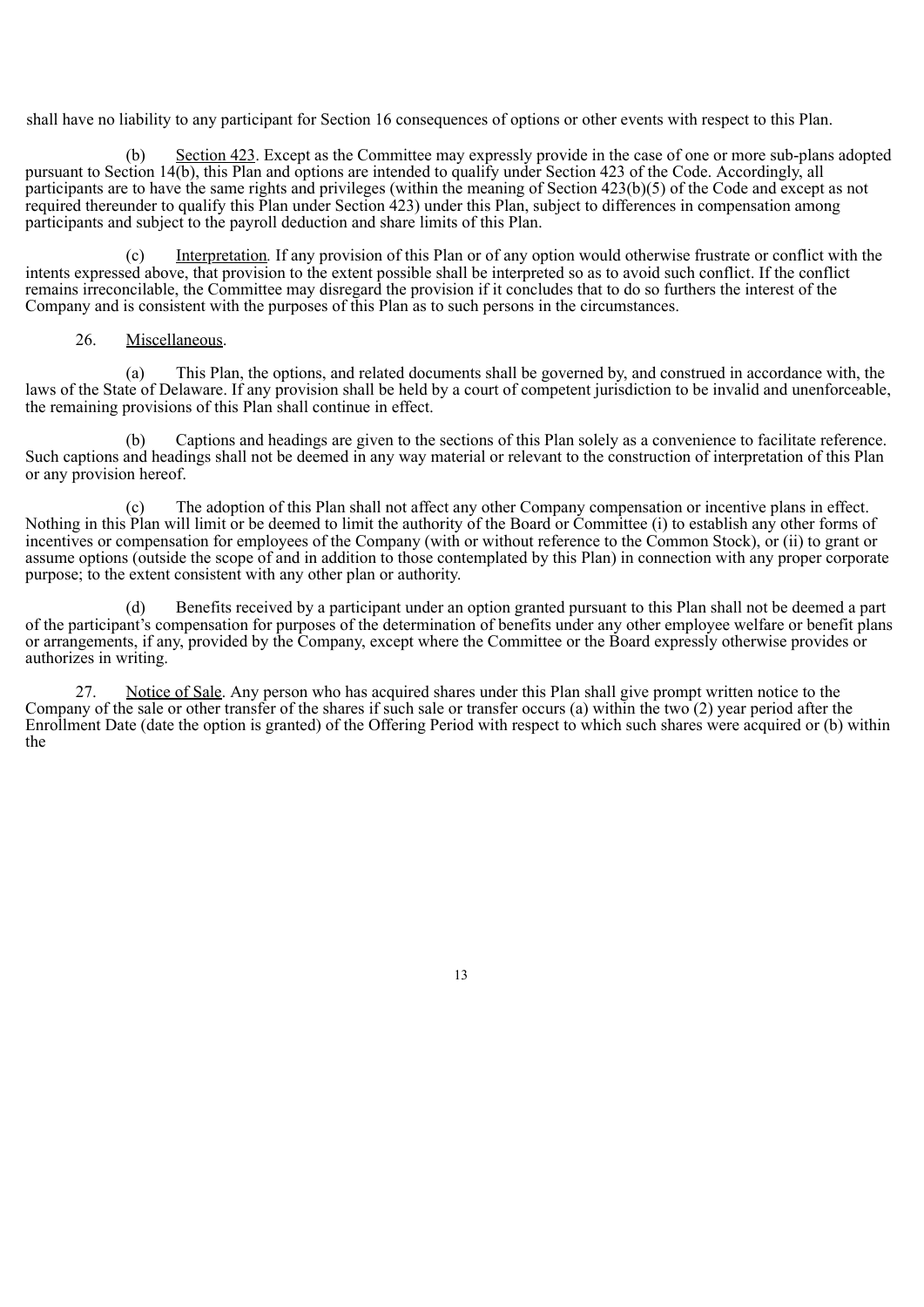shall have no liability to any participant for Section 16 consequences of options or other events with respect to this Plan.

(b) Section 423. Except as the Committee may expressly provide in the case of one or more sub-plans adopted pursuant to Section 14(b), this Plan and options are intended to qualify under Section 423 of the Code. Accordingly, all participants are to have the same rights and privileges (within the meaning of Section 423(b)(5) of the Code and except as not required thereunder to qualify this Plan under Section 423) under this Plan, subject to differences in compensation among participants and subject to the payroll deduction and share limits of this Plan.

(c) Interpretation. If any provision of this Plan or of any option would otherwise frustrate or conflict with the intents expressed above, that provision to the extent possible shall be interpreted so as to avoid such conflict. If the conflict remains irreconcilable, the Committee may disregard the provision if it concludes that to do so furthers the interest of the Company and is consistent with the purposes of this Plan as to such persons in the circumstances.

26. Miscellaneous.

(a) This Plan, the options, and related documents shall be governed by, and construed in accordance with, the laws of the State of Delaware. If any provision shall be held by a court of competent jurisdiction to be invalid and unenforceable, the remaining provisions of this Plan shall continue in effect.

(b) Captions and headings are given to the sections of this Plan solely as a convenience to facilitate reference. Such captions and headings shall not be deemed in any way material or relevant to the construction of interpretation of this Plan or any provision hereof.

(c) The adoption of this Plan shall not affect any other Company compensation or incentive plans in effect. Nothing in this Plan will limit or be deemed to limit the authority of the Board or Committee (i) to establish any other forms of incentives or compensation for employees of the Company (with or without reference to the Common Stock), or (ii) to grant or assume options (outside the scope of and in addition to those contemplated by this Plan) in connection with any proper corporate purpose; to the extent consistent with any other plan or authority.

(d) Benefits received by a participant under an option granted pursuant to this Plan shall not be deemed a part of the participant's compensation for purposes of the determination of benefits under any other employee welfare or benefit plans or arrangements, if any, provided by the Company, except where the Committee or the Board expressly otherwise provides or authorizes in writing.

27. Notice of Sale. Any person who has acquired shares under this Plan shall give prompt written notice to the Company of the sale or other transfer of the shares if such sale or transfer occurs (a) within the two (2) year period after the Enrollment Date (date the option is granted) of the Offering Period with respect to which such shares were acquired or (b) within the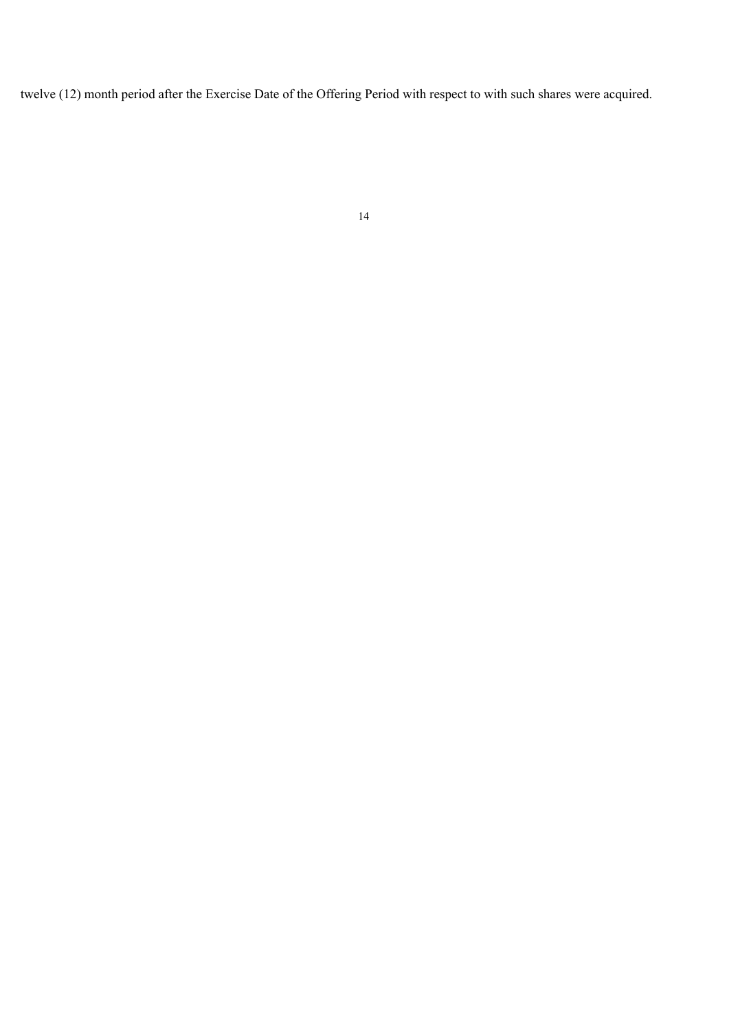twelve (12) month period after the Exercise Date of the Offering Period with respect to with such shares were acquired.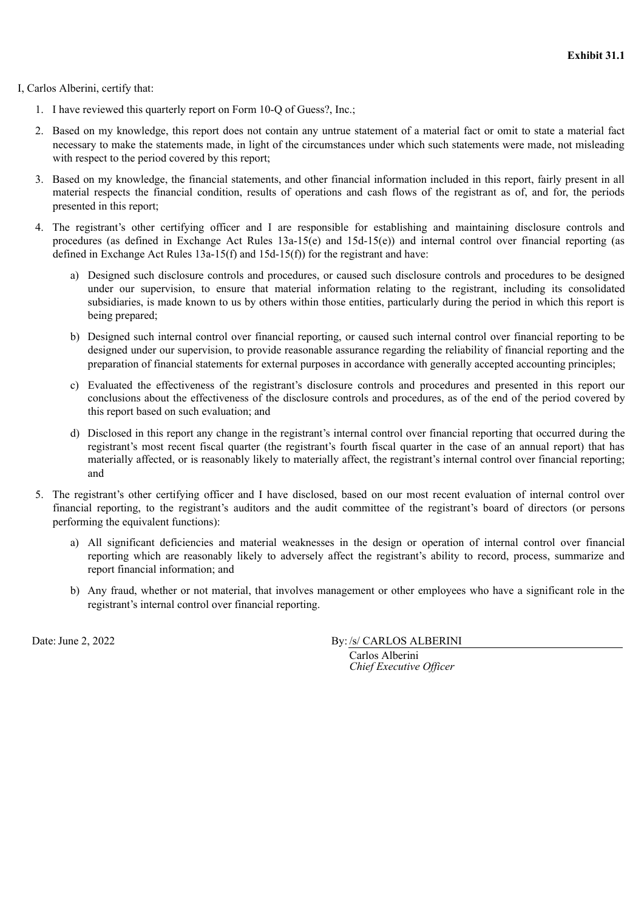**Exhibit 31.1**

I, Carlos Alberini, certify that:

1. I have reviewed this quarterly report on Form 10-Q of Guess?, Inc.;

2. Based on my knowledge, this report does not contain any untrue statement of a material fact or omit to state a material fact necessary to make the statements made, in light of the circumstances under which such statements were made, not misleading with respect to the period covered by this report;

3. Based on my knowledge, the financial statements, and other financial information included in this report, fairly present in all material respects the financial condition, results of operations and cash flows of the registrant as of, and for, the periods presented in this report;

4. The registrant's other certifying officer and I are responsible for establishing and maintaining disclosure controls and procedures (as defined in Exchange Act Rules 13a-15(e) and 15d-15(e)) and internal control over financial reporting (as defined in Exchange Act Rules 13a-15(f) and 15d-15(f)) for the registrant and have:

   a) Designed such disclosure controls and procedures, or caused such disclosure controls and procedures to be designed under our supervision, to ensure that material information relating to the registrant, including its consolidated subsidiaries, is made known to us by others within those entities, particularly during the period in which this report is being prepared;

   b) Designed such internal control over financial reporting, or caused such internal control over financial reporting to be designed under our supervision, to provide reasonable assurance regarding the reliability of financial reporting and the preparation of financial statements for external purposes in accordance with generally accepted accounting principles;

   c) Evaluated the effectiveness of the registrant's disclosure controls and procedures and presented in this report our conclusions about the effectiveness of the disclosure controls and procedures, as of the end of the period covered by this report based on such evaluation; and

   d) Disclosed in this report any change in the registrant's internal control over financial reporting that occurred during the registrant's most recent fiscal quarter (the registrant's fourth fiscal quarter in the case of an annual report) that has materially affected, or is reasonably likely to materially affect, the registrant's internal control over financial reporting; and

5. The registrant's other certifying officer and I have disclosed, based on our most recent evaluation of internal control over financial reporting, to the registrant's auditors and the audit committee of the registrant's board of directors (or persons performing the equivalent functions):

   a) All significant deficiencies and material weaknesses in the design or operation of internal control over financial reporting which are reasonably likely to adversely affect the registrant's ability to record, process, summarize and report financial information; and

   b) Any fraud, whether or not material, that involves management or other employees who have a significant role in the registrant's internal control over financial reporting.

Date: June 2, 2022

By: /s/ CARLOS ALBERINI

Carlos Alberini

*Chief Executive Officer*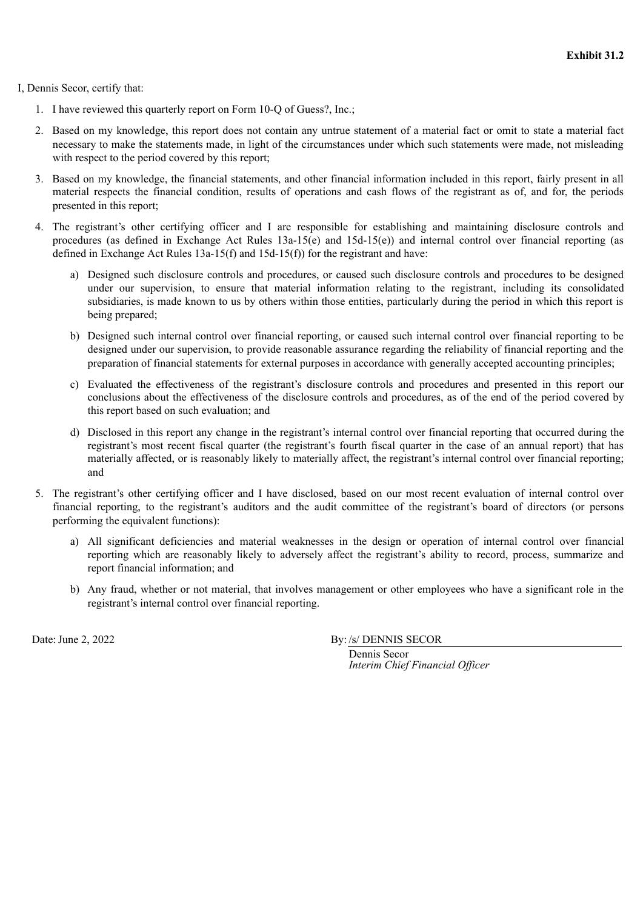**Exhibit 31.2**

I, Dennis Secor, certify that:

1. I have reviewed this quarterly report on Form 10-Q of Guess?, Inc.;
2. Based on my knowledge, this report does not contain any untrue statement of a material fact or omit to state a material fact necessary to make the statements made, in light of the circumstances under which such statements were made, not misleading with respect to the period covered by this report;
3. Based on my knowledge, the financial statements, and other financial information included in this report, fairly present in all material respects the financial condition, results of operations and cash flows of the registrant as of, and for, the periods presented in this report;
4. The registrant's other certifying officer and I are responsible for establishing and maintaining disclosure controls and procedures (as defined in Exchange Act Rules 13a-15(e) and 15d-15(e)) and internal control over financial reporting (as defined in Exchange Act Rules 13a-15(f) and 15d-15(f)) for the registrant and have:
   a) Designed such disclosure controls and procedures, or caused such disclosure controls and procedures to be designed under our supervision, to ensure that material information relating to the registrant, including its consolidated subsidiaries, is made known to us by others within those entities, particularly during the period in which this report is being prepared;
   b) Designed such internal control over financial reporting, or caused such internal control over financial reporting to be designed under our supervision, to provide reasonable assurance regarding the reliability of financial reporting and the preparation of financial statements for external purposes in accordance with generally accepted accounting principles;
   c) Evaluated the effectiveness of the registrant's disclosure controls and procedures and presented in this report our conclusions about the effectiveness of the disclosure controls and procedures, as of the end of the period covered by this report based on such evaluation; and
   d) Disclosed in this report any change in the registrant's internal control over financial reporting that occurred during the registrant's most recent fiscal quarter (the registrant's fourth fiscal quarter in the case of an annual report) that has materially affected, or is reasonably likely to materially affect, the registrant's internal control over financial reporting; and
5. The registrant's other certifying officer and I have disclosed, based on our most recent evaluation of internal control over financial reporting, to the registrant's auditors and the audit committee of the registrant's board of directors (or persons performing the equivalent functions):
   a) All significant deficiencies and material weaknesses in the design or operation of internal control over financial reporting which are reasonably likely to adversely affect the registrant's ability to record, process, summarize and report financial information; and
   b) Any fraud, whether or not material, that involves management or other employees who have a significant role in the registrant's internal control over financial reporting.

Date: June 2, 2022

By: /s/ DENNIS SECOR

Dennis Secor

*Interim Chief Financial Officer*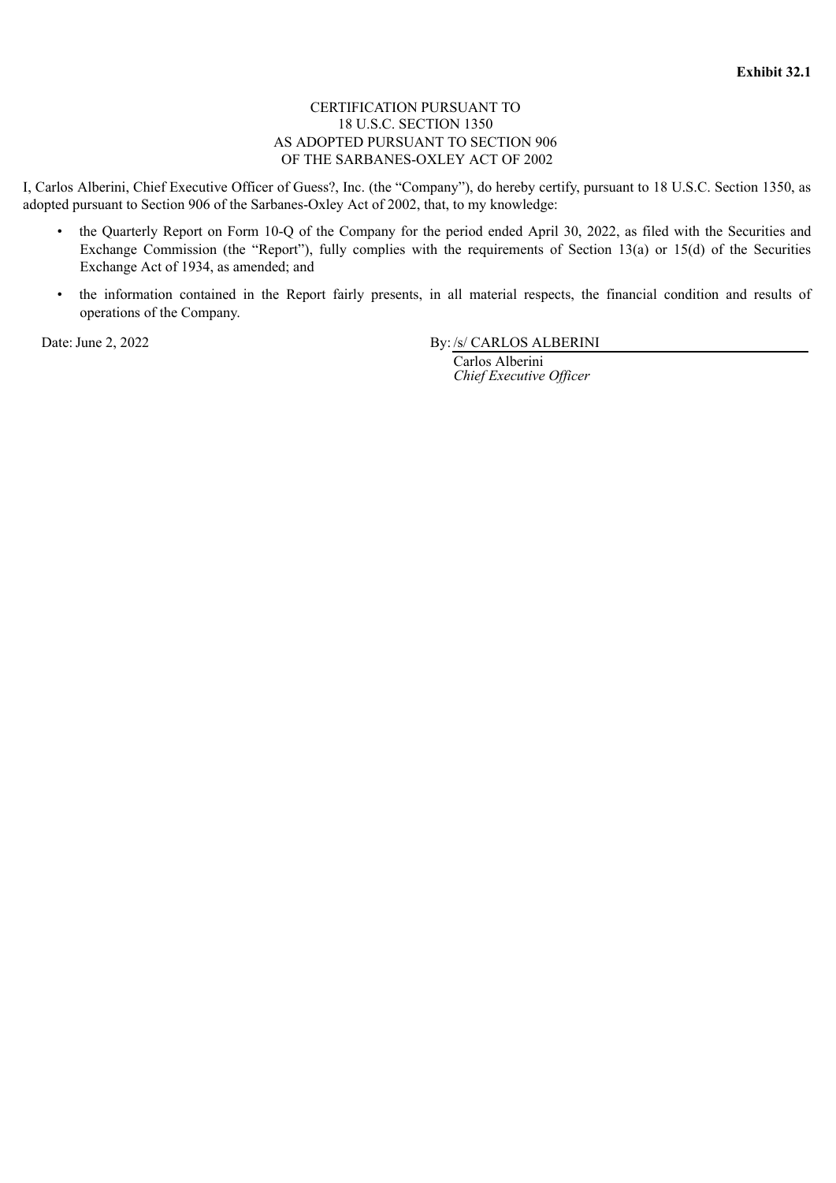**Exhibit 32.1**

CERTIFICATION PURSUANT TO
18 U.S.C. SECTION 1350
AS ADOPTED PURSUANT TO SECTION 906
OF THE SARBANES-OXLEY ACT OF 2002

I, Carlos Alberini, Chief Executive Officer of Guess?, Inc. (the "Company"), do hereby certify, pursuant to 18 U.S.C. Section 1350, as adopted pursuant to Section 906 of the Sarbanes-Oxley Act of 2002, that, to my knowledge:

- the Quarterly Report on Form 10-Q of the Company for the period ended April 30, 2022, as filed with the Securities and Exchange Commission (the "Report"), fully complies with the requirements of Section 13(a) or 15(d) of the Securities Exchange Act of 1934, as amended; and
- the information contained in the Report fairly presents, in all material respects, the financial condition and results of operations of the Company.

Date: June 2, 2022

By: /s/ CARLOS ALBERINI
Carlos Alberini
*Chief Executive Officer*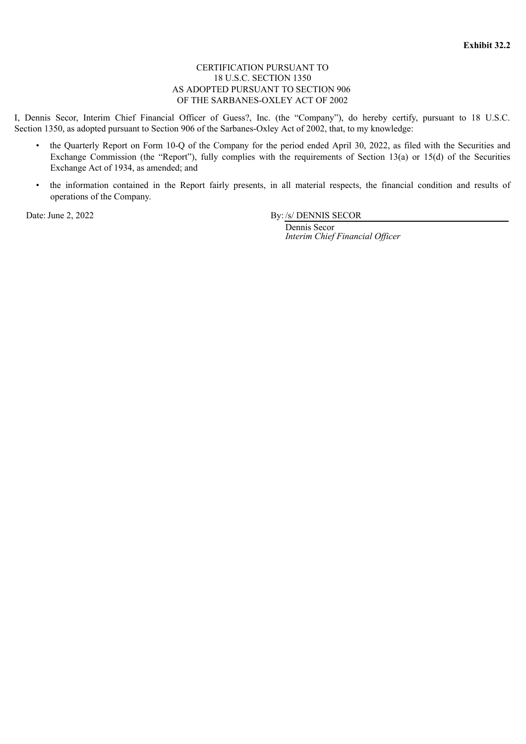**Exhibit 32.2**

CERTIFICATION PURSUANT TO
18 U.S.C. SECTION 1350
AS ADOPTED PURSUANT TO SECTION 906
OF THE SARBANES-OXLEY ACT OF 2002

I, Dennis Secor, Interim Chief Financial Officer of Guess?, Inc. (the “Company”), do hereby certify, pursuant to 18 U.S.C. Section 1350, as adopted pursuant to Section 906 of the Sarbanes-Oxley Act of 2002, that, to my knowledge:

- the Quarterly Report on Form 10-Q of the Company for the period ended April 30, 2022, as filed with the Securities and Exchange Commission (the “Report”), fully complies with the requirements of Section 13(a) or 15(d) of the Securities Exchange Act of 1934, as amended; and
- the information contained in the Report fairly presents, in all material respects, the financial condition and results of operations of the Company.

Date: June 2, 2022

By: /s/ DENNIS SECOR
Dennis Secor
*Interim Chief Financial Officer*